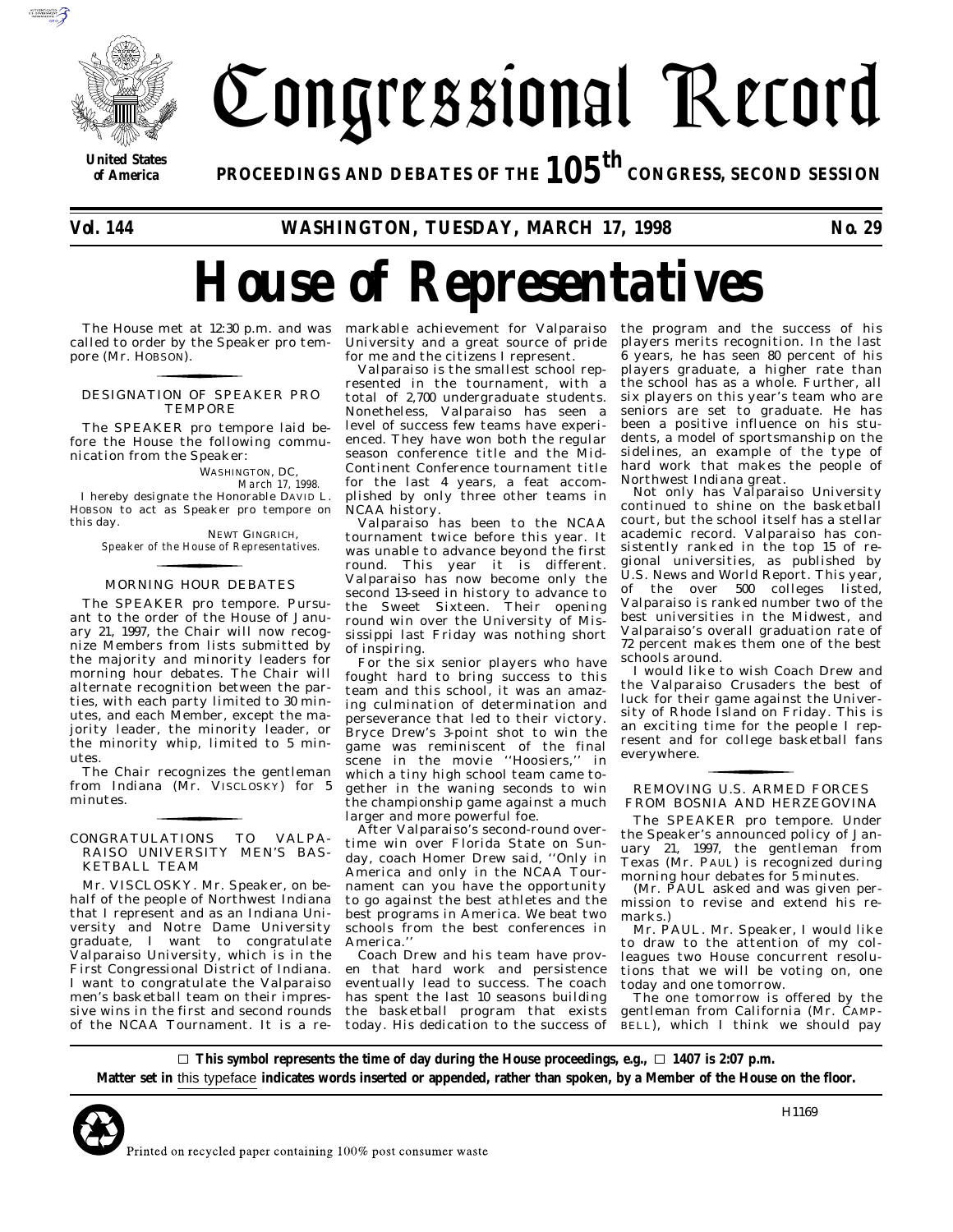# Congressional Record

**United States of America**

**PROCEEDINGS AND DEBATES OF THE 105th CONGRESS, SECOND SESSION**

**Vol. 144 WASHINGTON, TUESDAY, MARCH 17, 1998 No. 29**

# House of Representatives

The House met at 12:30 p.m. and was called to order by the Speaker pro tempore (Mr. HOBSON).

## DESIGNATION OF SPEAKER PRO TEMPORE

The SPEAKER pro tempore laid before the House the following communication from the Speaker:

WASHINGTON, DC,
*March 17, 1998.*

I hereby designate the Honorable DAVID L. HOBSON to act as Speaker pro tempore on this day.

NEWT GINGRICH,
*Speaker of the House of Representatives.*

## MORNING HOUR DEBATES

The SPEAKER pro tempore. Pursuant to the order of the House of January 21, 1997, the Chair will now recognize Members from lists submitted by the majority and minority leaders for morning hour debates. The Chair will alternate recognition between the parties, with each party limited to 30 minutes, and each Member, except the majority leader, the minority leader, or the minority whip, limited to 5 minutes.

The Chair recognizes the gentleman from Indiana (Mr. VISCLOSKY) for 5 minutes.

## CONGRATULATIONS TO VALPARAISO UNIVERSITY MEN'S BASKETBALL TEAM

Mr. VISCLOSKY. Mr. Speaker, on behalf of the people of Northwest Indiana that I represent and as an Indiana University and Notre Dame University graduate, I want to congratulate Valparaiso University, which is in the First Congressional District of Indiana. I want to congratulate the Valparaiso men's basketball team on their impressive wins in the first and second rounds of the NCAA Tournament. It is a remarkable achievement for Valparaiso University and a great source of pride for me and the citizens I represent.

Valparaiso is the smallest school represented in the tournament, with a total of 2,700 undergraduate students. Nonetheless, Valparaiso has seen a level of success few teams have experienced. They have won both the regular season conference title and the Mid-Continent Conference tournament title for the last 4 years, a feat accomplished by only three other teams in NCAA history.

Valparaiso has been to the NCAA tournament twice before this year. It was unable to advance beyond the first round. This year it is different. Valparaiso has now become only the second 13-seed in history to advance to the Sweet Sixteen. Their opening round win over the University of Mississippi last Friday was nothing short of inspiring.

For the six senior players who have fought hard to bring success to this team and this school, it was an amazing culmination of determination and perseverance that led to their victory. Bryce Drew's 3-point shot to win the game was reminiscent of the final scene in the movie ''Hoosiers,'' in which a tiny high school team came together in the waning seconds to win the championship game against a much larger and more powerful foe.

After Valparaiso's second-round overtime win over Florida State on Sunday, coach Homer Drew said, ''Only in America and only in the NCAA Tournament can you have the opportunity to go against the best athletes and the best programs in America. We beat two schools from the best conferences in America.''

Coach Drew and his team have proven that hard work and persistence eventually lead to success. The coach has spent the last 10 seasons building the basketball program that exists today. His dedication to the success of the program and the success of his players merits recognition. In the last 6 years, he has seen 80 percent of his players graduate, a higher rate than the school has as a whole. Further, all six players on this year's team who are seniors are set to graduate. He has been a positive influence on his students, a model of sportsmanship on the sidelines, an example of the type of hard work that makes the people of Northwest Indiana great.

Not only has Valparaiso University continued to shine on the basketball court, but the school itself has a stellar academic record. Valparaiso has consistently ranked in the top 15 of regional universities, as published by U.S. News and World Report. This year, of the over 500 colleges listed, Valparaiso is ranked number two of the best universities in the Midwest, and Valparaiso's overall graduation rate of 72 percent makes them one of the best schools around.

I would like to wish Coach Drew and the Valparaiso Crusaders the best of luck for their game against the University of Rhode Island on Friday. This is an exciting time for the people I represent and for college basketball fans everywhere.

## REMOVING U.S. ARMED FORCES FROM BOSNIA AND HERZEGOVINA

The SPEAKER pro tempore. Under the Speaker's announced policy of January 21, 1997, the gentleman from Texas (Mr. PAUL) is recognized during morning hour debates for 5 minutes.

(Mr. PAUL asked and was given permission to revise and extend his remarks.)

Mr. PAUL. Mr. Speaker, I would like to draw to the attention of my colleagues two House concurrent resolutions that we will be voting on, one today and one tomorrow.

The one tomorrow is offered by the gentleman from California (Mr. CAMPBELL), which I think we should pay

---

□ **This symbol represents the time of day during the House proceedings, e.g., □ 1407 is 2:07 p.m.**

**Matter set in this typeface indicates words inserted or appended, rather than spoken, by a Member of the House on the floor.**

H1169

Printed on recycled paper containing 100% post consumer waste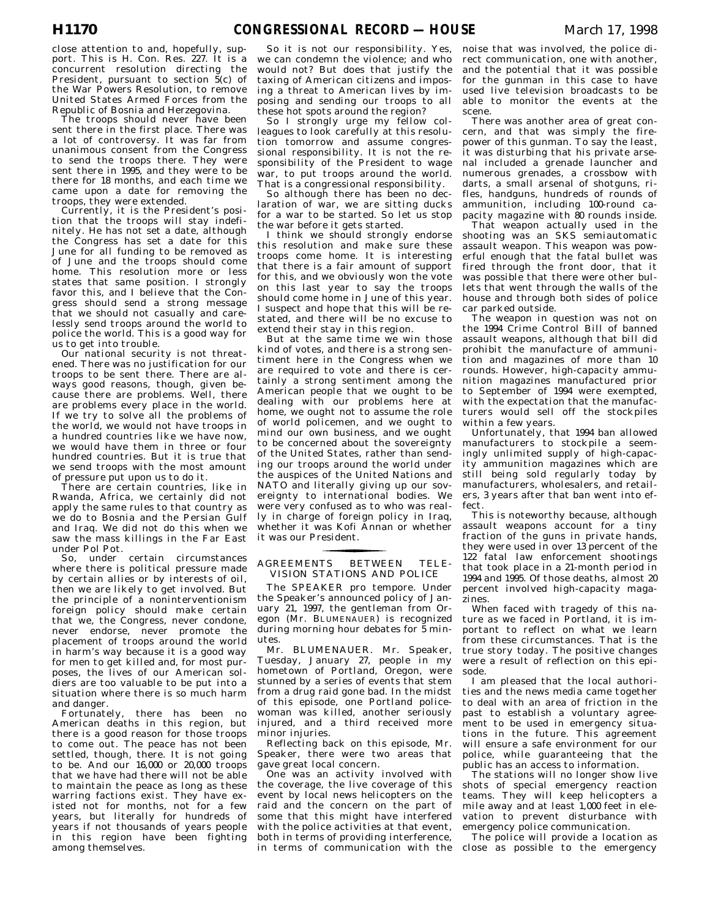close attention to and, hopefully, support. This is H. Con. Res. 227. It is a concurrent resolution directing the President, pursuant to section 5(c) of the War Powers Resolution, to remove United States Armed Forces from the Republic of Bosnia and Herzegovina.

The troops should never have been sent there in the first place. There was a lot of controversy. It was far from unanimous consent from the Congress to send the troops there. They were sent there in 1995, and they were to be there for 18 months, and each time we came upon a date for removing the troops, they were extended.

Currently, it is the President's position that the troops will stay indefinitely. He has not set a date, although the Congress has set a date for this June for all funding to be removed as of June and the troops should come home. This resolution more or less states that same position. I strongly favor this, and I believe that the Congress should send a strong message that we should not casually and carelessly send troops around the world to police the world. This is a good way for us to get into trouble.

Our national security is not threatened. There was no justification for our troops to be sent there. There are always good reasons, though, given because there are problems. Well, there are problems every place in the world. If we try to solve all the problems of the world, we would not have troops in a hundred countries like we have now, we would have them in three or four hundred countries. But it is true that we send troops with the most amount of pressure put upon us to do it.

There are certain countries, like in Rwanda, Africa, we certainly did not apply the same rules to that country as we do to Bosnia and the Persian Gulf and Iraq. We did not do this when we saw the mass killings in the Far East under Pol Pot.

So, under certain circumstances where there is political pressure made by certain allies or by interests of oil, then we are likely to get involved. But the principle of a noninterventionism foreign policy should make certain that we, the Congress, never condone, never endorse, never promote the placement of troops around the world in harm's way because it is a good way for men to get killed and, for most purposes, the lives of our American soldiers are too valuable to be put into a situation where there is so much harm and danger.

Fortunately, there has been no American deaths in this region, but there is a good reason for those troops to come out. The peace has not been settled, though, there. It is not going to be. And our 16,000 or 20,000 troops that we have had there will not be able to maintain the peace as long as these warring factions exist. They have existed not for months, not for a few years, but literally for hundreds of years if not thousands of years people in this region have been fighting among themselves.

So it is not our responsibility. Yes, we can condemn the violence; and who would not? But does that justify the taxing of American citizens and imposing a threat to American lives by imposing and sending our troops to all these hot spots around the region?

So I strongly urge my fellow colleagues to look carefully at this resolution tomorrow and assume congressional responsibility. It is not the responsibility of the President to wage war, to put troops around the world. That is a congressional responsibility.

So although there has been no declaration of war, we are sitting ducks for a war to be started. So let us stop the war before it gets started.

I think we should strongly endorse this resolution and make sure these troops come home. It is interesting that there is a fair amount of support for this, and we obviously won the vote on this last year to say the troops should come home in June of this year. I suspect and hope that this will be restated, and there will be no excuse to extend their stay in this region.

But at the same time we win those kind of votes, and there is a strong sentiment here in the Congress when we are required to vote and there is certainly a strong sentiment among the American people that we ought to be dealing with our problems here at home, we ought not to assume the role of world policemen, and we ought to mind our own business, and we ought to be concerned about the sovereignty of the United States, rather than sending our troops around the world under the auspices of the United Nations and NATO and literally giving up our sovereignty to international bodies. We were very confused as to who was really in charge of foreign policy in Iraq, whether it was Kofi Annan or whether it was our President.

## AGREEMENTS BETWEEN TELEVISION STATIONS AND POLICE

The SPEAKER pro tempore. Under the Speaker's announced policy of January 21, 1997, the gentleman from Oregon (Mr. BLUMENAUER) is recognized during morning hour debates for 5 minutes.

Mr. BLUMENAUER. Mr. Speaker, Tuesday, January 27, people in my hometown of Portland, Oregon, were stunned by a series of events that stem from a drug raid gone bad. In the midst of this episode, one Portland policewoman was killed, another seriously injured, and a third received more minor injuries.

Reflecting back on this episode, Mr. Speaker, there were two areas that gave great local concern.

One was an activity involved with the coverage, the live coverage of this event by local news helicopters on the raid and the concern on the part of some that this might have interfered with the police activities at that event, both in terms of providing interference, in terms of communication with the noise that was involved, the police direct communication, one with another, and the potential that it was possible for the gunman in this case to have used live television broadcasts to be able to monitor the events at the scene.

There was another area of great concern, and that was simply the firepower of this gunman. To say the least, it was disturbing that his private arsenal included a grenade launcher and numerous grenades, a crossbow with darts, a small arsenal of shotguns, rifles, handguns, hundreds of rounds of ammunition, including 100-round capacity magazine with 80 rounds inside.

That weapon actually used in the shooting was an SKS semiautomatic assault weapon. This weapon was powerful enough that the fatal bullet was fired through the front door, that it was possible that there were other bullets that went through the walls of the house and through both sides of police car parked outside.

The weapon in question was not on the 1994 Crime Control Bill of banned assault weapons, although that bill did prohibit the manufacture of ammunition and magazines of more than 10 rounds. However, high-capacity ammunition magazines manufactured prior to September of 1994 were exempted, with the expectation that the manufacturers would sell off the stockpiles within a few years.

Unfortunately, that 1994 ban allowed manufacturers to stockpile a seemingly unlimited supply of high-capacity ammunition magazines which are still being sold regularly today by manufacturers, wholesalers, and retailers, 3 years after that ban went into effect.

This is noteworthy because, although assault weapons account for a tiny fraction of the guns in private hands, they were used in over 13 percent of the 122 fatal law enforcement shootings that took place in a 21-month period in 1994 and 1995. Of those deaths, almost 20 percent involved high-capacity magazines.

When faced with tragedy of this nature as we faced in Portland, it is important to reflect on what we learn from these circumstances. That is the true story today. The positive changes were a result of reflection on this episode.

I am pleased that the local authorities and the news media came together to deal with an area of friction in the past to establish a voluntary agreement to be used in emergency situations in the future. This agreement will ensure a safe environment for our police, while guaranteeing that the public has an access to information.

The stations will no longer show live shots of special emergency reaction teams. They will keep helicopters a mile away and at least 1,000 feet in elevation to prevent disturbance with emergency police communication.

The police will provide a location as close as possible to the emergency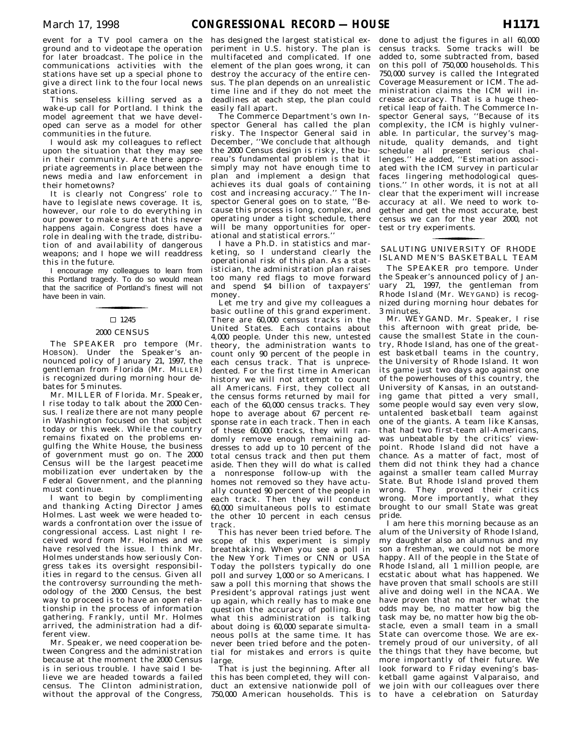event for a TV pool camera on the ground and to videotape the operation for later broadcast. The police in the communications activities with the stations have set up a special phone to give a direct link to the four local news stations.

This senseless killing served as a wake-up call for Portland. I think the model agreement that we have developed can serve as a model for other communities in the future.

I would ask my colleagues to reflect upon the situation that they may see in their community. Are there appropriate agreements in place between the news media and law enforcement in their hometowns?

It is clearly not Congress' role to have to legislate news coverage. It is, however, our role to do everything in our power to make sure that this never happens again. Congress does have a role in dealing with the trade, distribution of and availability of dangerous weapons; and I hope we will readdress this in the future.

I encourage my colleagues to learn from this Portland tragedy. To do so would mean that the sacrifice of Portland's finest will not have been in vain.

□ 1245

## 2000 CENSUS

The SPEAKER pro tempore (Mr. HOBSON). Under the Speaker's announced policy of January 21, 1997, the gentleman from Florida (Mr. MILLER) is recognized during morning hour debates for 5 minutes.

Mr. MILLER of Florida. Mr. Speaker, I rise today to talk about the 2000 Census. I realize there are not many people in Washington focused on that subject today or this week. While the country remains fixated on the problems engulfing the White House, the business of government must go on. The 2000 Census will be the largest peacetime mobilization ever undertaken by the Federal Government, and the planning must continue.

I want to begin by complimenting and thanking Acting Director James Holmes. Last week we were headed towards a confrontation over the issue of congressional access. Last night I received word from Mr. Holmes and we have resolved the issue. I think Mr. Holmes understands how seriously Congress takes its oversight responsibilities in regard to the census. Given all the controversy surrounding the methodology of the 2000 Census, the best way to proceed is to have an open relationship in the process of information gathering. Frankly, until Mr. Holmes arrived, the administration had a different view.

Mr. Speaker, we need cooperation between Congress and the administration because at the moment the 2000 Census is in serious trouble. I have said I believe we are headed towards a failed census. The Clinton administration, without the approval of the Congress, has designed the largest statistical experiment in U.S. history. The plan is multifaceted and complicated. If one element of the plan goes wrong, it can destroy the accuracy of the entire census. The plan depends on an unrealistic time line and if they do not meet the deadlines at each step, the plan could easily fall apart.

The Commerce Department's own Inspector General has called the plan risky. The Inspector General said in December, ''We conclude that although the 2000 Census design is risky, the bureau's fundamental problem is that it simply may not have enough time to plan and implement a design that achieves its dual goals of containing cost and increasing accuracy.'' The Inspector General goes on to state, ''Because this process is long, complex, and operating under a tight schedule, there will be many opportunities for operational and statistical errors.''

I have a Ph.D. in statistics and marketing, so I understand clearly the operational risk of this plan. As a statistician, the administration plan raises too many red flags to move forward and spend $4 billion of taxpayers' money.

Let me try and give my colleagues a basic outline of this grand experiment. There are 60,000 census tracks in the United States. Each contains about 4,000 people. Under this new, untested theory, the administration wants to count only 90 percent of the people in each census track. That is unprecedented. For the first time in American history we will not attempt to count all Americans. First, they collect all the census forms returned by mail for each of the 60,000 census tracks. They hope to average about 67 percent response rate in each track. Then in each of these 60,000 tracks, they will randomly remove enough remaining addresses to add up to 10 percent of the total census track and then put them aside. Then they will do what is called a nonresponse follow-up with the homes not removed so they have actually counted 90 percent of the people in each track. Then they will conduct 60,000 simultaneous polls to estimate the other 10 percent in each census track.

This has never been tried before. The scope of this experiment is simply breathtaking. When you see a poll in the New York Times or CNN or USA Today the pollsters typically do one poll and survey 1,000 or so Americans. I saw a poll this morning that shows the President's approval ratings just went up again, which really has to make one question the accuracy of polling. But what this administration is talking about doing is 60,000 separate simultaneous polls at the same time. It has never been tried before and the potential for mistakes and errors is quite large.

That is just the beginning. After all this has been completed, they will conduct an extensive nationwide poll of 750,000 American households. This is done to adjust the figures in all 60,000 census tracks. Some tracks will be added to, some subtracted from, based on this poll of 750,000 households. This 750,000 survey is called the Integrated Coverage Measurement or ICM. The administration claims the ICM will increase accuracy. That is a huge theoretical leap of faith. The Commerce Inspector General says, ''Because of its complexity, the ICM is highly vulnerable. In particular, the survey's magnitude, quality demands, and tight schedule all present serious challenges.'' He added, ''Estimation associated with the ICM survey in particular faces lingering methodological questions.'' In other words, it is not at all clear that the experiment will increase accuracy at all. We need to work together and get the most accurate, best census we can for the year 2000, not test or try experiments.

## SALUTING UNIVERSITY OF RHODE ISLAND MEN'S BASKETBALL TEAM

The SPEAKER pro tempore. Under the Speaker's announced policy of January 21, 1997, the gentleman from Rhode Island (Mr. WEYGAND) is recognized during morning hour debates for 3 minutes.

Mr. WEYGAND. Mr. Speaker, I rise this afternoon with great pride, because the smallest State in the country, Rhode Island, has one of the greatest basketball teams in the country, the University of Rhode Island. It won its game just two days ago against one of the powerhouses of this country, the University of Kansas, in an outstanding game that pitted a very small, some people would say even very slow, untalented basketball team against one of the giants. A team like Kansas, that had two first-team all-Americans, was unbeatable by the critics' viewpoint. Rhode Island did not have a chance. As a matter of fact, most of them did not think they had a chance against a smaller team called Murray State. But Rhode Island proved them wrong. They proved their critics wrong. More importantly, what they brought to our small State was great pride.

I am here this morning because as an alum of the University of Rhode Island, my daughter also an alumnus and my son a freshman, we could not be more happy. All of the people in the State of Rhode Island, all 1 million people, are ecstatic about what has happened. We have proven that small schools are still alive and doing well in the NCAA. We have proven that no matter what the odds may be, no matter how big the task may be, no matter how big the obstacle, even a small team in a small State can overcome those. We are extremely proud of our university, of all the things that they have become, but more importantly of their future. We look forward to Friday evening's basketball game against Valparaiso, and we join with our colleagues over there to have a celebration on Saturday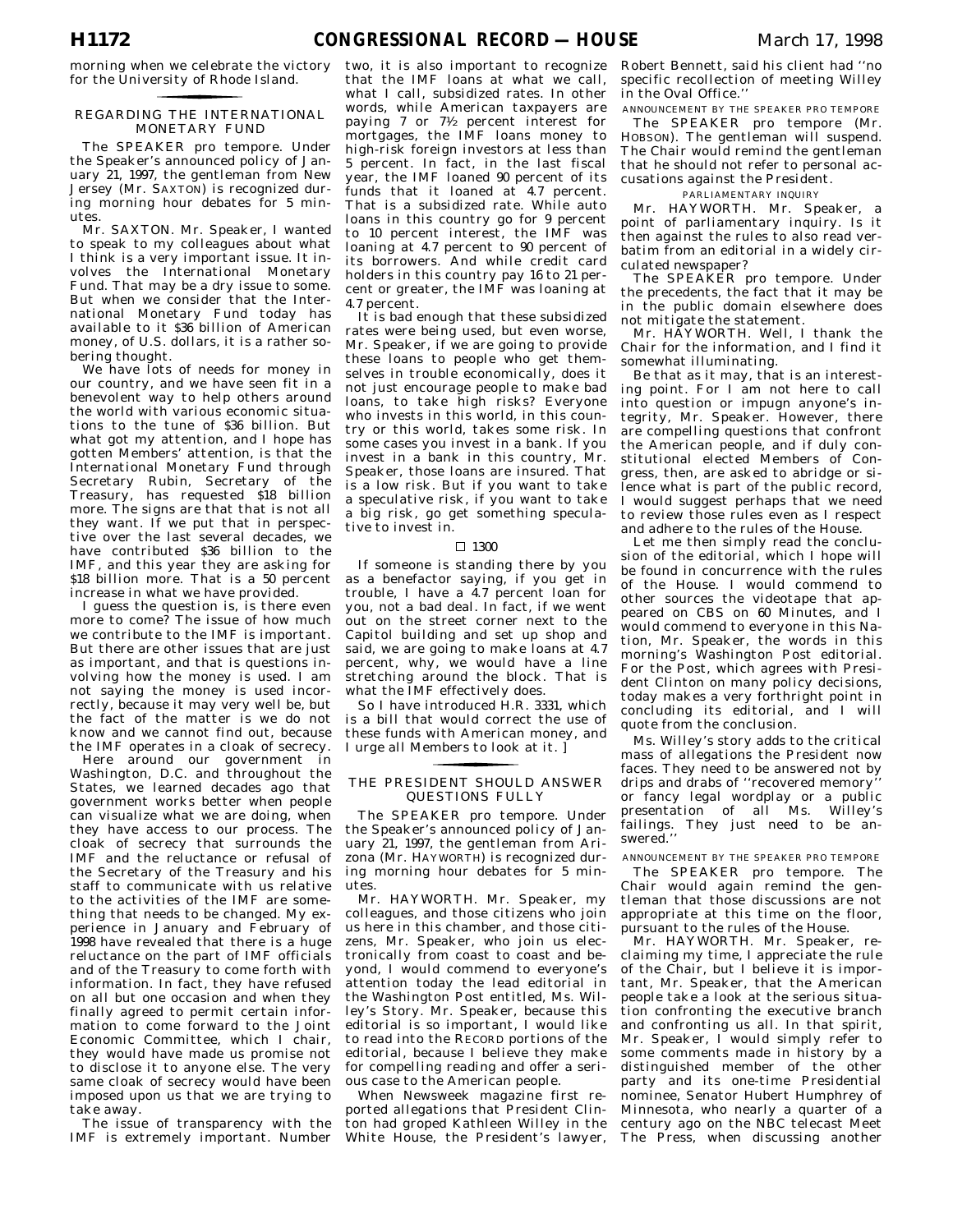morning when we celebrate the victory for the University of Rhode Island.

## REGARDING THE INTERNATIONAL MONETARY FUND

The SPEAKER pro tempore. Under the Speaker's announced policy of January 21, 1997, the gentleman from New Jersey (Mr. SAXTON) is recognized during morning hour debates for 5 minutes.

Mr. SAXTON. Mr. Speaker, I wanted to speak to my colleagues about what I think is a very important issue. It involves the International Monetary Fund. That may be a dry issue to some. But when we consider that the International Monetary Fund today has available to it $36 billion of American money, of U.S. dollars, it is a rather sobering thought.

We have lots of needs for money in our country, and we have seen fit in a benevolent way to help others around the world with various economic situations to the tune of $36 billion. But what got my attention, and I hope has gotten Members' attention, is that the International Monetary Fund through Secretary Rubin, Secretary of the Treasury, has requested $18 billion more. The signs are that that is not all they want. If we put that in perspective over the last several decades, we have contributed $36 billion to the IMF, and this year they are asking for $18 billion more. That is a 50 percent increase in what we have provided.

I guess the question is, is there even more to come? The issue of how much we contribute to the IMF is important. But there are other issues that are just as important, and that is questions involving how the money is used. I am not saying the money is used incorrectly, because it may very well be, but the fact of the matter is we do not know and we cannot find out, because the IMF operates in a cloak of secrecy.

Here around our government in Washington, D.C. and throughout the States, we learned decades ago that government works better when people can visualize what we are doing, when they have access to our process. The cloak of secrecy that surrounds the IMF and the reluctance or refusal of the Secretary of the Treasury and his staff to communicate with us relative to the activities of the IMF are something that needs to be changed. My experience in January and February of 1998 have revealed that there is a huge reluctance on the part of IMF officials and of the Treasury to come forth with information. In fact, they have refused on all but one occasion and when they finally agreed to permit certain information to come forward to the Joint Economic Committee, which I chair, they would have made us promise not to disclose it to anyone else. The very same cloak of secrecy would have been imposed upon us that we are trying to take away.

The issue of transparency with the IMF is extremely important. Number two, it is also important to recognize that the IMF loans at what we call, what I call, subsidized rates. In other words, while American taxpayers are paying 7 or 7½ percent interest for mortgages, the IMF loans money to high-risk foreign investors at less than 5 percent. In fact, in the last fiscal year, the IMF loaned 90 percent of its funds that it loaned at 4.7 percent. That is a subsidized rate. While auto loans in this country go for 9 percent to 10 percent interest, the IMF was loaning at 4.7 percent to 90 percent of its borrowers. And while credit card holders in this country pay 16 to 21 percent or greater, the IMF was loaning at 4.7 percent.

It is bad enough that these subsidized rates were being used, but even worse, Mr. Speaker, if we are going to provide these loans to people who get themselves in trouble economically, does it not just encourage people to make bad loans, to take high risks? Everyone who invests in this world, in this country or this world, takes some risk. In some cases you invest in a bank. If you invest in a bank in this country, Mr. Speaker, those loans are insured. That is a low risk. But if you want to take a speculative risk, if you want to take a big risk, go get something speculative to invest in.

☐ 1300

If someone is standing there by you as a benefactor saying, if you get in trouble, I have a 4.7 percent loan for you, not a bad deal. In fact, if we went out on the street corner next to the Capitol building and set up shop and said, we are going to make loans at 4.7 percent, why, we would have a line stretching around the block. That is what the IMF effectively does.

So I have introduced H.R. 3331, which is a bill that would correct the use of these funds with American money, and I urge all Members to look at it. ]

## THE PRESIDENT SHOULD ANSWER QUESTIONS FULLY

The SPEAKER pro tempore. Under the Speaker's announced policy of January 21, 1997, the gentleman from Arizona (Mr. HAYWORTH) is recognized during morning hour debates for 5 minutes.

Mr. HAYWORTH. Mr. Speaker, my colleagues, and those citizens who join us here in this chamber, and those citizens, Mr. Speaker, who join us electronically from coast to coast and beyond, I would commend to everyone's attention today the lead editorial in the Washington Post entitled, Ms. Willey's Story. Mr. Speaker, because this editorial is so important, I would like to read into the RECORD portions of the editorial, because I believe they make for compelling reading and offer a serious case to the American people.

When Newsweek magazine first reported allegations that President Clinton had groped Kathleen Willey in the White House, the President's lawyer, Robert Bennett, said his client had ''no specific recollection of meeting Willey in the Oval Office.''

ANNOUNCEMENT BY THE SPEAKER PRO TEMPORE

The SPEAKER pro tempore (Mr. HOBSON). The gentleman will suspend. The Chair would remind the gentleman that he should not refer to personal accusations against the President.

PARLIAMENTARY INQUIRY

Mr. HAYWORTH. Mr. Speaker, a point of parliamentary inquiry. Is it then against the rules to also read verbatim from an editorial in a widely circulated newspaper?

The SPEAKER pro tempore. Under the precedents, the fact that it may be in the public domain elsewhere does not mitigate the statement.

Mr. HAYWORTH. Well, I thank the Chair for the information, and I find it somewhat illuminating.

Be that as it may, that is an interesting point. For I am not here to call into question or impugn anyone's integrity, Mr. Speaker. However, there are compelling questions that confront the American people, and if duly constitutional elected Members of Congress, then, are asked to abridge or silence what is part of the public record, I would suggest perhaps that we need to review those rules even as I respect and adhere to the rules of the House.

Let me then simply read the conclusion of the editorial, which I hope will be found in concurrence with the rules of the House. I would commend to other sources the videotape that appeared on CBS on 60 Minutes, and I would commend to everyone in this Nation, Mr. Speaker, the words in this morning's Washington Post editorial. For the Post, which agrees with President Clinton on many policy decisions, today makes a very forthright point in concluding its editorial, and I will quote from the conclusion.

Ms. Willey's story adds to the critical mass of allegations the President now faces. They need to be answered not by drips and drabs of ''recovered memory'' or fancy legal wordplay or a public presentation of all Ms. Willey's failings. They just need to be answered.''

ANNOUNCEMENT BY THE SPEAKER PRO TEMPORE

The SPEAKER pro tempore. The Chair would again remind the gentleman that those discussions are not appropriate at this time on the floor, pursuant to the rules of the House.

Mr. HAYWORTH. Mr. Speaker, reclaiming my time, I appreciate the rule of the Chair, but I believe it is important, Mr. Speaker, that the American people take a look at the serious situation confronting the executive branch and confronting us all. In that spirit, Mr. Speaker, I would simply refer to some comments made in history by a distinguished member of the other party and its one-time Presidential nominee, Senator Hubert Humphrey of Minnesota, who nearly a quarter of a century ago on the NBC telecast Meet The Press, when discussing another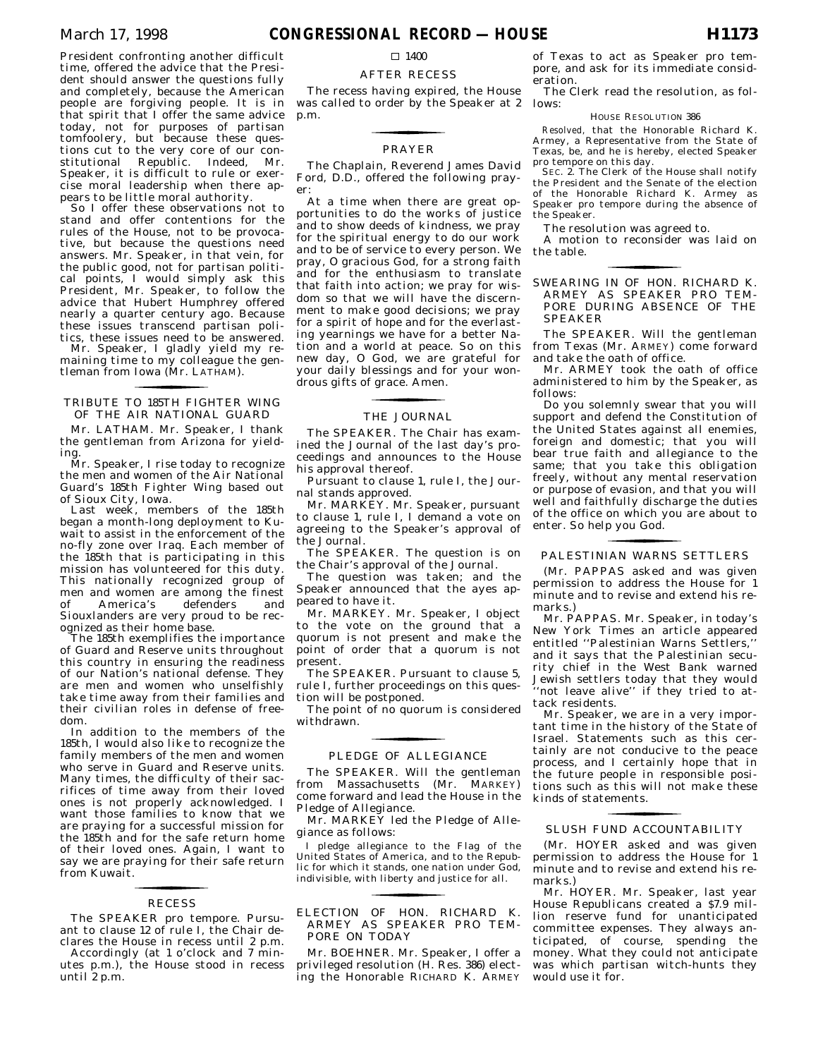President confronting another difficult time, offered the advice that the President should answer the questions fully and completely, because the American people are forgiving people. It is in that spirit that I offer the same advice today, not for purposes of partisan tomfoolery, but because these questions cut to the very core of our constitutional Republic. Indeed, Mr. Speaker, it is difficult to rule or exercise moral leadership when there appears to be little moral authority.

So I offer these observations not to stand and offer contentions for the rules of the House, not to be provocative, but because the questions need answers. Mr. Speaker, in that vein, for the public good, not for partisan political points, I would simply ask this President, Mr. Speaker, to follow the advice that Hubert Humphrey offered nearly a quarter century ago. Because these issues transcend partisan politics, these issues need to be answered.

Mr. Speaker, I gladly yield my remaining time to my colleague the gentleman from Iowa (Mr. LATHAM).

## TRIBUTE TO 185TH FIGHTER WING OF THE AIR NATIONAL GUARD

Mr. LATHAM. Mr. Speaker, I thank the gentleman from Arizona for yielding.

Mr. Speaker, I rise today to recognize the men and women of the Air National Guard's 185th Fighter Wing based out of Sioux City, Iowa.

Last week, members of the 185th began a month-long deployment to Kuwait to assist in the enforcement of the no-fly zone over Iraq. Each member of the 185th that is participating in this mission has volunteered for this duty. This nationally recognized group of men and women are among the finest of America's defenders and Siouxlanders are very proud to be recognized as their home base.

The 185th exemplifies the importance of Guard and Reserve units throughout this country in ensuring the readiness of our Nation's national defense. They are men and women who unselfishly take time away from their families and their civilian roles in defense of freedom.

In addition to the members of the 185th, I would also like to recognize the family members of the men and women who serve in Guard and Reserve units. Many times, the difficulty of their sacrifices of time away from their loved ones is not properly acknowledged. I want those families to know that we are praying for a successful mission for the 185th and for the safe return home of their loved ones. Again, I want to say we are praying for their safe return from Kuwait.

## RECESS

The SPEAKER pro tempore. Pursuant to clause 12 of rule I, the Chair declares the House in recess until 2 p.m.

Accordingly (at 1 o'clock and 7 minutes p.m.), the House stood in recess until 2 p.m.

□ 1400

## AFTER RECESS

The recess having expired, the House was called to order by the Speaker at 2 p.m.

## PRAYER

The Chaplain, Reverend James David Ford, D.D., offered the following prayer:

At a time when there are great opportunities to do the works of justice and to show deeds of kindness, we pray for the spiritual energy to do our work and to be of service to every person. We pray, O gracious God, for a strong faith and for the enthusiasm to translate that faith into action; we pray for wisdom so that we will have the discernment to make good decisions; we pray for a spirit of hope and for the everlasting yearnings we have for a better Nation and a world at peace. So on this new day, O God, we are grateful for your daily blessings and for your wondrous gifts of grace. Amen.

## THE JOURNAL

The SPEAKER. The Chair has examined the Journal of the last day's proceedings and announces to the House his approval thereof.

Pursuant to clause 1, rule I, the Journal stands approved.

Mr. MARKEY. Mr. Speaker, pursuant to clause 1, rule I, I demand a vote on agreeing to the Speaker's approval of the Journal.

The SPEAKER. The question is on the Chair's approval of the Journal.

The question was taken; and the Speaker announced that the ayes appeared to have it.

Mr. MARKEY. Mr. Speaker, I object to the vote on the ground that a quorum is not present and make the point of order that a quorum is not present.

The SPEAKER. Pursuant to clause 5, rule I, further proceedings on this question will be postponed.

The point of no quorum is considered withdrawn.

## PLEDGE OF ALLEGIANCE

The SPEAKER. Will the gentleman from Massachusetts (Mr. MARKEY) come forward and lead the House in the Pledge of Allegiance.

Mr. MARKEY led the Pledge of Allegiance as follows:

> I pledge allegiance to the Flag of the United States of America, and to the Republic for which it stands, one nation under God, indivisible, with liberty and justice for all.

## ELECTION OF HON. RICHARD K. ARMEY AS SPEAKER PRO TEMPORE ON TODAY

Mr. BOEHNER. Mr. Speaker, I offer a privileged resolution (H. Res. 386) electing the Honorable RICHARD K. ARMEY of Texas to act as Speaker pro tempore, and ask for its immediate consideration.

The Clerk read the resolution, as follows:

HOUSE RESOLUTION 386

*Resolved*, that the Honorable Richard K. Armey, a Representative from the State of Texas, be, and he is hereby, elected Speaker pro tempore on this day.

SEC. 2. The Clerk of the House shall notify the President and the Senate of the election of the Honorable Richard K. Armey as Speaker pro tempore during the absence of the Speaker.

The resolution was agreed to.

A motion to reconsider was laid on the table.

## SWEARING IN OF HON. RICHARD K. ARMEY AS SPEAKER PRO TEMPORE DURING ABSENCE OF THE SPEAKER

The SPEAKER. Will the gentleman from Texas (Mr. ARMEY) come forward and take the oath of office.

Mr. ARMEY took the oath of office administered to him by the Speaker, as follows:

Do you solemnly swear that you will support and defend the Constitution of the United States against all enemies, foreign and domestic; that you will bear true faith and allegiance to the same; that you take this obligation freely, without any mental reservation or purpose of evasion, and that you will well and faithfully discharge the duties of the office on which you are about to enter. So help you God.

## PALESTINIAN WARNS SETTLERS

(Mr. PAPPAS asked and was given permission to address the House for 1 minute and to revise and extend his remarks.)

Mr. PAPPAS. Mr. Speaker, in today's New York Times an article appeared entitled ''Palestinian Warns Settlers,'' and it says that the Palestinian security chief in the West Bank warned Jewish settlers today that they would ''not leave alive'' if they tried to attack residents.

Mr. Speaker, we are in a very important time in the history of the State of Israel. Statements such as this certainly are not conducive to the peace process, and I certainly hope that in the future people in responsible positions such as this will not make these kinds of statements.

## SLUSH FUND ACCOUNTABILITY

(Mr. HOYER asked and was given permission to address the House for 1 minute and to revise and extend his remarks.)

Mr. HOYER. Mr. Speaker, last year House Republicans created a $7.9 million reserve fund for unanticipated committee expenses. They always anticipated, of course, spending the money. What they could not anticipate was which partisan witch-hunts they would use it for.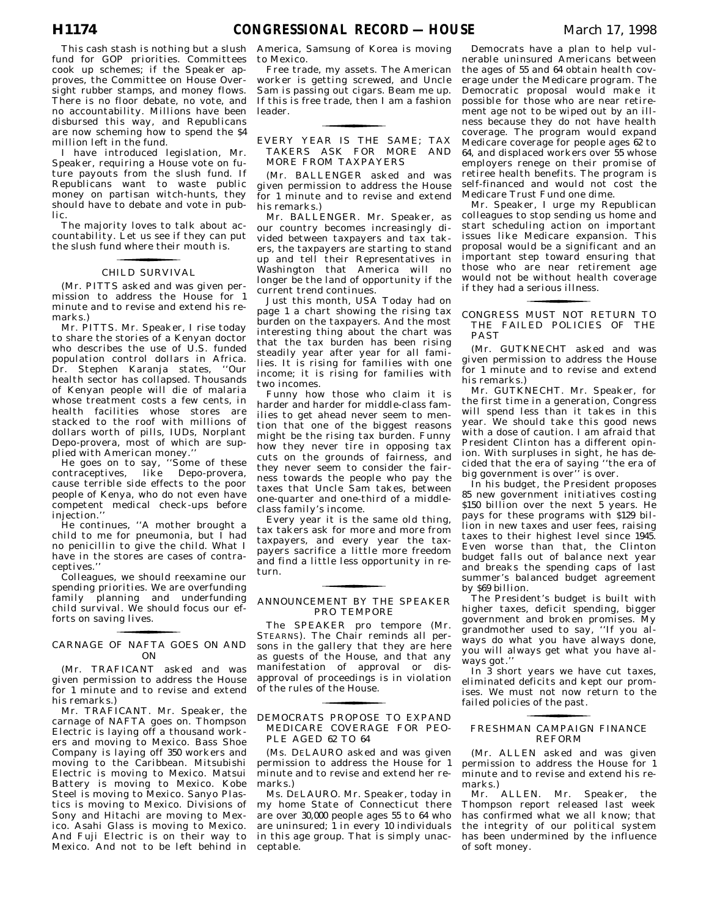This cash stash is nothing but a slush fund for GOP priorities. Committees cook up schemes; if the Speaker approves, the Committee on House Oversight rubber stamps, and money flows. There is no floor debate, no vote, and no accountability. Millions have been disbursed this way, and Republicans are now scheming how to spend the $4 million left in the fund.

I have introduced legislation, Mr. Speaker, requiring a House vote on future payouts from the slush fund. If Republicans want to waste public money on partisan witch-hunts, they should have to debate and vote in public.

The majority loves to talk about accountability. Let us see if they can put the slush fund where their mouth is.

## CHILD SURVIVAL

(Mr. PITTS asked and was given permission to address the House for 1 minute and to revise and extend his remarks.)

Mr. PITTS. Mr. Speaker, I rise today to share the stories of a Kenyan doctor who describes the use of U.S. funded population control dollars in Africa. Dr. Stephen Karanja states, ''Our health sector has collapsed. Thousands of Kenyan people will die of malaria whose treatment costs a few cents, in health facilities whose stores are stacked to the roof with millions of dollars worth of pills, IUDs, Norplant Depo-provera, most of which are supplied with American money.''

He goes on to say, ''Some of these contraceptives, like Depo-provera, cause terrible side effects to the poor people of Kenya, who do not even have competent medical check-ups before injection.''

He continues, ''A mother brought a child to me for pneumonia, but I had no penicillin to give the child. What I have in the stores are cases of contraceptives.''

Colleagues, we should reexamine our spending priorities. We are overfunding family planning and underfunding child survival. We should focus our efforts on saving lives.

## CARNAGE OF NAFTA GOES ON AND ON

(Mr. TRAFICANT asked and was given permission to address the House for 1 minute and to revise and extend his remarks.)

Mr. TRAFICANT. Mr. Speaker, the carnage of NAFTA goes on. Thompson Electric is laying off a thousand workers and moving to Mexico. Bass Shoe Company is laying off 350 workers and moving to the Caribbean. Mitsubishi Electric is moving to Mexico. Matsui Battery is moving to Mexico. Kobe Steel is moving to Mexico. Sanyo Plastics is moving to Mexico. Divisions of Sony and Hitachi are moving to Mexico. Asahi Glass is moving to Mexico. And Fuji Electric is on their way to Mexico. And not to be left behind in America, Samsung of Korea is moving to Mexico.

Free trade, my assets. The American worker is getting screwed, and Uncle Sam is passing out cigars. Beam me up. If this is free trade, then I am a fashion leader.

## EVERY YEAR IS THE SAME; TAX TAKERS ASK FOR MORE AND MORE FROM TAXPAYERS

(Mr. BALLENGER asked and was given permission to address the House for 1 minute and to revise and extend his remarks.)

Mr. BALLENGER. Mr. Speaker, as our country becomes increasingly divided between taxpayers and tax takers, the taxpayers are starting to stand up and tell their Representatives in Washington that America will no longer be the land of opportunity if the current trend continues.

Just this month, USA Today had on page 1 a chart showing the rising tax burden on the taxpayers. And the most interesting thing about the chart was that the tax burden has been rising steadily year after year for all families. It is rising for families with one income; it is rising for families with two incomes.

Funny how those who claim it is harder and harder for middle-class families to get ahead never seem to mention that one of the biggest reasons might be the rising tax burden. Funny how they never tire in opposing tax cuts on the grounds of fairness, and they never seem to consider the fairness towards the people who pay the taxes that Uncle Sam takes, between one-quarter and one-third of a middle-class family's income.

Every year it is the same old thing, tax takers ask for more and more from taxpayers, and every year the taxpayers sacrifice a little more freedom and find a little less opportunity in return.

## ANNOUNCEMENT BY THE SPEAKER PRO TEMPORE

The SPEAKER pro tempore (Mr. STEARNS). The Chair reminds all persons in the gallery that they are here as guests of the House, and that any manifestation of approval or disapproval of proceedings is in violation of the rules of the House.

## DEMOCRATS PROPOSE TO EXPAND MEDICARE COVERAGE FOR PEOPLE AGED 62 TO 64

(Ms. DELAURO asked and was given permission to address the House for 1 minute and to revise and extend her remarks.)

Ms. DELAURO. Mr. Speaker, today in my home State of Connecticut there are over 30,000 people ages 55 to 64 who are uninsured; 1 in every 10 individuals in this age group. That is simply unacceptable.

Democrats have a plan to help vulnerable uninsured Americans between the ages of 55 and 64 obtain health coverage under the Medicare program. The Democratic proposal would make it possible for those who are near retirement age not to be wiped out by an illness because they do not have health coverage. The program would expand Medicare coverage for people ages 62 to 64, and displaced workers over 55 whose employers renege on their promise of retiree health benefits. The program is self-financed and would not cost the Medicare Trust Fund one dime.

Mr. Speaker, I urge my Republican colleagues to stop sending us home and start scheduling action on important issues like Medicare expansion. This proposal would be a significant and an important step toward ensuring that those who are near retirement age would not be without health coverage if they had a serious illness.

## CONGRESS MUST NOT RETURN TO THE FAILED POLICIES OF THE PAST

(Mr. GUTKNECHT asked and was given permission to address the House for 1 minute and to revise and extend his remarks.)

Mr. GUTKNECHT. Mr. Speaker, for the first time in a generation, Congress will spend less than it takes in this year. We should take this good news with a dose of caution. I am afraid that President Clinton has a different opinion. With surpluses in sight, he has decided that the era of saying ''the era of big government is over'' is over.

In his budget, the President proposes 85 new government initiatives costing $150 billion over the next 5 years. He pays for these programs with $129 billion in new taxes and user fees, raising taxes to their highest level since 1945. Even worse than that, the Clinton budget falls out of balance next year and breaks the spending caps of last summer's balanced budget agreement by $69 billion.

The President's budget is built with higher taxes, deficit spending, bigger government and broken promises. My grandmother used to say, ''If you always do what you have always done, you will always get what you have always got.''

In 3 short years we have cut taxes, eliminated deficits and kept our promises. We must not now return to the failed policies of the past.

## FRESHMAN CAMPAIGN FINANCE REFORM

(Mr. ALLEN asked and was given permission to address the House for 1 minute and to revise and extend his remarks.)

Mr. ALLEN. Mr. Speaker, the Thompson report released last week has confirmed what we all know; that the integrity of our political system has been undermined by the influence of soft money.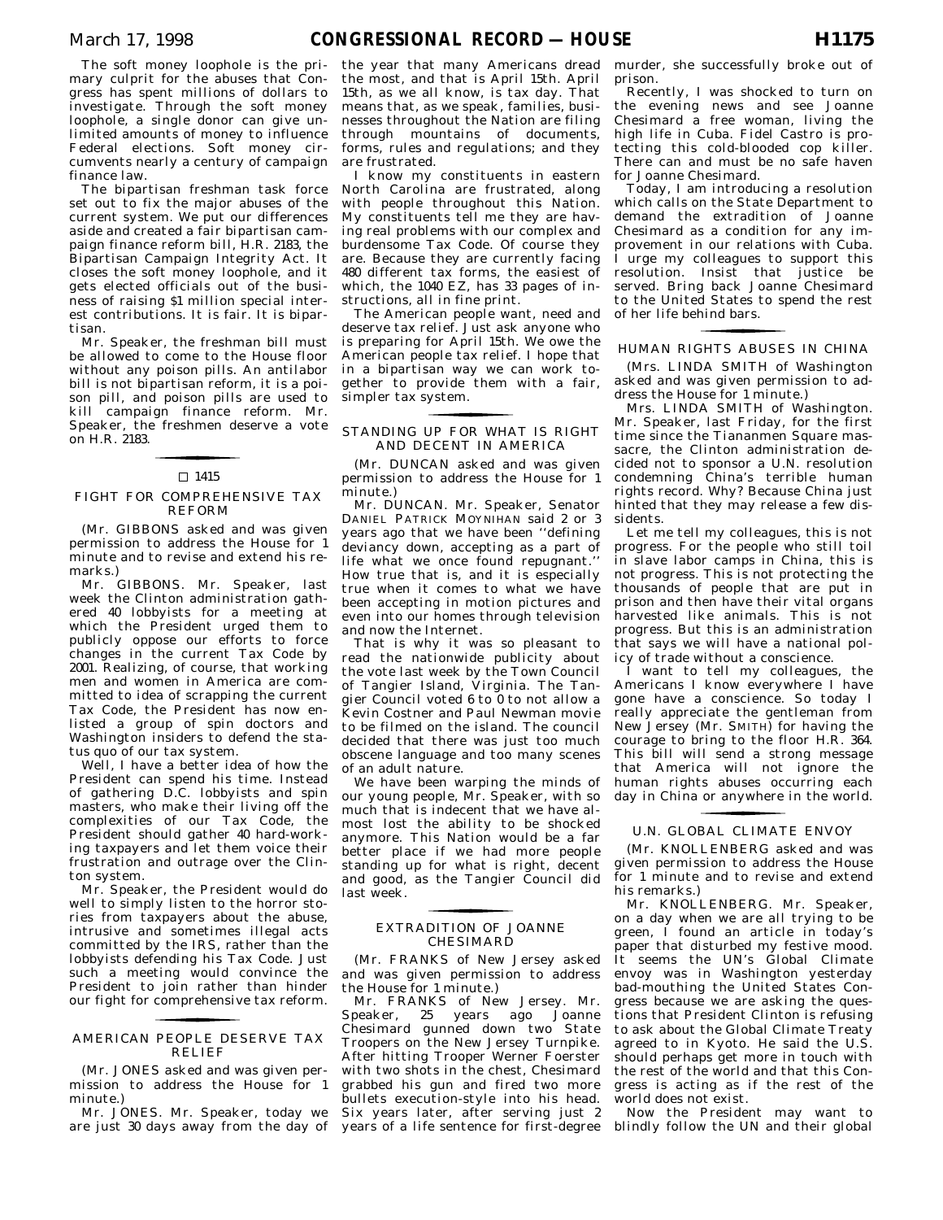The soft money loophole is the primary culprit for the abuses that Congress has spent millions of dollars to investigate. Through the soft money loophole, a single donor can give unlimited amounts of money to influence Federal elections. Soft money circumvents nearly a century of campaign finance law.

The bipartisan freshman task force set out to fix the major abuses of the current system. We put our differences aside and created a fair bipartisan campaign finance reform bill, H.R. 2183, the Bipartisan Campaign Integrity Act. It closes the soft money loophole, and it gets elected officials out of the business of raising $1 million special interest contributions. It is fair. It is bipartisan.

Mr. Speaker, the freshman bill must be allowed to come to the House floor without any poison pills. An antilabor bill is not bipartisan reform, it is a poison pill, and poison pills are used to kill campaign finance reform. Mr. Speaker, the freshmen deserve a vote on H.R. 2183.

□ 1415

## FIGHT FOR COMPREHENSIVE TAX REFORM

(Mr. GIBBONS asked and was given permission to address the House for 1 minute and to revise and extend his remarks.)

Mr. GIBBONS. Mr. Speaker, last week the Clinton administration gathered 40 lobbyists for a meeting at which the President urged them to publicly oppose our efforts to force changes in the current Tax Code by 2001. Realizing, of course, that working men and women in America are committed to idea of scrapping the current Tax Code, the President has now enlisted a group of spin doctors and Washington insiders to defend the status quo of our tax system.

Well, I have a better idea of how the President can spend his time. Instead of gathering D.C. lobbyists and spin masters, who make their living off the complexities of our Tax Code, the President should gather 40 hard-working taxpayers and let them voice their frustration and outrage over the Clinton system.

Mr. Speaker, the President would do well to simply listen to the horror stories from taxpayers about the abuse, intrusive and sometimes illegal acts committed by the IRS, rather than the lobbyists defending his Tax Code. Just such a meeting would convince the President to join rather than hinder our fight for comprehensive tax reform.

## AMERICAN PEOPLE DESERVE TAX RELIEF

(Mr. JONES asked and was given permission to address the House for 1 minute.)

Mr. JONES. Mr. Speaker, today we are just 30 days away from the day of the year that many Americans dread the most, and that is April 15th. April 15th, as we all know, is tax day. That means that, as we speak, families, businesses throughout the Nation are filing through mountains of documents, forms, rules and regulations; and they are frustrated.

I know my constituents in eastern North Carolina are frustrated, along with people throughout this Nation. My constituents tell me they are having real problems with our complex and burdensome Tax Code. Of course they are. Because they are currently facing 480 different tax forms, the easiest of which, the 1040 EZ, has 33 pages of instructions, all in fine print.

The American people want, need and deserve tax relief. Just ask anyone who is preparing for April 15th. We owe the American people tax relief. I hope that in a bipartisan way we can work together to provide them with a fair, simpler tax system.

## STANDING UP FOR WHAT IS RIGHT AND DECENT IN AMERICA

(Mr. DUNCAN asked and was given permission to address the House for 1 minute.)

Mr. DUNCAN. Mr. Speaker, Senator DANIEL PATRICK MOYNIHAN said 2 or 3 years ago that we have been ''defining deviancy down, accepting as a part of life what we once found repugnant.'' How true that is, and it is especially true when it comes to what we have been accepting in motion pictures and even into our homes through television and now the Internet.

That is why it was so pleasant to read the nationwide publicity about the vote last week by the Town Council of Tangier Island, Virginia. The Tangier Council voted 6 to 0 to not allow a Kevin Costner and Paul Newman movie to be filmed on the island. The council decided that there was just too much obscene language and too many scenes of an adult nature.

We have been warping the minds of our young people, Mr. Speaker, with so much that is indecent that we have almost lost the ability to be shocked anymore. This Nation would be a far better place if we had more people standing up for what is right, decent and good, as the Tangier Council did last week.

## EXTRADITION OF JOANNE CHESIMARD

(Mr. FRANKS of New Jersey asked and was given permission to address the House for 1 minute.)

Mr. FRANKS of New Jersey. Mr. Speaker, 25 years ago Joanne Chesimard gunned down two State Troopers on the New Jersey Turnpike. After hitting Trooper Werner Foerster with two shots in the chest, Chesimard grabbed his gun and fired two more bullets execution-style into his head. Six years later, after serving just 2 years of a life sentence for first-degree murder, she successfully broke out of prison.

Recently, I was shocked to turn on the evening news and see Joanne Chesimard a free woman, living the high life in Cuba. Fidel Castro is protecting this cold-blooded cop killer. There can and must be no safe haven for Joanne Chesimard.

Today, I am introducing a resolution which calls on the State Department to demand the extradition of Joanne Chesimard as a condition for any improvement in our relations with Cuba. I urge my colleagues to support this resolution. Insist that justice be served. Bring back Joanne Chesimard to the United States to spend the rest of her life behind bars.

## HUMAN RIGHTS ABUSES IN CHINA

(Mrs. LINDA SMITH of Washington asked and was given permission to address the House for 1 minute.)

Mrs. LINDA SMITH of Washington. Mr. Speaker, last Friday, for the first time since the Tiananmen Square massacre, the Clinton administration decided not to sponsor a U.N. resolution condemning China's terrible human rights record. Why? Because China just hinted that they may release a few dissidents.

Let me tell my colleagues, this is not progress. For the people who still toil in slave labor camps in China, this is not progress. This is not protecting the thousands of people that are put in prison and then have their vital organs harvested like animals. This is not progress. But this is an administration that says we will have a national policy of trade without a conscience.

I want to tell my colleagues, the Americans I know everywhere I have gone have a conscience. So today I really appreciate the gentleman from New Jersey (Mr. SMITH) for having the courage to bring to the floor H.R. 364. This bill will send a strong message that America will not ignore the human rights abuses occurring each day in China or anywhere in the world.

## U.N. GLOBAL CLIMATE ENVOY

(Mr. KNOLLENBERG asked and was given permission to address the House for 1 minute and to revise and extend his remarks.)

Mr. KNOLLENBERG. Mr. Speaker, on a day when we are all trying to be green, I found an article in today's paper that disturbed my festive mood. It seems the UN's Global Climate envoy was in Washington yesterday bad-mouthing the United States Congress because we are asking the questions that President Clinton is refusing to ask about the Global Climate Treaty agreed to in Kyoto. He said the U.S. should perhaps get more in touch with the rest of the world and that this Congress is acting as if the rest of the world does not exist.

Now the President may want to blindly follow the UN and their global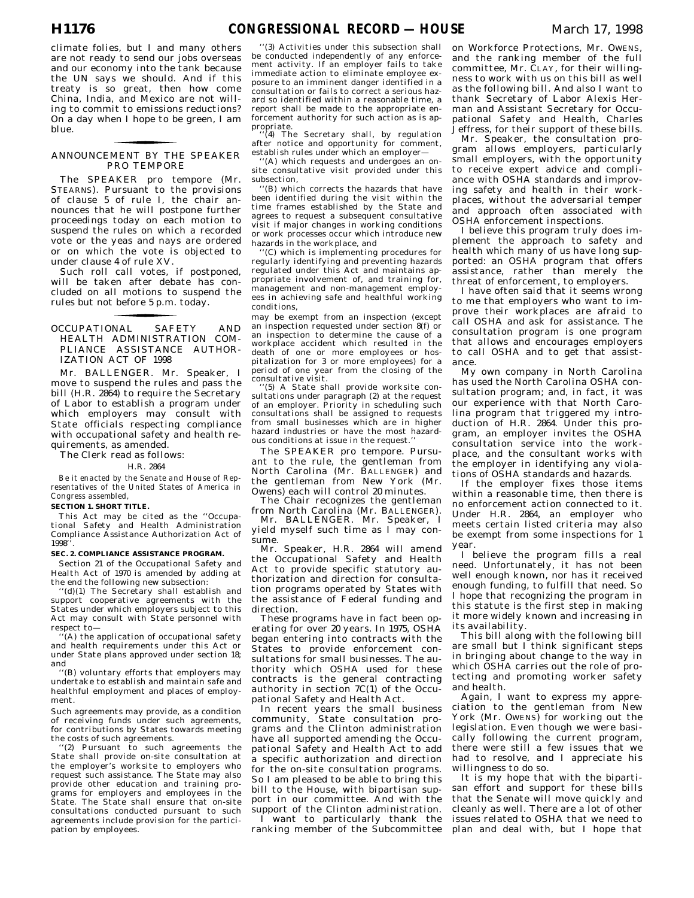climate folies, but I and many others are not ready to send our jobs overseas and our economy into the tank because the UN says we should. And if this treaty is so great, then how come China, India, and Mexico are not willing to commit to emissions reductions? On a day when I hope to be green, I am blue.

## ANNOUNCEMENT BY THE SPEAKER PRO TEMPORE

The SPEAKER pro tempore (Mr. STEARNS). Pursuant to the provisions of clause 5 of rule I, the chair announces that he will postpone further proceedings today on each motion to suspend the rules on which a recorded vote or the yeas and nays are ordered or on which the vote is objected to under clause 4 of rule XV.

Such roll call votes, if postponed, will be taken after debate has concluded on all motions to suspend the rules but not before 5 p.m. today.

## OCCUPATIONAL SAFETY AND HEALTH ADMINISTRATION COMPLIANCE ASSISTANCE AUTHORIZATION ACT OF 1998

Mr. BALLENGER. Mr. Speaker, I move to suspend the rules and pass the bill (H.R. 2864) to require the Secretary of Labor to establish a program under which employers may consult with State officials respecting compliance with occupational safety and health requirements, as amended.

The Clerk read as follows:

H.R. 2864

*Be it enacted by the Senate and House of Representatives of the United States of America in Congress assembled,*

**SECTION 1. SHORT TITLE.**

This Act may be cited as the ''Occupational Safety and Health Administration Compliance Assistance Authorization Act of 1998''.

**SEC. 2. COMPLIANCE ASSISTANCE PROGRAM.**

Section 21 of the Occupational Safety and Health Act of 1970 is amended by adding at the end the following new subsection:

''(d)(1) The Secretary shall establish and support cooperative agreements with the States under which employers subject to this Act may consult with State personnel with respect to—

''(A) the application of occupational safety and health requirements under this Act or under State plans approved under section 18; and

''(B) voluntary efforts that employers may undertake to establish and maintain safe and healthful employment and places of employment.

Such agreements may provide, as a condition of receiving funds under such agreements, for contributions by States towards meeting the costs of such agreements.

''(2) Pursuant to such agreements the State shall provide on-site consultation at the employer's worksite to employers who request such assistance. The State may also provide other education and training programs for employers and employees in the State. The State shall ensure that on-site consultations conducted pursuant to such agreements include provision for the participation by employees.

''(3) Activities under this subsection shall be conducted independently of any enforcement activity. If an employer fails to take immediate action to eliminate employee exposure to an imminent danger identified in a consultation or fails to correct a serious hazard so identified within a reasonable time, a report shall be made to the appropriate enforcement authority for such action as is appropriate.

''(4) The Secretary shall, by regulation after notice and opportunity for comment, establish rules under which an employer—

''(A) which requests and undergoes an on-site consultative visit provided under this subsection,

''(B) which corrects the hazards that have been identified during the visit within the time frames established by the State and agrees to request a subsequent consultative visit if major changes in working conditions or work processes occur which introduce new hazards in the workplace, and

''(C) which is implementing procedures for regularly identifying and preventing hazards regulated under this Act and maintains appropriate involvement of, and training for, management and non-management employees in achieving safe and healthful working conditions,

may be exempt from an inspection (except an inspection requested under section 8(f) or an inspection to determine the cause of a workplace accident which resulted in the death of one or more employees or hospitalization for 3 or more employees) for a period of one year from the closing of the consultative visit.

''(5) A State shall provide worksite consultations under paragraph (2) at the request of an employer. Priority in scheduling such consultations shall be assigned to requests from small businesses which are in higher hazard industries or have the most hazardous conditions at issue in the request.''

The SPEAKER pro tempore. Pursuant to the rule, the gentleman from North Carolina (Mr. BALLENGER) and the gentleman from New York (Mr. Owens) each will control 20 minutes.

The Chair recognizes the gentleman from North Carolina (Mr. BALLENGER).

Mr. BALLENGER. Mr. Speaker, I yield myself such time as I may consume.

Mr. Speaker, H.R. 2864 will amend the Occupational Safety and Health Act to provide specific statutory authorization and direction for consultation programs operated by States with the assistance of Federal funding and direction.

These programs have in fact been operating for over 20 years. In 1975, OSHA began entering into contracts with the States to provide enforcement consultations for small businesses. The authority which OSHA used for these contracts is the general contracting authority in section 7C(1) of the Occupational Safety and Health Act.

In recent years the small business community, State consultation programs and the Clinton administration have all supported amending the Occupational Safety and Health Act to add a specific authorization and direction for the on-site consultation programs. So I am pleased to be able to bring this bill to the House, with bipartisan support in our committee. And with the support of the Clinton administration.

I want to particularly thank the ranking member of the Subcommittee on Workforce Protections, Mr. OWENS, and the ranking member of the full committee, Mr. CLAY, for their willingness to work with us on this bill as well as the following bill. And also I want to thank Secretary of Labor Alexis Herman and Assistant Secretary for Occupational Safety and Health, Charles Jeffress, for their support of these bills.

Mr. Speaker, the consultation program allows employers, particularly small employers, with the opportunity to receive expert advice and compliance with OSHA standards and improving safety and health in their workplaces, without the adversarial temper and approach often associated with OSHA enforcement inspections.

I believe this program truly does implement the approach to safety and health which many of us have long supported: an OSHA program that offers assistance, rather than merely the threat of enforcement, to employers.

I have often said that it seems wrong to me that employers who want to improve their workplaces are afraid to call OSHA and ask for assistance. The consultation program is one program that allows and encourages employers to call OSHA and to get that assistance.

My own company in North Carolina has used the North Carolina OSHA consultation program; and, in fact, it was our experience with that North Carolina program that triggered my introduction of H.R. 2864. Under this program, an employer invites the OSHA consultation service into the workplace, and the consultant works with the employer in identifying any violations of OSHA standards and hazards.

If the employer fixes those items within a reasonable time, then there is no enforcement action connected to it. Under H.R. 2864, an employer who meets certain listed criteria may also be exempt from some inspections for 1 year.

I believe the program fills a real need. Unfortunately, it has not been well enough known, nor has it received enough funding, to fulfill that need. So I hope that recognizing the program in this statute is the first step in making it more widely known and increasing in its availability.

This bill along with the following bill are small but I think significant steps in bringing about change to the way in which OSHA carries out the role of protecting and promoting worker safety and health.

Again, I want to express my appreciation to the gentleman from New York (Mr. OWENS) for working out the legislation. Even though we were basically following the current program, there were still a few issues that we had to resolve, and I appreciate his willingness to do so.

It is my hope that with the bipartisan effort and support for these bills that the Senate will move quickly and cleanly as well. There are a lot of other issues related to OSHA that we need to plan and deal with, but I hope that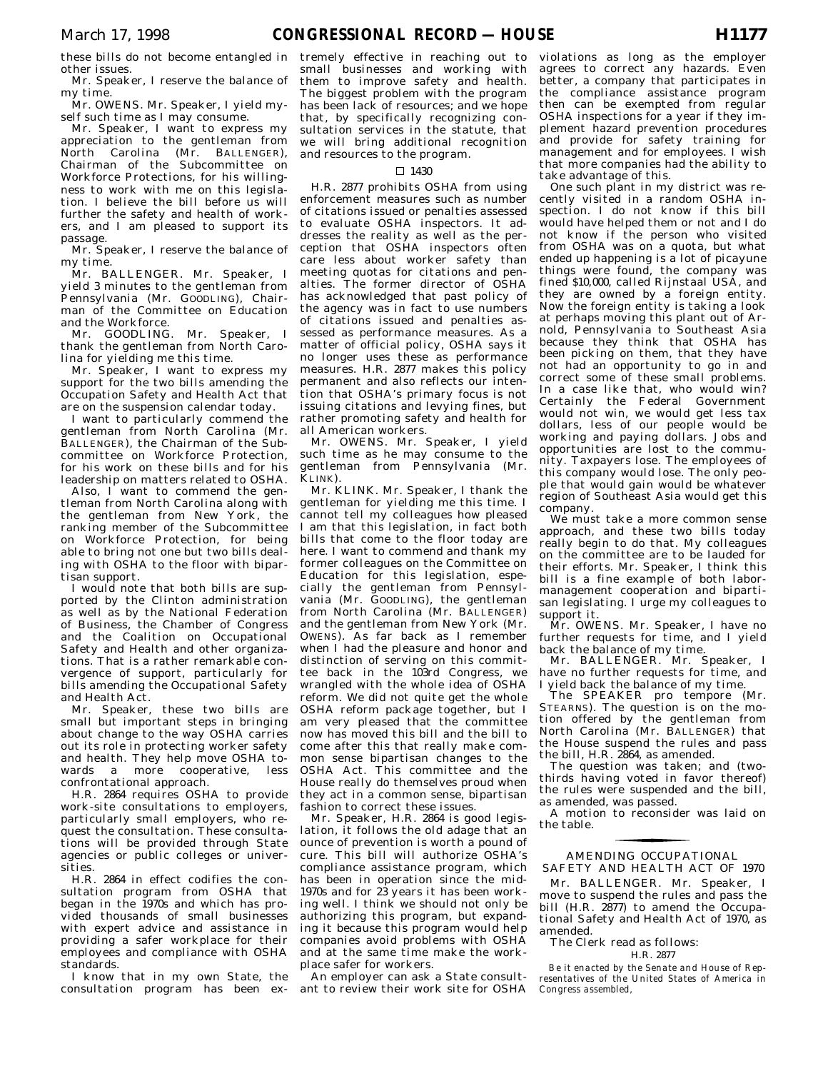these bills do not become entangled in other issues.

Mr. Speaker, I reserve the balance of my time.

Mr. OWENS. Mr. Speaker, I yield myself such time as I may consume.

Mr. Speaker, I want to express my appreciation to the gentleman from North Carolina (Mr. BALLENGER), Chairman of the Subcommittee on Workforce Protections, for his willingness to work with me on this legislation. I believe the bill before us will further the safety and health of workers, and I am pleased to support its passage.

Mr. Speaker, I reserve the balance of my time.

Mr. BALLENGER. Mr. Speaker, I yield 3 minutes to the gentleman from Pennsylvania (Mr. GOODLING), Chairman of the Committee on Education and the Workforce.

Mr. GOODLING. Mr. Speaker, I thank the gentleman from North Carolina for yielding me this time.

Mr. Speaker, I want to express my support for the two bills amending the Occupation Safety and Health Act that are on the suspension calendar today.

I want to particularly commend the gentleman from North Carolina (Mr. BALLENGER), the Chairman of the Subcommittee on Workforce Protection, for his work on these bills and for his leadership on matters related to OSHA.

Also, I want to commend the gentleman from North Carolina along with the gentleman from New York, the ranking member of the Subcommittee on Workforce Protection, for being able to bring not one but two bills dealing with OSHA to the floor with bipartisan support.

I would note that both bills are supported by the Clinton administration as well as by the National Federation of Business, the Chamber of Congress and the Coalition on Occupational Safety and Health and other organizations. That is a rather remarkable convergence of support, particularly for bills amending the Occupational Safety and Health Act.

Mr. Speaker, these two bills are small but important steps in bringing about change to the way OSHA carries out its role in protecting worker safety and health. They help move OSHA towards a more cooperative, less confrontational approach.

H.R. 2864 requires OSHA to provide work-site consultations to employers, particularly small employers, who request the consultation. These consultations will be provided through State agencies or public colleges or universities.

H.R. 2864 in effect codifies the consultation program from OSHA that began in the 1970s and which has provided thousands of small businesses with expert advice and assistance in providing a safer workplace for their employees and compliance with OSHA standards.

I know that in my own State, the consultation program has been extremely effective in reaching out to small businesses and working with them to improve safety and health. The biggest problem with the program has been lack of resources; and we hope that, by specifically recognizing consultation services in the statute, that we will bring additional recognition and resources to the program.

☐ 1430

H.R. 2877 prohibits OSHA from using enforcement measures such as number of citations issued or penalties assessed to evaluate OSHA inspectors. It addresses the reality as well as the perception that OSHA inspectors often care less about worker safety than meeting quotas for citations and penalties. The former director of OSHA has acknowledged that past policy of the agency was in fact to use numbers of citations issued and penalties assessed as performance measures. As a matter of official policy, OSHA says it no longer uses these as performance measures. H.R. 2877 makes this policy permanent and also reflects our intention that OSHA's primary focus is not issuing citations and levying fines, but rather promoting safety and health for all American workers.

Mr. OWENS. Mr. Speaker, I yield such time as he may consume to the gentleman from Pennsylvania (Mr. KLINK).

Mr. KLINK. Mr. Speaker, I thank the gentleman for yielding me this time. I cannot tell my colleagues how pleased I am that this legislation, in fact both bills that come to the floor today are here. I want to commend and thank my former colleagues on the Committee on Education for this legislation, especially the gentleman from Pennsylvania (Mr. GOODLING), the gentleman from North Carolina (Mr. BALLENGER) and the gentleman from New York (Mr. OWENS). As far back as I remember when I had the pleasure and honor and distinction of serving on this committee back in the 103rd Congress, we wrangled with the whole idea of OSHA reform. We did not quite get the whole OSHA reform package together, but I am very pleased that the committee now has moved this bill and the bill to come after this that really make common sense bipartisan changes to the OSHA Act. This committee and the House really do themselves proud when they act in a common sense, bipartisan fashion to correct these issues.

Mr. Speaker, H.R. 2864 is good legislation, it follows the old adage that an ounce of prevention is worth a pound of cure. This bill will authorize OSHA's compliance assistance program, which has been in operation since the mid-1970s and for 23 years it has been working well. I think we should not only be authorizing this program, but expanding it because this program would help companies avoid problems with OSHA and at the same time make the workplace safer for workers.

An employer can ask a State consultant to review their work site for OSHA violations as long as the employer agrees to correct any hazards. Even better, a company that participates in the compliance assistance program then can be exempted from regular OSHA inspections for a year if they implement hazard prevention procedures and provide for safety training for management and for employees. I wish that more companies had the ability to take advantage of this.

One such plant in my district was recently visited in a random OSHA inspection. I do not know if this bill would have helped them or not and I do not know if the person who visited from OSHA was on a quota, but what ended up happening is a lot of picayune things were found, the company was fined $10,000, called Rijnstaal USA, and they are owned by a foreign entity. Now the foreign entity is taking a look at perhaps moving this plant out of Arnold, Pennsylvania to Southeast Asia because they think that OSHA has been picking on them, that they have not had an opportunity to go in and correct some of these small problems. In a case like that, who would win? Certainly the Federal Government would not win, we would get less tax dollars, less of our people would be working and paying dollars. Jobs and opportunities are lost to the community. Taxpayers lose. The employees of this company would lose. The only people that would gain would be whatever region of Southeast Asia would get this company.

We must take a more common sense approach, and these two bills today really begin to do that. My colleagues on the committee are to be lauded for their efforts. Mr. Speaker, I think this bill is a fine example of both labor-management cooperation and bipartisan legislating. I urge my colleagues to support it.

Mr. OWENS. Mr. Speaker, I have no further requests for time, and I yield back the balance of my time.

Mr. BALLENGER. Mr. Speaker, I have no further requests for time, and I yield back the balance of my time.

The SPEAKER pro tempore (Mr. STEARNS). The question is on the motion offered by the gentleman from North Carolina (Mr. BALLENGER) that the House suspend the rules and pass the bill, H.R. 2864, as amended.

The question was taken; and (two-thirds having voted in favor thereof) the rules were suspended and the bill, as amended, was passed.

A motion to reconsider was laid on the table.

## AMENDING OCCUPATIONAL SAFETY AND HEALTH ACT OF 1970

Mr. BALLENGER. Mr. Speaker, I move to suspend the rules and pass the bill (H.R. 2877) to amend the Occupational Safety and Health Act of 1970, as amended.

The Clerk read as follows:

H.R. 2877

*Be it enacted by the Senate and House of Representatives of the United States of America in Congress assembled,*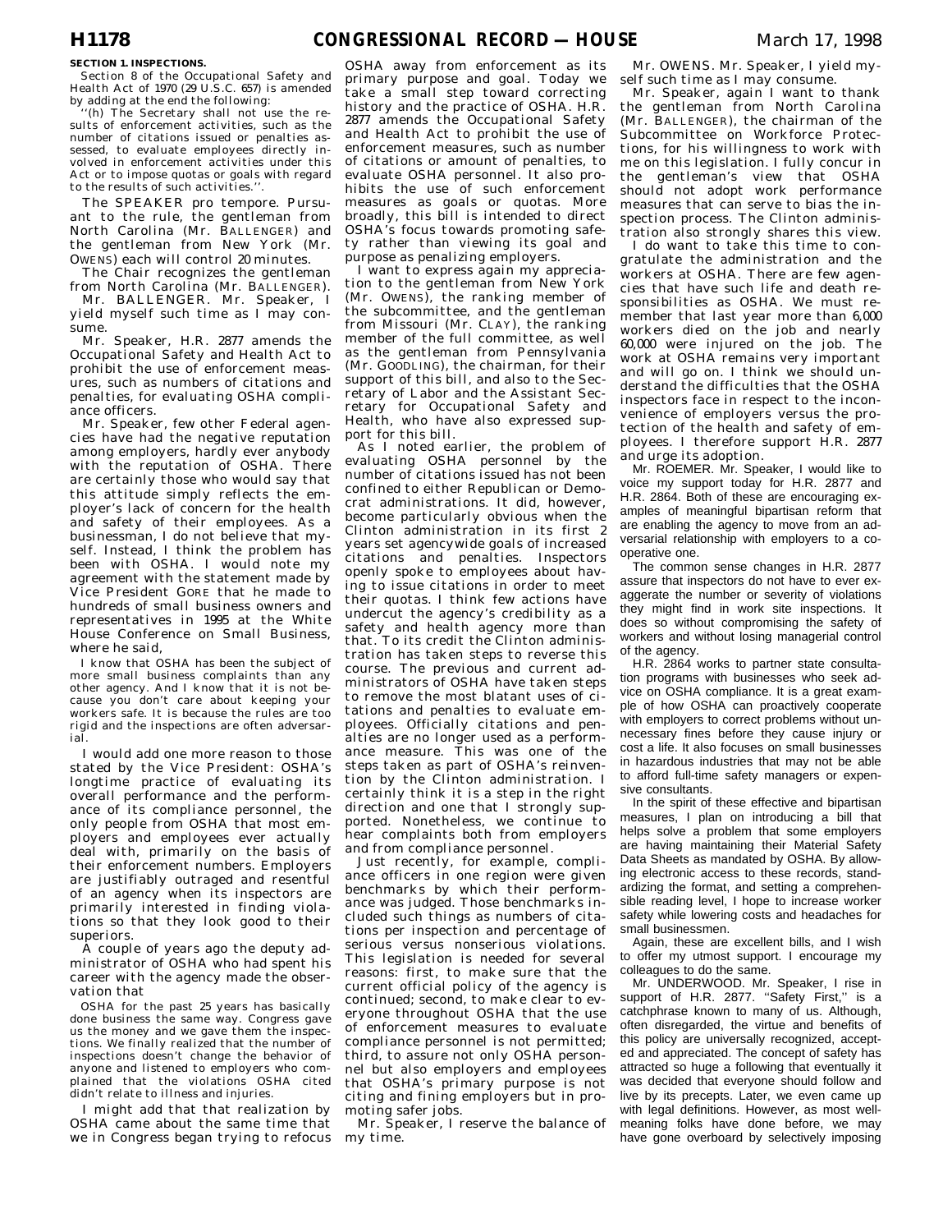**SECTION 1. INSPECTIONS.**

Section 8 of the Occupational Safety and Health Act of 1970 (29 U.S.C. 657) is amended by adding at the end the following:

''(h) The Secretary shall not use the results of enforcement activities, such as the number of citations issued or penalties assessed, to evaluate employees directly involved in enforcement activities under this Act or to impose quotas or goals with regard to the results of such activities.''.

The SPEAKER pro tempore. Pursuant to the rule, the gentleman from North Carolina (Mr. BALLENGER) and the gentleman from New York (Mr. OWENS) each will control 20 minutes.

The Chair recognizes the gentleman from North Carolina (Mr. BALLENGER).

Mr. BALLENGER. Mr. Speaker, I yield myself such time as I may consume.

Mr. Speaker, H.R. 2877 amends the Occupational Safety and Health Act to prohibit the use of enforcement measures, such as numbers of citations and penalties, for evaluating OSHA compliance officers.

Mr. Speaker, few other Federal agencies have had the negative reputation among employers, hardly ever anybody with the reputation of OSHA. There are certainly those who would say that this attitude simply reflects the employer's lack of concern for the health and safety of their employees. As a businessman, I do not believe that myself. Instead, I think the problem has been with OSHA. I would note my agreement with the statement made by Vice President GORE that he made to hundreds of small business owners and representatives in 1995 at the White House Conference on Small Business, where he said,

> I know that OSHA has been the subject of more small business complaints than any other agency. And I know that it is not because you don't care about keeping your workers safe. It is because the rules are too rigid and the inspections are often adversarial.

I would add one more reason to those stated by the Vice President: OSHA's longtime practice of evaluating its overall performance and the performance of its compliance personnel, the only people from OSHA that most employers and employees ever actually deal with, primarily on the basis of their enforcement numbers. Employers are justifiably outraged and resentful of an agency when its inspectors are primarily interested in finding violations so that they look good to their superiors.

A couple of years ago the deputy administrator of OSHA who had spent his career with the agency made the observation that

> OSHA for the past 25 years has basically done business the same way. Congress gave us the money and we gave them the inspections. We finally realized that the number of inspections doesn't change the behavior of anyone and listened to employers who complained that the violations OSHA cited didn't relate to illness and injuries.

I might add that that realization by OSHA came about the same time that we in Congress began trying to refocus OSHA away from enforcement as its primary purpose and goal. Today we take a small step toward correcting history and the practice of OSHA. H.R. 2877 amends the Occupational Safety and Health Act to prohibit the use of enforcement measures, such as number of citations or amount of penalties, to evaluate OSHA personnel. It also prohibits the use of such enforcement measures as goals or quotas. More broadly, this bill is intended to direct OSHA's focus towards promoting safety rather than viewing its goal and purpose as penalizing employers.

I want to express again my appreciation to the gentleman from New York (Mr. OWENS), the ranking member of the subcommittee, and the gentleman from Missouri (Mr. CLAY), the ranking member of the full committee, as well as the gentleman from Pennsylvania (Mr. GOODLING), the chairman, for their support of this bill, and also to the Secretary of Labor and the Assistant Secretary for Occupational Safety and Health, who have also expressed support for this bill.

As I noted earlier, the problem of evaluating OSHA personnel by the number of citations issued has not been confined to either Republican or Democrat administrations. It did, however, become particularly obvious when the Clinton administration in its first 2 years set agencywide goals of increased citations and penalties. Inspectors openly spoke to employees about having to issue citations in order to meet their quotas. I think few actions have undercut the agency's credibility as a safety and health agency more than that. To its credit the Clinton administration has taken steps to reverse this course. The previous and current administrators of OSHA have taken steps to remove the most blatant uses of citations and penalties to evaluate employees. Officially citations and penalties are no longer used as a performance measure. This was one of the steps taken as part of OSHA's reinvention by the Clinton administration. I certainly think it is a step in the right direction and one that I strongly supported. Nonetheless, we continue to hear complaints both from employers and from compliance personnel.

Just recently, for example, compliance officers in one region were given benchmarks by which their performance was judged. Those benchmarks included such things as numbers of citations per inspection and percentage of serious versus nonserious violations. This legislation is needed for several reasons: first, to make sure that the current official policy of the agency is continued; second, to make clear to everyone throughout OSHA that the use of enforcement measures to evaluate compliance personnel is not permitted; third, to assure not only OSHA personnel but also employers and employees that OSHA's primary purpose is not citing and fining employers but in promoting safer jobs.

Mr. Speaker, I reserve the balance of my time.

Mr. OWENS. Mr. Speaker, I yield myself such time as I may consume.

Mr. Speaker, again I want to thank the gentleman from North Carolina (Mr. BALLENGER), the chairman of the Subcommittee on Workforce Protections, for his willingness to work with me on this legislation. I fully concur in the gentleman's view that OSHA should not adopt work performance measures that can serve to bias the inspection process. The Clinton administration also strongly shares this view.

I do want to take this time to congratulate the administration and the workers at OSHA. There are few agencies that have such life and death responsibilities as OSHA. We must remember that last year more than 6,000 workers died on the job and nearly 60,000 were injured on the job. The work at OSHA remains very important and will go on. I think we should understand the difficulties that the OSHA inspectors face in respect to the inconvenience of employers versus the protection of the health and safety of employees. I therefore support H.R. 2877 and urge its adoption.

Mr. ROEMER. Mr. Speaker, I would like to voice my support today for H.R. 2877 and H.R. 2864. Both of these are encouraging examples of meaningful bipartisan reform that are enabling the agency to move from an adversarial relationship with employers to a cooperative one.

The common sense changes in H.R. 2877 assure that inspectors do not have to ever exaggerate the number or severity of violations they might find in work site inspections. It does so without compromising the safety of workers and without losing managerial control of the agency.

H.R. 2864 works to partner state consultation programs with businesses who seek advice on OSHA compliance. It is a great example of how OSHA can proactively cooperate with employers to correct problems without unnecessary fines before they cause injury or cost a life. It also focuses on small businesses in hazardous industries that may not be able to afford full-time safety managers or expensive consultants.

In the spirit of these effective and bipartisan measures, I plan on introducing a bill that helps solve a problem that some employers are having maintaining their Material Safety Data Sheets as mandated by OSHA. By allowing electronic access to these records, standardizing the format, and setting a comprehensible reading level, I hope to increase worker safety while lowering costs and headaches for small businessmen.

Again, these are excellent bills, and I wish to offer my utmost support. I encourage my colleagues to do the same.

Mr. UNDERWOOD. Mr. Speaker, I rise in support of H.R. 2877. ''Safety First,'' is a catchphrase known to many of us. Although, often disregarded, the virtue and benefits of this policy are universally recognized, accepted and appreciated. The concept of safety has attracted so huge a following that eventually it was decided that everyone should follow and live by its precepts. Later, we even came up with legal definitions. However, as most well-meaning folks have done before, we may have gone overboard by selectively imposing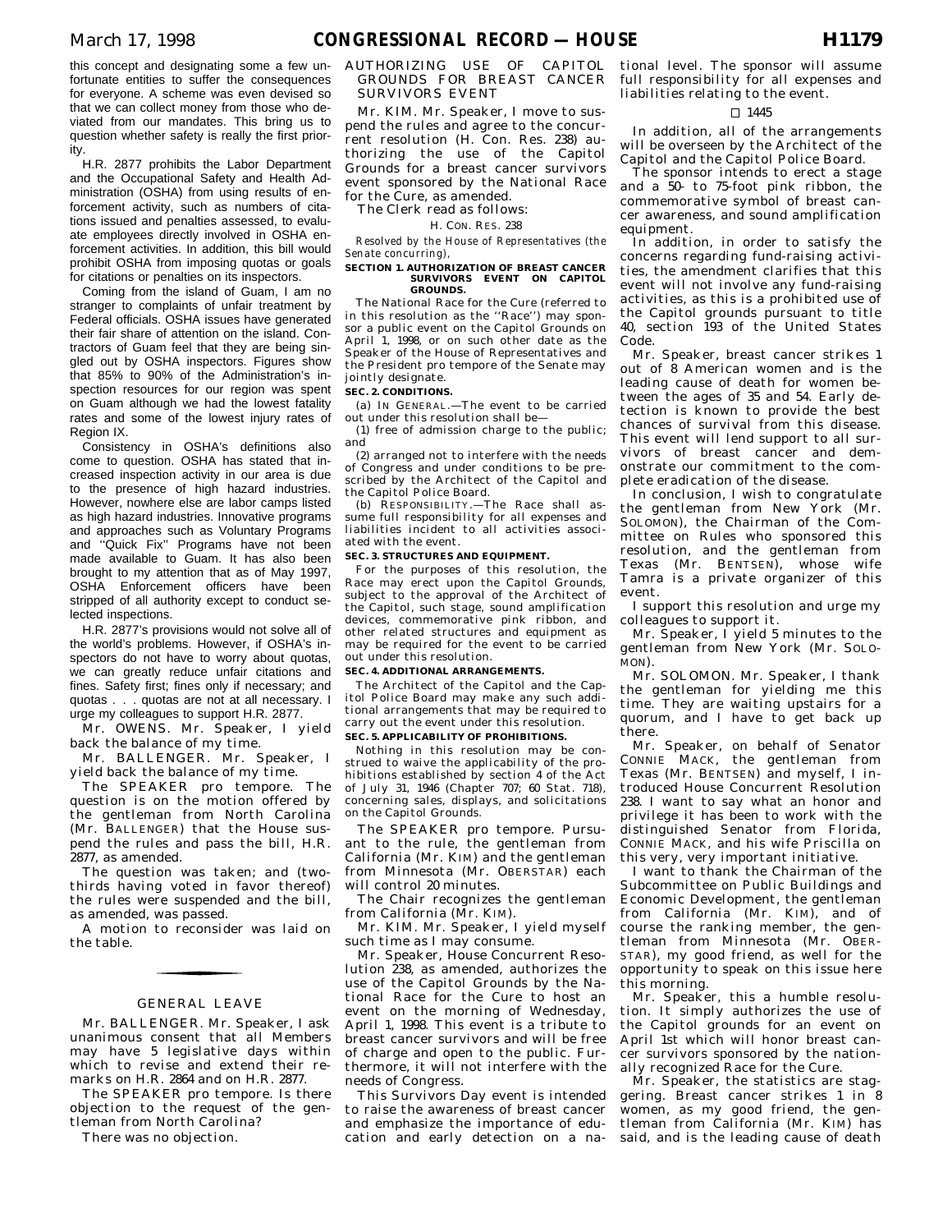this concept and designating some a few unfortunate entities to suffer the consequences for everyone. A scheme was even devised so that we can collect money from those who deviated from our mandates. This bring us to question whether safety is really the first priority.

H.R. 2877 prohibits the Labor Department and the Occupational Safety and Health Administration (OSHA) from using results of enforcement activity, such as numbers of citations issued and penalties assessed, to evaluate employees directly involved in OSHA enforcement activities. In addition, this bill would prohibit OSHA from imposing quotas or goals for citations or penalties on its inspectors.

Coming from the island of Guam, I am no stranger to complaints of unfair treatment by Federal officials. OSHA issues have generated their fair share of attention on the island. Contractors of Guam feel that they are being singled out by OSHA inspectors. Figures show that 85% to 90% of the Administration's inspection resources for our region was spent on Guam although we had the lowest fatality rates and some of the lowest injury rates of Region IX.

Consistency in OSHA's definitions also come to question. OSHA has stated that increased inspection activity in our area is due to the presence of high hazard industries. However, nowhere else are labor camps listed as high hazard industries. Innovative programs and approaches such as Voluntary Programs and "Quick Fix" Programs have not been made available to Guam. It has also been brought to my attention that as of May 1997, OSHA Enforcement officers have been stripped of all authority except to conduct selected inspections.

H.R. 2877's provisions would not solve all of the world's problems. However, if OSHA's inspectors do not have to worry about quotas, we can greatly reduce unfair citations and fines. Safety first; fines only if necessary; and quotas . . . quotas are not at all necessary. I urge my colleagues to support H.R. 2877.

Mr. OWENS. Mr. Speaker, I yield back the balance of my time.

Mr. BALLENGER. Mr. Speaker, I yield back the balance of my time.

The SPEAKER pro tempore. The question is on the motion offered by the gentleman from North Carolina (Mr. BALLENGER) that the House suspend the rules and pass the bill, H.R. 2877, as amended.

The question was taken; and (two-thirds having voted in favor thereof) the rules were suspended and the bill, as amended, was passed.

A motion to reconsider was laid on the table.

## GENERAL LEAVE

Mr. BALLENGER. Mr. Speaker, I ask unanimous consent that all Members may have 5 legislative days within which to revise and extend their remarks on H.R. 2864 and on H.R. 2877.

The SPEAKER pro tempore. Is there objection to the request of the gentleman from North Carolina?

There was no objection.

## AUTHORIZING USE OF CAPITOL GROUNDS FOR BREAST CANCER SURVIVORS EVENT

Mr. KIM. Mr. Speaker, I move to suspend the rules and agree to the concurrent resolution (H. Con. Res. 238) authorizing the use of the Capitol Grounds for a breast cancer survivors event sponsored by the National Race for the Cure, as amended.

The Clerk read as follows:

H. CON. RES. 238

*Resolved by the House of Representatives (the Senate concurring),*

**SECTION 1. AUTHORIZATION OF BREAST CANCER SURVIVORS EVENT ON CAPITOL GROUNDS.**

The National Race for the Cure (referred to in this resolution as the "Race") may sponsor a public event on the Capitol Grounds on April 1, 1998, or on such other date as the Speaker of the House of Representatives and the President pro tempore of the Senate may jointly designate.

**SEC. 2. CONDITIONS.**

(a) IN GENERAL.—The event to be carried out under this resolution shall be—

(1) free of admission charge to the public; and

(2) arranged not to interfere with the needs of Congress and under conditions to be prescribed by the Architect of the Capitol and the Capitol Police Board.

(b) RESPONSIBILITY.—The Race shall assume full responsibility for all expenses and liabilities incident to all activities associated with the event.

**SEC. 3. STRUCTURES AND EQUIPMENT.**

For the purposes of this resolution, the Race may erect upon the Capitol Grounds, subject to the approval of the Architect of the Capitol, such stage, sound amplification devices, commemorative pink ribbon, and other related structures and equipment as may be required for the event to be carried out under this resolution.

**SEC. 4. ADDITIONAL ARRANGEMENTS.**

The Architect of the Capitol and the Capitol Police Board may make any such additional arrangements that may be required to carry out the event under this resolution.

**SEC. 5. APPLICABILITY OF PROHIBITIONS.**

Nothing in this resolution may be construed to waive the applicability of the prohibitions established by section 4 of the Act of July 31, 1946 (Chapter 707; 60 Stat. 718), concerning sales, displays, and solicitations on the Capitol Grounds.

The SPEAKER pro tempore. Pursuant to the rule, the gentleman from California (Mr. KIM) and the gentleman from Minnesota (Mr. OBERSTAR) each will control 20 minutes.

The Chair recognizes the gentleman from California (Mr. KIM).

Mr. KIM. Mr. Speaker, I yield myself such time as I may consume.

Mr. Speaker, House Concurrent Resolution 238, as amended, authorizes the use of the Capitol Grounds by the National Race for the Cure to host an event on the morning of Wednesday, April 1, 1998. This event is a tribute to breast cancer survivors and will be free of charge and open to the public. Furthermore, it will not interfere with the needs of Congress.

This Survivors Day event is intended to raise the awareness of breast cancer and emphasize the importance of education and early detection on a national level. The sponsor will assume full responsibility for all expenses and liabilities relating to the event.

□ 1445

In addition, all of the arrangements will be overseen by the Architect of the Capitol and the Capitol Police Board.

The sponsor intends to erect a stage and a 50- to 75-foot pink ribbon, the commemorative symbol of breast cancer awareness, and sound amplification equipment.

In addition, in order to satisfy the concerns regarding fund-raising activities, the amendment clarifies that this event will not involve any fund-raising activities, as this is a prohibited use of the Capitol grounds pursuant to title 40, section 193 of the United States Code.

Mr. Speaker, breast cancer strikes 1 out of 8 American women and is the leading cause of death for women between the ages of 35 and 54. Early detection is known to provide the best chances of survival from this disease. This event will lend support to all survivors of breast cancer and demonstrate our commitment to the complete eradication of the disease.

In conclusion, I wish to congratulate the gentleman from New York (Mr. SOLOMON), the Chairman of the Committee on Rules who sponsored this resolution, and the gentleman from Texas (Mr. BENTSEN), whose wife Tamra is a private organizer of this event.

I support this resolution and urge my colleagues to support it.

Mr. Speaker, I yield 5 minutes to the gentleman from New York (Mr. SOLOMON).

Mr. SOLOMON. Mr. Speaker, I thank the gentleman for yielding me this time. They are waiting upstairs for a quorum, and I have to get back up there.

Mr. Speaker, on behalf of Senator CONNIE MACK, the gentleman from Texas (Mr. BENTSEN) and myself, I introduced House Concurrent Resolution 238. I want to say what an honor and privilege it has been to work with the distinguished Senator from Florida, CONNIE MACK, and his wife Priscilla on this very, very important initiative.

I want to thank the Chairman of the Subcommittee on Public Buildings and Economic Development, the gentleman from California (Mr. KIM), and of course the ranking member, the gentleman from Minnesota (Mr. OBERSTAR), my good friend, as well for the opportunity to speak on this issue here this morning.

Mr. Speaker, this a humble resolution. It simply authorizes the use of the Capitol grounds for an event on April 1st which will honor breast cancer survivors sponsored by the nationally recognized Race for the Cure.

Mr. Speaker, the statistics are staggering. Breast cancer strikes 1 in 8 women, as my good friend, the gentleman from California (Mr. KIM) has said, and is the leading cause of death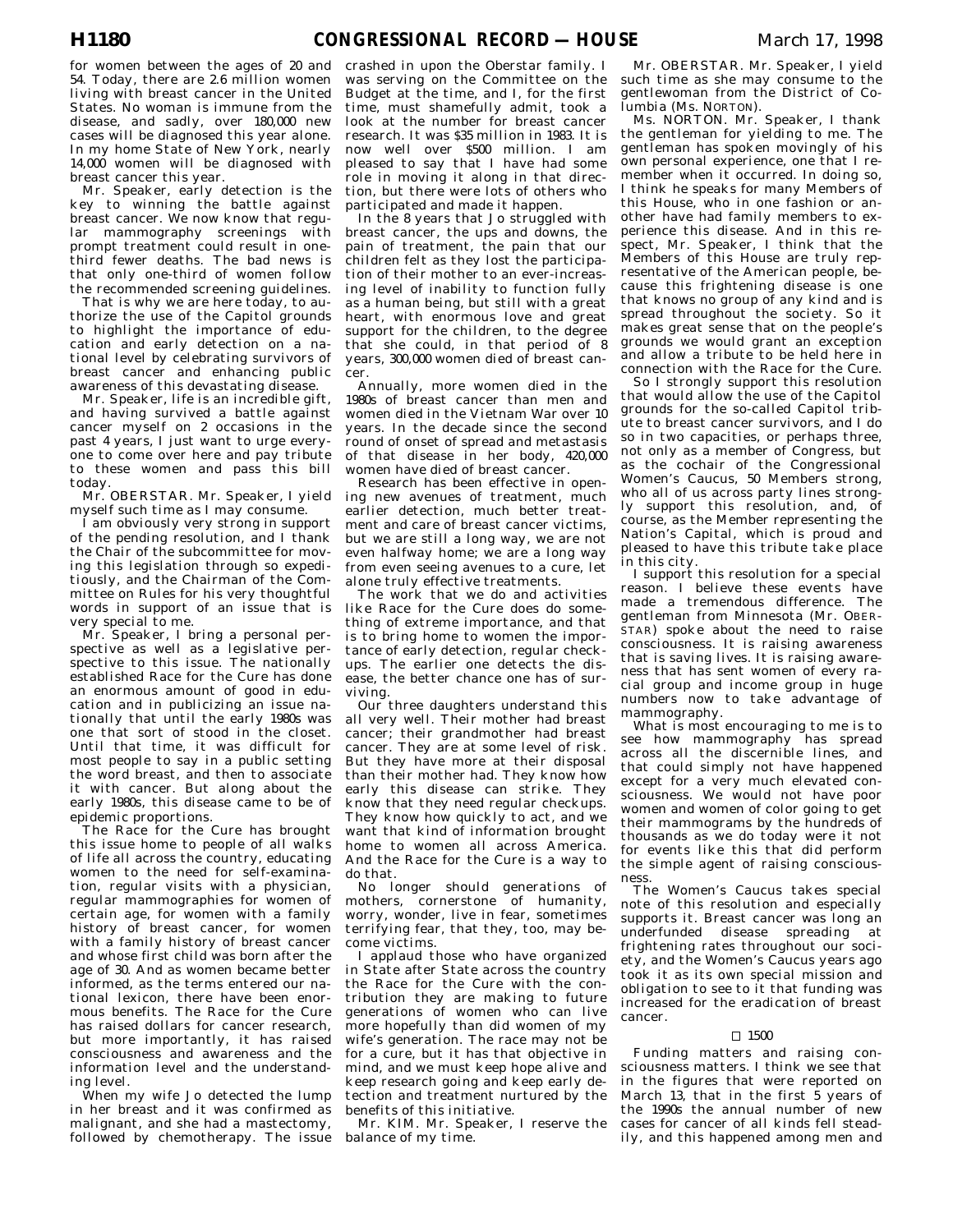for women between the ages of 20 and 54. Today, there are 2.6 million women living with breast cancer in the United States. No woman is immune from the disease, and sadly, over 180,000 new cases will be diagnosed this year alone. In my home State of New York, nearly 14,000 women will be diagnosed with breast cancer this year.

Mr. Speaker, early detection is the key to winning the battle against breast cancer. We now know that regular mammography screenings with prompt treatment could result in one-third fewer deaths. The bad news is that only one-third of women follow the recommended screening guidelines.

That is why we are here today, to authorize the use of the Capitol grounds to highlight the importance of education and early detection on a national level by celebrating survivors of breast cancer and enhancing public awareness of this devastating disease.

Mr. Speaker, life is an incredible gift, and having survived a battle against cancer myself on 2 occasions in the past 4 years, I just want to urge everyone to come over here and pay tribute to these women and pass this bill today.

Mr. OBERSTAR. Mr. Speaker, I yield myself such time as I may consume.

I am obviously very strong in support of the pending resolution, and I thank the Chair of the subcommittee for moving this legislation through so expeditiously, and the Chairman of the Committee on Rules for his very thoughtful words in support of an issue that is very special to me.

Mr. Speaker, I bring a personal perspective as well as a legislative perspective to this issue. The nationally established Race for the Cure has done an enormous amount of good in education and in publicizing an issue nationally that until the early 1980s was one that sort of stood in the closet. Until that time, it was difficult for most people to say in a public setting the word breast, and then to associate it with cancer. But along about the early 1980s, this disease came to be of epidemic proportions.

The Race for the Cure has brought this issue home to people of all walks of life all across the country, educating women to the need for self-examination, regular visits with a physician, regular mammographies for women of certain age, for women with a family history of breast cancer, for women with a family history of breast cancer and whose first child was born after the age of 30. And as women became better informed, as the terms entered our national lexicon, there have been enormous benefits. The Race for the Cure has raised dollars for cancer research, but more importantly, it has raised consciousness and awareness and the information level and the understanding level.

When my wife Jo detected the lump in her breast and it was confirmed as malignant, and she had a mastectomy, followed by chemotherapy. The issue crashed in upon the Oberstar family. I was serving on the Committee on the Budget at the time, and I, for the first time, must shamefully admit, took a look at the number for breast cancer research. It was $35 million in 1983. It is now well over $500 million. I am pleased to say that I have had some role in moving it along in that direction, but there were lots of others who participated and made it happen.

In the 8 years that Jo struggled with breast cancer, the ups and downs, the pain of treatment, the pain that our children felt as they lost the participation of their mother to an ever-increasing level of inability to function fully as a human being, but still with a great heart, with enormous love and great support for the children, to the degree that she could, in that period of 8 years, 300,000 women died of breast cancer.

Annually, more women died in the 1980s of breast cancer than men and women died in the Vietnam War over 10 years. In the decade since the second round of onset of spread and metastasis of that disease in her body, 420,000 women have died of breast cancer.

Research has been effective in opening new avenues of treatment, much earlier detection, much better treatment and care of breast cancer victims, but we are still a long way, we are not even halfway home; we are a long way from even seeing avenues to a cure, let alone truly effective treatments.

The work that we do and activities like Race for the Cure does do something of extreme importance, and that is to bring home to women the importance of early detection, regular checkups. The earlier one detects the disease, the better chance one has of surviving.

Our three daughters understand this all very well. Their mother had breast cancer; their grandmother had breast cancer. They are at some level of risk. But they have more at their disposal than their mother had. They know how early this disease can strike. They know that they need regular checkups. They know how quickly to act, and we want that kind of information brought home to women all across America. And the Race for the Cure is a way to do that.

No longer should generations of mothers, cornerstone of humanity, worry, wonder, live in fear, sometimes terrifying fear, that they, too, may become victims.

I applaud those who have organized in State after State across the country the Race for the Cure with the contribution they are making to future generations of women who can live more hopefully than did women of my wife's generation. The race may not be for a cure, but it has that objective in mind, and we must keep hope alive and keep research going and keep early detection and treatment nurtured by the benefits of this initiative.

Mr. KIM. Mr. Speaker, I reserve the balance of my time.

Mr. OBERSTAR. Mr. Speaker, I yield such time as she may consume to the gentlewoman from the District of Columbia (Ms. NORTON).

Ms. NORTON. Mr. Speaker, I thank the gentleman for yielding to me. The gentleman has spoken movingly of his own personal experience, one that I remember when it occurred. In doing so, I think he speaks for many Members of this House, who in one fashion or another have had family members to experience this disease. And in this respect, Mr. Speaker, I think that the Members of this House are truly representative of the American people, because this frightening disease is one that knows no group of any kind and is spread throughout the society. So it makes great sense that on the people's grounds we would grant an exception and allow a tribute to be held here in connection with the Race for the Cure.

So I strongly support this resolution that would allow the use of the Capitol grounds for the so-called Capitol tribute to breast cancer survivors, and I do so in two capacities, or perhaps three, not only as a member of Congress, but as the cochair of the Congressional Women's Caucus, 50 Members strong, who all of us across party lines strongly support this resolution, and, of course, as the Member representing the Nation's Capital, which is proud and pleased to have this tribute take place in this city.

I support this resolution for a special reason. I believe these events have made a tremendous difference. The gentleman from Minnesota (Mr. OBERSTAR) spoke about the need to raise consciousness. It is raising awareness that is saving lives. It is raising awareness that has sent women of every racial group and income group in huge numbers now to take advantage of mammography.

What is most encouraging to me is to see how mammography has spread across all the discernible lines, and that could simply not have happened except for a very much elevated consciousness. We would not have poor women and women of color going to get their mammograms by the hundreds of thousands as we do today were it not for events like this that did perform the simple agent of raising consciousness.

The Women's Caucus takes special note of this resolution and especially supports it. Breast cancer was long an underfunded disease spreading at frightening rates throughout our society, and the Women's Caucus years ago took it as its own special mission and obligation to see to it that funding was increased for the eradication of breast cancer.

□ 1500

Funding matters and raising consciousness matters. I think we see that in the figures that were reported on March 13, that in the first 5 years of the 1990s the annual number of new cases for cancer of all kinds fell steadily, and this happened among men and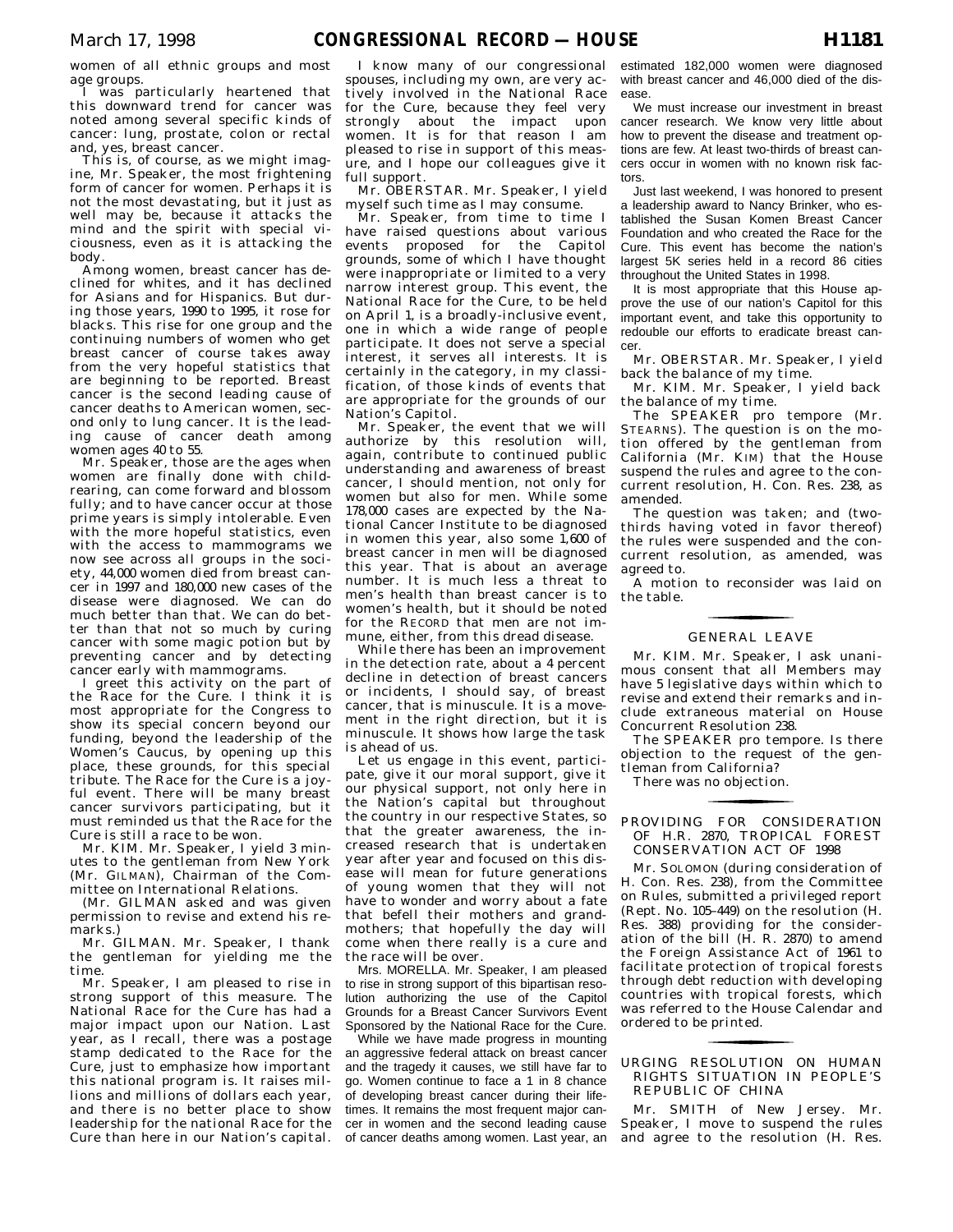women of all ethnic groups and most age groups.

I was particularly heartened that this downward trend for cancer was noted among several specific kinds of cancer: lung, prostate, colon or rectal and, yes, breast cancer.

This is, of course, as we might imagine, Mr. Speaker, the most frightening form of cancer for women. Perhaps it is not the most devastating, but it just as well may be, because it attacks the mind and the spirit with special viciousness, even as it is attacking the body.

Among women, breast cancer has declined for whites, and it has declined for Asians and for Hispanics. But during those years, 1990 to 1995, it rose for blacks. This rise for one group and the continuing numbers of women who get breast cancer of course takes away from the very hopeful statistics that are beginning to be reported. Breast cancer is the second leading cause of cancer deaths to American women, second only to lung cancer. It is the leading cause of cancer death among women ages 40 to 55.

Mr. Speaker, those are the ages when women are finally done with childrearing, can come forward and blossom fully; and to have cancer occur at those prime years is simply intolerable. Even with the more hopeful statistics, even with the access to mammograms we now see across all groups in the society, 44,000 women died from breast cancer in 1997 and 180,000 new cases of the disease were diagnosed. We can do much better than that. We can do better than that not so much by curing cancer with some magic potion but by preventing cancer and by detecting cancer early with mammograms.

I greet this activity on the part of the Race for the Cure. I think it is most appropriate for the Congress to show its special concern beyond our funding, beyond the leadership of the Women's Caucus, by opening up this place, these grounds, for this special tribute. The Race for the Cure is a joyful event. There will be many breast cancer survivors participating, but it must reminded us that the Race for the Cure is still a race to be won.

Mr. KIM. Mr. Speaker, I yield 3 minutes to the gentleman from New York (Mr. GILMAN), Chairman of the Committee on International Relations.

(Mr. GILMAN asked and was given permission to revise and extend his remarks.)

Mr. GILMAN. Mr. Speaker, I thank the gentleman for yielding me the time.

Mr. Speaker, I am pleased to rise in strong support of this measure. The National Race for the Cure has had a major impact upon our Nation. Last year, as I recall, there was a postage stamp dedicated to the Race for the Cure, just to emphasize how important this national program is. It raises millions and millions of dollars each year, and there is no better place to show leadership for the national Race for the Cure than here in our Nation's capital.

I know many of our congressional spouses, including my own, are very actively involved in the National Race for the Cure, because they feel very strongly about the impact upon women. It is for that reason I am pleased to rise in support of this measure, and I hope our colleagues give it full support.

Mr. OBERSTAR. Mr. Speaker, I yield myself such time as I may consume.

Mr. Speaker, from time to time I have raised questions about various events proposed for the Capitol grounds, some of which I have thought were inappropriate or limited to a very narrow interest group. This event, the National Race for the Cure, to be held on April 1, is a broadly-inclusive event, one in which a wide range of people participate. It does not serve a special interest, it serves all interests. It is certainly in the category, in my classification, of those kinds of events that are appropriate for the grounds of our Nation's Capitol.

Mr. Speaker, the event that we will authorize by this resolution will, again, contribute to continued public understanding and awareness of breast cancer, I should mention, not only for women but also for men. While some 178,000 cases are expected by the National Cancer Institute to be diagnosed in women this year, also some 1,600 of breast cancer in men will be diagnosed this year. That is about an average number. It is much less a threat to men's health than breast cancer is to women's health, but it should be noted for the RECORD that men are not immune, either, from this dread disease.

While there has been an improvement in the detection rate, about a 4 percent decline in detection of breast cancers or incidents, I should say, of breast cancer, that is minuscule. It is a movement in the right direction, but it is minuscule. It shows how large the task is ahead of us.

Let us engage in this event, participate, give it our moral support, give it our physical support, not only here in the Nation's capital but throughout the country in our respective States, so that the greater awareness, the increased research that is undertaken year after year and focused on this disease will mean for future generations of young women that they will not have to wonder and worry about a fate that befell their mothers and grandmothers; that hopefully the day will come when there really is a cure and the race will be over.

Mrs. MORELLA. Mr. Speaker, I am pleased to rise in strong support of this bipartisan resolution authorizing the use of the Capitol Grounds for a Breast Cancer Survivors Event Sponsored by the National Race for the Cure.

While we have made progress in mounting an aggressive federal attack on breast cancer and the tragedy it causes, we still have far to go. Women continue to face a 1 in 8 chance of developing breast cancer during their lifetimes. It remains the most frequent major cancer in women and the second leading cause of cancer deaths among women. Last year, an estimated 182,000 women were diagnosed with breast cancer and 46,000 died of the disease.

We must increase our investment in breast cancer research. We know very little about how to prevent the disease and treatment options are few. At least two-thirds of breast cancers occur in women with no known risk factors.

Just last weekend, I was honored to present a leadership award to Nancy Brinker, who established the Susan Komen Breast Cancer Foundation and who created the Race for the Cure. This event has become the nation's largest 5K series held in a record 86 cities throughout the United States in 1998.

It is most appropriate that this House approve the use of our nation's Capitol for this important event, and take this opportunity to redouble our efforts to eradicate breast cancer.

Mr. OBERSTAR. Mr. Speaker, I yield back the balance of my time.

Mr. KIM. Mr. Speaker, I yield back the balance of my time.

The SPEAKER pro tempore (Mr. STEARNS). The question is on the motion offered by the gentleman from California (Mr. KIM) that the House suspend the rules and agree to the concurrent resolution, H. Con. Res. 238, as amended.

The question was taken; and (two-thirds having voted in favor thereof) the rules were suspended and the concurrent resolution, as amended, was agreed to.

A motion to reconsider was laid on the table.

## GENERAL LEAVE

Mr. KIM. Mr. Speaker, I ask unanimous consent that all Members may have 5 legislative days within which to revise and extend their remarks and include extraneous material on House Concurrent Resolution 238.

The SPEAKER pro tempore. Is there objection to the request of the gentleman from California?

There was no objection.

## PROVIDING FOR CONSIDERATION OF H.R. 2870, TROPICAL FOREST CONSERVATION ACT OF 1998

Mr. SOLOMON (during consideration of H. Con. Res. 238), from the Committee on Rules, submitted a privileged report (Rept. No. 105–449) on the resolution (H. Res. 388) providing for the consideration of the bill (H. R. 2870) to amend the Foreign Assistance Act of 1961 to facilitate protection of tropical forests through debt reduction with developing countries with tropical forests, which was referred to the House Calendar and ordered to be printed.

## URGING RESOLUTION ON HUMAN RIGHTS SITUATION IN PEOPLE'S REPUBLIC OF CHINA

Mr. SMITH of New Jersey. Mr. Speaker, I move to suspend the rules and agree to the resolution (H. Res.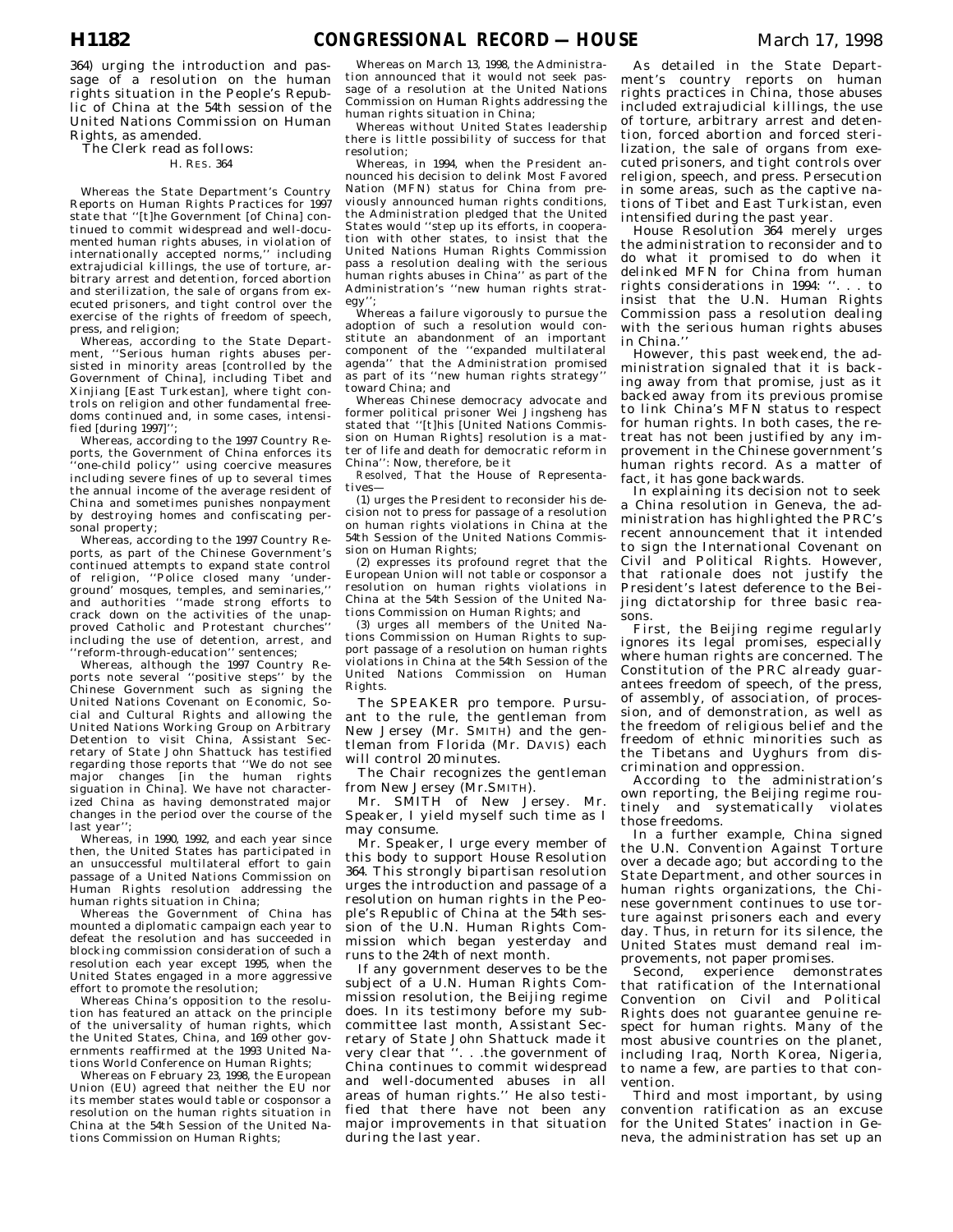364) urging the introduction and passage of a resolution on the human rights situation in the People's Republic of China at the 54th session of the United Nations Commission on Human Rights, as amended.

The Clerk read as follows:

H. RES. 364

Whereas the State Department's Country Reports on Human Rights Practices for 1997 state that ''[t]he Government [of China] continued to commit widespread and well-documented human rights abuses, in violation of internationally accepted norms,'' including extrajudicial killings, the use of torture, arbitrary arrest and detention, forced abortion and sterilization, the sale of organs from executed prisoners, and tight control over the exercise of the rights of freedom of speech, press, and religion;

Whereas, according to the State Department, ''Serious human rights abuses persisted in minority areas [controlled by the Government of China], including Tibet and Xinjiang [East Turkestan], where tight controls on religion and other fundamental freedoms continued and, in some cases, intensified [during 1997]'';

Whereas, according to the 1997 Country Reports, the Government of China enforces its ''one-child policy'' using coercive measures including severe fines of up to several times the annual income of the average resident of China and sometimes punishes nonpayment by destroying homes and confiscating personal property;

Whereas, according to the 1997 Country Reports, as part of the Chinese Government's continued attempts to expand state control of religion, ''Police closed many 'underground' mosques, temples, and seminaries,'' and authorities ''made strong efforts to crack down on the activities of the unapproved Catholic and Protestant churches'' including the use of detention, arrest, and ''reform-through-education'' sentences;

Whereas, although the 1997 Country Reports note several ''positive steps'' by the Chinese Government such as signing the United Nations Covenant on Economic, Social and Cultural Rights and allowing the United Nations Working Group on Arbitrary Detention to visit China, Assistant Secretary of State John Shattuck has testified regarding those reports that ''We do not see major changes [in the human rights siguation in China]. We have not characterized China as having demonstrated major changes in the period over the course of the last year'';

Whereas, in 1990, 1992, and each year since then, the United States has participated in an unsuccessful multilateral effort to gain passage of a United Nations Commission on Human Rights resolution addressing the human rights situation in China;

Whereas the Government of China has mounted a diplomatic campaign each year to defeat the resolution and has succeeded in blocking commission consideration of such a resolution each year except 1995, when the United States engaged in a more aggressive effort to promote the resolution;

Whereas China's opposition to the resolution has featured an attack on the principle of the universality of human rights, which the United States, China, and 169 other governments reaffirmed at the 1993 United Nations World Conference on Human Rights;

Whereas on February 23, 1998, the European Union (EU) agreed that neither the EU nor its member states would table or cosponsor a resolution on the human rights situation in China at the 54th Session of the United Nations Commission on Human Rights;

Whereas on March 13, 1998, the Administration announced that it would not seek passage of a resolution at the United Nations Commission on Human Rights addressing the human rights situation in China;

Whereas without United States leadership there is little possibility of success for that resolution;

Whereas, in 1994, when the President announced his decision to delink Most Favored Nation (MFN) status for China from previously announced human rights conditions, the Administration pledged that the United States would ''step up its efforts, in cooperation with other states, to insist that the United Nations Human Rights Commission pass a resolution dealing with the serious human rights abuses in China'' as part of the Administration's ''new human rights strategy'';

Whereas a failure vigorously to pursue the adoption of such a resolution would constitute an abandonment of an important component of the ''expanded multilateral agenda'' that the Administration promised as part of its ''new human rights strategy'' toward China; and

Whereas Chinese democracy advocate and former political prisoner Wei Jingsheng has stated that ''[t]his [United Nations Commission on Human Rights] resolution is a matter of life and death for democratic reform in China'': Now, therefore, be it

*Resolved*, That the House of Representatives—

(1) urges the President to reconsider his decision not to press for passage of a resolution on human rights violations in China at the 54th Session of the United Nations Commission on Human Rights;

(2) expresses its profound regret that the European Union will not table or cosponsor a resolution on human rights violations in China at the 54th Session of the United Nations Commission on Human Rights; and

(3) urges all members of the United Nations Commission on Human Rights to support passage of a resolution on human rights violations in China at the 54th Session of the United Nations Commission on Human Rights.

The SPEAKER pro tempore. Pursuant to the rule, the gentleman from New Jersey (Mr. SMITH) and the gentleman from Florida (Mr. DAVIS) each will control 20 minutes.

The Chair recognizes the gentleman from New Jersey (Mr.SMITH).

Mr. SMITH of New Jersey. Mr. Speaker, I yield myself such time as I may consume.

Mr. Speaker, I urge every member of this body to support House Resolution 364. This strongly bipartisan resolution urges the introduction and passage of a resolution on human rights in the People's Republic of China at the 54th session of the U.N. Human Rights Commission which began yesterday and runs to the 24th of next month.

If any government deserves to be the subject of a U.N. Human Rights Commission resolution, the Beijing regime does. In its testimony before my subcommittee last month, Assistant Secretary of State John Shattuck made it very clear that ''. . .the government of China continues to commit widespread and well-documented abuses in all areas of human rights.'' He also testified that there have not been any major improvements in that situation during the last year.

As detailed in the State Department's country reports on human rights practices in China, those abuses included extrajudicial killings, the use of torture, arbitrary arrest and detention, forced abortion and forced sterilization, the sale of organs from executed prisoners, and tight controls over religion, speech, and press. Persecution in some areas, such as the captive nations of Tibet and East Turkistan, even intensified during the past year.

House Resolution 364 merely urges the administration to reconsider and to do what it promised to do when it delinked MFN for China from human rights considerations in 1994: ''. . . to insist that the U.N. Human Rights Commission pass a resolution dealing with the serious human rights abuses in China.''

However, this past weekend, the administration signaled that it is backing away from that promise, just as it backed away from its previous promise to link China's MFN status to respect for human rights. In both cases, the retreat has not been justified by any improvement in the Chinese government's human rights record. As a matter of fact, it has gone backwards.

In explaining its decision not to seek a China resolution in Geneva, the administration has highlighted the PRC's recent announcement that it intended to sign the International Covenant on Civil and Political Rights. However, that rationale does not justify the President's latest deference to the Beijing dictatorship for three basic reasons.

First, the Beijing regime regularly ignores its legal promises, especially where human rights are concerned. The Constitution of the PRC already guarantees freedom of speech, of the press, of assembly, of association, of procession, and of demonstration, as well as the freedom of religious belief and the freedom of ethnic minorities such as the Tibetans and Uyghurs from discrimination and oppression.

According to the administration's own reporting, the Beijing regime routinely and systematically violates those freedoms.

In a further example, China signed the U.N. Convention Against Torture over a decade ago; but according to the State Department, and other sources in human rights organizations, the Chinese government continues to use torture against prisoners each and every day. Thus, in return for its silence, the United States must demand real improvements, not paper promises.

Second, experience demonstrates that ratification of the International Convention on Civil and Political Rights does not guarantee genuine respect for human rights. Many of the most abusive countries on the planet, including Iraq, North Korea, Nigeria, to name a few, are parties to that convention.

Third and most important, by using convention ratification as an excuse for the United States' inaction in Geneva, the administration has set up an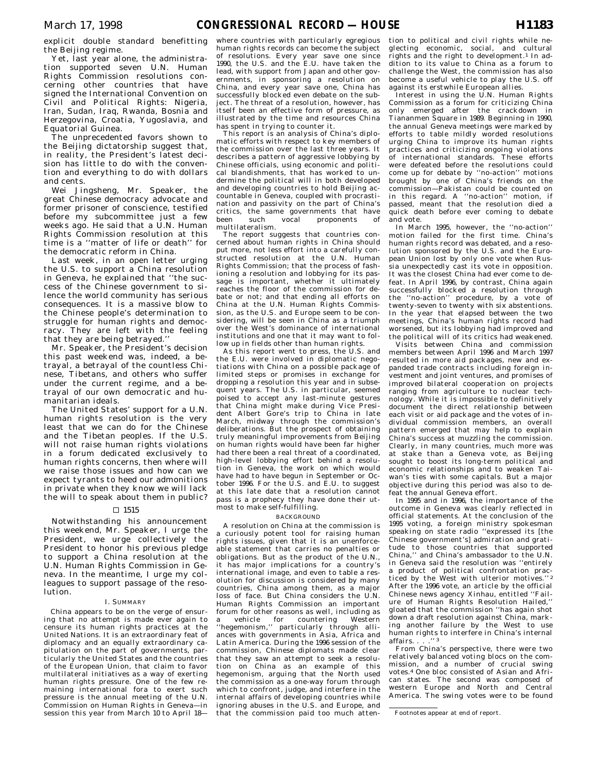explicit double standard benefitting the Beijing regime.

Yet, last year alone, the administration supported seven U.N. Human Rights Commission resolutions concerning other countries that have signed the International Convention on Civil and Political Rights: Nigeria, Iran, Sudan, Iraq, Rwanda, Bosnia and Herzegovina, Croatia, Yugoslavia, and Equatorial Guinea.

The unprecedented favors shown to the Beijing dictatorship suggest that, in reality, the President's latest decision has little to do with the convention and everything to do with dollars and cents.

Wei Jingsheng, Mr. Speaker, the great Chinese democracy advocate and former prisoner of conscience, testified before my subcommittee just a few weeks ago. He said that a U.N. Human Rights Commission resolution at this time is a ''matter of life or death'' for the democratic reform in China.

Last week, in an open letter urging the U.S. to support a China resolution in Geneva, he explained that ''the success of the Chinese government to silence the world community has serious consequences. It is a massive blow to the Chinese people's determination to struggle for human rights and democracy. They are left with the feeling that they are being betrayed.''

Mr. Speaker, the President's decision this past weekend was, indeed, a betrayal, a betrayal of the countless Chinese, Tibetans, and others who suffer under the current regime, and a betrayal of our own democratic and humanitarian ideals.

The United States' support for a U.N. human rights resolution is the very least that we can do for the Chinese and the Tibetan peoples. If the U.S. will not raise human rights violations in a forum dedicated exclusively to human rights concerns, then where will we raise those issues and how can we expect tyrants to heed our admonitions in private when they know we will lack the will to speak about them in public?

□ 1515

Notwithstanding his announcement this weekend, Mr. Speaker, I urge the President, we urge collectively the President to honor his previous pledge to support a China resolution at the U.N. Human Rights Commission in Geneva. In the meantime, I urge my colleagues to support passage of the resolution.

## I. SUMMARY

China appears to be on the verge of ensuring that no attempt is made ever again to censure its human rights practices at the United Nations. It is an extraordinary feat of diplomacy and an equally extraordinary capitulation on the part of governments, particularly the United States and the countries of the European Union, that claim to favor multilateral initiatives as a way of exerting human rights pressure. One of the few remaining international fora to exert such pressure is the annual meeting of the U.N. Commission on Human Rights in Geneva—in session this year from March 10 to April 18—where countries with particularly egregious human rights records can become the subject of resolutions. Every year save one since 1990, the U.S. and the E.U. have taken the lead, with support from Japan and other governments, in sponsoring a resolution on China, and every year save one, China has successfully blocked even debate on the subject. The threat of a resolution, however, has itself been an effective form of pressure, as illustrated by the time and resources China has spent in trying to counter it.

This report is an analysis of China's diplomatic efforts with respect to key members of the commission over the last three years. It describes a pattern of aggressive lobbying by Chinese officials, using economic and political blandishments, that has worked to undermine the political will in both developed and developing countries to hold Beijing accountable in Geneva, coupled with procrastination and passivity on the part of China's critics, the same governments that have been such vocal proponents of multilateralism.

The report suggests that countries concerned about human rights in China should put more, not less effort into a carefully constructed resolution at the U.N. Human Rights Commission; that the process of fashioning a resolution and lobbying for its passage is important, whether it ultimately reaches the floor of the commission for debate or not; and that ending all efforts on China at the U.N. Human Rights Commission, as the U.S. and Europe seem to be considering, will be seen in China as a triumph over the West's dominance of international institutions and one that it may want to follow up in fields other than human rights.

As this report went to press, the U.S. and the E.U. were involved in diplomatic negotiations with China on a possible package of limited steps or promises in exchange for dropping a resolution this year and in subsequent years. The U.S. in particular, seemed poised to accept any last-minute gestures that China might make during Vice President Albert Gore's trip to China in late March, midway through the commission's deliberations. But the prospect of obtaining truly meaningful improvements from Beijing on human rights would have been far higher had there been a real threat of a coordinated, high-level lobbying effort behind a resolution in Geneva, the work on which would have had to have begun in September or October 1996. For the U.S. and E.U. to suggest at this late date that a resolution cannot pass is a prophecy they have done their utmost to make self-fulfilling.

### BACKGROUND

A resolution on China at the commission is a curiously potent tool for raising human rights issues, given that it is an unenforceable statement that carries no penalties or obligations. But as the product of the U.N., it has major implications for a country's international image, and even to table a resolution for discussion is considered by many countries, China among them, as a major loss of face. But China considers the U.N. Human Rights Commission an important forum for other reasons as well, including as a vehicle for countering Western ''hegemonism,'' particularly through alliances with governments in Asia, Africa and Latin America. During the 1996 session of the commission, Chinese diplomats made clear that they saw an attempt to seek a resolution on China as an example of this hegemonism, arguing that the North used the commission as a one-way forum through which to confront, judge, and interfere in the internal affairs of developing countries while ignoring abuses in the U.S. and Europe, and that the commission paid too much attention to political and civil rights while neglecting economic, social, and cultural rights and the right to development.[1] In addition to its value to China as a forum to challenge the West, the commission has also become a useful vehicle to play the U.S. off against its erstwhile European allies.

Interest in using the U.N. Human Rights Commission as a forum for criticizing China only emerged after the crackdown in Tiananmen Square in 1989. Beginning in 1990, the annual Geneva meetings were marked by efforts to table mildly worded resolutions urging China to improve its human rights practices and criticizing ongoing violations of international standards. These efforts were defeated before the resolutions could come up for debate by ''no-action'' motions brought by one of China's friends on the commission—Pakistan could be counted on in this regard. A ''no-action'' motion, if passed, meant that the resolution died a quick death before ever coming to debate and vote.

In March 1995, however, the ''no-action'' motion failed for the first time. China's human rights record was debated, and a resolution sponsored by the U.S. and the European Union lost by only one vote when Russia unexpectedly cast its vote in opposition. It was the closest China had ever come to defeat. In April 1996, by contrast, China again successfully blocked a resolution through the ''no-action'' procedure, by a vote of twenty-seven to twenty with six abstentions. In the year that elapsed between the two meetings, China's human rights record had worsened, but its lobbying had improved and the political will of its critics had weakened.

Visits between China and commission members between April 1996 and March 1997 resulted in more aid packages, new and expanded trade contracts including foreign investment and joint ventures, and promises of improved bilateral cooperation on projects ranging from agriculture to nuclear technology. While it is impossible to definitively document the direct relationship between each visit or aid package and the votes of individual commission members, an overall pattern emerged that may help to explain China's success at muzzling the commission. Clearly, in many countries, much more was at stake than a Geneva vote, as Beijing sought to boost its long-term political and economic relationships and to weaken Taiwan's ties with some capitals. But a major objective during this period was also to defeat the annual Geneva effort.

In 1995 and in 1996, the importance of the outcome in Geneva was clearly reflected in official statements. At the conclusion of the 1995 voting, a foreign ministry spokesman speaking on state radio ''expressed its [the Chinese government's] admiration and gratitude to those countries that supported China,'' and China's ambassador to the U.N. in Geneva said the resolution was ''entirely a product of political confrontation practiced by the West with ulterior motives.''[2] After the 1996 vote, an article by the official Chinese news agency Xinhau, entitled ''Failure of Human Rights Resolution Hailed,'' gloated that the commission ''has again shot down a draft resolution against China, marking another failure by the West to use human rights to interfere in China's internal affairs. . . .''[3]

From China's perspective, there were two relatively balanced voting blocs on the commission, and a number of crucial swing votes.[4] One bloc consisted of Asian and African states. The second was composed of western Europe and North and Central America. The swing votes were to be found

Footnotes appear at end of report.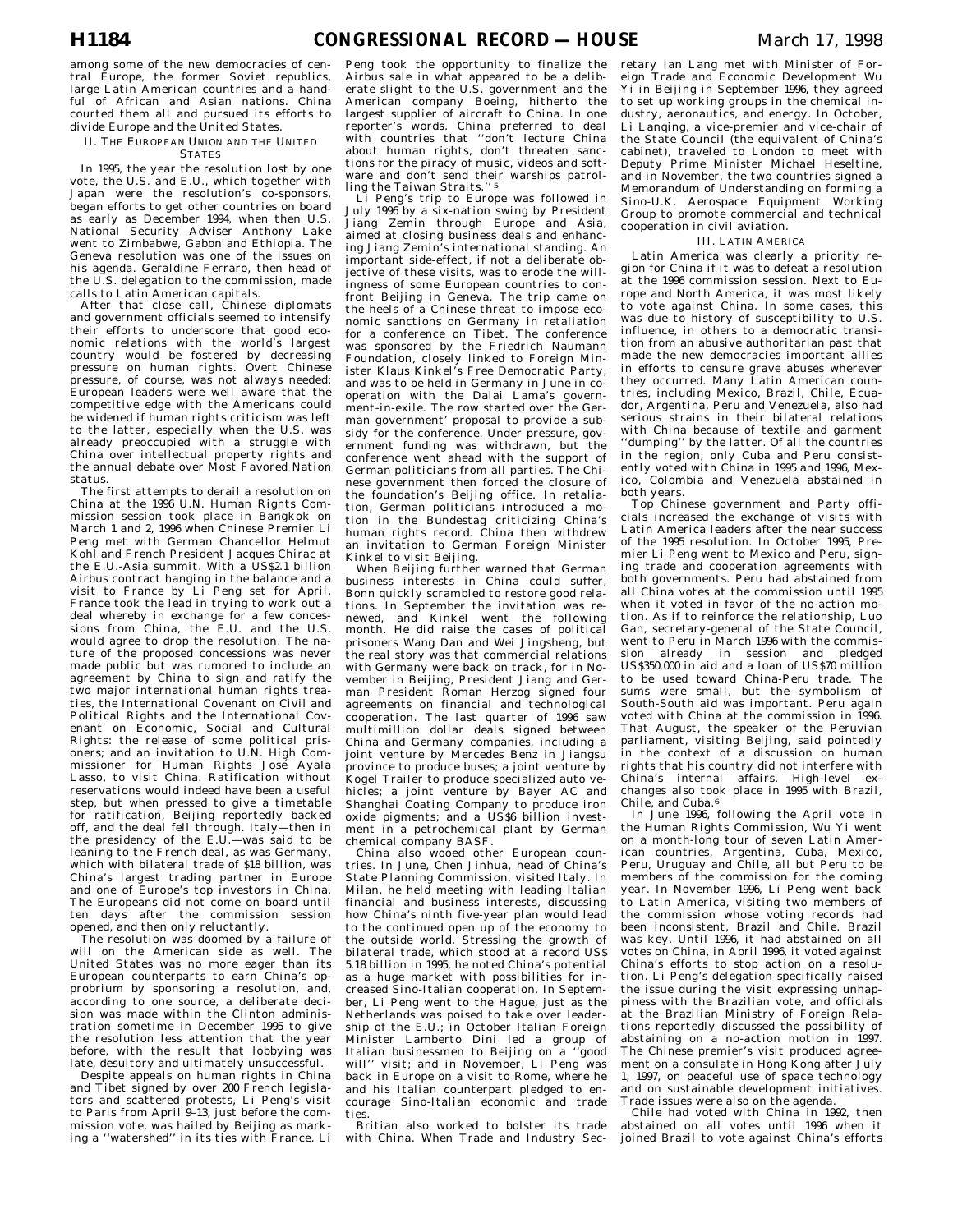among some of the new democracies of central Europe, the former Soviet republics, large Latin American countries and a handful of African and Asian nations. China courted them all and pursued its efforts to divide Europe and the United States.

## II. THE EUROPEAN UNION AND THE UNITED STATES

In 1995, the year the resolution lost by one vote, the U.S. and E.U., which together with Japan were the resolution's co-sponsors, began efforts to get other countries on board as early as December 1994, when then U.S. National Security Adviser Anthony Lake went to Zimbabwe, Gabon and Ethiopia. The Geneva resolution was one of the issues on his agenda. Geraldine Ferraro, then head of the U.S. delegation to the commission, made calls to Latin American capitals.

After that close call, Chinese diplomats and government officials seemed to intensify their efforts to underscore that good economic relations with the world's largest country would be fostered by decreasing pressure on human rights. Overt Chinese pressure, of course, was not always needed: European leaders were well aware that the competitive edge with the Americans could be widened if human rights criticism was left to the latter, especially when the U.S. was already preoccupied with a struggle with China over intellectual property rights and the annual debate over Most Favored Nation status.

The first attempts to derail a resolution on China at the 1996 U.N. Human Rights Commission session took place in Bangkok on March 1 and 2, 1996 when Chinese Premier Li Peng met with German Chancellor Helmut Kohl and French President Jacques Chirac at the E.U.-Asia summit. With a US$2.1 billion Airbus contract hanging in the balance and a visit to France by Li Peng set for April, France took the lead in trying to work out a deal whereby in exchange for a few concessions from China, the E.U. and the U.S. would agree to drop the resolution. The nature of the proposed concessions was never made public but was rumored to include an agreement by China to sign and ratify the two major international human rights treaties, the International Covenant on Civil and Political Rights and the International Covenant on Economic, Social and Cultural Rights: the release of some political prisoners; and an invitation to U.N. High Commissioner for Human Rights José Ayala Lasso, to visit China. Ratification without reservations would indeed have been a useful step, but when pressed to give a timetable for ratification, Beijing reportedly backed off, and the deal fell through. Italy—then in the presidency of the E.U.—was said to be leaning to the French deal, as was Germany, which with bilateral trade of $18 billion, was China's largest trading partner in Europe and one of Europe's top investors in China. The Europeans did not come on board until ten days after the commission session opened, and then only reluctantly.

The resolution was doomed by a failure of will on the American side as well. The United States was no more eager than its European counterparts to earn China's opprobrium by sponsoring a resolution, and, according to one source, a deliberate decision was made within the Clinton administration sometime in December 1995 to give the resolution less attention that the year before, with the result that lobbying was late, desultory and ultimately unsuccessful.

Despite appeals on human rights in China and Tibet signed by over 200 French legislators and scattered protests, Li Peng's visit to Paris from April 9–13, just before the commission vote, was hailed by Beijing as marking a ''watershed'' in its ties with France. Li Peng took the opportunity to finalize the Airbus sale in what appeared to be a deliberate slight to the U.S. government and the American company Boeing, hitherto the largest supplier of aircraft to China. In one reporter's words. China preferred to deal with countries that ''don't lecture China about human rights, don't threaten sanctions for the piracy of music, videos and software and don't send their warships patrolling the Taiwan Straits.'' [5]

Li Peng's trip to Europe was followed in July 1996 by a six-nation swing by President Jiang Zemin through Europe and Asia, aimed at closing business deals and enhancing Jiang Zemin's international standing. An important side-effect, if not a deliberate objective of these visits, was to erode the willingness of some European countries to confront Beijing in Geneva. The trip came on the heels of a Chinese threat to impose economic sanctions on Germany in retaliation for a conference on Tibet. The conference was sponsored by the Friedrich Naumann Foundation, closely linked to Foreign Minister Klaus Kinkel's Free Democratic Party, and was to be held in Germany in June in cooperation with the Dalai Lama's government-in-exile. The row started over the German government' proposal to provide a subsidy for the conference. Under pressure, government funding was withdrawn, but the conference went ahead with the support of German politicians from all parties. The Chinese government then forced the closure of the foundation's Beijing office. In retaliation, German politicians introduced a motion in the Bundestag criticizing China's human rights record. China then withdrew an invitation to German Foreign Minister Kinkel to visit Beijing.

When Beijing further warned that German business interests in China could suffer, Bonn quickly scrambled to restore good relations. In September the invitation was renewed, and Kinkel went the following month. He did raise the cases of political prisoners Wang Dan and Wei Jingsheng, but the real story was that commercial relations with Germany were back on track, for in November in Beijing, President Jiang and German President Roman Herzog signed four agreements on financial and technological cooperation. The last quarter of 1996 saw multimillion dollar deals signed between China and Germany companies, including a joint venture by Mercedes Benz in Jiangsu province to produce buses; a joint venture by Kogel Trailer to produce specialized auto vehicles; a joint venture by Bayer AC and Shanghai Coating Company to produce iron oxide pigments; and a US$6 billion investment in a petrochemical plant by German chemical company BASF.

China also wooed other European countries. In June, Chen Jinhua, head of China's State Planning Commission, visited Italy. In Milan, he held meeting with leading Italian financial and business interests, discussing how China's ninth five-year plan would lead to the continued open up of the economy to the outside world. Stressing the growth of bilateral trade, which stood at a record US$ 5.18 billion in 1995, he noted China's potential as a huge market with possibilities for increased Sino-Italian cooperation. In September, Li Peng went to the Hague, just as the Netherlands was poised to take over leadership of the E.U.; in October Italian Foreign Minister Lamberto Dini led a group of Italian businessmen to Beijing on a ''good will'' visit; and in November, Li Peng was back in Europe on a visit to Rome, where he and his Italian counterpart pledged to encourage Sino-Italian economic and trade ties.

Britian also worked to bolster its trade with China. When Trade and Industry Secretary Ian Lang met with Minister of Foreign Trade and Economic Development Wu Yi in Beijing in September 1996, they agreed to set up working groups in the chemical industry, aeronautics, and energy. In October, Li Lanqing, a vice-premier and vice-chair of the State Council (the equivalent of China's cabinet), traveled to London to meet with Deputy Prime Minister Michael Heseltine, and in November, the two countries signed a Memorandum of Understanding on forming a Sino-U.K. Aerospace Equipment Working Group to promote commercial and technical cooperation in civil aviation.

## III. LATIN AMERICA

Latin America was clearly a priority region for China if it was to defeat a resolution at the 1996 commission session. Next to Europe and North America, it was most likely to vote against China. In some cases, this was due to history of susceptibility to U.S. influence, in others to a democratic transition from an abusive authoritarian past that made the new democracies important allies in efforts to censure grave abuses wherever they occurred. Many Latin American countries, including Mexico, Brazil, Chile, Ecuador, Argentina, Peru and Venezuela, also had serious strains in their bilateral relations with China because of textile and garment ''dumping'' by the latter. Of all the countries in the region, only Cuba and Peru consistently voted with China in 1995 and 1996, Mexico, Colombia and Venezuela abstained in both years.

Top Chinese government and Party officials increased the exchange of visits with Latin America leaders after the near success of the 1995 resolution. In October 1995, Premier Li Peng went to Mexico and Peru, signing trade and cooperation agreements with both governments. Peru had abstained from all China votes at the commission until 1995 when it voted in favor of the no-action motion. As if to reinforce the relationship, Luo Gan, secretary-general of the State Council, went to Peru in March 1996 with the commission already in session and pledged US$350,000 in aid and a loan of US$70 million to be used toward China-Peru trade. The sums were small, but the symbolism of South-South aid was important. Peru again voted with China at the commission in 1996. That August, the speaker of the Peruvian parliament, visiting Beijing, said pointedly in the context of a discussion on human rights that his country did not interfere with China's internal affairs. High-level exchanges also took place in 1995 with Brazil, Chile, and Cuba.[6]

In June 1996, following the April vote in the Human Rights Commission, Wu Yi went on a month-long tour of seven Latin American countries, Argentina, Cuba, Mexico, Peru, Uruguay and Chile, all but Peru to be members of the commission for the coming year. In November 1996, Li Peng went back to Latin America, visiting two members of the commission whose voting records had been inconsistent, Brazil and Chile. Brazil was key. Until 1996, it had abstained on all votes on China, in April 1996, it voted against China's efforts to stop action on a resolution. Li Peng's delegation specifically raised the issue during the visit expressing unhappiness with the Brazilian vote, and officials at the Brazilian Ministry of Foreign Relations reportedly discussed the possibility of abstaining on a no-action motion in 1997. The Chinese premier's visit produced agreement on a consulate in Hong Kong after July 1, 1997, on peaceful use of space technology and on sustainable development initiatives. Trade issues were also on the agenda.

Chile had voted with China in 1992, then abstained on all votes until 1996 when it joined Brazil to vote against China's efforts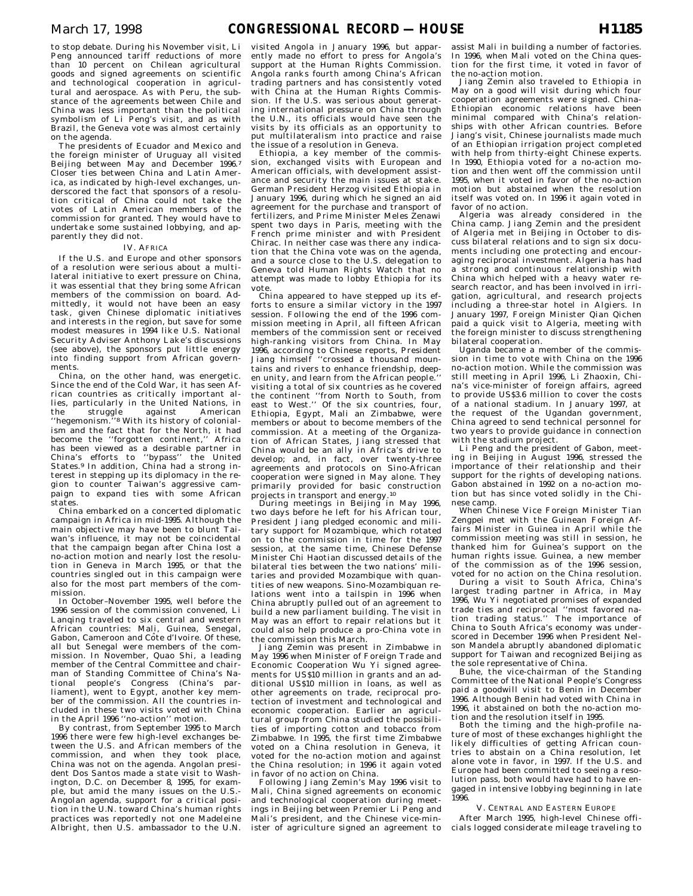to stop debate. During his November visit, Li Peng announced tariff reductions of more than 10 percent on Chilean agricultural goods and signed agreements on scientific and technological cooperation in agricultural and aerospace. As with Peru, the substance of the agreements between Chile and China was less important than the political symbolism of Li Peng's visit, and as with Brazil, the Geneva vote was almost certainly on the agenda.

The presidents of Ecuador and Mexico and the foreign minister of Uruguay all visited Beijing between May and December 1996.[7] Closer ties between China and Latin America, as indicated by high-level exchanges, underscored the fact that sponsors of a resolution critical of China could not take the votes of Latin American members of the commission for granted. They would have to undertake some sustained lobbying, and apparently they did not.

### IV. AFRICA

If the U.S. and Europe and other sponsors of a resolution were serious about a multilateral initiative to exert pressure on China, it was essential that they bring some African members of the commission on board. Admittedly, it would not have been an easy task, given Chinese diplomatic initiatives and interests in the region, but save for some modest measures in 1994 like U.S. National Security Adviser Anthony Lake's discussions (see above), the sponsors put little energy into finding support from African governments.

China, on the other hand, was energetic. Since the end of the Cold War, it has seen African countries as critically important allies, particularly in the United Nations, in the struggle against American ''hegemonism.''[8] With its history of colonialism and the fact that for the North, it had become the ''forgotten continent,'' Africa has been viewed as a desirable partner in China's efforts to ''bypass'' the United States.[9] In addition, China had a strong interest in stepping up its diplomacy in the region to counter Taiwan's aggressive campaign to expand ties with some African states.

China embarked on a concerted diplomatic campaign in Africa in mid-1995. Although the main objective may have been to blunt Taiwan's influence, it may not be coincidental that the campaign began after China lost a no-action motion and nearly lost the resolution in Geneva in March 1995, or that the countries singled out in this campaign were also for the most part members of the commission.

In October–November 1995, well before the 1996 session of the commission convened, Li Lanqing traveled to six central and western African countries: Mali, Guinea, Senegal, Gabon, Cameroon and Côte d'Ivoire. Of these, all but Senegal were members of the commission. In November, Quao Shi, a leading member of the Central Committee and chairman of Standing Committee of China's National people's Congress (China's parliament), went to Egypt, another key member of the commission. All the countries included in these two visits voted with China in the April 1996 ''no-action'' motion.

By contrast, from September 1995 to March 1996 there were few high-level exchanges between the U.S. and African members of the commission, and when they took place, China was not on the agenda. Angolan president Dos Santos made a state visit to Washington, D.C. on December 8, 1995, for example, but amid the many issues on the U.S.-Angolan agenda, support for a critical position in the U.N. toward China's human rights practices was reportedly not one Madeleine Albright, then U.S. ambassador to the U.N. visited Angola in January 1996, but apparently made no effort to press for Angola's support at the Human Rights Commission. Angola ranks fourth among China's African trading partners and has consistently voted with China at the Human Rights Commission. If the U.S. was serious about generating international pressure on China through the U.N., its officials would have seen the visits by its officials as an opportunity to put multilateralism into practice and raise the issue of a resolution in Geneva.

Ethiopia, a key member of the commission, exchanged visits with European and American officials, with development assistance and security the main issues at stake. German President Herzog visited Ethiopia in January 1996, during which he signed an aid agreement for the purchase and transport of fertilizers, and Prime Minister Meles Zenawi spent two days in Paris, meeting with the French prime minister and with President Chirac. In neither case was there any indication that the China vote was on the agenda, and a source close to the U.S. delegation to Geneva told Human Rights Watch that no attempt was made to lobby Ethiopia for its vote.

China appeared to have stepped up its efforts to ensure a similar victory in the 1997 session. Following the end of the 1996 commission meeting in April, all fifteen African members of the commission sent or received high-ranking visitors from China. In May 1996, according to Chinese reports, President Jiang himself ''crossed a thousand mountains and rivers to enhance friendship, deepen unity, and learn from the African people.'' visiting a total of six countries as he covered the continent ''from North to South, from east to West.'' Of the six countries, four, Ethiopia, Egypt, Mali an Zimbabwe, were members or about to become members of the commission. At a meeting of the Organization of African States, Jiang stressed that China would be an ally in Africa's drive to develop; and, in fact, over twenty-three agreements and protocols on Sino-African cooperation were signed in May alone. They primarily provided for basic construction projects in transport and energy.[10]

During meetings in Beijing in May 1996, two days before he left for his African tour, President Jiang pledged economic and military support for Mozambique, which rotated on to the commission in time for the 1997 session, at the same time, Chinese Defense Minister Chi Haotian discussed details of the bilateral ties between the two nations' militaries and provided Mozambique with quantities of new weapons. Sino-Mozambiquan relations went into a tailspin in 1996 when China abruptly pulled out of an agreement to build a new parliament building. The visit in May was an effort to repair relations but it could also help produce a pro-China vote in the commission this March.

Jiang Zemin was present in Zimbabwe in May 1996 when Minister of Foreign Trade and Economic Cooperation Wu Yi signed agreements for US$10 million in grants and an additional US$10 million in loans, as well as other agreements on trade, reciprocal protection of investment and technological and economic cooperation. Earlier an agricultural group from China studied the possibilities of importing cotton and tobacco from Zimbabwe. In 1995, the first time Zimbabwe voted on a China resolution in Geneva, it voted for the no-action motion and against the China resolution; in 1996 it again voted in favor of no action on China.

Following Jiang Zemin's May 1996 visit to Mali, China signed agreements on economic and technological cooperation during meetings in Beijing between Premier Li Peng and Mali's president, and the Chinese vice-minister of agriculture signed an agreement to assist Mali in building a number of factories. In 1996, when Mali voted on the China question for the first time, it voted in favor of the no-action motion.

Jiang Zemin also traveled to Ethiopia in May on a good will visit during which four cooperation agreements were signed. China-Ethiopian economic relations have been minimal compared with China's relationships with other African countries. Before Jiang's visit, Chinese journalists made much of an Ethiopian irrigation project completed with help from thirty-eight Chinese experts. In 1990, Ethiopia voted for a no-action motion and then went off the commission until 1995, when it voted in favor of the no-action motion but abstained when the resolution itself was voted on. In 1996 it again voted in favor of no action.

Algeria was already considered in the China camp. Jiang Zemin and the president of Algeria met in Beijing in October to discuss bilateral relations and to sign six documents including one protecting and encouraging reciprocal investment. Algeria has had a strong and continuous relationship with China which helped with a heavy water research reactor, and has been involved in irrigation, agricultural, and research projects including a three-star hotel in Algiers. In January 1997, Foreign Minister Qian Qichen paid a quick visit to Algeria, meeting with the foreign minister to discuss strengthening bilateral cooperation.

Uganda became a member of the commission in time to vote with China on the 1996 no-action motion. While the commission was still meeting in April 1996, Li Zhaoxin, China's vice-minister of foreign affairs, agreed to provide US$3.6 million to cover the costs of a national stadium. In January 1997, at the request of the Ugandan government, China agreed to send technical personnel for two years to provide guidance in connection with the stadium project.

Li Peng and the president of Gabon, meeting in Beijing in August 1996, stressed the importance of their relationship and their support for the rights of developing nations. Gabon abstained in 1992 on a no-action motion but has since voted solidly in the Chinese camp.

When Chinese Vice Foreign Minister Tian Zengpei met with the Guinean Foreign Affairs Minister in Guinea in April while the commission meeting was still in session, he thanked him for Guinea's support on the human rights issue. Guinea, a new member of the commission as of the 1996 session, voted for no action on the China resolution.

During a visit to South Africa, China's largest trading partner in Africa, in May 1996, Wu Yi negotiated promises of expanded trade ties and reciprocal ''most favored nation trading status.'' The importance of China to South Africa's economy was underscored in December 1996 when President Nelson Mandela abruptly abandoned diplomatic support for Taiwan and recognized Beijing as the sole representative of China.

Buhe, the vice-chairman of the Standing Committee of the National People's Congress paid a goodwill visit to Benin in December 1996. Although Benin had voted with China in 1996, it abstained on both the no-action motion and the resolution itself in 1995.

Both the timing and the high-profile nature of most of these exchanges highlight the likely difficulties of getting African countries to abstain on a China resolution, let alone vote in favor, in 1997. If the U.S. and Europe had been committed to seeing a resolution pass, both would have had to have engaged in intensive lobbying beginning in late 1996.

### V. CENTRAL AND EASTERN EUROPE

After March 1995, high-level Chinese officials logged considerate mileage traveling to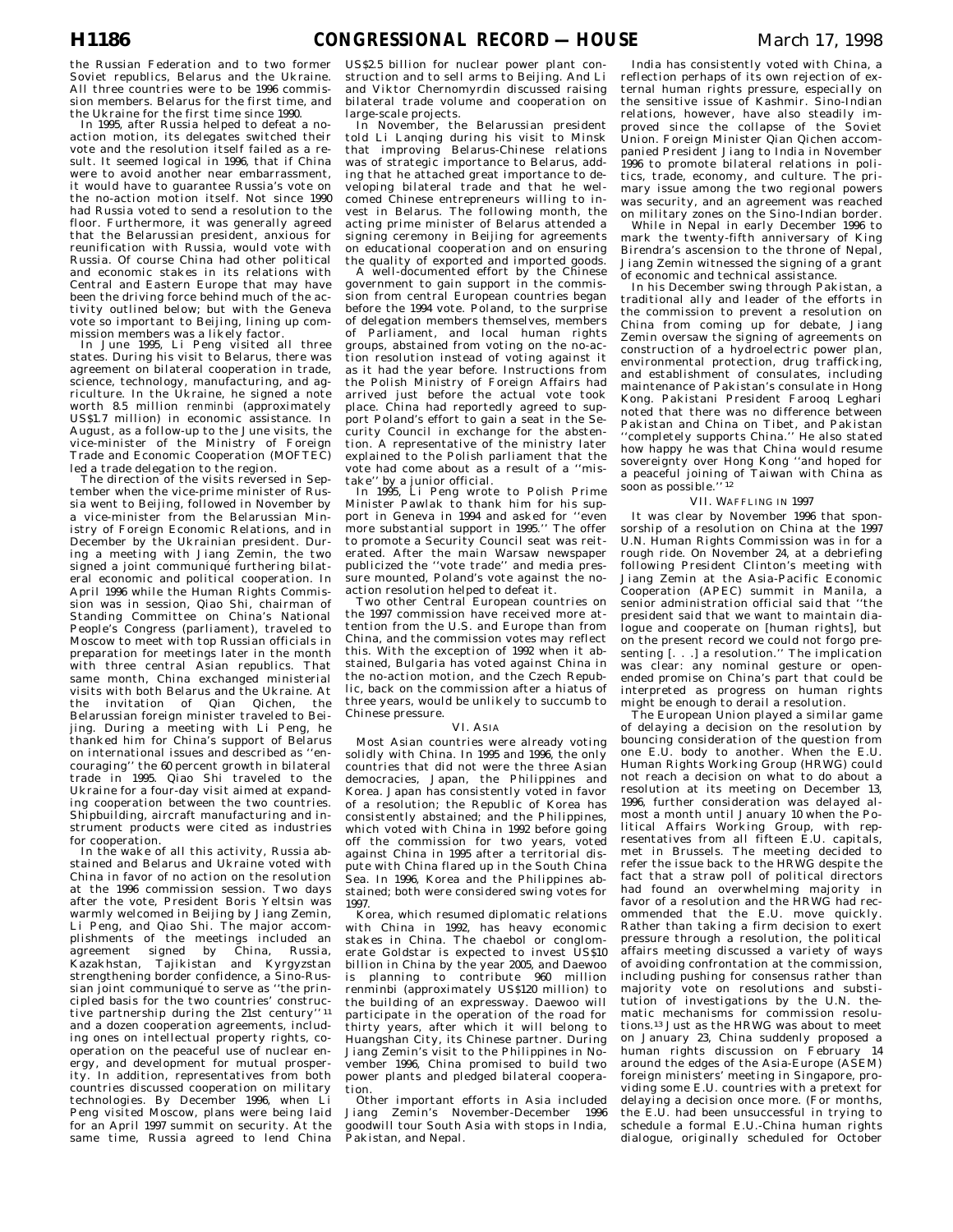the Russian Federation and to two former Soviet republics, Belarus and the Ukraine. All three countries were to be 1996 commission members. Belarus for the first time, and the Ukraine for the first time since 1990.

In 1995, after Russia helped to defeat a no-action motion, its delegates switched their vote and the resolution itself failed as a result. It seemed logical in 1996, that if China were to avoid another near embarrassment, it would have to guarantee Russia's vote on the no-action motion itself. Not since 1990 had Russia voted to send a resolution to the floor. Furthermore, it was generally agreed that the Belarussian president, anxious for reunification with Russia, would vote with Russia. Of course China had other political and economic stakes in its relations with Central and Eastern Europe that may have been the driving force behind much of the activity outlined below; but with the Geneva vote so important to Beijing, lining up commission members was a likely factor.

In June 1995, Li Peng visited all three states. During his visit to Belarus, there was agreement on bilateral cooperation in trade, science, technology, manufacturing, and agriculture. In the Ukraine, he signed a note worth 8.5 million *renminbi* (approximately US$1.7 million) in economic assistance. In August, as a follow-up to the June visits, the vice-minister of the Ministry of Foreign Trade and Economic Cooperation (MOFTEC) led a trade delegation to the region.

The direction of the visits reversed in September when the vice-prime minister of Russia went to Beijing, followed in November by a vice-minister from the Belarussian Ministry of Foreign Economic Relations, and in December by the Ukrainian president. During a meeting with Jiang Zemin, the two signed a joint communiqué furthering bilateral economic and political cooperation. In April 1996 while the Human Rights Commission was in session, Qiao Shi, chairman of Standing Committee on China's National People's Congress (parliament), traveled to Moscow to meet with top Russian officials in preparation for meetings later in the month with three central Asian republics. That same month, China exchanged ministerial visits with both Belarus and the Ukraine. At the invitation of Qian Qichen, the Belarussian foreign minister traveled to Beijing. During a meeting with Li Peng, he thanked him for China's support of Belarus on international issues and described as "encouraging" the 60 percent growth in bilateral trade in 1995. Qiao Shi traveled to the Ukraine for a four-day visit aimed at expanding cooperation between the two countries. Shipbuilding, aircraft manufacturing and instrument products were cited as industries for cooperation.

In the wake of all this activity, Russia abstained and Belarus and Ukraine voted with China in favor of no action on the resolution at the 1996 commission session. Two days after the vote, President Boris Yeltsin was warmly welcomed in Beijing by Jiang Zemin, Li Peng, and Qiao Shi. The major accomplishments of the meetings included an agreement signed by China, Russia, Kazakhstan, Tajikistan and Kyrgyzstan strengthening border confidence, a Sino-Russian joint communiqué to serve as "the principled basis for the two countries' constructive partnership during the 21st century"[11] and a dozen cooperation agreements, including ones on intellectual property rights, cooperation on the peaceful use of nuclear energy, and development for mutual prosperity. In addition, representatives from both countries discussed cooperation on military technologies. By December 1996, when Li Peng visited Moscow, plans were being laid for an April 1997 summit on security. At the same time, Russia agreed to lend China US$2.5 billion for nuclear power plant construction and to sell arms to Beijing. And Li and Viktor Chernomyrdin discussed raising bilateral trade volume and cooperation on large-scale projects.

In November, the Belarussian president told Li Lanqing during his visit to Minsk that improving Belarus-Chinese relations was of strategic importance to Belarus, adding that he attached great importance to developing bilateral trade and that he welcomed Chinese entrepreneurs willing to invest in Belarus. The following month, the acting prime minister of Belarus attended a signing ceremony in Beijing for agreements on educational cooperation and on ensuring the quality of exported and imported goods.

A well-documented effort by the Chinese government to gain support in the commission from central European countries began before the 1994 vote. Poland, to the surprise of delegation members themselves, members of Parliament, and local human rights groups, abstained from voting on the no-action resolution instead of voting against it as it had the year before. Instructions from the Polish Ministry of Foreign Affairs had arrived just before the actual vote took place. China had reportedly agreed to support Poland's effort to gain a seat in the Security Council in exchange for the abstention. A representative of the ministry later explained to the Polish parliament that the vote had come about as a result of a "mistake" by a junior official.

In 1995, Li Peng wrote to Polish Prime Minister Pawlak to thank him for his support in Geneva in 1994 and asked for "even more substantial support in 1995." The offer to promote a Security Council seat was reiterated. After the main Warsaw newspaper publicized the "vote trade" and media pressure mounted, Poland's vote against the no-action resolution helped to defeat it.

Two other Central European countries on the 1997 commission have received more attention from the U.S. and Europe than from China, and the commission votes may reflect this. With the exception of 1992 when it abstained, Bulgaria has voted against China in the no-action motion, and the Czech Republic, back on the commission after a hiatus of three years, would be unlikely to succumb to Chinese pressure.

## VI. ASIA

Most Asian countries were already voting solidly with China. In 1995 and 1996, the only countries that did not were the three Asian democracies, Japan, the Philippines and Korea. Japan has consistently voted in favor of a resolution; the Republic of Korea has consistently abstained; and the Philippines, which voted with China in 1992 before going off the commission for two years, voted against China in 1995 after a territorial dispute with China flared up in the South China Sea. In 1996, Korea and the Philippines abstained; both were considered swing votes for 1997.

Korea, which resumed diplomatic relations with China in 1992, has heavy economic stakes in China. The chaebol or conglomerate Goldstar is expected to invest US$10 billion in China by the year 2005, and Daewoo is planning to contribute 960 million renminbi (approximately US$120 million) to the building of an expressway. Daewoo will participate in the operation of the road for thirty years, after which it will belong to Huangshan City, its Chinese partner. During Jiang Zemin's visit to the Philippines in November 1996, China promised to build two power plants and pledged bilateral cooperation.

Other important efforts in Asia included Jiang Zemin's November-December 1996 goodwill tour South Asia with stops in India, Pakistan, and Nepal.

India has consistently voted with China, a reflection perhaps of its own rejection of external human rights pressure, especially on the sensitive issue of Kashmir. Sino-Indian relations, however, have also steadily improved since the collapse of the Soviet Union. Foreign Minister Qian Qichen accompanied President Jiang to India in November 1996 to promote bilateral relations in politics, trade, economy, and culture. The primary issue among the two regional powers was security, and an agreement was reached on military zones on the Sino-Indian border.

While in Nepal in early December 1996 to mark the twenty-fifth anniversary of King Birendra's ascension to the throne of Nepal, Jiang Zemin witnessed the signing of a grant of economic and technical assistance.

In his December swing through Pakistan, a traditional ally and leader of the efforts in the commission to prevent a resolution on China from coming up for debate, Jiang Zemin oversaw the signing of agreements on construction of a hydroelectric power plan, environmental protection, drug trafficking, and establishment of consulates, including maintenance of Pakistan's consulate in Hong Kong. Pakistani President Farooq Leghari noted that there was no difference between Pakistan and China on Tibet, and Pakistan "completely supports China." He also stated how happy he was that China would resume sovereignty over Hong Kong "and hoped for a peaceful joining of Taiwan with China as soon as possible."[12]

## VII. WAFFLING IN 1997

It was clear by November 1996 that sponsorship of a resolution on China at the 1997 U.N. Human Rights Commission was in for a rough ride. On November 24, at a debriefing following President Clinton's meeting with Jiang Zemin at the Asia-Pacific Economic Cooperation (APEC) summit in Manila, a senior administration official said that "the president said that we want to maintain dialogue and cooperate on [human rights], but on the present record we could not forgo presenting [. . .] a resolution." The implication was clear: any nominal gesture or open-ended promise on China's part that could be interpreted as progress on human rights might be enough to derail a resolution.

The European Union played a similar game of delaying a decision on the resolution by bouncing consideration of the question from one E.U. body to another. When the E.U. Human Rights Working Group (HRWG) could not reach a decision on what to do about a resolution at its meeting on December 13, 1996, further consideration was delayed almost a month until January 10 when the Political Affairs Working Group, with representatives from all fifteen E.U. capitals, met in Brussels. The meeting decided to refer the issue back to the HRWG despite the fact that a straw poll of political directors had found an overwhelming majority in favor of a resolution and the HRWG had recommended that the E.U. move quickly. Rather than taking a firm decision to exert pressure through a resolution, the political affairs meeting discussed a variety of ways of avoiding confrontation at the commission, including pushing for consensus rather than majority vote on resolutions and substitution of investigations by the U.N. thematic mechanisms for commission resolutions.[13] Just as the HRWG was about to meet on January 23, China suddenly proposed a human rights discussion on February 14 around the edges of the Asia-Europe (ASEM) foreign ministers' meeting in Singapore, providing some E.U. countries with a pretext for delaying a decision once more. (For months, the E.U. had been unsuccessful in trying to schedule a formal E.U.-China human rights dialogue, originally scheduled for October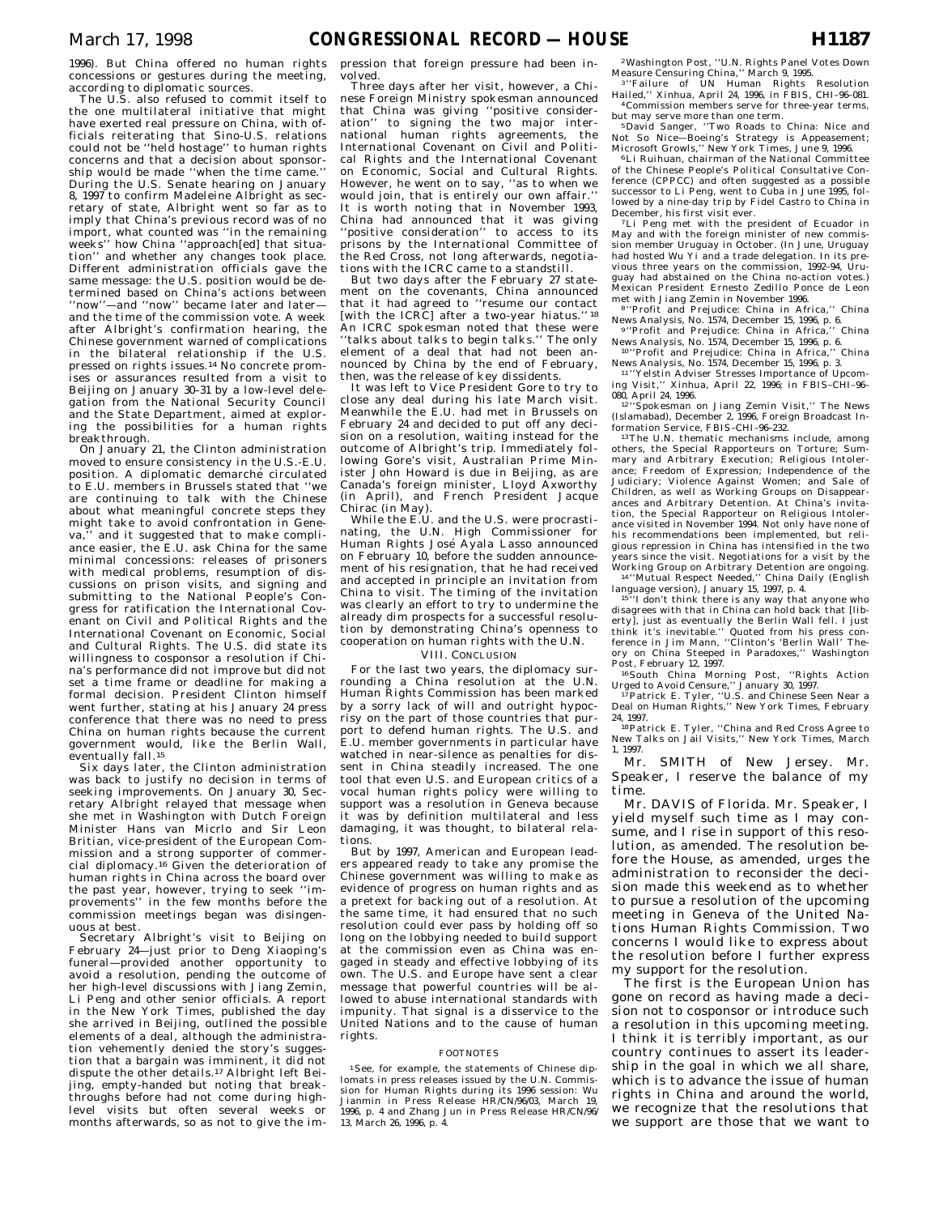1996). But China offered no human rights concessions or gestures during the meeting, according to diplomatic sources.

The U.S. also refused to commit itself to the one multilateral initiative that might have exerted real pressure on China, with officials reiterating that Sino-U.S. relations could not be ''held hostage'' to human rights concerns and that a decision about sponsorship would be made ''when the time came.'' During the U.S. Senate hearing on January 8, 1997 to confirm Madeleine Albright as secretary of state, Albright went so far as to imply that China's previous record was of no import, what counted was ''in the remaining weeks'' how China ''approach[ed] that situation'' and whether any changes took place. Different administration officials gave the same message: the U.S. position would be determined based on China's actions between ''now''—and ''now'' became later and later—and the time of the commission vote. A week after Albright's confirmation hearing, the Chinese government warned of complications in the bilateral relationship if the U.S. pressed on rights issues.[14] No concrete promises or assurances resulted from a visit to Beijing on January 30–31 by a low-level delegation from the National Security Council and the State Department, aimed at exploring the possibilities for a human rights breakthrough.

On January 21, the Clinton administration moved to ensure consistency in the U.S.-E.U. position. A diplomatic demarché circulated to E.U. members in Brussels stated that ''we are continuing to talk with the Chinese about what meaningful concrete steps they might take to avoid confrontation in Geneva,'' and it suggested that to make compliance easier, the E.U. ask China for the same minimal concessions: releases of prisoners with medical problems, resumption of discussions on prison visits, and signing and submitting to the National People's Congress for ratification the International Covenant on Civil and Political Rights and the International Covenant on Economic, Social and Cultural Rights. The U.S. did state its willingness to cosponsor a resolution if China's performance did not improve but did not set a time frame or deadline for making a formal decision. President Clinton himself went further, stating at his January 24 press conference that there was no need to press China on human rights because the current government would, like the Berlin Wall, eventually fall.[15]

Six days later, the Clinton administration was back to justify no decision in terms of seeking improvements. On January 30, Secretary Albright relayed that message when she met in Washington with Dutch Foreign Minister Hans van Micrlo and Sir Leon Britian, vice-president of the European Commission and a strong supporter of commercial diplomacy.[16] Given the deterioration of human rights in China across the board over the past year, however, trying to seek ''improvements'' in the few months before the commission meetings began was disingenuous at best.

Secretary Albright's visit to Beijing on February 24—just prior to Deng Xiaoping's funeral—provided another opportunity to avoid a resolution, pending the outcome of her high-level discussions with Jiang Zemin, Li Peng and other senior officials. A report in the New York Times, published the day she arrived in Beijing, outlined the possible elements of a deal, although the administration vehemently denied the story's suggestion that a bargain was imminent, it did not dispute the other details.[17] Albright left Beijing, empty-handed but noting that breakthroughs before had not come during high-level visits but often several weeks or months afterwards, so as not to give the impression that foreign pressure had been involved.

Three days after her visit, however, a Chinese Foreign Ministry spokesman announced that China was giving ''positive consideration'' to signing the two major international human rights agreements, the International Covenant on Civil and Political Rights and the International Covenant on Economic, Social and Cultural Rights. However, he went on to say, ''as to when we would join, that is entirely our own affair.'' It is worth noting that in November 1993, China had announced that it was giving ''positive consideration'' to access to its prisons by the International Committee of the Red Cross, not long afterwards, negotiations with the ICRC came to a standstill.

But two days after the February 27 statement on the covenants, China announced that it had agreed to ''resume our contact [with the ICRC] after a two-year hiatus.''[18] An ICRC spokesman noted that these were ''talks about talks to begin talks.'' The only element of a deal that had not been announced by China by the end of February, then, was the release of key dissidents.

It was left to Vice President Gore to try to close any deal during his late March visit. Meanwhile the E.U. had met in Brussels on February 24 and decided to put off any decision on a resolution, waiting instead for the outcome of Albright's trip. Immediately following Gore's visit, Australian Prime Minister John Howard is due in Beijing, as are Canada's foreign minister, Lloyd Axworthy (in April), and French President Jacque Chirac (in May).

While the E.U. and the U.S. were procrastinating, the U.N. High Commissioner for Human Rights José Ayala Lasso announced on February 10, before the sudden announcement of his resignation, that he had received and accepted in principle an invitation from China to visit. The timing of the invitation was clearly an effort to try to undermine the already dim prospects for a successful resolution by demonstrating China's openness to cooperation on human rights with the U.N.

## VIII. CONCLUSION

For the last two years, the diplomacy surrounding a China resolution at the U.N. Human Rights Commission has been marked by a sorry lack of will and outright hypocrisy on the part of those countries that purport to defend human rights. The U.S. and E.U. member governments in particular have watched in near-silence as penalties for dissent in China steadily increased. The one tool that even U.S. and European critics of a vocal human rights policy were willing to support was a resolution in Geneva because it was by definition multilateral and less damaging, it was thought, to bilateral relations.

But by 1997, American and European leaders appeared ready to take any promise the Chinese government was willing to make as evidence of progress on human rights and as a pretext for backing out of a resolution. At the same time, it had ensured that no such resolution could ever pass by holding off so long on the lobbying needed to build support at the commission even as China was engaged in steady and effective lobbying of its own. The U.S. and Europe have sent a clear message that powerful countries will be allowed to abuse international standards with impunity. That signal is a disservice to the United Nations and to the cause of human rights.

### FOOTNOTES

[1] See, for example, the statements of Chinese diplomats in press releases issued by the U.N. Commission for Human Rights during its 1996 session: Wu Jianmin in Press Release HR/CN/96/03, March 19, 1996, p. 4 and Zhang Jun in Press Release HR/CN/96/13, March 26, 1996, p. 4.

[2] Washington Post, ''U.N. Rights Panel Votes Down Measure Censuring China,'' March 9, 1995.

[3] ''Failure of UN Human Rights Resolution Hailed,'' Xinhua, April 24, 1996, in FBIS, CHI–96–081.

[4] Commission members serve for three-year terms, but may serve more than one term.

[5] David Sanger, ''Two Roads to China: Nice and Not So Nice—Boeing's Strategy is Appeasement; Microsoft Growls,'' New York Times, June 9, 1996.

[6] Li Ruihuan, chairman of the National Committee of the Chinese People's Political Consultative Conference (CPPCC) and often suggested as a possible successor to Li Peng, went to Cuba in June 1995, followed by a nine-day trip by Fidel Castro to China in December, his first visit ever.

[7] Li Peng met with the president of Ecuador in May and with the foreign minister of new commission member Uruguay in October. (In June, Uruguay had hosted Wu Yi and a trade delegation. In its previous three years on the commission, 1992–94, Uruguay had abstained on the China no-action votes.) Mexican President Ernesto Zedillo Ponce de Leon met with Jiang Zemin in November 1996.

[8] ''Profit and Prejudice: China in Africa,'' China News Analysis, No. 1574, December 15, 1996, p. 6.

[9] ''Profit and Prejudice: China in Africa,'' China News Analysis, No. 1574, December 15, 1996, p. 6.

[10] ''Profit and Prejudice: China in Africa,'' China News Analysis, No. 1574, December 15, 1996, p. 3.

[11] ''Yeltsin Adviser Stresses Importance of Upcoming Visit,'' Xinhua, April 22, 1996; in FBIS-CHI–96–080, April 24, 1996.

[12] ''Spokesman on Jiang Zemin Visit,'' The News (Islamabad), December 2, 1996, Foreign Broadcast Information Service, FBIS–CHI–96–232.

[13] The U.N. thematic mechanisms include, among others, the Special Rapporteurs on Torture; Summary and Arbitrary Execution; Religious Intolerance; Freedom of Expression; Independence of the Judiciary; Violence Against Women; and Sale of Children, as well as Working Groups on Disappearances and Arbitrary Detention. At China's invitation, the Special Rapporteur on Religious Intolerance visited in November 1994. Not only have none of his recommendations been implemented, but religious repression in China has intensified in the two years since the visit. Negotiations for a visit by the Working Group on Arbitrary Detention are ongoing.

[14] ''Mutual Respect Needed,'' China Daily (English language version), January 15, 1997, p. 4.

[15] ''I don't think there is any way that anyone who disagrees with that in China can hold back that [liberty], just as eventually the Berlin Wall fell. I just think it's inevitable.'' Quoted from his press conference in Jim Mann, ''Clinton's 'Berlin Wall' Theory on China Steeped in Paradoxes,'' Washington Post, February 12, 1997.

[16] South China Morning Post, ''Rights Action Urged to Avoid Censure,'' January 30, 1997.

[17] Patrick E. Tyler, ''U.S. and Chinese Seen Near a Deal on Human Rights,'' New York Times, February 24, 1997.

[18] Patrick E. Tyler, ''China and Red Cross Agree to New Talks on Jail Visits,'' New York Times, March 1, 1997.

Mr. SMITH of New Jersey. Mr. Speaker, I reserve the balance of my time.

Mr. DAVIS of Florida. Mr. Speaker, I yield myself such time as I may consume, and I rise in support of this resolution, as amended. The resolution before the House, as amended, urges the administration to reconsider the decision made this weekend as to whether to pursue a resolution of the upcoming meeting in Geneva of the United Nations Human Rights Commission. Two concerns I would like to express about the resolution before I further express my support for the resolution.

The first is the European Union has gone on record as having made a decision not to cosponsor or introduce such a resolution in this upcoming meeting. I think it is terribly important, as our country continues to assert its leadership in the goal in which we all share, which is to advance the issue of human rights in China and around the world, we recognize that the resolutions that we support are those that we want to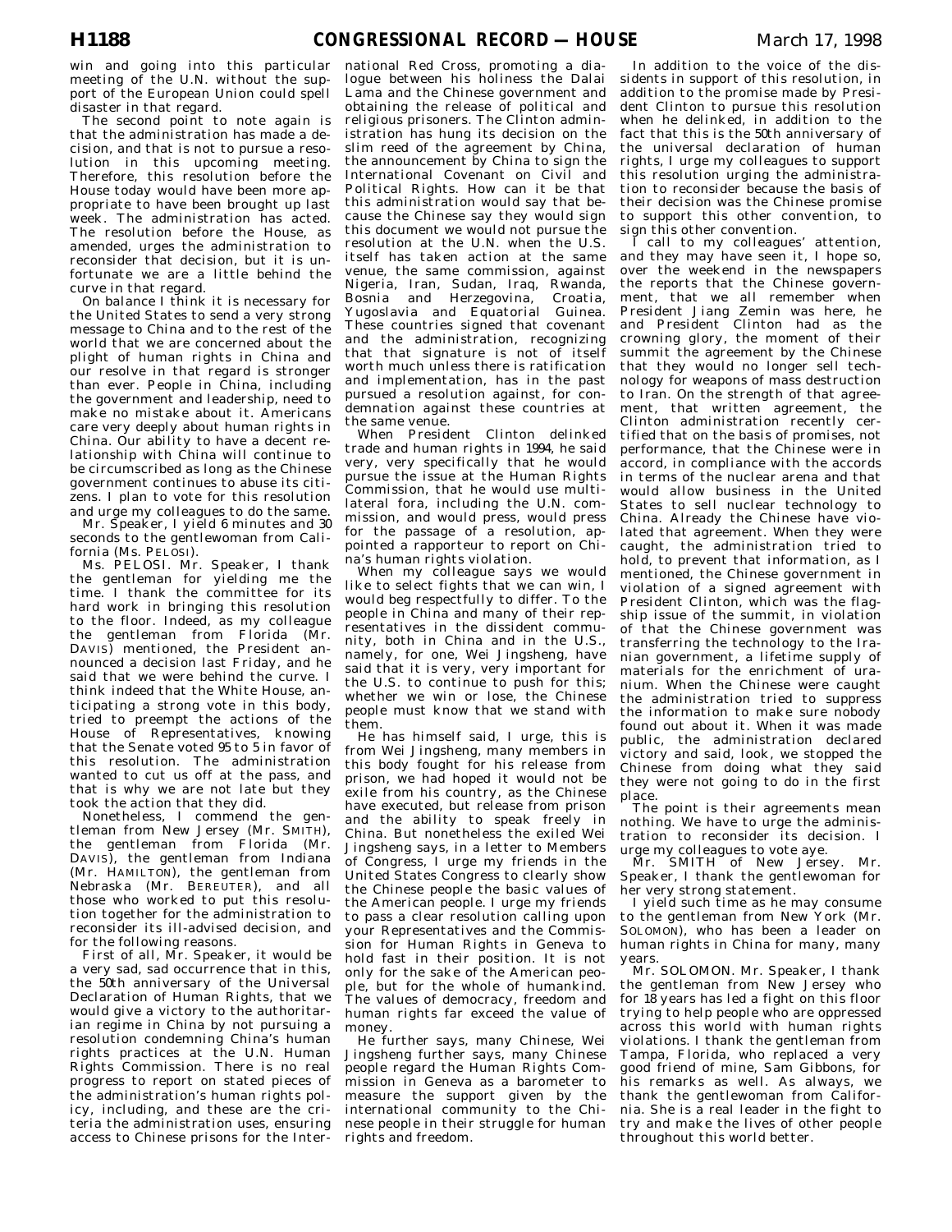win and going into this particular meeting of the U.N. without the support of the European Union could spell disaster in that regard.

The second point to note again is that the administration has made a decision, and that is not to pursue a resolution in this upcoming meeting. Therefore, this resolution before the House today would have been more appropriate to have been brought up last week. The administration has acted. The resolution before the House, as amended, urges the administration to reconsider that decision, but it is unfortunate we are a little behind the curve in that regard.

On balance I think it is necessary for the United States to send a very strong message to China and to the rest of the world that we are concerned about the plight of human rights in China and our resolve in that regard is stronger than ever. People in China, including the government and leadership, need to make no mistake about it. Americans care very deeply about human rights in China. Our ability to have a decent relationship with China will continue to be circumscribed as long as the Chinese government continues to abuse its citizens. I plan to vote for this resolution and urge my colleagues to do the same.

Mr. Speaker, I yield 6 minutes and 30 seconds to the gentlewoman from California (Ms. PELOSI).

Ms. PELOSI. Mr. Speaker, I thank the gentleman for yielding me the time. I thank the committee for its hard work in bringing this resolution to the floor. Indeed, as my colleague the gentleman from Florida (Mr. DAVIS) mentioned, the President announced a decision last Friday, and he said that we were behind the curve. I think indeed that the White House, anticipating a strong vote in this body, tried to preempt the actions of the House of Representatives, knowing that the Senate voted 95 to 5 in favor of this resolution. The administration wanted to cut us off at the pass, and that is why we are not late but they took the action that they did.

Nonetheless, I commend the gentleman from New Jersey (Mr. SMITH), the gentleman from Florida (Mr. DAVIS), the gentleman from Indiana (Mr. HAMILTON), the gentleman from Nebraska (Mr. BEREUTER), and all those who worked to put this resolution together for the administration to reconsider its ill-advised decision, and for the following reasons.

First of all, Mr. Speaker, it would be a very sad, sad occurrence that in this, the 50th anniversary of the Universal Declaration of Human Rights, that we would give a victory to the authoritarian regime in China by not pursuing a resolution condemning China's human rights practices at the U.N. Human Rights Commission. There is no real progress to report on stated pieces of the administration's human rights policy, including, and these are the criteria the administration uses, ensuring access to Chinese prisons for the International Red Cross, promoting a dialogue between his holiness the Dalai Lama and the Chinese government and obtaining the release of political and religious prisoners. The Clinton administration has hung its decision on the slim reed of the agreement by China, the announcement by China to sign the International Covenant on Civil and Political Rights. How can it be that this administration would say that because the Chinese say they would sign this document we would not pursue the resolution at the U.N. when the U.S. itself has taken action at the same venue, the same commission, against Nigeria, Iran, Sudan, Iraq, Rwanda, Bosnia and Herzegovina, Croatia, Yugoslavia and Equatorial Guinea. These countries signed that covenant and the administration, recognizing that that signature is not of itself worth much unless there is ratification and implementation, has in the past pursued a resolution against, for condemnation against these countries at the same venue.

When President Clinton delinked trade and human rights in 1994, he said very, very specifically that he would pursue the issue at the Human Rights Commission, that he would use multilateral fora, including the U.N. commission, and would press, would press for the passage of a resolution, appointed a rapporteur to report on China's human rights violation.

When my colleague says we would like to select fights that we can win, I would beg respectfully to differ. To the people in China and many of their representatives in the dissident community, both in China and in the U.S., namely, for one, Wei Jingsheng, have said that it is very, very important for the U.S. to continue to push for this; whether we win or lose, the Chinese people must know that we stand with them.

He has himself said, I urge, this is from Wei Jingsheng, many members in this body fought for his release from prison, we had hoped it would not be exile from his country, as the Chinese have executed, but release from prison and the ability to speak freely in China. But nonetheless the exiled Wei Jingsheng says, in a letter to Members of Congress, I urge my friends in the United States Congress to clearly show the Chinese people the basic values of the American people. I urge my friends to pass a clear resolution calling upon your Representatives and the Commission for Human Rights in Geneva to hold fast in their position. It is not only for the sake of the American people, but for the whole of humankind. The values of democracy, freedom and human rights far exceed the value of money.

He further says, many Chinese, Wei Jingsheng further says, many Chinese people regard the Human Rights Commission in Geneva as a barometer to measure the support given by the international community to the Chinese people in their struggle for human rights and freedom.

In addition to the voice of the dissidents in support of this resolution, in addition to the promise made by President Clinton to pursue this resolution when he delinked, in addition to the fact that this is the 50th anniversary of the universal declaration of human rights, I urge my colleagues to support this resolution urging the administration to reconsider because the basis of their decision was the Chinese promise to support this other convention, to sign this other convention.

I call to my colleagues' attention, and they may have seen it, I hope so, over the weekend in the newspapers the reports that the Chinese government, that we all remember when President Jiang Zemin was here, he and President Clinton had as the crowning glory, the moment of their summit the agreement by the Chinese that they would no longer sell technology for weapons of mass destruction to Iran. On the strength of that agreement, that written agreement, the Clinton administration recently certified that on the basis of promises, not performance, that the Chinese were in accord, in compliance with the accords in terms of the nuclear arena and that would allow business in the United States to sell nuclear technology to China. Already the Chinese have violated that agreement. When they were caught, the administration tried to hold, to prevent that information, as I mentioned, the Chinese government in violation of a signed agreement with President Clinton, which was the flagship issue of the summit, in violation of that the Chinese government was transferring the technology to the Iranian government, a lifetime supply of materials for the enrichment of uranium. When the Chinese were caught the administration tried to suppress the information to make sure nobody found out about it. When it was made public, the administration declared victory and said, look, we stopped the Chinese from doing what they said they were not going to do in the first place.

The point is their agreements mean nothing. We have to urge the administration to reconsider its decision. I urge my colleagues to vote aye.

Mr. SMITH of New Jersey. Mr. Speaker, I thank the gentlewoman for her very strong statement.

I yield such time as he may consume to the gentleman from New York (Mr. SOLOMON), who has been a leader on human rights in China for many, many years.

Mr. SOLOMON. Mr. Speaker, I thank the gentleman from New Jersey who for 18 years has led a fight on this floor trying to help people who are oppressed across this world with human rights violations. I thank the gentleman from Tampa, Florida, who replaced a very good friend of mine, Sam Gibbons, for his remarks as well. As always, we thank the gentlewoman from California. She is a real leader in the fight to try and make the lives of other people throughout this world better.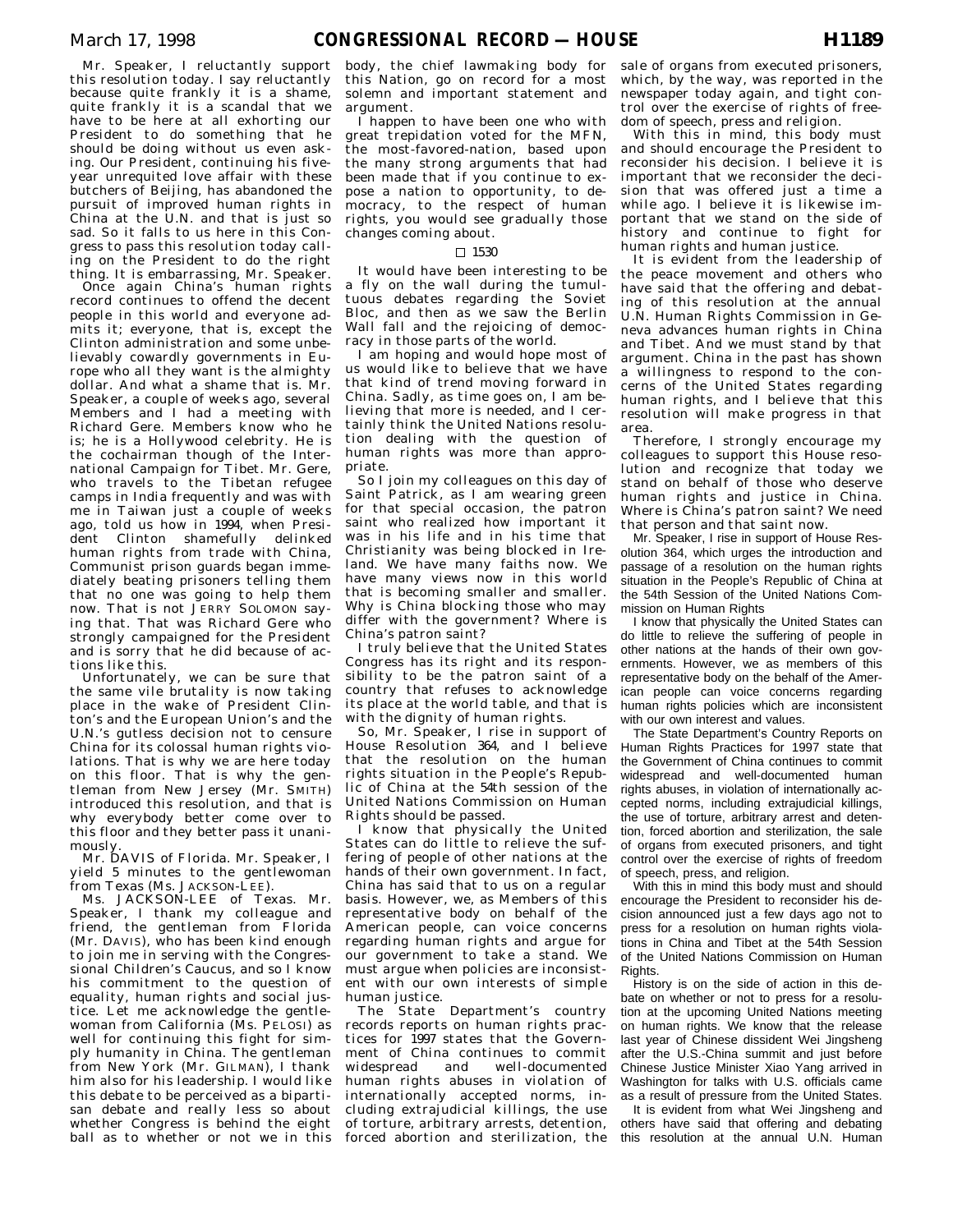Mr. Speaker, I reluctantly support this resolution today. I say reluctantly because quite frankly it is a shame, quite frankly it is a scandal that we have to be here at all exhorting our President to do something that he should be doing without us even asking. Our President, continuing his five-year unrequited love affair with these butchers of Beijing, has abandoned the pursuit of improved human rights in China at the U.N. and that is just so sad. So it falls to us here in this Congress to pass this resolution today calling on the President to do the right thing. It is embarrassing, Mr. Speaker.

Once again China's human rights record continues to offend the decent people in this world and everyone admits it; everyone, that is, except the Clinton administration and some unbelievably cowardly governments in Europe who all they want is the almighty dollar. And what a shame that is. Mr. Speaker, a couple of weeks ago, several Members and I had a meeting with Richard Gere. Members know who he is; he is a Hollywood celebrity. He is the cochairman though of the International Campaign for Tibet. Mr. Gere, who travels to the Tibetan refugee camps in India frequently and was with me in Taiwan just a couple of weeks ago, told us how in 1994, when President Clinton shamefully delinked human rights from trade with China, Communist prison guards began immediately beating prisoners telling them that no one was going to help them now. That is not JERRY SOLOMON saying that. That was Richard Gere who strongly campaigned for the President and is sorry that he did because of actions like this.

Unfortunately, we can be sure that the same vile brutality is now taking place in the wake of President Clinton's and the European Union's and the U.N.'s gutless decision not to censure China for its colossal human rights violations. That is why we are here today on this floor. That is why the gentleman from New Jersey (Mr. SMITH) introduced this resolution, and that is why everybody better come over to this floor and they better pass it unanimously.

Mr. DAVIS of Florida. Mr. Speaker, I yield 5 minutes to the gentlewoman from Texas (Ms. JACKSON-LEE).

Ms. JACKSON-LEE of Texas. Mr. Speaker, I thank my colleague and friend, the gentleman from Florida (Mr. DAVIS), who has been kind enough to join me in serving with the Congressional Children's Caucus, and so I know his commitment to the question of equality, human rights and social justice. Let me acknowledge the gentlewoman from California (Ms. PELOSI) as well for continuing this fight for simply humanity in China. The gentleman from New York (Mr. GILMAN), I thank him also for his leadership. I would like this debate to be perceived as a bipartisan debate and really less so about whether Congress is behind the eight ball as to whether or not we in this body, the chief lawmaking body for this Nation, go on record for a most solemn and important statement and argument.

I happen to have been one who with great trepidation voted for the MFN, the most-favored-nation, based upon the many strong arguments that had been made that if you continue to expose a nation to opportunity, to democracy, to the respect of human rights, you would see gradually those changes coming about.

□ 1530

It would have been interesting to be a fly on the wall during the tumultuous debates regarding the Soviet Bloc, and then as we saw the Berlin Wall fall and the rejoicing of democracy in those parts of the world.

I am hoping and would hope most of us would like to believe that we have that kind of trend moving forward in China. Sadly, as time goes on, I am believing that more is needed, and I certainly think the United Nations resolution dealing with the question of human rights was more than appropriate.

So I join my colleagues on this day of Saint Patrick, as I am wearing green for that special occasion, the patron saint who realized how important it was in his life and in his time that Christianity was being blocked in Ireland. We have many faiths now. We have many views now in this world that is becoming smaller and smaller. Why is China blocking those who may differ with the government? Where is China's patron saint?

I truly believe that the United States Congress has its right and its responsibility to be the patron saint of a country that refuses to acknowledge its place at the world table, and that is with the dignity of human rights.

So, Mr. Speaker, I rise in support of House Resolution 364, and I believe that the resolution on the human rights situation in the People's Republic of China at the 54th session of the United Nations Commission on Human Rights should be passed.

I know that physically the United States can do little to relieve the suffering of people of other nations at the hands of their own government. In fact, China has said that to us on a regular basis. However, we, as Members of this representative body on behalf of the American people, can voice concerns regarding human rights and argue for our government to take a stand. We must argue when policies are inconsistent with our own interests of simple human justice.

The State Department's country records reports on human rights practices for 1997 states that the Government of China continues to commit widespread and well-documented human rights abuses in violation of internationally accepted norms, including extrajudicial killings, the use of torture, arbitrary arrests, detention, forced abortion and sterilization, the sale of organs from executed prisoners, which, by the way, was reported in the newspaper today again, and tight control over the exercise of rights of freedom of speech, press and religion.

With this in mind, this body must and should encourage the President to reconsider his decision. I believe it is important that we reconsider the decision that was offered just a time a while ago. I believe it is likewise important that we stand on the side of history and continue to fight for human rights and human justice.

It is evident from the leadership of the peace movement and others who have said that the offering and debating of this resolution at the annual U.N. Human Rights Commission in Geneva advances human rights in China and Tibet. And we must stand by that argument. China in the past has shown a willingness to respond to the concerns of the United States regarding human rights, and I believe that this resolution will make progress in that area.

Therefore, I strongly encourage my colleagues to support this House resolution and recognize that today we stand on behalf of those who deserve human rights and justice in China. Where is China's patron saint? We need that person and that saint now.

Mr. Speaker, I rise in support of House Resolution 364, which urges the introduction and passage of a resolution on the human rights situation in the People's Republic of China at the 54th Session of the United Nations Commission on Human Rights

I know that physically the United States can do little to relieve the suffering of people in other nations at the hands of their own governments. However, we as members of this representative body on the behalf of the American people can voice concerns regarding human rights policies which are inconsistent with our own interest and values.

The State Department's Country Reports on Human Rights Practices for 1997 state that the Government of China continues to commit widespread and well-documented human rights abuses, in violation of internationally accepted norms, including extrajudicial killings, the use of torture, arbitrary arrest and detention, forced abortion and sterilization, the sale of organs from executed prisoners, and tight control over the exercise of rights of freedom of speech, press, and religion.

With this in mind this body must and should encourage the President to reconsider his decision announced just a few days ago not to press for a resolution on human rights violations in China and Tibet at the 54th Session of the United Nations Commission on Human Rights.

History is on the side of action in this debate on whether or not to press for a resolution at the upcoming United Nations meeting on human rights. We know that the release last year of Chinese dissident Wei Jingsheng after the U.S.-China summit and just before Chinese Justice Minister Xiao Yang arrived in Washington for talks with U.S. officials came as a result of pressure from the United States.

It is evident from what Wei Jingsheng and others have said that offering and debating this resolution at the annual U.N. Human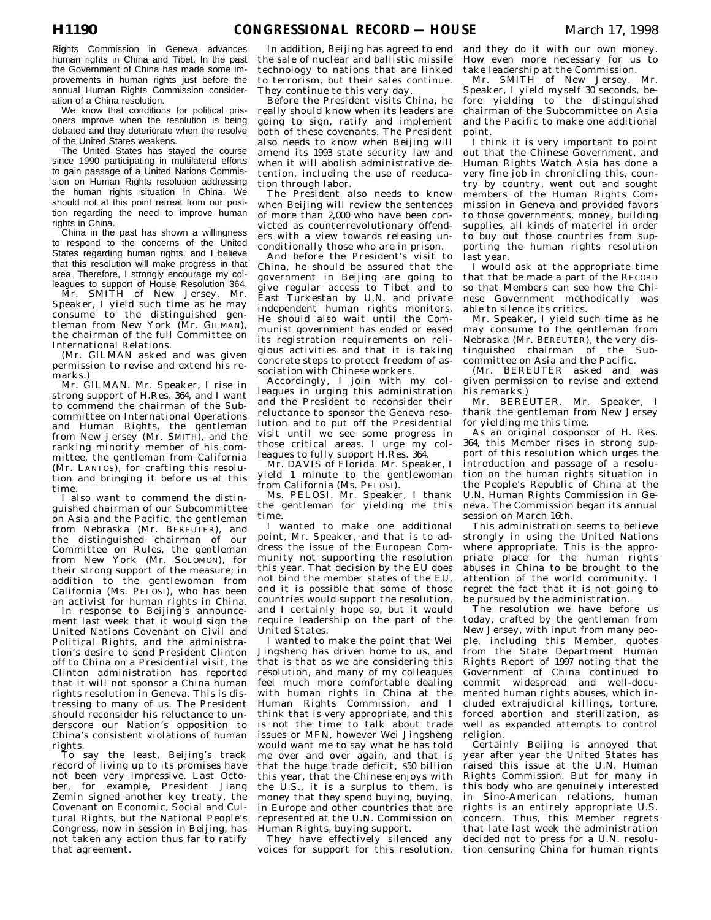Rights Commission in Geneva advances human rights in China and Tibet. In the past the Government of China has made some improvements in human rights just before the annual Human Rights Commission consideration of a China resolution.

We know that conditions for political prisoners improve when the resolution is being debated and they deteriorate when the resolve of the United States weakens.

The United States has stayed the course since 1990 participating in multilateral efforts to gain passage of a United Nations Commission on Human Rights resolution addressing the human rights situation in China. We should not at this point retreat from our position regarding the need to improve human rights in China.

China in the past has shown a willingness to respond to the concerns of the United States regarding human rights, and I believe that this resolution will make progress in that area. Therefore, I strongly encourage my colleagues to support of House Resolution 364.

Mr. SMITH of New Jersey. Mr. Speaker, I yield such time as he may consume to the distinguished gentleman from New York (Mr. GILMAN), the chairman of the full Committee on International Relations.

(Mr. GILMAN asked and was given permission to revise and extend his remarks.)

Mr. GILMAN. Mr. Speaker, I rise in strong support of H.Res. 364, and I want to commend the chairman of the Subcommittee on International Operations and Human Rights, the gentleman from New Jersey (Mr. SMITH), and the ranking minority member of his committee, the gentleman from California (Mr. LANTOS), for crafting this resolution and bringing it before us at this time.

I also want to commend the distinguished chairman of our Subcommittee on Asia and the Pacific, the gentleman from Nebraska (Mr. BEREUTER), and the distinguished chairman of our Committee on Rules, the gentleman from New York (Mr. SOLOMON), for their strong support of the measure; in addition to the gentlewoman from California (Ms. PELOSI), who has been an activist for human rights in China.

In response to Beijing's announcement last week that it would sign the United Nations Covenant on Civil and Political Rights, and the administration's desire to send President Clinton off to China on a Presidential visit, the Clinton administration has reported that it will not sponsor a China human rights resolution in Geneva. This is distressing to many of us. The President should reconsider his reluctance to underscore our Nation's opposition to China's consistent violations of human rights.

To say the least, Beijing's track record of living up to its promises have not been very impressive. Last October, for example, President Jiang Zemin signed another key treaty, the Covenant on Economic, Social and Cultural Rights, but the National People's Congress, now in session in Beijing, has not taken any action thus far to ratify that agreement.

In addition, Beijing has agreed to end the sale of nuclear and ballistic missile technology to nations that are linked to terrorism, but their sales continue. They continue to this very day.

Before the President visits China, he really should know when its leaders are going to sign, ratify and implement both of these covenants. The President also needs to know when Beijing will amend its 1993 state security law and when it will abolish administrative detention, including the use of reeducation through labor.

The President also needs to know when Beijing will review the sentences of more than 2,000 who have been convicted as counterrevolutionary offenders with a view towards releasing unconditionally those who are in prison.

And before the President's visit to China, he should be assured that the government in Beijing are going to give regular access to Tibet and to East Turkestan by U.N. and private independent human rights monitors. He should also wait until the Communist government has ended or eased its registration requirements on religious activities and that it is taking concrete steps to protect freedom of association with Chinese workers.

Accordingly, I join with my colleagues in urging this administration and the President to reconsider their reluctance to sponsor the Geneva resolution and to put off the Presidential visit until we see some progress in those critical areas. I urge my colleagues to fully support H.Res. 364.

Mr. DAVIS of Florida. Mr. Speaker, I yield 1 minute to the gentlewoman from California (Ms. PELOSI).

Ms. PELOSI. Mr. Speaker, I thank the gentleman for yielding me this time.

I wanted to make one additional point, Mr. Speaker, and that is to address the issue of the European Community not supporting the resolution this year. That decision by the EU does not bind the member states of the EU, and it is possible that some of those countries would support the resolution, and I certainly hope so, but it would require leadership on the part of the United States.

I wanted to make the point that Wei Jingsheng has driven home to us, and that is that as we are considering this resolution, and many of my colleagues feel much more comfortable dealing with human rights in China at the Human Rights Commission, and I think that is very appropriate, and this is not the time to talk about trade issues or MFN, however Wei Jingsheng would want me to say what he has told me over and over again, and that is that the huge trade deficit, $50 billion this year, that the Chinese enjoys with the U.S., it is a surplus to them, is money that they spend buying, buying, in Europe and other countries that are represented at the U.N. Commission on Human Rights, buying support.

They have effectively silenced any voices for support for this resolution, and they do it with our own money. How even more necessary for us to take leadership at the Commission.

Mr. SMITH of New Jersey. Mr. Speaker, I yield myself 30 seconds, before yielding to the distinguished chairman of the Subcommittee on Asia and the Pacific to make one additional point.

I think it is very important to point out that the Chinese Government, and Human Rights Watch Asia has done a very fine job in chronicling this, country by country, went out and sought members of the Human Rights Commission in Geneva and provided favors to those governments, money, building supplies, all kinds of materiel in order to buy out those countries from supporting the human rights resolution last year.

I would ask at the appropriate time that that be made a part of the RECORD so that Members can see how the Chinese Government methodically was able to silence its critics.

Mr. Speaker, I yield such time as he may consume to the gentleman from Nebraska (Mr. BEREUTER), the very distinguished chairman of the Subcommittee on Asia and the Pacific.

(Mr. BEREUTER asked and was given permission to revise and extend his remarks.)

Mr. BEREUTER. Mr. Speaker, I thank the gentleman from New Jersey for yielding me this time.

As an original cosponsor of H. Res. 364, this Member rises in strong support of this resolution which urges the introduction and passage of a resolution on the human rights situation in the People's Republic of China at the U.N. Human Rights Commission in Geneva. The Commission began its annual session on March 16th.

This administration seems to believe strongly in using the United Nations where appropriate. This is the appropriate place for the human rights abuses in China to be brought to the attention of the world community. I regret the fact that it is not going to be pursued by the administration.

The resolution we have before us today, crafted by the gentleman from New Jersey, with input from many people, including this Member, quotes from the State Department Human Rights Report of 1997 noting that the Government of China continued to commit widespread and well-documented human rights abuses, which included extrajudicial killings, torture, forced abortion and sterilization, as well as expanded attempts to control religion.

Certainly Beijing is annoyed that year after year the United States has raised this issue at the U.N. Human Rights Commission. But for many in this body who are genuinely interested in Sino-American relations, human rights is an entirely appropriate U.S. concern. Thus, this Member regrets that late last week the administration decided not to press for a U.N. resolution censuring China for human rights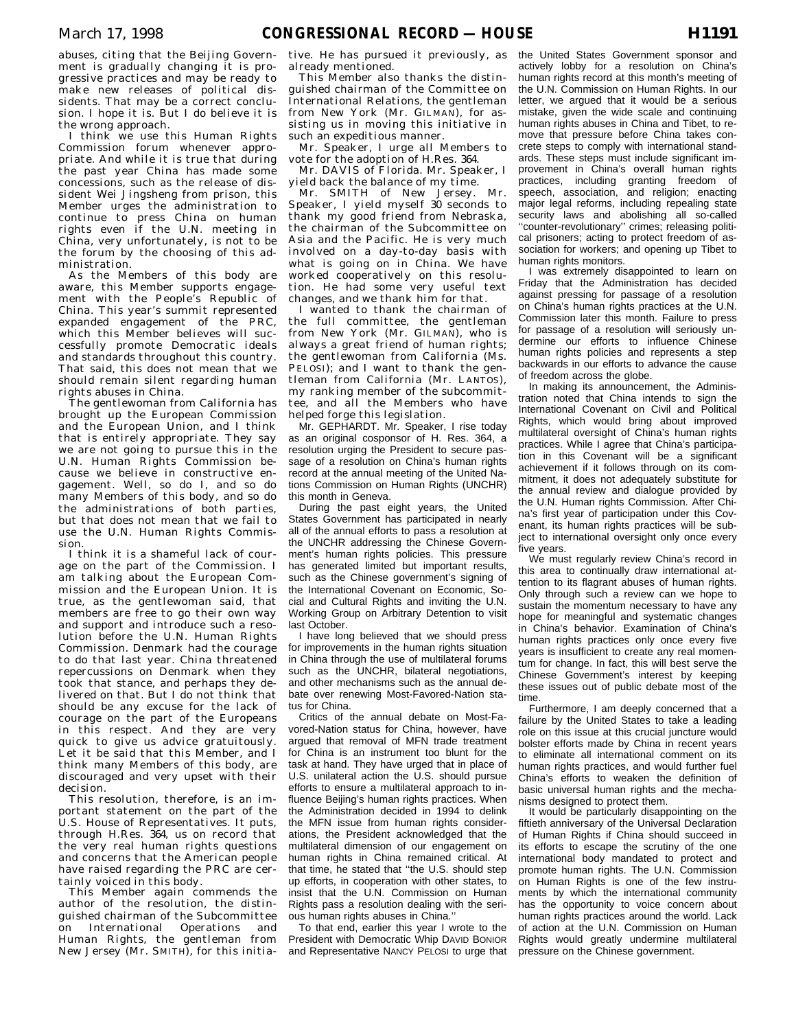abuses, citing that the Beijing Government is gradually changing it is progressive practices and may be ready to make new releases of political dissidents. That may be a correct conclusion. I hope it is. But I do believe it is the wrong approach.

I think we use this Human Rights Commission forum whenever appropriate. And while it is true that during the past year China has made some concessions, such as the release of dissident Wei Jingsheng from prison, this Member urges the administration to continue to press China on human rights even if the U.N. meeting in China, very unfortunately, is not to be the forum by the choosing of this administration.

As the Members of this body are aware, this Member supports engagement with the People's Republic of China. This year's summit represented expanded engagement of the PRC, which this Member believes will successfully promote Democratic ideals and standards throughout this country. That said, this does not mean that we should remain silent regarding human rights abuses in China.

The gentlewoman from California has brought up the European Commission and the European Union, and I think that is entirely appropriate. They say we are not going to pursue this in the U.N. Human Rights Commission because we believe in constructive engagement. Well, so do I, and so do many Members of this body, and so do the administrations of both parties, but that does not mean that we fail to use the U.N. Human Rights Commission.

I think it is a shameful lack of courage on the part of the Commission. I am talking about the European Commission and the European Union. It is true, as the gentlewoman said, that members are free to go their own way and support and introduce such a resolution before the U.N. Human Rights Commission. Denmark had the courage to do that last year. China threatened repercussions on Denmark when they took that stance, and perhaps they delivered on that. But I do not think that should be any excuse for the lack of courage on the part of the Europeans in this respect. And they are very quick to give us advice gratuitously. Let it be said that this Member, and I think many Members of this body, are discouraged and very upset with their decision.

This resolution, therefore, is an important statement on the part of the U.S. House of Representatives. It puts, through H.Res. 364, us on record that the very real human rights questions and concerns that the American people have raised regarding the PRC are certainly voiced in this body.

This Member again commends the author of the resolution, the distinguished chairman of the Subcommittee on International Operations and Human Rights, the gentleman from New Jersey (Mr. SMITH), for this initiative. He has pursued it previously, as already mentioned.

This Member also thanks the distinguished chairman of the Committee on International Relations, the gentleman from New York (Mr. GILMAN), for assisting us in moving this initiative in such an expeditious manner.

Mr. Speaker, I urge all Members to vote for the adoption of H.Res. 364.

Mr. DAVIS of Florida. Mr. Speaker, I yield back the balance of my time.

Mr. SMITH of New Jersey. Mr. Speaker, I yield myself 30 seconds to thank my good friend from Nebraska, the chairman of the Subcommittee on Asia and the Pacific. He is very much involved on a day-to-day basis with what is going on in China. We have worked cooperatively on this resolution. He had some very useful text changes, and we thank him for that.

I wanted to thank the chairman of the full committee, the gentleman from New York (Mr. GILMAN), who is always a great friend of human rights; the gentlewoman from California (Ms. PELOSI); and I want to thank the gentleman from California (Mr. LANTOS), my ranking member of the subcommittee, and all the Members who have helped forge this legislation.

Mr. GEPHARDT. Mr. Speaker, I rise today as an original cosponsor of H. Res. 364, a resolution urging the President to secure passage of a resolution on China's human rights record at the annual meeting of the United Nations Commission on Human Rights (UNCHR) this month in Geneva.

During the past eight years, the United States Government has participated in nearly all of the annual efforts to pass a resolution at the UNCHR addressing the Chinese Government's human rights policies. This pressure has generated limited but important results, such as the Chinese government's signing of the International Covenant on Economic, Social and Cultural Rights and inviting the U.N. Working Group on Arbitrary Detention to visit last October.

I have long believed that we should press for improvements in the human rights situation in China through the use of multilateral forums such as the UNCHR, bilateral negotiations, and other mechanisms such as the annual debate over renewing Most-Favored-Nation status for China.

Critics of the annual debate on Most-Favored-Nation status for China, however, have argued that removal of MFN trade treatment for China is an instrument too blunt for the task at hand. They have urged that in place of U.S. unilateral action the U.S. should pursue efforts to ensure a multilateral approach to influence Beijing's human rights practices. When the Administration decided in 1994 to delink the MFN issue from human rights considerations, the President acknowledged that the multilateral dimension of our engagement on human rights in China remained critical. At that time, he stated that ''the U.S. should step up efforts, in cooperation with other states, to insist that the U.N. Commission on Human Rights pass a resolution dealing with the serious human rights abuses in China.''

To that end, earlier this year I wrote to the President with Democratic Whip DAVID BONIOR and Representative NANCY PELOSI to urge that the United States Government sponsor and actively lobby for a resolution on China's human rights record at this month's meeting of the U.N. Commission on Human Rights. In our letter, we argued that it would be a serious mistake, given the wide scale and continuing human rights abuses in China and Tibet, to remove that pressure before China takes concrete steps to comply with international standards. These steps must include significant improvement in China's overall human rights practices, including granting freedom of speech, association, and religion; enacting major legal reforms, including repealing state security laws and abolishing all so-called ''counter-revolutionary'' crimes; releasing political prisoners; acting to protect freedom of association for workers; and opening up Tibet to human rights monitors.

I was extremely disappointed to learn on Friday that the Administration has decided against pressing for passage of a resolution on China's human rights practices at the U.N. Commission later this month. Failure to press for passage of a resolution will seriously undermine our efforts to influence Chinese human rights policies and represents a step backwards in our efforts to advance the cause of freedom across the globe.

In making its announcement, the Administration noted that China intends to sign the International Covenant on Civil and Political Rights, which would bring about improved multilateral oversight of China's human rights practices. While I agree that China's participation in this Covenant will be a significant achievement if it follows through on its commitment, it does not adequately substitute for the annual review and dialogue provided by the U.N. Human rights Commission. After China's first year of participation under this Covenant, its human rights practices will be subject to international oversight only once every five years.

We must regularly review China's record in this area to continually draw international attention to its flagrant abuses of human rights. Only through such a review can we hope to sustain the momentum necessary to have any hope for meaningful and systematic changes in China's behavior. Examination of China's human rights practices only once every five years is insufficient to create any real momentum for change. In fact, this will best serve the Chinese Government's interest by keeping these issues out of public debate most of the time.

Furthermore, I am deeply concerned that a failure by the United States to take a leading role on this issue at this crucial juncture would bolster efforts made by China in recent years to eliminate all international comment on its human rights practices, and would further fuel China's efforts to weaken the definition of basic universal human rights and the mechanisms designed to protect them.

It would be particularly disappointing on the fiftieth anniversary of the Universal Declaration of Human Rights if China should succeed in its efforts to escape the scrutiny of the one international body mandated to protect and promote human rights. The U.N. Commission on Human Rights is one of the few instruments by which the international community has the opportunity to voice concern about human rights practices around the world. Lack of action at the U.N. Commission on Human Rights would greatly undermine multilateral pressure on the Chinese government.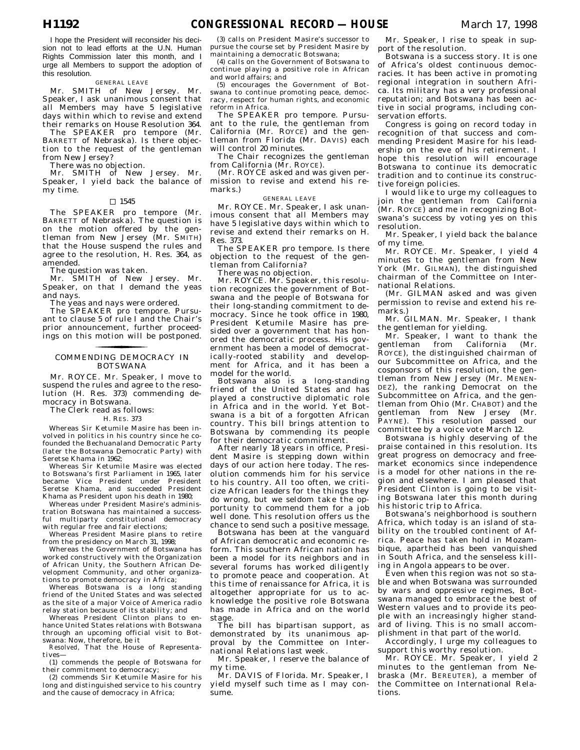I hope the President will reconsider his decision not to lead efforts at the U.N. Human Rights Commission later this month, and I urge all Members to support the adoption of this resolution.

GENERAL LEAVE

Mr. SMITH of New Jersey. Mr. Speaker, I ask unanimous consent that all Members may have 5 legislative days within which to revise and extend their remarks on House Resolution 364.

The SPEAKER pro tempore (Mr. BARRETT of Nebraska). Is there objection to the request of the gentleman from New Jersey?

There was no objection.

Mr. SMITH of New Jersey. Mr. Speaker, I yield back the balance of my time.

□ 1545

The SPEAKER pro tempore (Mr. BARRETT of Nebraska). The question is on the motion offered by the gentleman from New Jersey (Mr. SMITH) that the House suspend the rules and agree to the resolution, H. Res. 364, as amended.

The question was taken.

Mr. SMITH of New Jersey. Mr. Speaker, on that I demand the yeas and nays.

The yeas and nays were ordered.

The SPEAKER pro tempore. Pursuant to clause 5 of rule I and the Chair's prior announcement, further proceedings on this motion will be postponed.

## COMMENDING DEMOCRACY IN BOTSWANA

Mr. ROYCE. Mr. Speaker, I move to suspend the rules and agree to the resolution (H. Res. 373) commending democracy in Botswana.

The Clerk read as follows:

H. RES. 373

Whereas Sir Ketumile Masire has been involved in politics in his country since he cofounded the Bechuanaland Democratic Party (later the Botswana Democratic Party) with Seretse Khama in 1962;

Whereas Sir Ketumile Masire was elected to Botswana's first Parliament in 1965, later became Vice President under President Seretse Khama, and succeeded President Khama as President upon his death in 1980;

Whereas under President Masire's administration Botswana has maintained a successful multiparty constitutional democracy with regular free and fair elections;

Whereas President Masire plans to retire from the presidency on March 31, 1998;

Whereas the Government of Botswana has worked constructively with the Organization of African Unity, the Southern African Development Community, and other organizations to promote democracy in Africa;

Whereas Botswana is a long standing friend of the United States and was selected as the site of a major Voice of America radio relay station because of its stability; and

Whereas President Clinton plans to enhance United States relations with Botswana through an upcoming official visit to Botswana: Now, therefore, be it

*Resolved,* That the House of Representatives—

(1) commends the people of Botswana for their commitment to democracy;

(2) commends Sir Ketumile Masire for his long and distinguished service to his country and the cause of democracy in Africa;

(3) calls on President Masire's successor to pursue the course set by President Masire by maintaining a democratic Botswana;

(4) calls on the Government of Botswana to continue playing a positive role in African and world affairs; and

(5) encourages the Government of Botswana to continue promoting peace, democracy, respect for human rights, and economic reform in Africa.

The SPEAKER pro tempore. Pursuant to the rule, the gentleman from California (Mr. ROYCE) and the gentleman from Florida (Mr. DAVIS) each will control 20 minutes.

The Chair recognizes the gentleman from California (Mr. ROYCE).

(Mr. ROYCE asked and was given permission to revise and extend his remarks.)

GENERAL LEAVE

Mr. ROYCE. Mr. Speaker, I ask unanimous consent that all Members may have 5 legislative days within which to revise and extend their remarks on H. Res. 373.

The SPEAKER pro tempore. Is there objection to the request of the gentleman from California?

There was no objection.

Mr. ROYCE. Mr. Speaker, this resolution recognizes the government of Botswana and the people of Botswana for their long-standing commitment to democracy. Since he took office in 1980, President Ketumile Masire has presided over a government that has honored the democratic process. His government has been a model of democratically-rooted stability and development for Africa, and it has been a model for the world.

Botswana also is a long-standing friend of the United States and has played a constructive diplomatic role in Africa and in the world. Yet Botswana is a bit of a forgotten African country. This bill brings attention to Botswana by commending its people for their democratic commitment.

After nearly 18 years in office, President Masire is stepping down within days of our action here today. The resolution commends him for his service to his country. All too often, we criticize African leaders for the things they do wrong, but we seldom take the opportunity to commend them for a job well done. This resolution offers us the chance to send such a positive message.

Botswana has been at the vanguard of African democratic and economic reform. This southern African nation has been a model for its neighbors and in several forums has worked diligently to promote peace and cooperation. At this time of renaissance for Africa, it is altogether appropriate for us to acknowledge the positive role Botswana has made in Africa and on the world stage.

The bill has bipartisan support, as demonstrated by its unanimous approval by the Committee on International Relations last week.

Mr. Speaker, I reserve the balance of my time.

Mr. DAVIS of Florida. Mr. Speaker, I yield myself such time as I may consume.

Mr. Speaker, I rise to speak in support of the resolution.

Botswana is a success story. It is one of Africa's oldest continuous democracies. It has been active in promoting regional integration in southern Africa. Its military has a very professional reputation; and Botswana has been active in social programs, including conservation efforts.

Congress is going on record today in recognition of that success and commending President Masire for his leadership on the eve of his retirement. I hope this resolution will encourage Botswana to continue its democratic tradition and to continue its constructive foreign policies.

I would like to urge my colleagues to join the gentleman from California (Mr. ROYCE) and me in recognizing Botswana's success by voting yes on this resolution.

Mr. Speaker, I yield back the balance of my time.

Mr. ROYCE. Mr. Speaker, I yield 4 minutes to the gentleman from New York (Mr. GILMAN), the distinguished chairman of the Committee on International Relations.

(Mr. GILMAN asked and was given permission to revise and extend his remarks.)

Mr. GILMAN. Mr. Speaker, I thank the gentleman for yielding.

Mr. Speaker, I want to thank the gentleman from California (Mr. ROYCE), the distinguished chairman of our Subcommittee on Africa, and the cosponsors of this resolution, the gentleman from New Jersey (Mr. MENENDEZ), the ranking Democrat on the Subcommittee on Africa, and the gentleman from Ohio (Mr. CHABOT) and the gentleman from New Jersey (Mr. PAYNE). This resolution passed our committee by a voice vote March 12.

Botswana is highly deserving of the praise contained in this resolution. Its great progress on democracy and free-market economics since independence is a model for other nations in the region and elsewhere. I am pleased that President Clinton is going to be visiting Botswana later this month during his historic trip to Africa.

Botswana's neighborhood is southern Africa, which today is an island of stability on the troubled continent of Africa. Peace has taken hold in Mozambique, apartheid has been vanquished in South Africa, and the senseless killing in Angola appears to be over.

Even when this region was not so stable and when Botswana was surrounded by wars and oppressive regimes, Botswana managed to embrace the best of Western values and to provide its people with an increasingly higher standard of living. This is no small accomplishment in that part of the world.

Accordingly, I urge my colleagues to support this worthy resolution.

Mr. ROYCE. Mr. Speaker, I yield 2 minutes to the gentleman from Nebraska (Mr. BEREUTER), a member of the Committee on International Relations.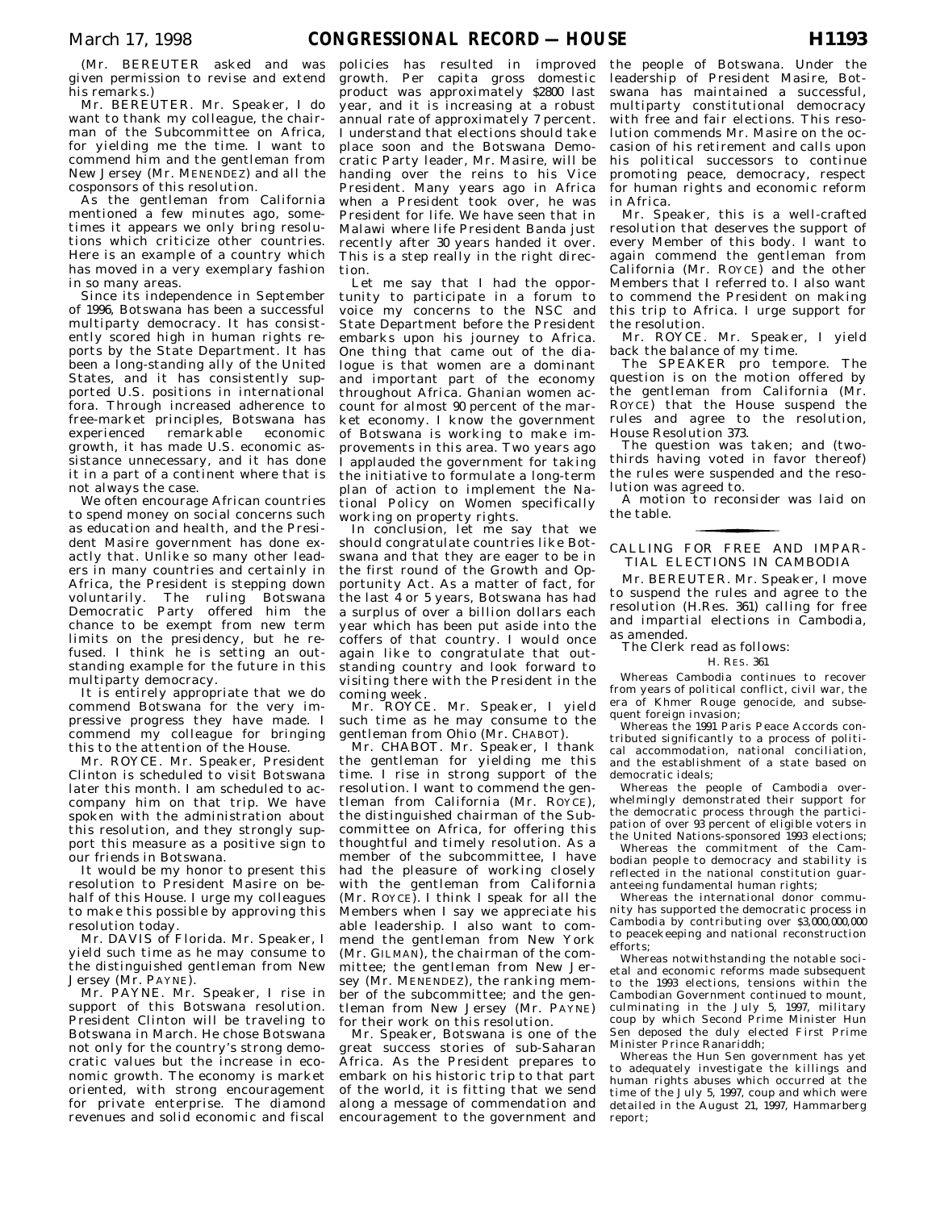(Mr. BEREUTER asked and was given permission to revise and extend his remarks.)

Mr. BEREUTER. Mr. Speaker, I do want to thank my colleague, the chairman of the Subcommittee on Africa, for yielding me the time. I want to commend him and the gentleman from New Jersey (Mr. MENENDEZ) and all the cosponsors of this resolution.

As the gentleman from California mentioned a few minutes ago, sometimes it appears we only bring resolutions which criticize other countries. Here is an example of a country which has moved in a very exemplary fashion in so many areas.

Since its independence in September of 1996, Botswana has been a successful multiparty democracy. It has consistently scored high in human rights reports by the State Department. It has been a long-standing ally of the United States, and it has consistently supported U.S. positions in international fora. Through increased adherence to free-market principles, Botswana has experienced remarkable economic growth, it has made U.S. economic assistance unnecessary, and it has done it in a part of a continent where that is not always the case.

We often encourage African countries to spend money on social concerns such as education and health, and the President Masire government has done exactly that. Unlike so many other leaders in many countries and certainly in Africa, the President is stepping down voluntarily. The ruling Botswana Democratic Party offered him the chance to be exempt from new term limits on the presidency, but he refused. I think he is setting an outstanding example for the future in this multiparty democracy.

It is entirely appropriate that we do commend Botswana for the very impressive progress they have made. I commend my colleague for bringing this to the attention of the House.

Mr. ROYCE. Mr. Speaker, President Clinton is scheduled to visit Botswana later this month. I am scheduled to accompany him on that trip. We have spoken with the administration about this resolution, and they strongly support this measure as a positive sign to our friends in Botswana.

It would be my honor to present this resolution to President Masire on behalf of this House. I urge my colleagues to make this possible by approving this resolution today.

Mr. DAVIS of Florida. Mr. Speaker, I yield such time as he may consume to the distinguished gentleman from New Jersey (Mr. PAYNE).

Mr. PAYNE. Mr. Speaker, I rise in support of this Botswana resolution. President Clinton will be traveling to Botswana in March. He chose Botswana not only for the country's strong democratic values but the increase in economic growth. The economy is market oriented, with strong encouragement for private enterprise. The diamond revenues and solid economic and fiscal policies has resulted in improved growth. Per capita gross domestic product was approximately $2800 last year, and it is increasing at a robust annual rate of approximately 7 percent. I understand that elections should take place soon and the Botswana Democratic Party leader, Mr. Masire, will be handing over the reins to his Vice President. Many years ago in Africa when a President took over, he was President for life. We have seen that in Malawi where life President Banda just recently after 30 years handed it over. This is a step really in the right direction.

Let me say that I had the opportunity to participate in a forum to voice my concerns to the NSC and State Department before the President embarks upon his journey to Africa. One thing that came out of the dialogue is that women are a dominant and important part of the economy throughout Africa. Ghanian women account for almost 90 percent of the market economy. I know the government of Botswana is working to make improvements in this area. Two years ago I applauded the government for taking the initiative to formulate a long-term plan of action to implement the National Policy on Women specifically working on property rights.

In conclusion, let me say that we should congratulate countries like Botswana and that they are eager to be in the first round of the Growth and Opportunity Act. As a matter of fact, for the last 4 or 5 years, Botswana has had a surplus of over a billion dollars each year which has been put aside into the coffers of that country. I would once again like to congratulate that outstanding country and look forward to visiting there with the President in the coming week.

Mr. ROYCE. Mr. Speaker, I yield such time as he may consume to the gentleman from Ohio (Mr. CHABOT).

Mr. CHABOT. Mr. Speaker, I thank the gentleman for yielding me this time. I rise in strong support of the resolution. I want to commend the gentleman from California (Mr. ROYCE), the distinguished chairman of the Subcommittee on Africa, for offering this thoughtful and timely resolution. As a member of the subcommittee, I have had the pleasure of working closely with the gentleman from California (Mr. ROYCE). I think I speak for all the Members when I say we appreciate his able leadership. I also want to commend the gentleman from New York (Mr. GILMAN), the chairman of the committee; the gentleman from New Jersey (Mr. MENENDEZ), the ranking member of the subcommittee; and the gentleman from New Jersey (Mr. PAYNE) for their work on this resolution.

Mr. Speaker, Botswana is one of the great success stories of sub-Saharan Africa. As the President prepares to embark on his historic trip to that part of the world, it is fitting that we send along a message of commendation and encouragement to the government and the people of Botswana. Under the leadership of President Masire, Botswana has maintained a successful, multiparty constitutional democracy with free and fair elections. This resolution commends Mr. Masire on the occasion of his retirement and calls upon his political successors to continue promoting peace, democracy, respect for human rights and economic reform in Africa.

Mr. Speaker, this is a well-crafted resolution that deserves the support of every Member of this body. I want to again commend the gentleman from California (Mr. ROYCE) and the other Members that I referred to. I also want to commend the President on making this trip to Africa. I urge support for the resolution.

Mr. ROYCE. Mr. Speaker, I yield back the balance of my time.

The SPEAKER pro tempore. The question is on the motion offered by the gentleman from California (Mr. ROYCE) that the House suspend the rules and agree to the resolution, House Resolution 373.

The question was taken; and (two-thirds having voted in favor thereof) the rules were suspended and the resolution was agreed to.

A motion to reconsider was laid on the table.

## CALLING FOR FREE AND IMPARTIAL ELECTIONS IN CAMBODIA

Mr. BEREUTER. Mr. Speaker, I move to suspend the rules and agree to the resolution (H.Res. 361) calling for free and impartial elections in Cambodia, as amended.

The Clerk read as follows:

H. RES. 361

Whereas Cambodia continues to recover from years of political conflict, civil war, the era of Khmer Rouge genocide, and subsequent foreign invasion;

Whereas the 1991 Paris Peace Accords contributed significantly to a process of political accommodation, national conciliation, and the establishment of a state based on democratic ideals;

Whereas the people of Cambodia overwhelmingly demonstrated their support for the democratic process through the participation of over 93 percent of eligible voters in the United Nations-sponsored 1993 elections;

Whereas the commitment of the Cambodian people to democracy and stability is reflected in the national constitution guaranteeing fundamental human rights;

Whereas the international donor community has supported the democratic process in Cambodia by contributing over $3,000,000,000 to peacekeeping and national reconstruction efforts;

Whereas notwithstanding the notable societal and economic reforms made subsequent to the 1993 elections, tensions within the Cambodian Government continued to mount, culminating in the July 5, 1997, military coup by which Second Prime Minister Hun Sen deposed the duly elected First Prime Minister Prince Ranariddh;

Whereas the Hun Sen government has yet to adequately investigate the killings and human rights abuses which occurred at the time of the July 5, 1997, coup and which were detailed in the August 21, 1997, Hammarberg report;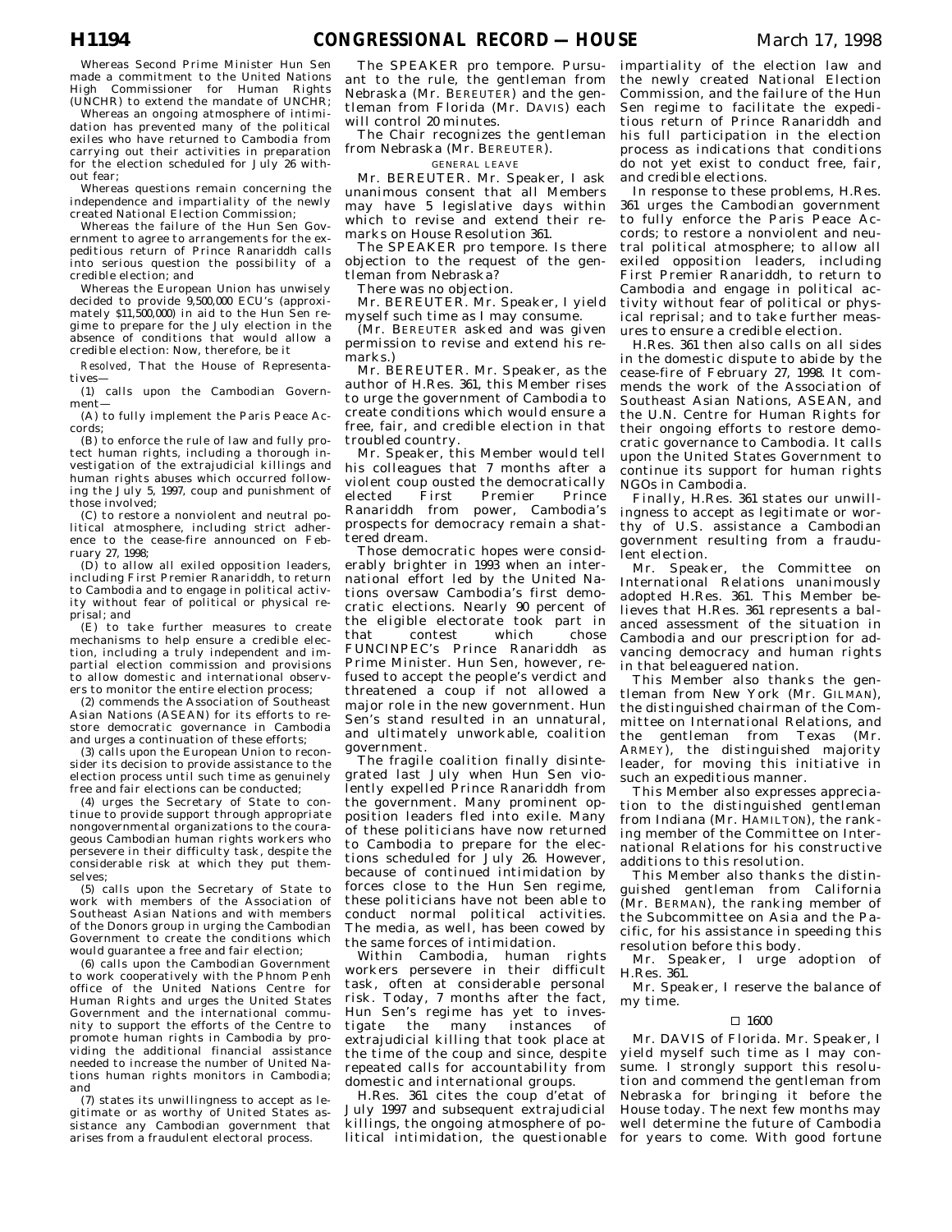Whereas Second Prime Minister Hun Sen made a commitment to the United Nations High Commissioner for Human Rights (UNCHR) to extend the mandate of UNCHR;

Whereas an ongoing atmosphere of intimidation has prevented many of the political exiles who have returned to Cambodia from carrying out their activities in preparation for the election scheduled for July 26 without fear;

Whereas questions remain concerning the independence and impartiality of the newly created National Election Commission;

Whereas the failure of the Hun Sen Government to agree to arrangements for the expeditious return of Prince Ranariddh calls into serious question the possibility of a credible election; and

Whereas the European Union has unwisely decided to provide 9,500,000 ECU's (approximately $11,500,000) in aid to the Hun Sen regime to prepare for the July election in the absence of conditions that would allow a credible election: Now, therefore, be it

*Resolved,* That the House of Representatives—

(1) calls upon the Cambodian Government—

(A) to fully implement the Paris Peace Accords;

(B) to enforce the rule of law and fully protect human rights, including a thorough investigation of the extrajudicial killings and human rights abuses which occurred following the July 5, 1997, coup and punishment of those involved;

(C) to restore a nonviolent and neutral political atmosphere, including strict adherence to the cease-fire announced on February 27, 1998;

(D) to allow all exiled opposition leaders, including First Premier Ranariddh, to return to Cambodia and to engage in political activity without fear of political or physical reprisal; and

(E) to take further measures to create mechanisms to help ensure a credible election, including a truly independent and impartial election commission and provisions to allow domestic and international observers to monitor the entire election process;

(2) commends the Association of Southeast Asian Nations (ASEAN) for its efforts to restore democratic governance in Cambodia and urges a continuation of these efforts;

(3) calls upon the European Union to reconsider its decision to provide assistance to the election process until such time as genuinely free and fair elections can be conducted;

(4) urges the Secretary of State to continue to provide support through appropriate nongovernmental organizations to the courageous Cambodian human rights workers who persevere in their difficulty task, despite the considerable risk at which they put themselves;

(5) calls upon the Secretary of State to work with members of the Association of Southeast Asian Nations and with members of the Donors group in urging the Cambodian Government to create the conditions which would guarantee a free and fair election;

(6) calls upon the Cambodian Government to work cooperatively with the Phnom Penh office of the United Nations Centre for Human Rights and urges the United States Government and the international community to support the efforts of the Centre to promote human rights in Cambodia by providing the additional financial assistance needed to increase the number of United Nations human rights monitors in Cambodia; and

(7) states its unwillingness to accept as legitimate or as worthy of United States assistance any Cambodian government that arises from a fraudulent electoral process.

The SPEAKER pro tempore. Pursuant to the rule, the gentleman from Nebraska (Mr. BEREUTER) and the gentleman from Florida (Mr. DAVIS) each will control 20 minutes.

The Chair recognizes the gentleman from Nebraska (Mr. BEREUTER).

GENERAL LEAVE

Mr. BEREUTER. Mr. Speaker, I ask unanimous consent that all Members may have 5 legislative days within which to revise and extend their remarks on House Resolution 361.

The SPEAKER pro tempore. Is there objection to the request of the gentleman from Nebraska?

There was no objection.

Mr. BEREUTER. Mr. Speaker, I yield myself such time as I may consume.

(Mr. BEREUTER asked and was given permission to revise and extend his remarks.)

Mr. BEREUTER. Mr. Speaker, as the author of H.Res. 361, this Member rises to urge the government of Cambodia to create conditions which would ensure a free, fair, and credible election in that troubled country.

Mr. Speaker, this Member would tell his colleagues that 7 months after a violent coup ousted the democratically elected First Premier Prince Ranariddh from power, Cambodia's prospects for democracy remain a shattered dream.

Those democratic hopes were considerably brighter in 1993 when an international effort led by the United Nations oversaw Cambodia's first democratic elections. Nearly 90 percent of the eligible electorate took part in that contest which chose FUNCINPEC's Prince Ranariddh as Prime Minister. Hun Sen, however, refused to accept the people's verdict and threatened a coup if not allowed a major role in the new government. Hun Sen's stand resulted in an unnatural, and ultimately unworkable, coalition government.

The fragile coalition finally disintegrated last July when Hun Sen violently expelled Prince Ranariddh from the government. Many prominent opposition leaders fled into exile. Many of these politicians have now returned to Cambodia to prepare for the elections scheduled for July 26. However, because of continued intimidation by forces close to the Hun Sen regime, these politicians have not been able to conduct normal political activities. The media, as well, has been cowed by the same forces of intimidation.

Within Cambodia, human rights workers persevere in their difficult task, often at considerable personal risk. Today, 7 months after the fact, Hun Sen's regime has yet to investigate the many instances of extrajudicial killing that took place at the time of the coup and since, despite repeated calls for accountability from domestic and international groups.

H.Res. 361 cites the coup d'etat of July 1997 and subsequent extrajudicial killings, the ongoing atmosphere of political intimidation, the questionable impartiality of the election law and the newly created National Election Commission, and the failure of the Hun Sen regime to facilitate the expeditious return of Prince Ranariddh and his full participation in the election process as indications that conditions do not yet exist to conduct free, fair, and credible elections.

In response to these problems, H.Res. 361 urges the Cambodian government to fully enforce the Paris Peace Accords; to restore a nonviolent and neutral political atmosphere; to allow all exiled opposition leaders, including First Premier Ranariddh, to return to Cambodia and engage in political activity without fear of political or physical reprisal; and to take further measures to ensure a credible election.

H.Res. 361 then also calls on all sides in the domestic dispute to abide by the cease-fire of February 27, 1998. It commends the work of the Association of Southeast Asian Nations, ASEAN, and the U.N. Centre for Human Rights for their ongoing efforts to restore democratic governance to Cambodia. It calls upon the United States Government to continue its support for human rights NGOs in Cambodia.

Finally, H.Res. 361 states our unwillingness to accept as legitimate or worthy of U.S. assistance a Cambodian government resulting from a fraudulent election.

Mr. Speaker, the Committee on International Relations unanimously adopted H.Res. 361. This Member believes that H.Res. 361 represents a balanced assessment of the situation in Cambodia and our prescription for advancing democracy and human rights in that beleaguered nation.

This Member also thanks the gentleman from New York (Mr. GILMAN), the distinguished chairman of the Committee on International Relations, and the gentleman from Texas (Mr. ARMEY), the distinguished majority leader, for moving this initiative in such an expeditious manner.

This Member also expresses appreciation to the distinguished gentleman from Indiana (Mr. HAMILTON), the ranking member of the Committee on International Relations for his constructive additions to this resolution.

This Member also thanks the distinguished gentleman from California (Mr. BERMAN), the ranking member of the Subcommittee on Asia and the Pacific, for his assistance in speeding this resolution before this body.

Mr. Speaker, I urge adoption of H.Res. 361.

Mr. Speaker, I reserve the balance of my time.

□ 1600

Mr. DAVIS of Florida. Mr. Speaker, I yield myself such time as I may consume. I strongly support this resolution and commend the gentleman from Nebraska for bringing it before the House today. The next few months may well determine the future of Cambodia for years to come. With good fortune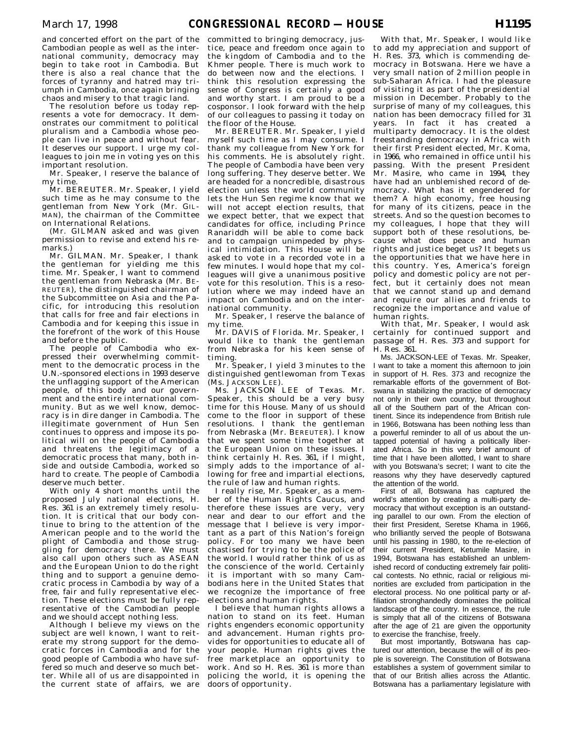and concerted effort on the part of the Cambodian people as well as the international community, democracy may begin to take root in Cambodia. But there is also a real chance that the forces of tyranny and hatred may triumph in Cambodia, once again bringing chaos and misery to that tragic land.

The resolution before us today represents a vote for democracy. It demonstrates our commitment to political pluralism and a Cambodia whose people can live in peace and without fear. It deserves our support. I urge my colleagues to join me in voting yes on this important resolution.

Mr. Speaker, I reserve the balance of my time.

Mr. BEREUTER. Mr. Speaker, I yield such time as he may consume to the gentleman from New York (Mr. GILMAN), the chairman of the Committee on International Relations.

(Mr. GILMAN asked and was given permission to revise and extend his remarks.)

Mr. GILMAN. Mr. Speaker, I thank the gentleman for yielding me this time. Mr. Speaker, I want to commend the gentleman from Nebraska (Mr. BEREUTER), the distinguished chairman of the Subcommittee on Asia and the Pacific, for introducing this resolution that calls for free and fair elections in Cambodia and for keeping this issue in the forefront of the work of this House and before the public.

The people of Cambodia who expressed their overwhelming commitment to the democratic process in the U.N.-sponsored elections in 1993 deserve the unflagging support of the American people, of this body and our government and the entire international community. But as we well know, democracy is in dire danger in Cambodia. The illegitimate government of Hun Sen continues to oppress and impose its political will on the people of Cambodia and threatens the legitimacy of a democratic process that many, both inside and outside Cambodia, worked so hard to create. The people of Cambodia deserve much better.

With only 4 short months until the proposed July national elections, H. Res. 361 is an extremely timely resolution. It is critical that our body continue to bring to the attention of the American people and to the world the plight of Cambodia and those struggling for democracy there. We must also call upon others such as ASEAN and the European Union to do the right thing and to support a genuine democratic process in Cambodia by way of a free, fair and fully representative election. These elections must be fully representative of the Cambodian people and we should accept nothing less.

Although I believe my views on the subject are well known, I want to reiterate my strong support for the democratic forces in Cambodia and for the good people of Cambodia who have suffered so much and deserve so much better. While all of us are disappointed in the current state of affairs, we are committed to bringing democracy, justice, peace and freedom once again to the kingdom of Cambodia and to the Khmer people. There is much work to do between now and the elections. I think this resolution expressing the sense of Congress is certainly a good and worthy start. I am proud to be a cosponsor. I look forward with the help of our colleagues to passing it today on the floor of the House.

Mr. BEREUTER. Mr. Speaker, I yield myself such time as I may consume. I thank my colleague from New York for his comments. He is absolutely right. The people of Cambodia have been very long suffering. They deserve better. We are headed for a noncredible, disastrous election unless the world community lets the Hun Sen regime know that we will not accept election results, that we expect better, that we expect that candidates for office, including Prince Ranariddh will be able to come back and to campaign unimpeded by physical intimidation. This House will be asked to vote in a recorded vote in a few minutes. I would hope that my colleagues will give a unanimous positive vote for this resolution. This is a resolution where we may indeed have an impact on Cambodia and on the international community.

Mr. Speaker, I reserve the balance of my time.

Mr. DAVIS of Florida. Mr. Speaker, I would like to thank the gentleman from Nebraska for his keen sense of timing.

Mr. Speaker, I yield 3 minutes to the distinguished gentlewoman from Texas (Ms. JACKSON LEE).

Ms. JACKSON LEE of Texas. Mr. Speaker, this should be a very busy time for this House. Many of us should come to the floor in support of these resolutions. I thank the gentleman from Nebraska (Mr. BEREUTER). I know that we spent some time together at the European Union on these issues. I think certainly H. Res. 361, if I might, simply adds to the importance of allowing for free and impartial elections, the rule of law and human rights.

I really rise, Mr. Speaker, as a member of the Human Rights Caucus, and therefore these issues are very, very near and dear to our effort and the message that I believe is very important as a part of this Nation's foreign policy. For too many we have been chastised for trying to be the police of the world. I would rather think of us as the conscience of the world. Certainly it is important with so many Cambodians here in the United States that we recognize the importance of free elections and human rights.

I believe that human rights allows a nation to stand on its feet. Human rights engenders economic opportunity and advancement. Human rights provides for opportunities to educate all of your people. Human rights gives the free marketplace an opportunity to work. And so H. Res. 361 is more than policing the world, it is opening the doors of opportunity.

With that, Mr. Speaker, I would like to add my appreciation and support of H. Res. 373, which is commending democracy in Botswana. Here we have a very small nation of 2 million people in sub-Saharan Africa. I had the pleasure of visiting it as part of the presidential mission in December. Probably to the surprise of many of my colleagues, this nation has been democracy filled for 31 years. In fact it has created a multiparty democracy. It is the oldest freestanding democracy in Africa with their first President elected, Mr. Koma, in 1966, who remained in office until his passing. With the present President Mr. Masire, who came in 1994, they have had an unblemished record of democracy. What has it engendered for them? A high economy, free housing for many of its citizens, peace in the streets. And so the question becomes to my colleagues, I hope that they will support both of these resolutions, because what does peace and human rights and justice beget us? It begets us the opportunities that we have here in this country. Yes, America's foreign policy and domestic policy are not perfect, but it certainly does not mean that we cannot stand up and demand and require our allies and friends to recognize the importance and value of human rights.

With that, Mr. Speaker, I would ask certainly for continued support and passage of H. Res. 373 and support for H. Res. 361.

Ms. JACKSON-LEE of Texas. Mr. Speaker, I want to take a moment this afternoon to join in support of H. Res. 373 and recognize the remarkable efforts of the government of Botswana in stabilizing the practice of democracy not only in their own country, but throughout all of the Southern part of the African continent. Since its independence from British rule in 1966, Botswana has been nothing less than a powerful reminder to all of us about the untapped potential of having a politically liberated Africa. So in this very brief amount of time that I have been allotted, I want to share with you Botswana's secret; I want to cite the reasons why they have deservedly captured the attention of the world.

First of all, Botswana has captured the world's attention by creating a multi-party democracy that without exception is an outstanding parallel to our own. From the election of their first President, Seretse Khama in 1966, who brilliantly served the people of Botswana until his passing in 1980, to the re-election of their current President, Ketumile Masire, in 1994, Botswana has established an unblemished record of conducting extremely fair political contests. No ethnic, racial or religious minorities are excluded from participation in the electoral process. No one political party or affiliation stronghandedly dominates the political landscape of the country. In essence, the rule is simply that all of the citizens of Botswana after the age of 21 are given the opportunity to exercise the franchise, freely.

But most importantly, Botswana has captured our attention, because the will of its people is sovereign. The Constitution of Botswana establishes a system of government similar to that of our British allies across the Atlantic. Botswana has a parliamentary legislature with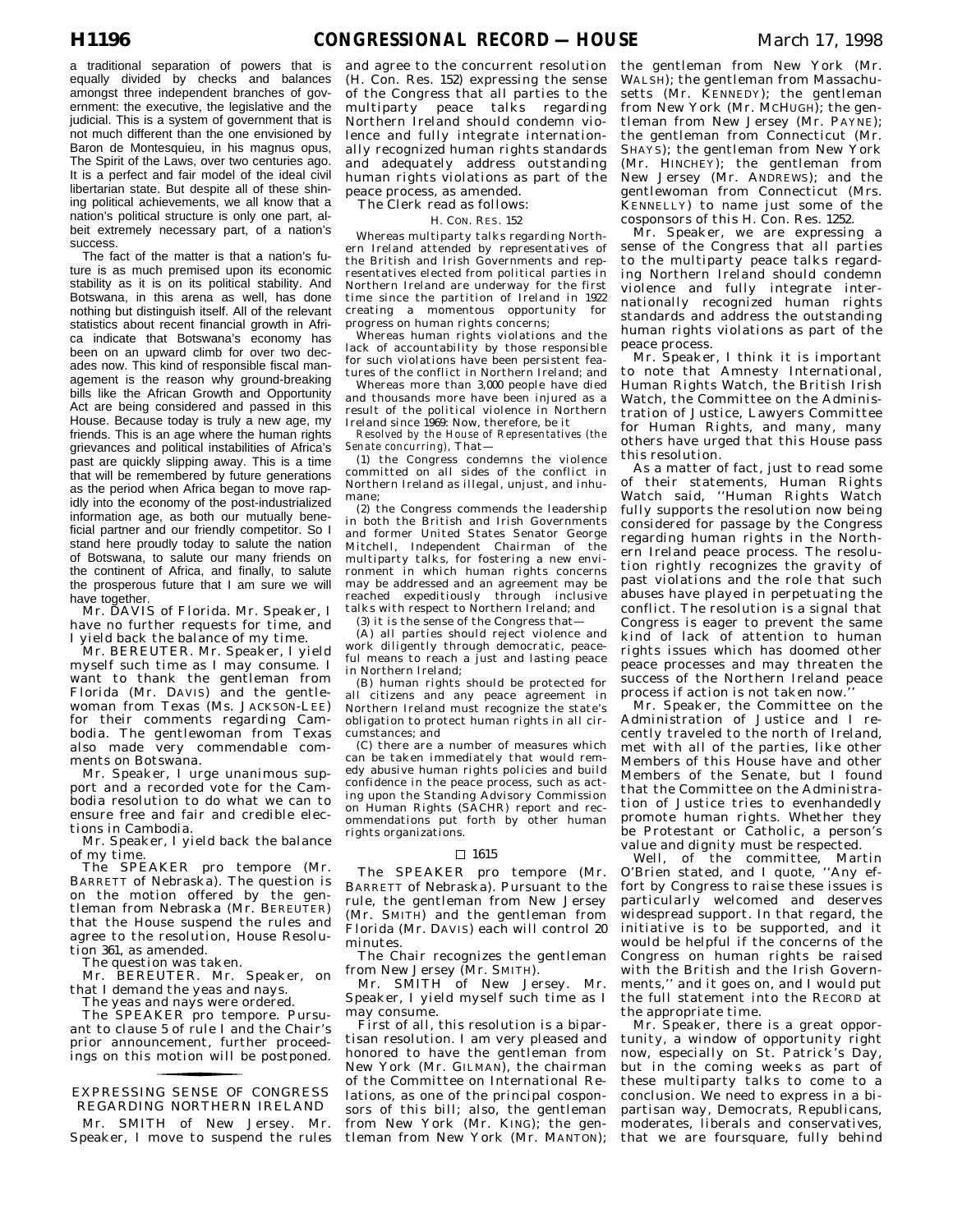a traditional separation of powers that is equally divided by checks and balances amongst three independent branches of government: the executive, the legislative and the judicial. This is a system of government that is not much different than the one envisioned by Baron de Montesquieu, in his magnus opus, The Spirit of the Laws, over two centuries ago. It is a perfect and fair model of the ideal civil libertarian state. But despite all of these shining political achievements, we all know that a nation's political structure is only one part, albeit extremely necessary part, of a nation's success.

The fact of the matter is that a nation's future is as much premised upon its economic stability as it is on its political stability. And Botswana, in this arena as well, has done nothing but distinguish itself. All of the relevant statistics about recent financial growth in Africa indicate that Botswana's economy has been on an upward climb for over two decades now. This kind of responsible fiscal management is the reason why ground-breaking bills like the African Growth and Opportunity Act are being considered and passed in this House. Because today is truly a new age, my friends. This is an age where the human rights grievances and political instabilities of Africa's past are quickly slipping away. This is a time that will be remembered by future generations as the period when Africa began to move rapidly into the economy of the post-industrialized information age, as both our mutually beneficial partner and our friendly competitor. So I stand here proudly today to salute the nation of Botswana, to salute our many friends on the continent of Africa, and finally, to salute the prosperous future that I am sure we will have together.

Mr. DAVIS of Florida. Mr. Speaker, I have no further requests for time, and I yield back the balance of my time.

Mr. BEREUTER. Mr. Speaker, I yield myself such time as I may consume. I want to thank the gentleman from Florida (Mr. DAVIS) and the gentlewoman from Texas (Ms. JACKSON-LEE) for their comments regarding Cambodia. The gentlewoman from Texas also made very commendable comments on Botswana.

Mr. Speaker, I urge unanimous support and a recorded vote for the Cambodia resolution to do what we can to ensure free and fair and credible elections in Cambodia.

Mr. Speaker, I yield back the balance of my time.

The SPEAKER pro tempore (Mr. BARRETT of Nebraska). The question is on the motion offered by the gentleman from Nebraska (Mr. BEREUTER) that the House suspend the rules and agree to the resolution, House Resolution 361, as amended.

The question was taken.

Mr. BEREUTER. Mr. Speaker, on that I demand the yeas and nays.

The yeas and nays were ordered.

The SPEAKER pro tempore. Pursuant to clause 5 of rule I and the Chair's prior announcement, further proceedings on this motion will be postponed.

## EXPRESSING SENSE OF CONGRESS REGARDING NORTHERN IRELAND

Mr. SMITH of New Jersey. Mr. Speaker, I move to suspend the rules and agree to the concurrent resolution (H. Con. Res. 152) expressing the sense of the Congress that all parties to the multiparty peace talks regarding Northern Ireland should condemn violence and fully integrate internationally recognized human rights standards and adequately address outstanding human rights violations as part of the peace process, as amended.

The Clerk read as follows:

H. CON. RES. 152

Whereas multiparty talks regarding Northern Ireland attended by representatives of the British and Irish Governments and representatives elected from political parties in Northern Ireland are underway for the first time since the partition of Ireland in 1922 creating a momentous opportunity for progress on human rights concerns;

Whereas human rights violations and the lack of accountability by those responsible for such violations have been persistent features of the conflict in Northern Ireland; and

Whereas more than 3,000 people have died and thousands more have been injured as a result of the political violence in Northern Ireland since 1969: Now, therefore, be it

*Resolved by the House of Representatives (the Senate concurring),* That—

(1) the Congress condemns the violence committed on all sides of the conflict in Northern Ireland as illegal, unjust, and inhumane;

(2) the Congress commends the leadership in both the British and Irish Governments and former United States Senator George Mitchell, Independent Chairman of the multiparty talks, for fostering a new environment in which human rights concerns may be addressed and an agreement may be reached expeditiously through inclusive talks with respect to Northern Ireland; and

(3) it is the sense of the Congress that—

(A) all parties should reject violence and work diligently through democratic, peaceful means to reach a just and lasting peace in Northern Ireland;

(B) human rights should be protected for all citizens and any peace agreement in Northern Ireland must recognize the state's obligation to protect human rights in all circumstances; and

(C) there are a number of measures which can be taken immediately that would remedy abusive human rights policies and build confidence in the peace process, such as acting upon the Standing Advisory Commission on Human Rights (SACHR) report and recommendations put forth by other human rights organizations.

□ 1615

The SPEAKER pro tempore (Mr. BARRETT of Nebraska). Pursuant to the rule, the gentleman from New Jersey (Mr. SMITH) and the gentleman from Florida (Mr. DAVIS) each will control 20 minutes.

The Chair recognizes the gentleman from New Jersey (Mr. SMITH).

Mr. SMITH of New Jersey. Mr. Speaker, I yield myself such time as I may consume.

First of all, this resolution is a bipartisan resolution. I am very pleased and honored to have the gentleman from New York (Mr. GILMAN), the chairman of the Committee on International Relations, as one of the principal cosponsors of this bill; also, the gentleman from New York (Mr. KING); the gentleman from New York (Mr. MANTON); the gentleman from New York (Mr. WALSH); the gentleman from Massachusetts (Mr. KENNEDY); the gentleman from New York (Mr. MCHUGH); the gentleman from New Jersey (Mr. PAYNE); the gentleman from Connecticut (Mr. SHAYS); the gentleman from New York (Mr. HINCHEY); the gentleman from New Jersey (Mr. ANDREWS); and the gentlewoman from Connecticut (Mrs. KENNELLY) to name just some of the cosponsors of this H. Con. Res. 1252.

Mr. Speaker, we are expressing a sense of the Congress that all parties to the multiparty peace talks regarding Northern Ireland should condemn violence and fully integrate internationally recognized human rights standards and address the outstanding human rights violations as part of the peace process.

Mr. Speaker, I think it is important to note that Amnesty International, Human Rights Watch, the British Irish Watch, the Committee on the Administration of Justice, Lawyers Committee for Human Rights, and many, many others have urged that this House pass this resolution.

As a matter of fact, just to read some of their statements, Human Rights Watch said, ''Human Rights Watch fully supports the resolution now being considered for passage by the Congress regarding human rights in the Northern Ireland peace process. The resolution rightly recognizes the gravity of past violations and the role that such abuses have played in perpetuating the conflict. The resolution is a signal that Congress is eager to prevent the same kind of lack of attention to human rights issues which has doomed other peace processes and may threaten the success of the Northern Ireland peace process if action is not taken now.''

Mr. Speaker, the Committee on the Administration of Justice and I recently traveled to the north of Ireland, met with all of the parties, like other Members of this House have and other Members of the Senate, but I found that the Committee on the Administration of Justice tries to evenhandedly promote human rights. Whether they be Protestant or Catholic, a person's value and dignity must be respected.

Well, of the committee, Martin O'Brien stated, and I quote, ''Any effort by Congress to raise these issues is particularly welcomed and deserves widespread support. In that regard, the initiative is to be supported, and it would be helpful if the concerns of the Congress on human rights be raised with the British and the Irish Governments,'' and it goes on, and I would put the full statement into the RECORD at the appropriate time.

Mr. Speaker, there is a great opportunity, a window of opportunity right now, especially on St. Patrick's Day, but in the coming weeks as part of these multiparty talks to come to a conclusion. We need to express in a bipartisan way, Democrats, Republicans, moderates, liberals and conservatives, that we are foursquare, fully behind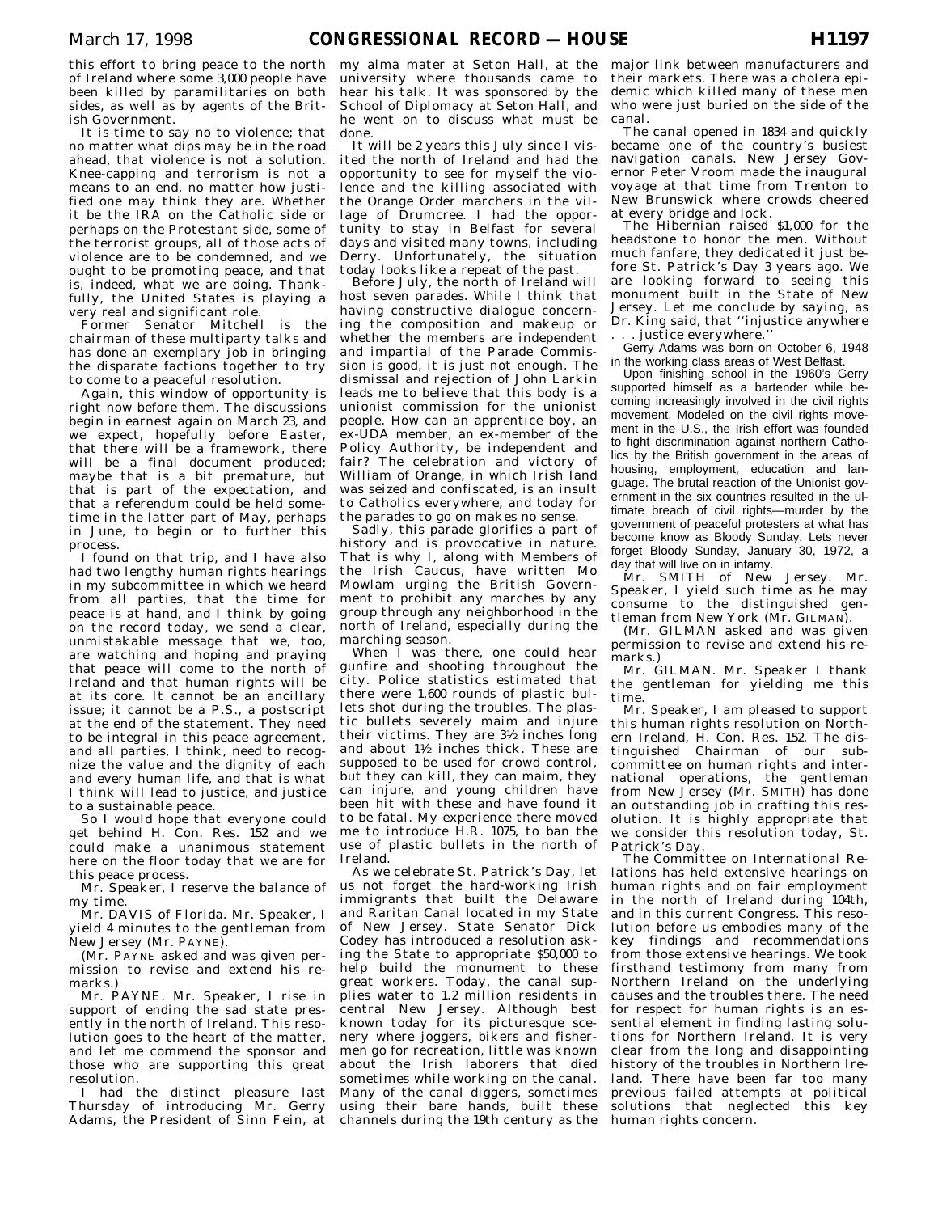this effort to bring peace to the north of Ireland where some 3,000 people have been killed by paramilitaries on both sides, as well as by agents of the British Government.

It is time to say no to violence; that no matter what dips may be in the road ahead, that violence is not a solution. Knee-capping and terrorism is not a means to an end, no matter how justified one may think they are. Whether it be the IRA on the Catholic side or perhaps on the Protestant side, some of the terrorist groups, all of those acts of violence are to be condemned, and we ought to be promoting peace, and that is, indeed, what we are doing. Thankfully, the United States is playing a very real and significant role.

Former Senator Mitchell is the chairman of these multiparty talks and has done an exemplary job in bringing the disparate factions together to try to come to a peaceful resolution.

Again, this window of opportunity is right now before them. The discussions begin in earnest again on March 23, and we expect, hopefully before Easter, that there will be a framework, there will be a final document produced; maybe that is a bit premature, but that is part of the expectation, and that a referendum could be held sometime in the latter part of May, perhaps in June, to begin or to further this process.

I found on that trip, and I have also had two lengthy human rights hearings in my subcommittee in which we heard from all parties, that the time for peace is at hand, and I think by going on the record today, we send a clear, unmistakable message that we, too, are watching and hoping and praying that peace will come to the north of Ireland and that human rights will be at its core. It cannot be an ancillary issue; it cannot be a P.S., a postscript at the end of the statement. They need to be integral in this peace agreement, and all parties, I think, need to recognize the value and the dignity of each and every human life, and that is what I think will lead to justice, and justice to a sustainable peace.

So I would hope that everyone could get behind H. Con. Res. 152 and we could make a unanimous statement here on the floor today that we are for this peace process.

Mr. Speaker, I reserve the balance of my time.

Mr. DAVIS of Florida. Mr. Speaker, I yield 4 minutes to the gentleman from New Jersey (Mr. PAYNE).

(Mr. PAYNE asked and was given permission to revise and extend his remarks.)

Mr. PAYNE. Mr. Speaker, I rise in support of ending the sad state presently in the north of Ireland. This resolution goes to the heart of the matter, and let me commend the sponsor and those who are supporting this great resolution.

I had the distinct pleasure last Thursday of introducing Mr. Gerry Adams, the President of Sinn Fein, at my alma mater at Seton Hall, at the university where thousands came to hear his talk. It was sponsored by the School of Diplomacy at Seton Hall, and he went on to discuss what must be done.

It will be 2 years this July since I visited the north of Ireland and had the opportunity to see for myself the violence and the killing associated with the Orange Order marchers in the village of Drumcree. I had the opportunity to stay in Belfast for several days and visited many towns, including Derry. Unfortunately, the situation today looks like a repeat of the past.

Before July, the north of Ireland will host seven parades. While I think that having constructive dialogue concerning the composition and makeup or whether the members are independent and impartial of the Parade Commission is good, it is just not enough. The dismissal and rejection of John Larkin leads me to believe that this body is a unionist commission for the unionist people. How can an apprentice boy, an ex-UDA member, an ex-member of the Policy Authority, be independent and fair? The celebration and victory of William of Orange, in which Irish land was seized and confiscated, is an insult to Catholics everywhere, and today for the parades to go on makes no sense.

Sadly, this parade glorifies a part of history and is provocative in nature. That is why I, along with Members of the Irish Caucus, have written Mo Mowlam urging the British Government to prohibit any marches by any group through any neighborhood in the north of Ireland, especially during the marching season.

When I was there, one could hear gunfire and shooting throughout the city. Police statistics estimated that there were 1,600 rounds of plastic bullets shot during the troubles. The plastic bullets severely maim and injure their victims. They are 3½ inches long and about 1½ inches thick. These are supposed to be used for crowd control, but they can kill, they can maim, they can injure, and young children have been hit with these and have found it to be fatal. My experience there moved me to introduce H.R. 1075, to ban the use of plastic bullets in the north of Ireland.

As we celebrate St. Patrick's Day, let us not forget the hard-working Irish immigrants that built the Delaware and Raritan Canal located in my State of New Jersey. State Senator Dick Codey has introduced a resolution asking the State to appropriate $50,000 to help build the monument to these great workers. Today, the canal supplies water to 1.2 million residents in central New Jersey. Although best known today for its picturesque scenery where joggers, bikers and fishermen go for recreation, little was known about the Irish laborers that died sometimes while working on the canal. Many of the canal diggers, sometimes using their bare hands, built these channels during the 19th century as the major link between manufacturers and their markets. There was a cholera epidemic which killed many of these men who were just buried on the side of the canal.

The canal opened in 1834 and quickly became one of the country's busiest navigation canals. New Jersey Governor Peter Vroom made the inaugural voyage at that time from Trenton to New Brunswick where crowds cheered at every bridge and lock.

The Hibernian raised $1,000 for the headstone to honor the men. Without much fanfare, they dedicated it just before St. Patrick's Day 3 years ago. We are looking forward to seeing this monument built in the State of New Jersey. Let me conclude by saying, as Dr. King said, that ''injustice anywhere . . . justice everywhere.''

Gerry Adams was born on October 6, 1948 in the working class areas of West Belfast.

Upon finishing school in the 1960's Gerry supported himself as a bartender while becoming increasingly involved in the civil rights movement. Modeled on the civil rights movement in the U.S., the Irish effort was founded to fight discrimination against northern Catholics by the British government in the areas of housing, employment, education and language. The brutal reaction of the Unionist government in the six countries resulted in the ultimate breach of civil rights—murder by the government of peaceful protesters at what has become know as Bloody Sunday. Lets never forget Bloody Sunday, January 30, 1972, a day that will live on in infamy.

Mr. SMITH of New Jersey. Mr. Speaker, I yield such time as he may consume to the distinguished gentleman from New York (Mr. GILMAN).

(Mr. GILMAN asked and was given permission to revise and extend his remarks.)

Mr. GILMAN. Mr. Speaker I thank the gentleman for yielding me this time.

Mr. Speaker, I am pleased to support this human rights resolution on Northern Ireland, H. Con. Res. 152. The distinguished Chairman of our subcommittee on human rights and international operations, the gentleman from New Jersey (Mr. SMITH) has done an outstanding job in crafting this resolution. It is highly appropriate that we consider this resolution today, St. Patrick's Day.

The Committee on International Relations has held extensive hearings on human rights and on fair employment in the north of Ireland during 104th, and in this current Congress. This resolution before us embodies many of the key findings and recommendations from those extensive hearings. We took firsthand testimony from many from Northern Ireland on the underlying causes and the troubles there. The need for respect for human rights is an essential element in finding lasting solutions for Northern Ireland. It is very clear from the long and disappointing history of the troubles in Northern Ireland. There have been far too many previous failed attempts at political solutions that neglected this key human rights concern.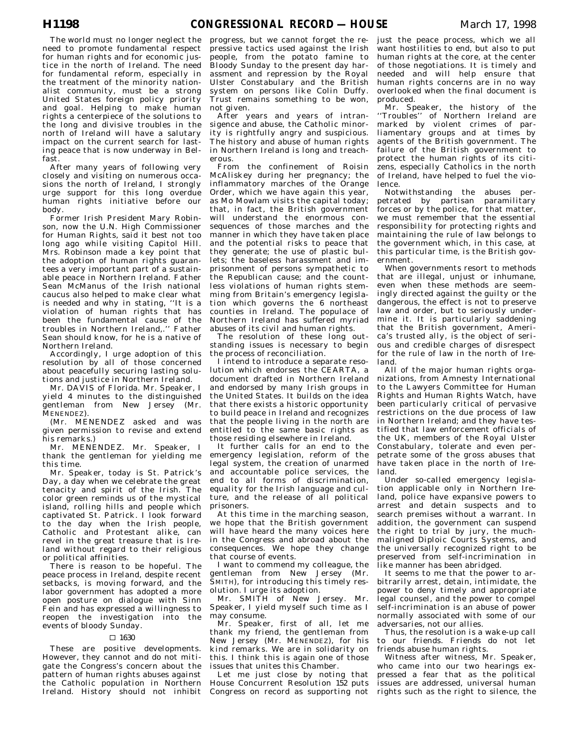The world must no longer neglect the need to promote fundamental respect for human rights and for economic justice in the north of Ireland. The need for fundamental reform, especially in the treatment of the minority nationalist community, must be a strong United States foreign policy priority and goal. Helping to make human rights a centerpiece of the solutions to the long and divisive troubles in the north of Ireland will have a salutary impact on the current search for lasting peace that is now underway in Belfast.

After many years of following very closely and visiting on numerous occasions the north of Ireland, I strongly urge support for this long overdue human rights initiative before our body.

Former Irish President Mary Robinson, now the U.N. High Commissioner for Human Rights, said it best not too long ago while visiting Capitol Hill. Mrs. Robinson made a key point that the adoption of human rights guarantees a very important part of a sustainable peace in Northern Ireland. Father Sean McManus of the Irish national caucus also helped to make clear what is needed and why in stating, ''It is a violation of human rights that has been the fundamental cause of the troubles in Northern Ireland,.'' Father Sean should know, for he is a native of Northern Ireland.

Accordingly, I urge adoption of this resolution by all of those concerned about peacefully securing lasting solutions and justice in Northern Ireland.

Mr. DAVIS of Florida. Mr. Speaker, I yield 4 minutes to the distinguished gentleman from New Jersey (Mr. MENENDEZ).

(Mr. MENENDEZ asked and was given permission to revise and extend his remarks.)

Mr. MENENDEZ. Mr. Speaker, I thank the gentleman for yielding me this time.

Mr. Speaker, today is St. Patrick's Day, a day when we celebrate the great tenacity and spirit of the Irish. The color green reminds us of the mystical island, rolling hills and people which captivated St. Patrick. I look forward to the day when the Irish people, Catholic and Protestant alike, can revel in the great treasure that is Ireland without regard to their religious or political affinities.

There is reason to be hopeful. The peace process in Ireland, despite recent setbacks, is moving forward, and the labor government has adopted a more open posture on dialogue with Sinn Fein and has expressed a willingness to reopen the investigation into the events of bloody Sunday.

☐ 1630

These are positive developments. However, they cannot and do not mitigate the Congress's concern about the pattern of human rights abuses against the Catholic population in Northern Ireland. History should not inhibit progress, but we cannot forget the repressive tactics used against the Irish people, from the potato famine to Bloody Sunday to the present day harassment and repression by the Royal Ulster Constabulary and the British system on persons like Colin Duffy. Trust remains something to be won, not given.

After years and years of intransigence and abuse, the Catholic minority is rightfully angry and suspicious. The history and abuse of human rights in Northern Ireland is long and treacherous.

From the confinement of Roisin McAliskey during her pregnancy; the inflammatory marches of the Orange Order, which we have again this year, as Mo Mowlam visits the capital today; that, in fact, the British government will understand the enormous consequences of those marches and the manner in which they have taken place and the potential risks to peace that they generate; the use of plastic bullets; the baseless harassment and imprisonment of persons sympathetic to the Republican cause; and the countless violations of human rights stemming from Britain's emergency legislation which governs the 6 northeast counties in Ireland. The populace of Northern Ireland has suffered myriad abuses of its civil and human rights.

The resolution of these long outstanding issues is necessary to begin the process of reconciliation.

I intend to introduce a separate resolution which endorses the CEARTA, a document drafted in Northern Ireland and endorsed by many Irish groups in the United States. It builds on the idea that there exists a historic opportunity to build peace in Ireland and recognizes that the people living in the north are entitled to the same basic rights as those residing elsewhere in Ireland.

It further calls for an end to the emergency legislation, reform of the legal system, the creation of unarmed and accountable police services, the end to all forms of discrimination, equality for the Irish language and culture, and the release of all political prisoners.

At this time in the marching season, we hope that the British government will have heard the many voices here in the Congress and abroad about the consequences. We hope they change that course of events.

I want to commend my colleague, the gentleman from New Jersey (Mr. SMITH), for introducing this timely resolution. I urge its adoption.

Mr. SMITH of New Jersey. Mr. Speaker, I yield myself such time as I may consume.

Mr. Speaker, first of all, let me thank my friend, the gentleman from New Jersey (Mr. MENENDEZ), for his kind remarks. We are in solidarity on this. I think this is again one of those issues that unites this Chamber.

Let me just close by noting that House Concurrent Resolution 152 puts Congress on record as supporting not just the peace process, which we all want hostilities to end, but also to put human rights at the core, at the center of those negotiations. It is timely and needed and will help ensure that human rights concerns are in no way overlooked when the final document is produced.

Mr. Speaker, the history of the ''Troubles'' of Northern Ireland are marked by violent crimes of parliamentary groups and at times by agents of the British government. The failure of the British government to protect the human rights of its citizens, especially Catholics in the north of Ireland, have helped to fuel the violence.

Notwithstanding the abuses perpetrated by partisan paramilitary forces or by the police, for that matter, we must remember that the essential responsibility for protecting rights and maintaining the rule of law belongs to the government which, in this case, at this particular time, is the British government.

When governments resort to methods that are illegal, unjust or inhumane, even when these methods are seemingly directed against the guilty or the dangerous, the effect is not to preserve law and order, but to seriously undermine it. It is particularly saddening that the British government, America's trusted ally, is the object of serious and credible charges of disrespect for the rule of law in the north of Ireland.

All of the major human rights organizations, from Amnesty International to the Lawyers Committee for Human Rights and Human Rights Watch, have been particularly critical of pervasive restrictions on the due process of law in Northern Ireland; and they have testified that law enforcement officials of the UK, members of the Royal Ulster Constabulary, tolerate and even perpetrate some of the gross abuses that have taken place in the north of Ireland.

Under so-called emergency legislation applicable only in Northern Ireland, police have expansive powers to arrest and detain suspects and to search premises without a warrant. In addition, the government can suspend the right to trial by jury, the much-maligned Diploic Courts Systems, and the universally recognized right to be preserved from self-incrimination in like manner has been abridged.

It seems to me that the power to arbitrarily arrest, detain, intimidate, the power to deny timely and appropriate legal counsel, and the power to compel self-incrimination is an abuse of power normally associated with some of our adversaries, not our allies.

Thus, the resolution is a wake-up call to our friends. Friends do not let friends abuse human rights.

Witness after witness, Mr. Speaker, who came into our two hearings expressed a fear that as the political issues are addressed, universal human rights such as the right to silence, the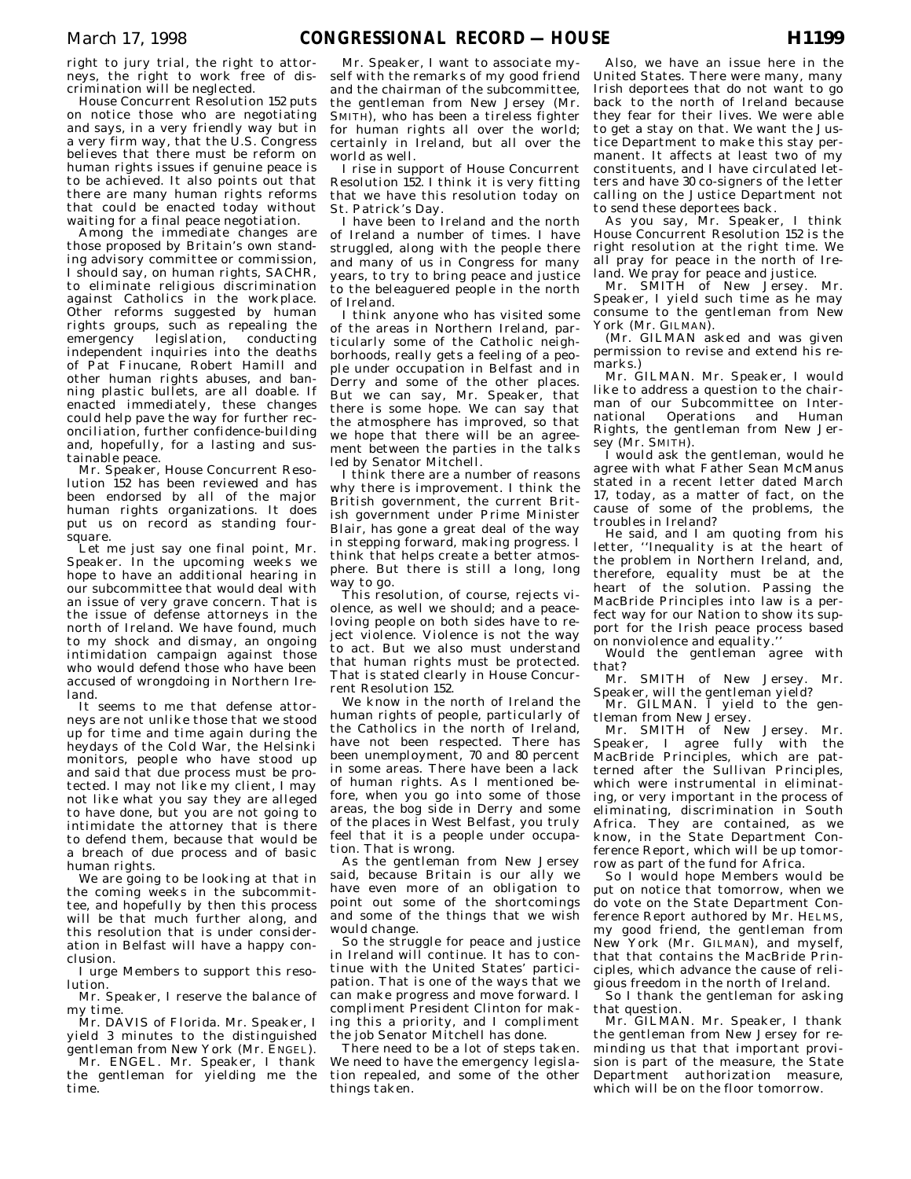right to jury trial, the right to attorneys, the right to work free of discrimination will be neglected.

House Concurrent Resolution 152 puts on notice those who are negotiating and says, in a very friendly way but in a very firm way, that the U.S. Congress believes that there must be reform on human rights issues if genuine peace is to be achieved. It also points out that there are many human rights reforms that could be enacted today without waiting for a final peace negotiation.

Among the immediate changes are those proposed by Britain's own standing advisory committee or commission, I should say, on human rights, SACHR, to eliminate religious discrimination against Catholics in the workplace. Other reforms suggested by human rights groups, such as repealing the emergency legislation, conducting independent inquiries into the deaths of Pat Finucane, Robert Hamill and other human rights abuses, and banning plastic bullets, are all doable. If enacted immediately, these changes could help pave the way for further reconciliation, further confidence-building and, hopefully, for a lasting and sustainable peace.

Mr. Speaker, House Concurrent Resolution 152 has been reviewed and has been endorsed by all of the major human rights organizations. It does put us on record as standing foursquare.

Let me just say one final point, Mr. Speaker. In the upcoming weeks we hope to have an additional hearing in our subcommittee that would deal with an issue of very grave concern. That is the issue of defense attorneys in the north of Ireland. We have found, much to my shock and dismay, an ongoing intimidation campaign against those who would defend those who have been accused of wrongdoing in Northern Ireland.

It seems to me that defense attorneys are not unlike those that we stood up for time and time again during the heydays of the Cold War, the Helsinki monitors, people who have stood up and said that due process must be protected. I may not like my client, I may not like what you say they are alleged to have done, but you are not going to intimidate the attorney that is there to defend them, because that would be a breach of due process and of basic human rights.

We are going to be looking at that in the coming weeks in the subcommittee, and hopefully by then this process will be that much further along, and this resolution that is under consideration in Belfast will have a happy conclusion.

I urge Members to support this resolution.

Mr. Speaker, I reserve the balance of my time.

Mr. DAVIS of Florida. Mr. Speaker, I yield 3 minutes to the distinguished gentleman from New York (Mr. ENGEL).

Mr. ENGEL. Mr. Speaker, I thank the gentleman for yielding me the time.

Mr. Speaker, I want to associate myself with the remarks of my good friend and the chairman of the subcommittee, the gentleman from New Jersey (Mr. SMITH), who has been a tireless fighter for human rights all over the world; certainly in Ireland, but all over the world as well.

I rise in support of House Concurrent Resolution 152. I think it is very fitting that we have this resolution today on St. Patrick's Day.

I have been to Ireland and the north of Ireland a number of times. I have struggled, along with the people there and many of us in Congress for many years, to try to bring peace and justice to the beleaguered people in the north of Ireland.

I think anyone who has visited some of the areas in Northern Ireland, particularly some of the Catholic neighborhoods, really gets a feeling of a people under occupation in Belfast and in Derry and some of the other places. But we can say, Mr. Speaker, that there is some hope. We can say that the atmosphere has improved, so that we hope that there will be an agreement between the parties in the talks led by Senator Mitchell.

I think there are a number of reasons why there is improvement. I think the British government, the current British government under Prime Minister Blair, has gone a great deal of the way in stepping forward, making progress. I think that helps create a better atmosphere. But there is still a long, long way to go.

This resolution, of course, rejects violence, as well we should; and a peace-loving people on both sides have to reject violence. Violence is not the way to act. But we also must understand that human rights must be protected. That is stated clearly in House Concurrent Resolution 152.

We know in the north of Ireland the human rights of people, particularly of the Catholics in the north of Ireland, have not been respected. There has been unemployment, 70 and 80 percent in some areas. There have been a lack of human rights. As I mentioned before, when you go into some of those areas, the bog side in Derry and some of the places in West Belfast, you truly feel that it is a people under occupation. That is wrong.

As the gentleman from New Jersey said, because Britain is our ally we have even more of an obligation to point out some of the shortcomings and some of the things that we wish would change.

So the struggle for peace and justice in Ireland will continue. It has to continue with the United States' participation. That is one of the ways that we can make progress and move forward. I compliment President Clinton for making this a priority, and I compliment the job Senator Mitchell has done.

There need to be a lot of steps taken. We need to have the emergency legislation repealed, and some of the other things taken.

Also, we have an issue here in the United States. There were many, many Irish deportees that do not want to go back to the north of Ireland because they fear for their lives. We were able to get a stay on that. We want the Justice Department to make this stay permanent. It affects at least two of my constituents, and I have circulated letters and have 30 co-signers of the letter calling on the Justice Department not to send these deportees back.

As you say, Mr. Speaker, I think House Concurrent Resolution 152 is the right resolution at the right time. We all pray for peace in the north of Ireland. We pray for peace and justice.

Mr. SMITH of New Jersey. Mr. Speaker, I yield such time as he may consume to the gentleman from New York (Mr. GILMAN).

(Mr. GILMAN asked and was given permission to revise and extend his remarks.)

Mr. GILMAN. Mr. Speaker, I would like to address a question to the chairman of our Subcommittee on International Operations and Human Rights, the gentleman from New Jersey (Mr. SMITH).

I would ask the gentleman, would he agree with what Father Sean McManus stated in a recent letter dated March 17, today, as a matter of fact, on the cause of some of the problems, the troubles in Ireland?

He said, and I am quoting from his letter, ''Inequality is at the heart of the problem in Northern Ireland, and, therefore, equality must be at the heart of the solution. Passing the MacBride Principles into law is a perfect way for our Nation to show its support for the Irish peace process based on nonviolence and equality.''

Would the gentleman agree with that?

Mr. SMITH of New Jersey. Mr. Speaker, will the gentleman yield?

Mr. GILMAN. I yield to the gentleman from New Jersey.

Mr. SMITH of New Jersey. Mr. Speaker, I agree fully with the MacBride Principles, which are patterned after the Sullivan Principles, which were instrumental in eliminating, or very important in the process of eliminating, discrimination in South Africa. They are contained, as we know, in the State Department Conference Report, which will be up tomorrow as part of the fund for Africa.

So I would hope Members would be put on notice that tomorrow, when we do vote on the State Department Conference Report authored by Mr. HELMS, my good friend, the gentleman from New York (Mr. GILMAN), and myself, that that contains the MacBride Principles, which advance the cause of religious freedom in the north of Ireland.

So I thank the gentleman for asking that question.

Mr. GILMAN. Mr. Speaker, I thank the gentleman from New Jersey for reminding us that that important provision is part of the measure, the State Department authorization measure, which will be on the floor tomorrow.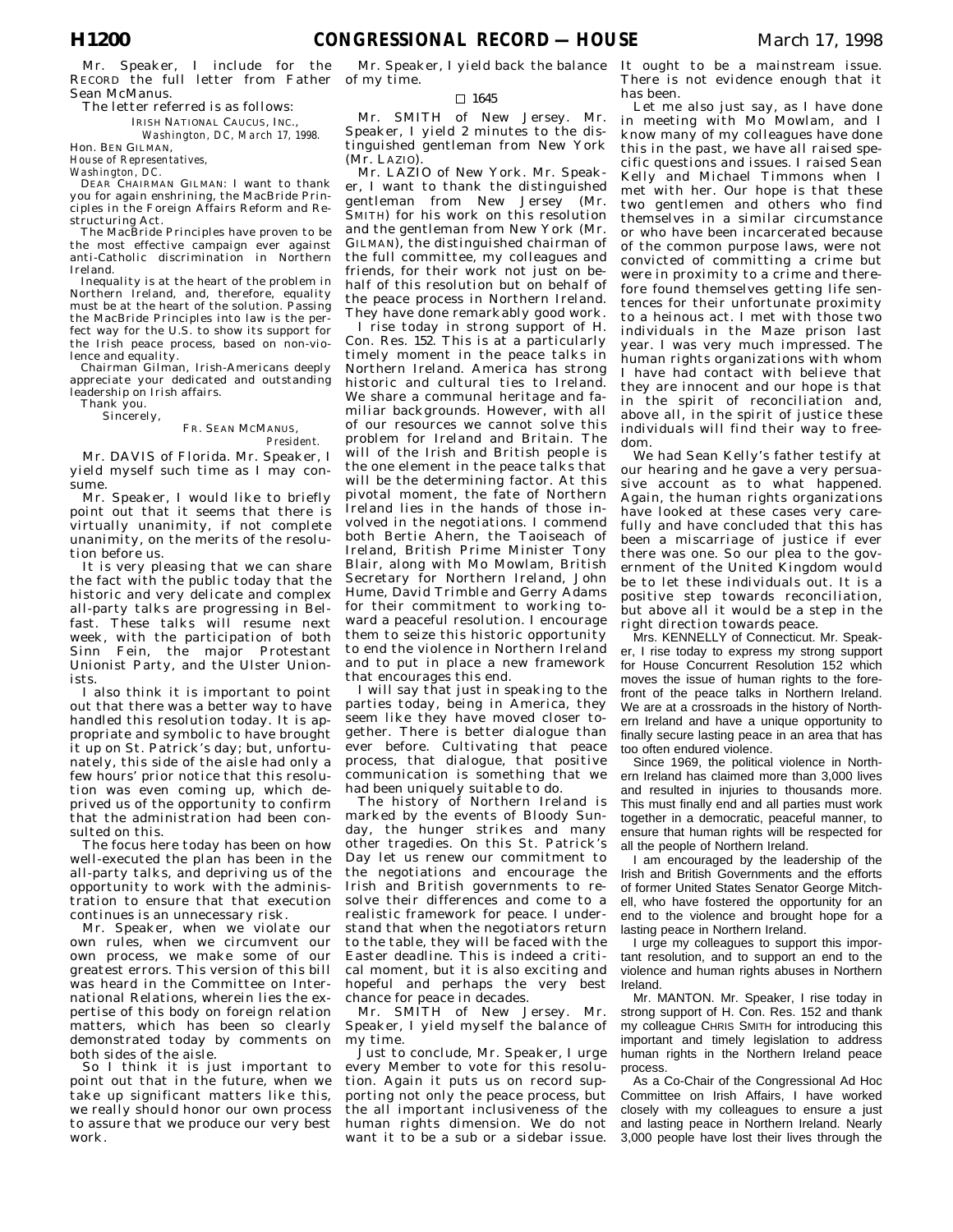Mr. Speaker, I include for the RECORD the full letter from Father Sean McManus.

The letter referred is as follows:

IRISH NATIONAL CAUCUS, INC.,
*Washington, DC, March 17, 1998.*

Hon. BEN GILMAN,
*House of Representatives,*
*Washington, DC.*

DEAR CHAIRMAN GILMAN: I want to thank you for again enshrining, the MacBride Principles in the Foreign Affairs Reform and Restructuring Act.

The MacBride Principles have proven to be the most effective campaign ever against anti-Catholic discrimination in Northern Ireland.

Inequality is at the heart of the problem in Northern Ireland, and, therefore, equality must be at the heart of the solution. Passing the MacBride Principles into law is the perfect way for the U.S. to show its support for the Irish peace process, based on non-violence and equality.

Chairman Gilman, Irish-Americans deeply appreciate your dedicated and outstanding leadership on Irish affairs.

Thank you.

Sincerely,

FR. SEAN MCMANUS,
*President.*

Mr. DAVIS of Florida. Mr. Speaker, I yield myself such time as I may consume.

Mr. Speaker, I would like to briefly point out that it seems that there is virtually unanimity, if not complete unanimity, on the merits of the resolution before us.

It is very pleasing that we can share the fact with the public today that the historic and very delicate and complex all-party talks are progressing in Belfast. These talks will resume next week, with the participation of both Sinn Fein, the major Protestant Unionist Party, and the Ulster Unionists.

I also think it is important to point out that there was a better way to have handled this resolution today. It is appropriate and symbolic to have brought it up on St. Patrick's day; but, unfortunately, this side of the aisle had only a few hours' prior notice that this resolution was even coming up, which deprived us of the opportunity to confirm that the administration had been consulted on this.

The focus here today has been on how well-executed the plan has been in the all-party talks, and depriving us of the opportunity to work with the administration to ensure that that execution continues is an unnecessary risk.

Mr. Speaker, when we violate our own rules, when we circumvent our own process, we make some of our greatest errors. This version of this bill was heard in the Committee on International Relations, wherein lies the expertise of this body on foreign relation matters, which has been so clearly demonstrated today by comments on both sides of the aisle.

So I think it is just important to point out that in the future, when we take up significant matters like this, we really should honor our own process to assure that we produce our very best work.

Mr. Speaker, I yield back the balance of my time.

□ 1645

Mr. SMITH of New Jersey. Mr. Speaker, I yield 2 minutes to the distinguished gentleman from New York (Mr. LAZIO).

Mr. LAZIO of New York. Mr. Speaker, I want to thank the distinguished gentleman from New Jersey (Mr. SMITH) for his work on this resolution and the gentleman from New York (Mr. GILMAN), the distinguished chairman of the full committee, my colleagues and friends, for their work not just on behalf of this resolution but on behalf of the peace process in Northern Ireland. They have done remarkably good work.

I rise today in strong support of H. Con. Res. 152. This is at a particularly timely moment in the peace talks in Northern Ireland. America has strong historic and cultural ties to Ireland. We share a communal heritage and familiar backgrounds. However, with all of our resources we cannot solve this problem for Ireland and Britain. The will of the Irish and British people is the one element in the peace talks that will be the determining factor. At this pivotal moment, the fate of Northern Ireland lies in the hands of those involved in the negotiations. I commend both Bertie Ahern, the Taoiseach of Ireland, British Prime Minister Tony Blair, along with Mo Mowlam, British Secretary for Northern Ireland, John Hume, David Trimble and Gerry Adams for their commitment to working toward a peaceful resolution. I encourage them to seize this historic opportunity to end the violence in Northern Ireland and to put in place a new framework that encourages this end.

I will say that just in speaking to the parties today, being in America, they seem like they have moved closer together. There is better dialogue than ever before. Cultivating that peace process, that dialogue, that positive communication is something that we had been uniquely suitable to do.

The history of Northern Ireland is marked by the events of Bloody Sunday, the hunger strikes and many other tragedies. On this St. Patrick's Day let us renew our commitment to the negotiations and encourage the Irish and British governments to resolve their differences and come to a realistic framework for peace. I understand that when the negotiators return to the table, they will be faced with the Easter deadline. This is indeed a critical moment, but it is also exciting and hopeful and perhaps the very best chance for peace in decades.

Mr. SMITH of New Jersey. Mr. Speaker, I yield myself the balance of my time.

Just to conclude, Mr. Speaker, I urge every Member to vote for this resolution. Again it puts us on record supporting not only the peace process, but the all important inclusiveness of the human rights dimension. We do not want it to be a sub or a sidebar issue. It ought to be a mainstream issue. There is not evidence enough that it has been.

Let me also just say, as I have done in meeting with Mo Mowlam, and I know many of my colleagues have done this in the past, we have all raised specific questions and issues. I raised Sean Kelly and Michael Timmons when I met with her. Our hope is that these two gentlemen and others who find themselves in a similar circumstance or who have been incarcerated because of the common purpose laws, were not convicted of committing a crime but were in proximity to a crime and therefore found themselves getting life sentences for their unfortunate proximity to a heinous act. I met with those two individuals in the Maze prison last year. I was very much impressed. The human rights organizations with whom I have had contact with believe that they are innocent and our hope is that in the spirit of reconciliation and, above all, in the spirit of justice these individuals will find their way to freedom.

We had Sean Kelly's father testify at our hearing and he gave a very persuasive account as to what happened. Again, the human rights organizations have looked at these cases very carefully and have concluded that this has been a miscarriage of justice if ever there was one. So our plea to the government of the United Kingdom would be to let these individuals out. It is a positive step towards reconciliation, but above all it would be a step in the right direction towards peace.

Mrs. KENNELLY of Connecticut. Mr. Speaker, I rise today to express my strong support for House Concurrent Resolution 152 which moves the issue of human rights to the forefront of the peace talks in Northern Ireland. We are at a crossroads in the history of Northern Ireland and have a unique opportunity to finally secure lasting peace in an area that has too often endured violence.

Since 1969, the political violence in Northern Ireland has claimed more than 3,000 lives and resulted in injuries to thousands more. This must finally end and all parties must work together in a democratic, peaceful manner, to ensure that human rights will be respected for all the people of Northern Ireland.

I am encouraged by the leadership of the Irish and British Governments and the efforts of former United States Senator George Mitchell, who have fostered the opportunity for an end to the violence and brought hope for a lasting peace in Northern Ireland.

I urge my colleagues to support this important resolution, and to support an end to the violence and human rights abuses in Northern Ireland.

Mr. MANTON. Mr. Speaker, I rise today in strong support of H. Con. Res. 152 and thank my colleague CHRIS SMITH for introducing this important and timely legislation to address human rights in the Northern Ireland peace process.

As a Co-Chair of the Congressional Ad Hoc Committee on Irish Affairs, I have worked closely with my colleagues to ensure a just and lasting peace in Northern Ireland. Nearly 3,000 people have lost their lives through the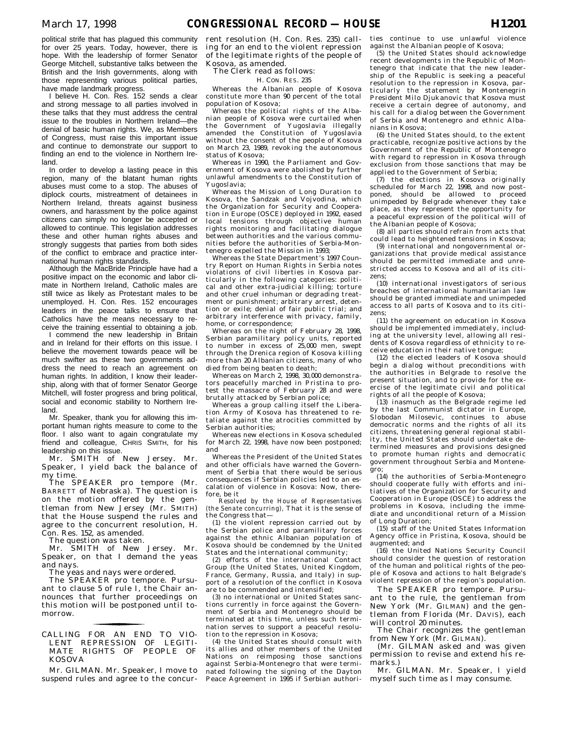political strife that has plagued this community for over 25 years. Today, however, there is hope. With the leadership of former Senator George Mitchell, substantive talks between the British and the Irish governments, along with those representing various political parties, have made landmark progress.

I believe H. Con. Res. 152 sends a clear and strong message to all parties involved in these talks that they must address the central issue to the troubles in Northern Ireland—the denial of basic human rights. We, as Members of Congress, must raise this important issue and continue to demonstrate our support to finding an end to the violence in Northern Ireland.

In order to develop a lasting peace in this region, many of the blatant human rights abuses must come to a stop. The abuses of diplock courts, mistreatment of detainees in Northern Ireland, threats against business owners, and harassment by the police against citizens can simply no longer be accepted or allowed to continue. This legislation addresses these and other human rights abuses and strongly suggests that parties from both sides of the conflict to embrace and practice international human rights standards.

Although the MacBride Principle have had a positive impact on the economic and labor climate in Northern Ireland, Catholic males are still twice as likely as Protestant males to be unemployed. H. Con. Res. 152 encourages leaders in the peace talks to ensure that Catholics have the means necessary to receive the training essential to obtaining a job.

I commend the new leadership in Britain and in Ireland for their efforts on this issue. I believe the movement towards peace will be much swifter as these two governments address the need to reach an agreement on human rights. In addition, I know their leadership, along with that of former Senator George Mitchell, will foster progress and bring political, social and economic stability to Northern Ireland.

Mr. Speaker, thank you for allowing this important human rights measure to come to the floor. I also want to again congratulate my friend and colleague, CHRIS SMITH, for his leadership on this issue.

Mr. SMITH of New Jersey. Mr. Speaker, I yield back the balance of my time.

The SPEAKER pro tempore (Mr. BARRETT of Nebraska). The question is on the motion offered by the gentleman from New Jersey (Mr. SMITH) that the House suspend the rules and agree to the concurrent resolution, H. Con. Res. 152, as amended.

The question was taken.

Mr. SMITH of New Jersey. Mr. Speaker, on that I demand the yeas and nays.

The yeas and nays were ordered.

The SPEAKER pro tempore. Pursuant to clause 5 of rule I, the Chair announces that further proceedings on this motion will be postponed until tomorrow.

## CALLING FOR AN END TO VIOLENT REPRESSION OF LEGITIMATE RIGHTS OF PEOPLE OF KOSOVA

Mr. GILMAN. Mr. Speaker, I move to suspend rules and agree to the concurrent resolution (H. Con. Res. 235) calling for an end to the violent repression of the legitimate rights of the people of Kosova, as amended.

The Clerk read as follows:

H. CON. RES. 235

Whereas the Albanian people of Kosova constitute more than 90 percent of the total population of Kosova;

Whereas the political rights of the Albanian people of Kosova were curtailed when the Government of Yugoslavia illegally amended the Constitution of Yugoslavia without the consent of the people of Kosova on March 23, 1989, revoking the autonomous status of Kosova;

Whereas in 1990, the Parliament and Government of Kosova were abolished by further unlawful amendments to the Constitution of Yugoslavia;

Whereas the Mission of Long Duration to Kosova, the Sandzak and Vojvodina, which the Organization for Security and Cooperation in Europe (OSCE) deployed in 1992, eased local tensions through objective human rights monitoring and facilitating dialogue between authorities and the various communities before the authorities of Serbia-Montenegro expelled the Mission in 1993;

Whereas the State Department's 1997 Country Report on Human Rights in Serbia notes violations of civil liberties in Kosova particularly in the following categories: political and other extra-judicial killing; torture and other cruel inhuman or degrading treatment or punishment; arbitrary arrest, detention or exile; denial of fair public trial; and arbitrary interference with privacy, family, home, or correspondence;

Whereas on the night of February 28, 1998, Serbian paramilitary policy units, reported to number in excess of 25,000 men, swept through the Drenica region of Kosova killing more than 20 Albanian citizens, many of who died from being beaten to death;

Whereas on March 2, 1998, 30,000 demonstrators peacefully marched in Pristina to protest the massacre of February 28 and were brutally attacked by Serbian police;

Whereas a group calling itself the Liberation Army of Kosova has threatened to retaliate against the atrocities committed by Serbian authorities;

Whereas new elections in Kosova scheduled for March 22, 1998, have now been postponed; and

Whereas the President of the United States and other officials have warned the Government of Serbia that there would be serious consequences if Serbian policies led to an escalation of violence in Kosova: Now, therefore, be it

*Resolved by the House of Representatives (the Senate concurring),* That it is the sense of the Congress that—

(1) the violent repression carried out by the Serbian police and paramilitary forces against the ethnic Albanian population of Kosova should be condemned by the United States and the international community;

(2) efforts of the international Contact Group (the United States, United Kingdom, France, Germany, Russia, and Italy) in support of a resolution of the conflict in Kosova are to be commended and intensified;

(3) no international or United States sanctions currently in force against the Government of Serbia and Montenegro should be terminated at this time, unless such termination serves to support a peaceful resolution to the repression in Kosova;

(4) the United States should consult with its allies and other members of the United Nations on reimposing those sanctions against Serbia-Montenegro that were terminated following the signing of the Dayton Peace Agreement in 1995 if Serbian authorities continue to use unlawful violence against the Albanian people of Kosova;

(5) the United States should acknowledge recent developments in the Republic of Montenegro that indicate that the new leadership of the Republic is seeking a peaceful resolution to the repression in Kosova, particularly the statement by Montenegrin President Milo Djukanovic that Kosova must receive a certain degree of autonomy, and his call for a dialog between the Government of Serbia and Montenegro and ethnic Albanians in Kosova;

(6) the United States should, to the extent practicable, recognize positive actions by the Government of the Republic of Montenegro with regard to repression in Kosova through exclusion from those sanctions that may be applied to the Government of Serbia;

(7) the elections in Kosova originally scheduled for March 22, 1998, and now postponed, should be allowed to proceed unimpeded by Belgrade whenever they take place, as they represent the opportunity for a peaceful expression of the political will of the Albanian people of Kosova;

(8) all parties should refrain from acts that could lead to heightened tensions in Kosova;

(9) international and nongovernmental organizations that provide medical assistance should be permitted immediate and unrestricted access to Kosova and all of its citizens;

(10) international investigators of serious breaches of international humanitarian law should be granted immediate and unimpeded access to all parts of Kosova and to its citizens;

(11) the agreement on education in Kosova should be implemented immediately, including at the university level, allowing all residents of Kosova regardless of ethnicity to receive education in their native tongue;

(12) the elected leaders of Kosova should begin a dialog without preconditions with the authorities in Belgrade to resolve the present situation, and to provide for the exercise of the legitimate civil and political rights of all the people of Kosova;

(13) inasmuch as the Belgrade regime led by the last Communist dictator in Europe, Slobodan Milosevic, continues to abuse democratic norms and the rights of all its citizens, threatening general regional stability, the United States should undertake determined measures and provisions designed to promote human rights and democratic government throughout Serbia and Montenegro;

(14) the authorities of Serbia-Montenegro should cooperate fully with efforts and initiatives of the Organization for Security and Cooperation in Europe (OSCE) to address the problems in Kosova, including the immediate and unconditional return of a Mission of Long Duration;

(15) staff of the United States Information Agency office in Pristina, Kosova, should be augmented; and

(16) the United Nations Security Council should consider the question of restoration of the human and political rights of the people of Kosova and actions to halt Belgrade's violent repression of the region's population.

The SPEAKER pro tempore. Pursuant to the rule, the gentleman from New York (Mr. GILMAN) and the gentleman from Florida (Mr. DAVIS), each will control 20 minutes.

The Chair recognizes the gentleman from New York (Mr. GILMAN).

(Mr. GILMAN asked and was given permission to revise and extend his remarks.)

Mr. GILMAN. Mr. Speaker, I yield myself such time as I may consume.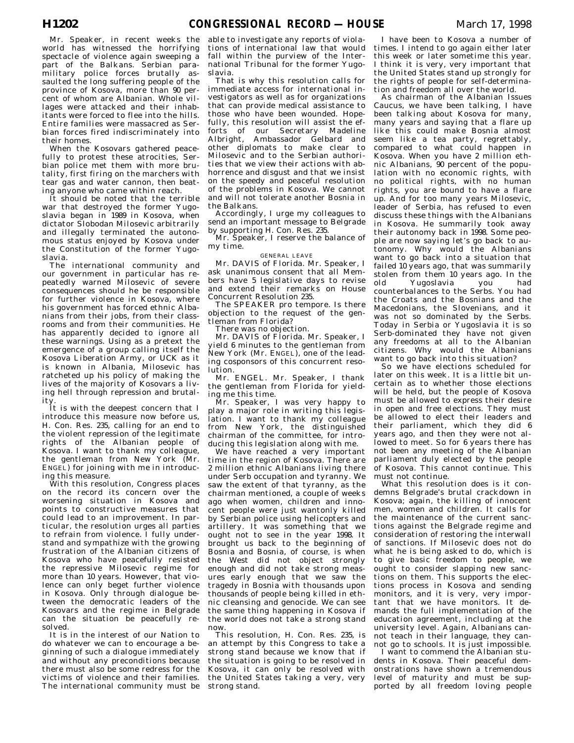Mr. Speaker, in recent weeks the world has witnessed the horrifying spectacle of violence again sweeping a part of the Balkans. Serbian paramilitary police forces brutally assaulted the long suffering people of the province of Kosova, more than 90 percent of whom are Albanian. Whole villages were attacked and their inhabitants were forced to flee into the hills. Entire families were massacred as Serbian forces fired indiscriminately into their homes.

When the Kosovars gathered peacefully to protest these atrocities, Serbian police met them with more brutality, first firing on the marchers with tear gas and water cannon, then beating anyone who came within reach.

It should be noted that the terrible war that destroyed the former Yugoslavia began in 1989 in Kosova, when dictator Slobodan Milosevic arbitrarily and illegally terminated the autonomous status enjoyed by Kosova under the Constitution of the former Yugoslavia.

The international community and our government in particular has repeatedly warned Milosevic of severe consequences should he be responsible for further violence in Kosova, where his government has forced ethnic Albanians from their jobs, from their classrooms and from their communities. He has apparently decided to ignore all these warnings. Using as a pretext the emergence of a group calling itself the Kosova Liberation Army, or UCK as it is known in Albania, Milosevic has ratcheted up his policy of making the lives of the majority of Kosovars a living hell through repression and brutality.

It is with the deepest concern that I introduce this measure now before us, H. Con. Res. 235, calling for an end to the violent repression of the legitimate rights of the Albanian people of Kosova. I want to thank my colleague, the gentleman from New York (Mr. ENGEL) for joining with me in introducing this measure.

With this resolution, Congress places on the record its concern over the worsening situation in Kosova and points to constructive measures that could lead to an improvement. In particular, the resolution urges all parties to refrain from violence. I fully understand and sympathize with the growing frustration of the Albanian citizens of Kosova who have peacefully resisted the repressive Milosevic regime for more than 10 years. However, that violence can only beget further violence in Kosova. Only through dialogue between the democratic leaders of the Kosovars and the regime in Belgrade can the situation be peacefully resolved.

It is in the interest of our Nation to do whatever we can to encourage a beginning of such a dialogue immediately and without any preconditions because there must also be some redress for the victims of violence and their families. The international community must be able to investigate any reports of violations of international law that would fall within the purview of the International Tribunal for the former Yugoslavia.

That is why this resolution calls for immediate access for international investigators as well as for organizations that can provide medical assistance to those who have been wounded. Hopefully, this resolution will assist the efforts of our Secretary Madeline Albright, Ambassador Gelbard and other diplomats to make clear to Milosevic and to the Serbian authorities that we view their actions with abhorrence and disgust and that we insist on the speedy and peaceful resolution of the problems in Kosova. We cannot and will not tolerate another Bosnia in the Balkans.

Accordingly, I urge my colleagues to send an important message to Belgrade by supporting H. Con. Res. 235.

Mr. Speaker, I reserve the balance of my time.

GENERAL LEAVE

Mr. DAVIS of Florida. Mr. Speaker, I ask unanimous consent that all Members have 5 legislative days to revise and extend their remarks on House Concurrent Resolution 235.

The SPEAKER pro tempore. Is there objection to the request of the gentleman from Florida?

There was no objection.

Mr. DAVIS of Florida. Mr. Speaker, I yield 6 minutes to the gentleman from New York (Mr. ENGEL), one of the leading cosponsors of this concurrent resolution.

Mr. ENGEL. Mr. Speaker, I thank the gentleman from Florida for yielding me this time.

Mr. Speaker, I was very happy to play a major role in writing this legislation. I want to thank my colleague from New York, the distinguished chairman of the committee, for introducing this legislation along with me.

We have reached a very important time in the region of Kosova. There are 2 million ethnic Albanians living there under Serb occupation and tyranny. We saw the extent of that tyranny, as the chairman mentioned, a couple of weeks ago when women, children and innocent people were just wantonly killed by Serbian police using helicopters and artillery. It was something that we ought not to see in the year 1998. It brought us back to the beginning of Bosnia and Bosnia, of course, is when the West did not object strongly enough and did not take strong measures early enough that we saw the tragedy in Bosnia with thousands upon thousands of people being killed in ethnic cleansing and genocide. We can see the same thing happening in Kosova if the world does not take a strong stand now.

This resolution, H. Con. Res. 235, is an attempt by this Congress to take a strong stand because we know that if the situation is going to be resolved in Kosova, it can only be resolved with the United States taking a very, very strong stand.

I have been to Kosova a number of times. I intend to go again either later this week or later sometime this year. I think it is very, very important that the United States stand up strongly for the rights of people for self-determination and freedom all over the world.

As chairman of the Albanian Issues Caucus, we have been talking, I have been talking about Kosova for many, many years and saying that a flare up like this could make Bosnia almost seem like a tea party, regrettably, compared to what could happen in Kosova. When you have 2 million ethnic Albanians, 90 percent of the population with no economic rights, with no political rights, with no human rights, you are bound to have a flare up. And for too many years Milosevic, leader of Serbia, has refused to even discuss these things with the Albanians in Kosova. He summarily took away their autonomy back in 1998. Some people are now saying let's go back to autonomy. Why would the Albanians want to go back into a situation that failed 10 years ago, that was summarily stolen from them 10 years ago. In the old Yugoslavia you had counterbalances to the Serbs. You had the Croats and the Bosnians and the Macedonians, the Slovenians, and it was not so dominated by the Serbs. Today in Serbia or Yugoslavia it is so Serb-dominated they have not given any freedoms at all to the Albanian citizens. Why would the Albanians want to go back into this situation?

So we have elections scheduled for later on this week. It is a little bit uncertain as to whether those elections will be held, but the people of Kosova must be allowed to express their desire in open and free elections. They must be allowed to elect their leaders and their parliament, which they did 6 years ago, and then they were not allowed to meet. So for 6 years there has not been any meeting of the Albanian parliament duly elected by the people of Kosova. This cannot continue. This must not continue.

What this resolution does is it condemns Belgrade's brutal crackdown in Kosova; again, the killing of innocent men, women and children. It calls for the maintenance of the current sanctions against the Belgrade regime and consideration of restoring the interwall of sanctions. If Milosevic does not do what he is being asked to do, which is to give basic freedom to people, we ought to consider slapping new sanctions on them. This supports the elections process in Kosova and sending monitors, and it is very, very important that we have monitors. It demands the full implementation of the education agreement, including at the university level. Again, Albanians cannot teach in their language, they cannot go to schools. It is just impossible.

I want to commend the Albanian students in Kosova. Their peaceful demonstrations have shown a tremendous level of maturity and must be supported by all freedom loving people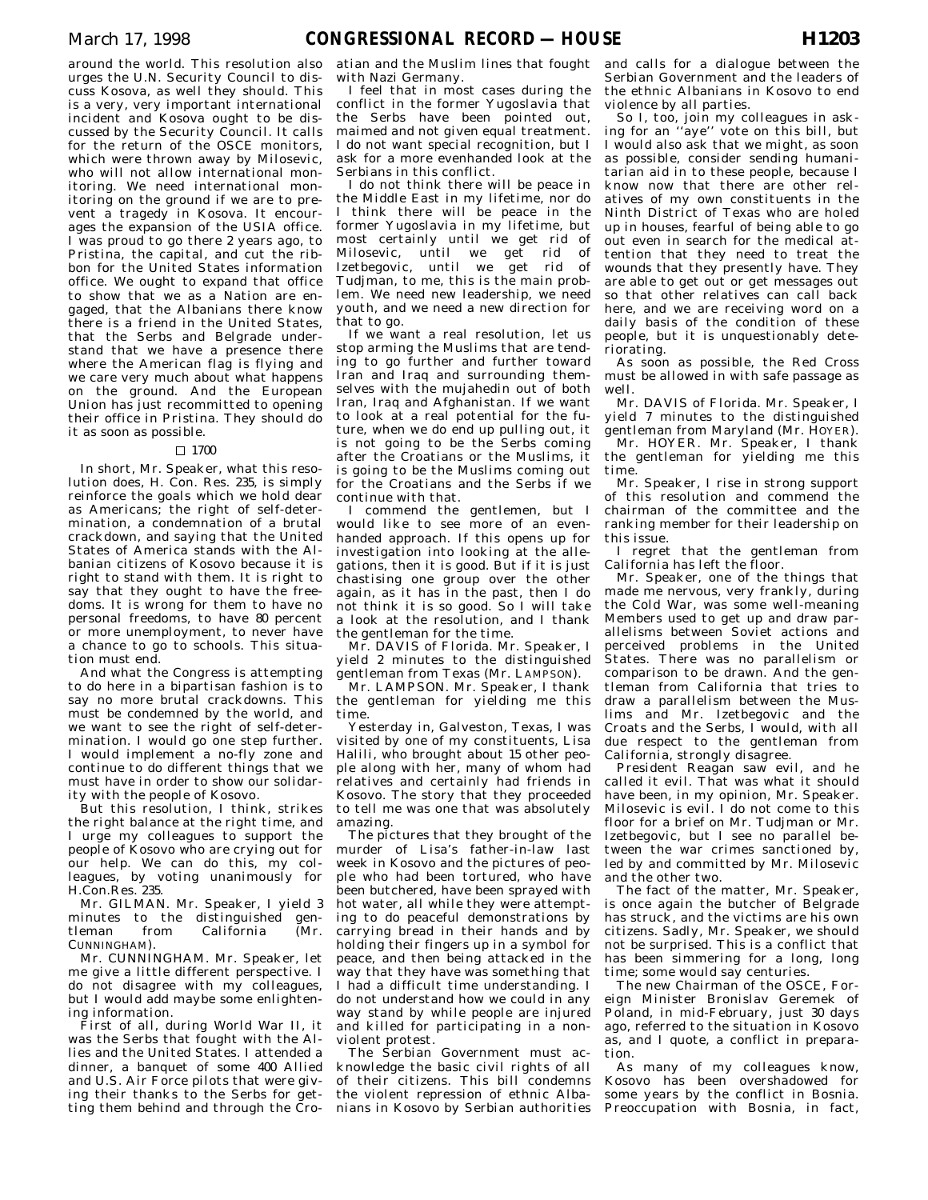around the world. This resolution also urges the U.N. Security Council to discuss Kosova, as well they should. This is a very, very important international incident and Kosova ought to be discussed by the Security Council. It calls for the return of the OSCE monitors, which were thrown away by Milosevic, who will not allow international monitoring. We need international monitoring on the ground if we are to prevent a tragedy in Kosova. It encourages the expansion of the USIA office. I was proud to go there 2 years ago, to Pristina, the capital, and cut the ribbon for the United States information office. We ought to expand that office to show that we as a Nation are engaged, that the Albanians there know there is a friend in the United States, that the Serbs and Belgrade understand that we have a presence there where the American flag is flying and we care very much about what happens on the ground. And the European Union has just recommitted to opening their office in Pristina. They should do it as soon as possible.

□ 1700

In short, Mr. Speaker, what this resolution does, H. Con. Res. 235, is simply reinforce the goals which we hold dear as Americans; the right of self-determination, a condemnation of a brutal crackdown, and saying that the United States of America stands with the Albanian citizens of Kosovo because it is right to stand with them. It is right to say that they ought to have the freedoms. It is wrong for them to have no personal freedoms, to have 80 percent or more unemployment, to never have a chance to go to schools. This situation must end.

And what the Congress is attempting to do here in a bipartisan fashion is to say no more brutal crackdowns. This must be condemned by the world, and we want to see the right of self-determination. I would go one step further. I would implement a no-fly zone and continue to do different things that we must have in order to show our solidarity with the people of Kosovo.

But this resolution, I think, strikes the right balance at the right time, and I urge my colleagues to support the people of Kosovo who are crying out for our help. We can do this, my colleagues, by voting unanimously for H.Con.Res. 235.

Mr. GILMAN. Mr. Speaker, I yield 3 minutes to the distinguished gentleman from California (Mr. CUNNINGHAM).

Mr. CUNNINGHAM. Mr. Speaker, let me give a little different perspective. I do not disagree with my colleagues, but I would add maybe some enlightening information.

First of all, during World War II, it was the Serbs that fought with the Allies and the United States. I attended a dinner, a banquet of some 400 Allied and U.S. Air Force pilots that were giving their thanks to the Serbs for getting them behind and through the Croatian and the Muslim lines that fought with Nazi Germany.

I feel that in most cases during the conflict in the former Yugoslavia that the Serbs have been pointed out, maimed and not given equal treatment. I do not want special recognition, but I ask for a more evenhanded look at the Serbians in this conflict.

I do not think there will be peace in the Middle East in my lifetime, nor do I think there will be peace in the former Yugoslavia in my lifetime, but most certainly until we get rid of Milosevic, until we get rid of Izetbegovic, until we get rid of Tudjman, to me, this is the main problem. We need new leadership, we need youth, and we need a new direction for that to go.

If we want a real resolution, let us stop arming the Muslims that are tending to go further and further toward Iran and Iraq and surrounding themselves with the mujahedin out of both Iran, Iraq and Afghanistan. If we want to look at a real potential for the future, when we do end up pulling out, it is not going to be the Serbs coming after the Croatians or the Muslims, it is going to be the Muslims coming out for the Croatians and the Serbs if we continue with that.

I commend the gentlemen, but I would like to see more of an evenhanded approach. If this opens up for investigation into looking at the allegations, then it is good. But if it is just chastising one group over the other again, as it has in the past, then I do not think it is so good. So I will take a look at the resolution, and I thank the gentleman for the time.

Mr. DAVIS of Florida. Mr. Speaker, I yield 2 minutes to the distinguished gentleman from Texas (Mr. LAMPSON).

Mr. LAMPSON. Mr. Speaker, I thank the gentleman for yielding me this time.

Yesterday in, Galveston, Texas, I was visited by one of my constituents, Lisa Halili, who brought about 15 other people along with her, many of whom had relatives and certainly had friends in Kosovo. The story that they proceeded to tell me was one that was absolutely amazing.

The pictures that they brought of the murder of Lisa's father-in-law last week in Kosovo and the pictures of people who had been tortured, who have been butchered, have been sprayed with hot water, all while they were attempting to do peaceful demonstrations by carrying bread in their hands and by holding their fingers up in a symbol for peace, and then being attacked in the way that they have was something that I had a difficult time understanding. I do not understand how we could in any way stand by while people are injured and killed for participating in a nonviolent protest.

The Serbian Government must acknowledge the basic civil rights of all of their citizens. This bill condemns the violent repression of ethnic Albanians in Kosovo by Serbian authorities and calls for a dialogue between the Serbian Government and the leaders of the ethnic Albanians in Kosovo to end violence by all parties.

So I, too, join my colleagues in asking for an "aye" vote on this bill, but I would also ask that we might, as soon as possible, consider sending humanitarian aid in to these people, because I know now that there are other relatives of my own constituents in the Ninth District of Texas who are holed up in houses, fearful of being able to go out even in search for the medical attention that they need to treat the wounds that they presently have. They are able to get out or get messages out so that other relatives can call back here, and we are receiving word on a daily basis of the condition of these people, but it is unquestionably deteriorating.

As soon as possible, the Red Cross must be allowed in with safe passage as well.

Mr. DAVIS of Florida. Mr. Speaker, I yield 7 minutes to the distinguished gentleman from Maryland (Mr. HOYER).

Mr. HOYER. Mr. Speaker, I thank the gentleman for yielding me this time.

Mr. Speaker, I rise in strong support of this resolution and commend the chairman of the committee and the ranking member for their leadership on this issue.

I regret that the gentleman from California has left the floor.

Mr. Speaker, one of the things that made me nervous, very frankly, during the Cold War, was some well-meaning Members used to get up and draw parallelisms between Soviet actions and perceived problems in the United States. There was no parallelism or comparison to be drawn. And the gentleman from California that tries to draw a parallelism between the Muslims and Mr. Izetbegovic and the Croats and the Serbs, I would, with all due respect to the gentleman from California, strongly disagree.

President Reagan saw evil, and he called it evil. That was what it should have been, in my opinion, Mr. Speaker. Milosevic is evil. I do not come to this floor for a brief on Mr. Tudjman or Mr. Izetbegovic, but I see no parallel between the war crimes sanctioned by, led by and committed by Mr. Milosevic and the other two.

The fact of the matter, Mr. Speaker, is once again the butcher of Belgrade has struck, and the victims are his own citizens. Sadly, Mr. Speaker, we should not be surprised. This is a conflict that has been simmering for a long, long time; some would say centuries.

The new Chairman of the OSCE, Foreign Minister Bronislav Geremek of Poland, in mid-February, just 30 days ago, referred to the situation in Kosovo as, and I quote, a conflict in preparation.

As many of my colleagues know, Kosovo has been overshadowed for some years by the conflict in Bosnia. Preoccupation with Bosnia, in fact,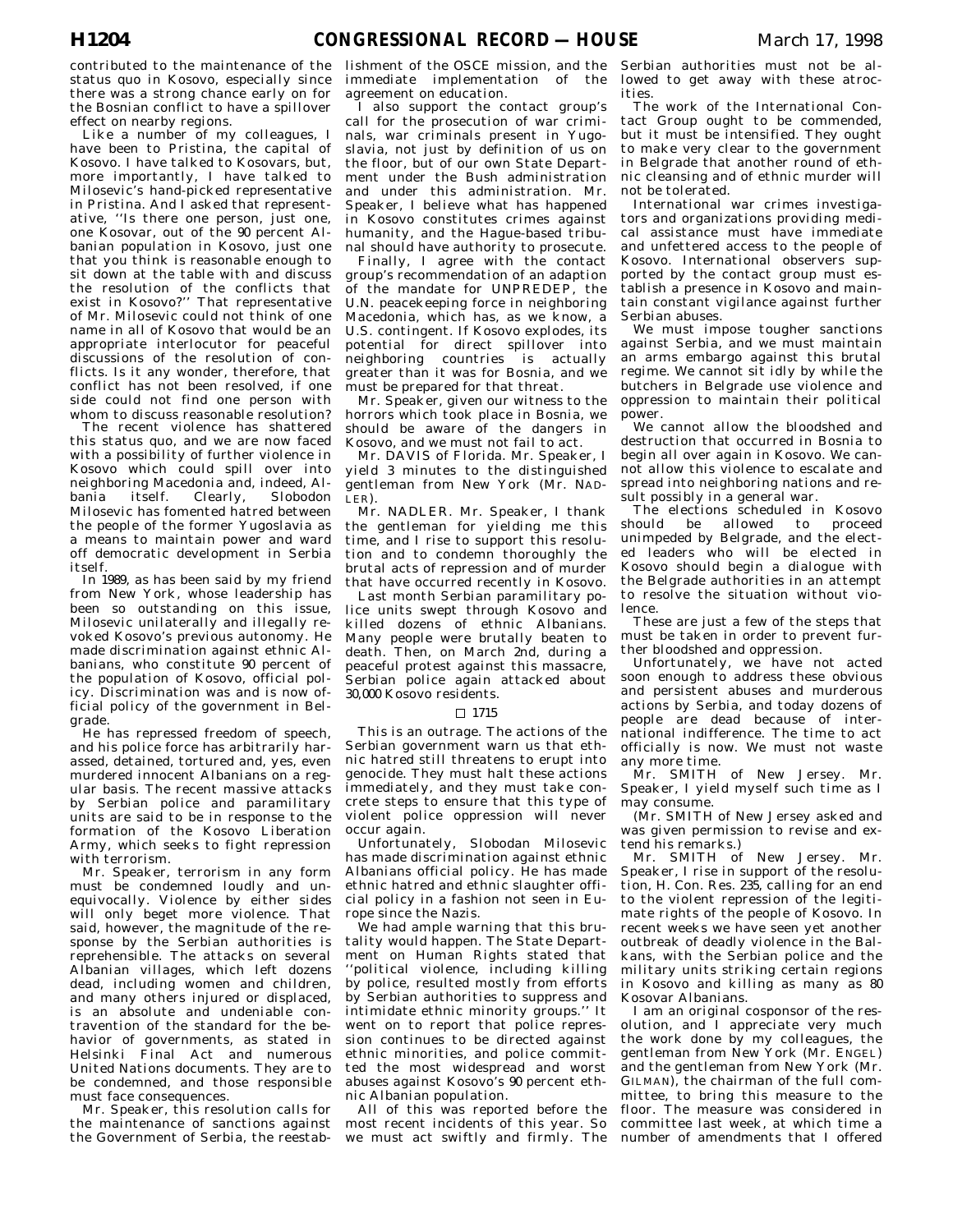contributed to the maintenance of the status quo in Kosovo, especially since there was a strong chance early on for the Bosnian conflict to have a spillover effect on nearby regions.

Like a number of my colleagues, I have been to Pristina, the capital of Kosovo. I have talked to Kosovars, but, more importantly, I have talked to Milosevic's hand-picked representative in Pristina. And I asked that representative, ''Is there one person, just one, one Kosovar, out of the 90 percent Albanian population in Kosovo, just one that you think is reasonable enough to sit down at the table with and discuss the resolution of the conflicts that exist in Kosovo?'' That representative of Mr. Milosevic could not think of one name in all of Kosovo that would be an appropriate interlocutor for peaceful discussions of the resolution of conflicts. Is it any wonder, therefore, that conflict has not been resolved, if one side could not find one person with whom to discuss reasonable resolution?

The recent violence has shattered this status quo, and we are now faced with a possibility of further violence in Kosovo which could spill over into neighboring Macedonia and, indeed, Albania itself. Clearly, Slobodon Milosevic has fomented hatred between the people of the former Yugoslavia as a means to maintain power and ward off democratic development in Serbia itself.

In 1989, as has been said by my friend from New York, whose leadership has been so outstanding on this issue, Milosevic unilaterally and illegally revoked Kosovo's previous autonomy. He made discrimination against ethnic Albanians, who constitute 90 percent of the population of Kosovo, official policy. Discrimination was and is now official policy of the government in Belgrade.

He has repressed freedom of speech, and his police force has arbitrarily harassed, detained, tortured and, yes, even murdered innocent Albanians on a regular basis. The recent massive attacks by Serbian police and paramilitary units are said to be in response to the formation of the Kosovo Liberation Army, which seeks to fight repression with terrorism.

Mr. Speaker, terrorism in any form must be condemned loudly and unequivocally. Violence by either sides will only beget more violence. That said, however, the magnitude of the response by the Serbian authorities is reprehensible. The attacks on several Albanian villages, which left dozens dead, including women and children, and many others injured or displaced, is an absolute and undeniable contravention of the standard for the behavior of governments, as stated in Helsinki Final Act and numerous United Nations documents. They are to be condemned, and those responsible must face consequences.

Mr. Speaker, this resolution calls for the maintenance of sanctions against the Government of Serbia, the reestablishment of the OSCE mission, and the immediate implementation of the agreement on education.

I also support the contact group's call for the prosecution of war criminals, war criminals present in Yugoslavia, not just by definition of us on the floor, but of our own State Department under the Bush administration and under this administration. Mr. Speaker, I believe what has happened in Kosovo constitutes crimes against humanity, and the Hague-based tribunal should have authority to prosecute.

Finally, I agree with the contact group's recommendation of an adaption of the mandate for UNPREDEP, the U.N. peacekeeping force in neighboring Macedonia, which has, as we know, a U.S. contingent. If Kosovo explodes, its potential for direct spillover into neighboring countries is actually greater than it was for Bosnia, and we must be prepared for that threat.

Mr. Speaker, given our witness to the horrors which took place in Bosnia, we should be aware of the dangers in Kosovo, and we must not fail to act.

Mr. DAVIS of Florida. Mr. Speaker, I yield 3 minutes to the distinguished gentleman from New York (Mr. NADLER).

Mr. NADLER. Mr. Speaker, I thank the gentleman for yielding me this time, and I rise to support this resolution and to condemn thoroughly the brutal acts of repression and of murder that have occurred recently in Kosovo.

Last month Serbian paramilitary police units swept through Kosovo and killed dozens of ethnic Albanians. Many people were brutally beaten to death. Then, on March 2nd, during a peaceful protest against this massacre, Serbian police again attacked about 30,000 Kosovo residents.

□ 1715

This is an outrage. The actions of the Serbian government warn us that ethnic hatred still threatens to erupt into genocide. They must halt these actions immediately, and they must take concrete steps to ensure that this type of violent police oppression will never occur again.

Unfortunately, Slobodan Milosevic has made discrimination against ethnic Albanians official policy. He has made ethnic hatred and ethnic slaughter official policy in a fashion not seen in Europe since the Nazis.

We had ample warning that this brutality would happen. The State Department on Human Rights stated that ''political violence, including killing by police, resulted mostly from efforts by Serbian authorities to suppress and intimidate ethnic minority groups.'' It went on to report that police repression continues to be directed against ethnic minorities, and police committed the most widespread and worst abuses against Kosovo's 90 percent ethnic Albanian population.

All of this was reported before the most recent incidents of this year. So we must act swiftly and firmly. The Serbian authorities must not be allowed to get away with these atrocities.

The work of the International Contact Group ought to be commended, but it must be intensified. They ought to make very clear to the government in Belgrade that another round of ethnic cleansing and of ethnic murder will not be tolerated.

International war crimes investigators and organizations providing medical assistance must have immediate and unfettered access to the people of Kosovo. International observers supported by the contact group must establish a presence in Kosovo and maintain constant vigilance against further Serbian abuses.

We must impose tougher sanctions against Serbia, and we must maintain an arms embargo against this brutal regime. We cannot sit idly by while the butchers in Belgrade use violence and oppression to maintain their political power.

We cannot allow the bloodshed and destruction that occurred in Bosnia to begin all over again in Kosovo. We cannot allow this violence to escalate and spread into neighboring nations and result possibly in a general war.

The elections scheduled in Kosovo should be allowed to proceed unimpeded by Belgrade, and the elected leaders who will be elected in Kosovo should begin a dialogue with the Belgrade authorities in an attempt to resolve the situation without violence.

These are just a few of the steps that must be taken in order to prevent further bloodshed and oppression.

Unfortunately, we have not acted soon enough to address these obvious and persistent abuses and murderous actions by Serbia, and today dozens of people are dead because of international indifference. The time to act officially is now. We must not waste any more time.

Mr. SMITH of New Jersey. Mr. Speaker, I yield myself such time as I may consume.

(Mr. SMITH of New Jersey asked and was given permission to revise and extend his remarks.)

Mr. SMITH of New Jersey. Mr. Speaker, I rise in support of the resolution, H. Con. Res. 235, calling for an end to the violent repression of the legitimate rights of the people of Kosovo. In recent weeks we have seen yet another outbreak of deadly violence in the Balkans, with the Serbian police and the military units striking certain regions in Kosovo and killing as many as 80 Kosovar Albanians.

I am an original cosponsor of the resolution, and I appreciate very much the work done by my colleagues, the gentleman from New York (Mr. ENGEL) and the gentleman from New York (Mr. GILMAN), the chairman of the full committee, to bring this measure to the floor. The measure was considered in committee last week, at which time a number of amendments that I offered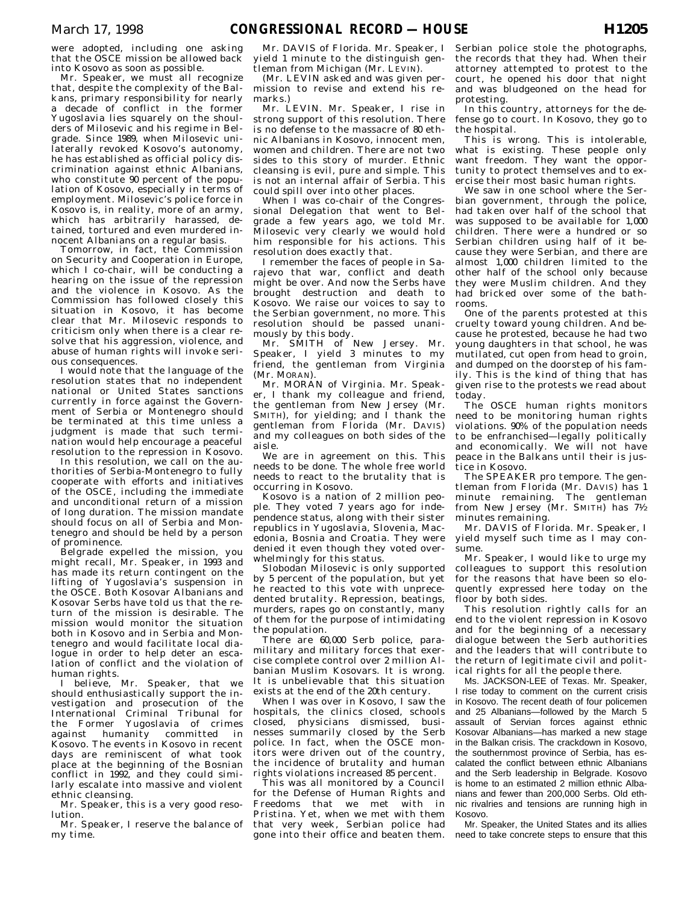were adopted, including one asking that the OSCE mission be allowed back into Kosovo as soon as possible.

Mr. Speaker, we must all recognize that, despite the complexity of the Balkans, primary responsibility for nearly a decade of conflict in the former Yugoslavia lies squarely on the shoulders of Milosevic and his regime in Belgrade. Since 1989, when Milosevic unilaterally revoked Kosovo's autonomy, he has established as official policy discrimination against ethnic Albanians, who constitute 90 percent of the population of Kosovo, especially in terms of employment. Milosevic's police force in Kosovo is, in reality, more of an army, which has arbitrarily harassed, detained, tortured and even murdered innocent Albanians on a regular basis.

Tomorrow, in fact, the Commission on Security and Cooperation in Europe, which I co-chair, will be conducting a hearing on the issue of the repression and the violence in Kosovo. As the Commission has followed closely this situation in Kosovo, it has become clear that Mr. Milosevic responds to criticism only when there is a clear resolve that his aggression, violence, and abuse of human rights will invoke serious consequences.

I would note that the language of the resolution states that no independent national or United States sanctions currently in force against the Government of Serbia or Montenegro should be terminated at this time unless a judgment is made that such termination would help encourage a peaceful resolution to the repression in Kosovo.

In this resolution, we call on the authorities of Serbia-Montenegro to fully cooperate with efforts and initiatives of the OSCE, including the immediate and unconditional return of a mission of long duration. The mission mandate should focus on all of Serbia and Montenegro and should be held by a person of prominence.

Belgrade expelled the mission, you might recall, Mr. Speaker, in 1993 and has made its return contingent on the lifting of Yugoslavia's suspension in the OSCE. Both Kosovar Albanians and Kosovar Serbs have told us that the return of the mission is desirable. The mission would monitor the situation both in Kosovo and in Serbia and Montenegro and would facilitate local dialogue in order to help deter an escalation of conflict and the violation of human rights.

I believe, Mr. Speaker, that we should enthusiastically support the investigation and prosecution of the International Criminal Tribunal for the Former Yugoslavia of crimes against humanity committed in Kosovo. The events in Kosovo in recent days are reminiscent of what took place at the beginning of the Bosnian conflict in 1992, and they could similarly escalate into massive and violent ethnic cleansing.

Mr. Speaker, this is a very good resolution.

Mr. Speaker, I reserve the balance of my time.

Mr. DAVIS of Florida. Mr. Speaker, I yield 1 minute to the distinguish gentleman from Michigan (Mr. LEVIN).

(Mr. LEVIN asked and was given permission to revise and extend his remarks.)

Mr. LEVIN. Mr. Speaker, I rise in strong support of this resolution. There is no defense to the massacre of 80 ethnic Albanians in Kosovo, innocent men, women and children. There are not two sides to this story of murder. Ethnic cleansing is evil, pure and simple. This is not an internal affair of Serbia. This could spill over into other places.

When I was co-chair of the Congressional Delegation that went to Belgrade a few years ago, we told Mr. Milosevic very clearly we would hold him responsible for his actions. This resolution does exactly that.

I remember the faces of people in Sarajevo that war, conflict and death might be over. And now the Serbs have brought destruction and death to Kosovo. We raise our voices to say to the Serbian government, no more. This resolution should be passed unanimously by this body.

Mr. SMITH of New Jersey. Mr. Speaker, I yield 3 minutes to my friend, the gentleman from Virginia (Mr. MORAN).

Mr. MORAN of Virginia. Mr. Speaker, I thank my colleague and friend, the gentleman from New Jersey (Mr. SMITH), for yielding; and I thank the gentleman from Florida (Mr. DAVIS) and my colleagues on both sides of the aisle.

We are in agreement on this. This needs to be done. The whole free world needs to react to the brutality that is occurring in Kosovo.

Kosovo is a nation of 2 million people. They voted 7 years ago for independence status, along with their sister republics in Yugoslavia, Slovenia, Macedonia, Bosnia and Croatia. They were denied it even though they voted overwhelmingly for this status.

Slobodan Milosevic is only supported by 5 percent of the population, but yet he reacted to this vote with unprecedented brutality. Repression, beatings, murders, rapes go on constantly, many of them for the purpose of intimidating the population.

There are 60,000 Serb police, paramilitary and military forces that exercise complete control over 2 million Albanian Muslim Kosovars. It is wrong. It is unbelievable that this situation exists at the end of the 20th century.

When I was over in Kosovo, I saw the hospitals, the clinics closed, schools closed, physicians dismissed, businesses summarily closed by the Serb police. In fact, when the OSCE monitors were driven out of the country, the incidence of brutality and human rights violations increased 85 percent.

This was all monitored by a Council for the Defense of Human Rights and Freedoms that we met with in Pristina. Yet, when we met with them that very week, Serbian police had gone into their office and beaten them. Serbian police stole the photographs, the records that they had. When their attorney attempted to protest to the court, he opened his door that night and was bludgeoned on the head for protesting.

In this country, attorneys for the defense go to court. In Kosovo, they go to the hospital.

This is wrong. This is intolerable, what is existing. These people only want freedom. They want the opportunity to protect themselves and to exercise their most basic human rights.

We saw in one school where the Serbian government, through the police, had taken over half of the school that was supposed to be available for 1,000 children. There were a hundred or so Serbian children using half of it because they were Serbian, and there are almost 1,000 children limited to the other half of the school only because they were Muslim children. And they had bricked over some of the bathrooms.

One of the parents protested at this cruelty toward young children. And because he protested, because he had two young daughters in that school, he was mutilated, cut open from head to groin, and dumped on the doorstep of his family. This is the kind of thing that has given rise to the protests we read about today.

The OSCE human rights monitors need to be monitoring human rights violations. 90% of the population needs to be enfranchised—legally politically and economically. We will not have peace in the Balkans until their is justice in Kosovo.

The SPEAKER pro tempore. The gentleman from Florida (Mr. DAVIS) has 1 minute remaining. The gentleman from New Jersey (Mr. SMITH) has 7½ minutes remaining.

Mr. DAVIS of Florida. Mr. Speaker, I yield myself such time as I may consume.

Mr. Speaker, I would like to urge my colleagues to support this resolution for the reasons that have been so eloquently expressed here today on the floor by both sides.

This resolution rightly calls for an end to the violent repression in Kosovo and for the beginning of a necessary dialogue between the Serb authorities and the leaders that will contribute to the return of legitimate civil and political rights for all the people there.

Ms. JACKSON-LEE of Texas. Mr. Speaker, I rise today to comment on the current crisis in Kosovo. The recent death of four policemen and 25 Albanians—followed by the March 5 assault of Servian forces against ethnic Kosovar Albanians—has marked a new stage in the Balkan crisis. The crackdown in Kosovo, the southernmost province of Serbia, has escalated the conflict between ethnic Albanians and the Serb leadership in Belgrade. Kosovo is home to an estimated 2 million ethnic Albanians and fewer than 200,000 Serbs. Old ethnic rivalries and tensions are running high in Kosovo.

Mr. Speaker, the United States and its allies need to take concrete steps to ensure that this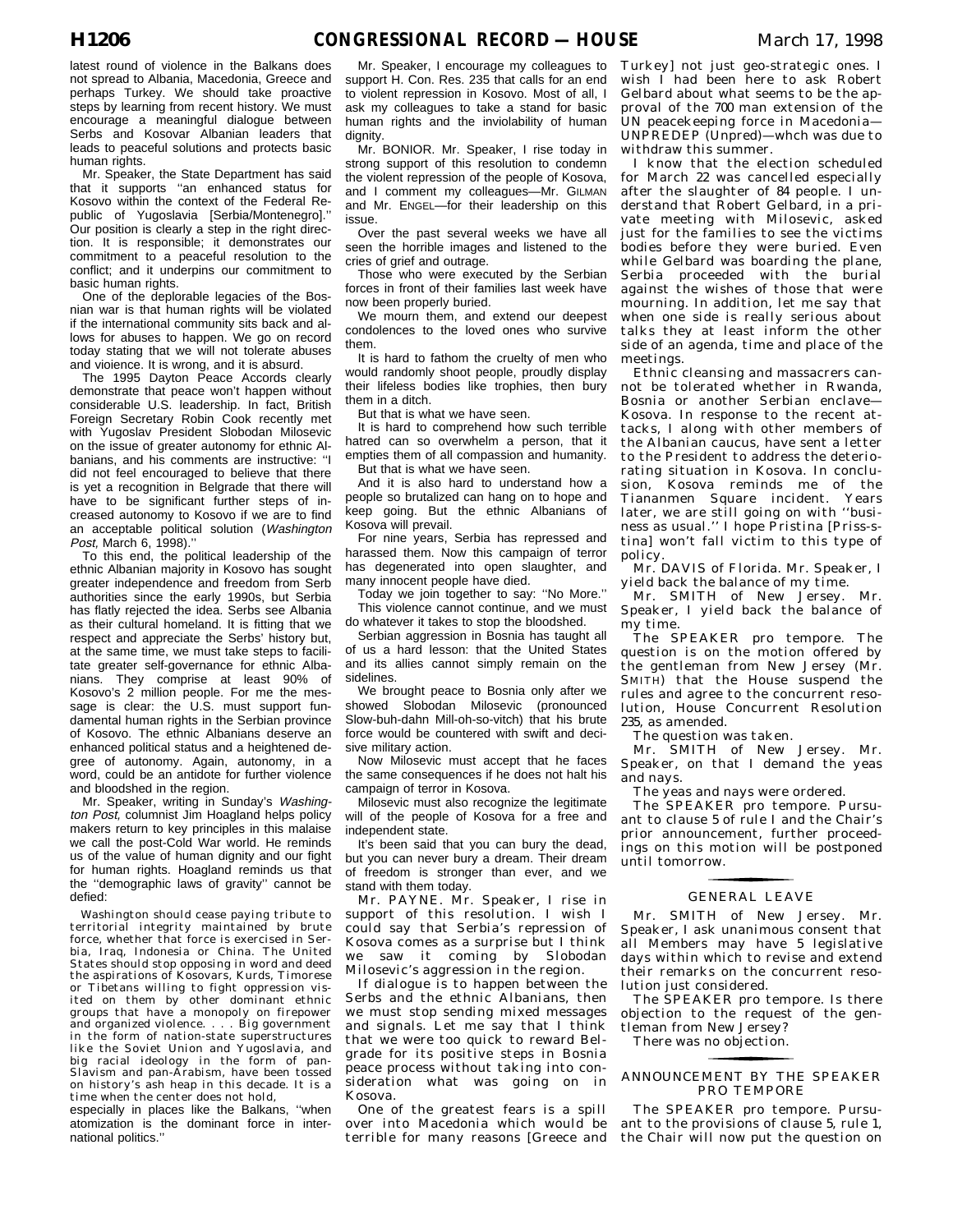latest round of violence in the Balkans does not spread to Albania, Macedonia, Greece and perhaps Turkey. We should take proactive steps by learning from recent history. We must encourage a meaningful dialogue between Serbs and Kosovar Albanian leaders that leads to peaceful solutions and protects basic human rights.

Mr. Speaker, the State Department has said that it supports ''an enhanced status for Kosovo within the context of the Federal Republic of Yugoslavia [Serbia/Montenegro].'' Our position is clearly a step in the right direction. It is responsible; it demonstrates our commitment to a peaceful resolution to the conflict; and it underpins our commitment to basic human rights.

One of the deplorable legacies of the Bosnian war is that human rights will be violated if the international community sits back and allows for abuses to happen. We go on record today stating that we will not tolerate abuses and vioience. It is wrong, and it is absurd.

The 1995 Dayton Peace Accords clearly demonstrate that peace won't happen without considerable U.S. leadership. In fact, British Foreign Secretary Robin Cook recently met with Yugoslav President Slobodan Milosevic on the issue of greater autonomy for ethnic Albanians, and his comments are instructive: ''I did not feel encouraged to believe that there is yet a recognition in Belgrade that there will have to be significant further steps of increased autonomy to Kosovo if we are to find an acceptable political solution (*Washington Post,* March 6, 1998).''

To this end, the political leadership of the ethnic Albanian majority in Kosovo has sought greater independence and freedom from Serb authorities since the early 1990s, but Serbia has flatly rejected the idea. Serbs see Albania as their cultural homeland. It is fitting that we respect and appreciate the Serbs' history but, at the same time, we must take steps to facilitate greater self-governance for ethnic Albanians. They comprise at least 90% of Kosovo's 2 million people. For me the message is clear: the U.S. must support fundamental human rights in the Serbian province of Kosovo. The ethnic Albanians deserve an enhanced political status and a heightened degree of autonomy. Again, autonomy, in a word, could be an antidote for further violence and bloodshed in the region.

Mr. Speaker, writing in Sunday's *Washington Post,* columnist Jim Hoagland helps policy makers return to key principles in this malaise we call the post-Cold War world. He reminds us of the value of human dignity and our fight for human rights. Hoagland reminds us that the ''demographic laws of gravity'' cannot be defied:

> Washington should cease paying tribute to territorial integrity maintained by brute force, whether that force is exercised in Serbia, Iraq, Indonesia or China. The United States should stop opposing in word and deed the aspirations of Kosovars, Kurds, Timorese or Tibetans willing to fight oppression visited on them by other dominant ethnic groups that have a monopoly on firepower and organized violence. . . . Big government in the form of nation-state superstructures like the Soviet Union and Yugoslavia, and big racial ideology in the form of pan-Slavism and pan-Arabism, have been tossed on history's ash heap in this decade. It is a time when the center does not hold,

especially in places like the Balkans, ''when atomization is the dominant force in international politics.''

Mr. Speaker, I encourage my colleagues to support H. Con. Res. 235 that calls for an end to violent repression in Kosovo. Most of all, I ask my colleagues to take a stand for basic human rights and the inviolability of human dignity.

Mr. BONIOR. Mr. Speaker, I rise today in strong support of this resolution to condemn the violent repression of the people of Kosova, and I commend my colleagues—Mr. GILMAN and Mr. ENGEL—for their leadership on this issue.

Over the past several weeks we have all seen the horrible images and listened to the cries of grief and outrage.

Those who were executed by the Serbian forces in front of their families last week have now been properly buried.

We mourn them, and extend our deepest condolences to the loved ones who survive them.

It is hard to fathom the cruelty of men who would randomly shoot people, proudly display their lifeless bodies like trophies, then bury them in a ditch.

But that is what we have seen.

It is hard to comprehend how such terrible hatred can so overwhelm a person, that it empties them of all compassion and humanity.

But that is what we have seen.

And it is also hard to understand how a people so brutalized can hang on to hope and keep going. But the ethnic Albanians of Kosova will prevail.

For nine years, Serbia has repressed and harassed them. Now this campaign of terror has degenerated into open slaughter, and many innocent people have died.

Today we join together to say: ''No More.''

This violence cannot continue, and we must do whatever it takes to stop the bloodshed.

Serbian aggression in Bosnia has taught all of us a hard lesson: that the United States and its allies cannot simply remain on the sidelines.

We brought peace to Bosnia only after we showed Slobodan Milosevic (pronounced Slow-buh-dahn Mill-oh-so-vitch) that his brute force would be countered with swift and decisive military action.

Now Milosevic must accept that he faces the same consequences if he does not halt his campaign of terror in Kosova.

Milosevic must also recognize the legitimate will of the people of Kosova for a free and independent state.

It's been said that you can bury the dead, but you can never bury a dream. Their dream of freedom is stronger than ever, and we stand with them today.

Mr. PAYNE. Mr. Speaker, I rise in support of this resolution. I wish I could say that Serbia's repression of Kosova comes as a surprise but I think we saw it coming by Slobodan Milosevic's aggression in the region.

If dialogue is to happen between the Serbs and the ethnic Albanians, then we must stop sending mixed messages and signals. Let me say that I think that we were too quick to reward Belgrade for its positive steps in Bosnia peace process without taking into consideration what was going on in Kosova.

One of the greatest fears is a spill over into Macedonia which would be terrible for many reasons [Greece and Turkey] not just geo-strategic ones. I wish I had been here to ask Robert Gelbard about what seems to be the approval of the 700 man extension of the UN peacekeeping force in Macedonia—UNPREDEP (Unpred)—whch was due to withdraw this summer.

I know that the election scheduled for March 22 was cancelled especially after the slaughter of 84 people. I understand that Robert Gelbard, in a private meeting with Milosevic, asked just for the families to see the victims bodies before they were buried. Even while Gelbard was boarding the plane, Serbia proceeded with the burial against the wishes of those that were mourning. In addition, let me say that when one side is really serious about talks they at least inform the other side of an agenda, time and place of the meetings.

Ethnic cleansing and massacrers cannot be tolerated whether in Rwanda, Bosnia or another Serbian enclave—Kosova. In response to the recent attacks, I along with other members of the Albanian caucus, have sent a letter to the President to address the deteriorating situation in Kosova. In conclusion, Kosova reminds me of the Tiananmen Square incident. Years later, we are still going on with ''business as usual.'' I hope Pristina [Priss-stina] won't fall victim to this type of policy.

Mr. DAVIS of Florida. Mr. Speaker, I yield back the balance of my time.

Mr. SMITH of New Jersey. Mr. Speaker, I yield back the balance of my time.

The SPEAKER pro tempore. The question is on the motion offered by the gentleman from New Jersey (Mr. SMITH) that the House suspend the rules and agree to the concurrent resolution, House Concurrent Resolution 235, as amended.

The question was taken.

Mr. SMITH of New Jersey. Mr. Speaker, on that I demand the yeas and nays.

The yeas and nays were ordered.

The SPEAKER pro tempore. Pursuant to clause 5 of rule I and the Chair's prior announcement, further proceedings on this motion will be postponed until tomorrow.

## GENERAL LEAVE

Mr. SMITH of New Jersey. Mr. Speaker, I ask unanimous consent that all Members may have 5 legislative days within which to revise and extend their remarks on the concurrent resolution just considered.

The SPEAKER pro tempore. Is there objection to the request of the gentleman from New Jersey?

There was no objection.

## ANNOUNCEMENT BY THE SPEAKER PRO TEMPORE

The SPEAKER pro tempore. Pursuant to the provisions of clause 5, rule 1, the Chair will now put the question on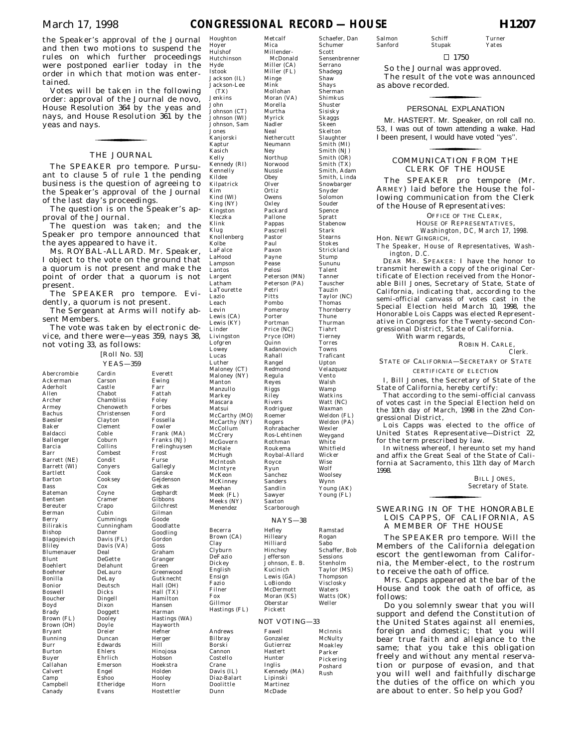the Speaker's approval of the Journal and then two motions to suspend the rules on which further proceedings were postponed earlier today in the order in which that motion was entertained.

Votes will be taken in the following order: approval of the Journal de novo, House Resolution 364 by the yeas and nays, and House Resolution 361 by the yeas and nays.

## THE JOURNAL

The SPEAKER pro tempore. Pursuant to clause 5 of rule 1 the pending business is the question of agreeing to the Speaker's approval of the Journal of the last day's proceedings.

The question is on the Speaker's approval of the Journal.

The question was taken; and the Speaker pro tempore announced that the ayes appeared to have it.

Ms. ROYBAL-ALLARD. Mr. Speaker, I object to the vote on the ground that a quorum is not present and make the point of order that a quorum is not present.

The SPEAKER pro tempore. Evidently, a quorum is not present.

The Sergeant at Arms will notify absent Members.

The vote was taken by electronic device, and there were—yeas 359, nays 38, not voting 33, as follows:

[Roll No. 53]

YEAS—359

Abercrombie
Ackerman
Aderholt
Allen
Archer
Armey
Bachus
Baesler
Baker
Baldacci
Ballenger
Barcia
Barr
Barrett (NE)
Barrett (WI)
Bartlett
Barton
Bass
Bateman
Bentsen
Bereuter
Berman
Berry
Bilirakis
Bishop
Blagojevich
Bliley
Blumenauer
Blunt
Boehlert
Boehner
Bonilla
Bonior
Boswell
Boucher
Boyd
Brady
Brown (FL)
Brown (OH)
Bryant
Bunning
Burr
Burton
Buyer
Callahan
Calvert
Camp
Campbell
Canady
Cardin
Carson
Castle
Chabot
Chambliss
Chenoweth
Christensen
Clayton
Clement
Coble
Coburn
Collins
Combest
Condit
Conyers
Cook
Cooksey
Cox
Coyne
Cramer
Crapo
Cubin
Cummings
Cunningham
Danner
Davis (FL)
Davis (VA)
Deal
DeGette
Delahunt
DeLauro
DeLay
Deutsch
Dicks
Dingell
Dixon
Doggett
Dooley
Doyle
Dreier
Duncan
Edwards
Ehlers
Ehrlich
Emerson
Engel
Eshoo
Etheridge
Evans
Everett
Ewing
Farr
Fattah
Foley
Forbes
Ford
Fossella
Fowler
Frank (MA)
Franks (NJ)
Frelinghuysen
Frost
Furse
Gallegly
Ganske
Gejdenson
Gekas
Gephardt
Gibbons
Gilchrest
Gilman
Goode
Goodlatte
Goodling
Gordon
Goss
Graham
Granger
Green
Greenwood
Gutknecht
Hall (OH)
Hall (TX)
Hamilton
Hansen
Harman
Hastings (WA)
Hayworth
Hefner
Herger
Hill
Hinojosa
Hobson
Hoekstra
Holden
Hooley
Horn
Hostettler
Houghton
Hoyer
Hulshof
Hutchinson
Hyde
Istook
Jackson (IL)
Jackson-Lee (TX)
Jenkins
John
Johnson (CT)
Johnson (WI)
Johnson, Sam
Jones
Kanjorski
Kaptur
Kasich
Kelly
Kennedy (RI)
Kennelly
Kildee
Kilpatrick
Kim
Kind (WI)
King (NY)
Kingston
Kleczka
Klink
Klug
Knollenberg
Kolbe
LaFalce
LaHood
Lampson
Lantos
Largent
Latham
LaTourette
Lazio
Leach
Levin
Lewis (CA)
Lewis (KY)
Linder
Livingston
Lofgren
Lowey
Lucas
Luther
Maloney (CT)
Maloney (NY)
Manton
Manzullo
Markey
Mascara
Matsui
McCarthy (MO)
McCarthy (NY)
McCollum
McCrery
McGovern
McHale
McHugh
McIntosh
McIntyre
McKeon
McKinney
Meehan
Meek (FL)
Meeks (NY)
Menendez
Metcalf
Mica
Millender-McDonald
Miller (CA)
Miller (FL)
Minge
Mink
Mollohan
Moran (VA)
Morella
Murtha
Myrick
Nadler
Neal
Nethercutt
Neumann
Ney
Northup
Norwood
Nussle
Obey
Olver
Ortiz
Owens
Oxley
Packard
Pallone
Pappas
Pascrell
Pastor
Paul
Paxon
Payne
Pease
Pelosi
Peterson (MN)
Peterson (PA)
Petri
Pitts
Pombo
Pomeroy
Porter
Portman
Price (NC)
Pryce (OH)
Quinn
Radanovich
Rahall
Rangel
Redmond
Regula
Reyes
Riggs
Riley
Rivers
Rodriguez
Roemer
Rogers
Rohrabacher
Ros-Lehtinen
Rothman
Roukema
Roybal-Allard
Royce
Ryun
Sanchez
Sanders
Sandlin
Sawyer
Saxton
Scarborough
Schaefer, Dan
Schumer
Scott
Sensenbrenner
Serrano
Shadegg
Shaw
Shays
Sherman
Shimkus
Shuster
Sisisky
Skaggs
Skeen
Skelton
Slaughter
Smith (MI)
Smith (NJ)
Smith (OR)
Smith (TX)
Smith, Adam
Smith, Linda
Snowbarger
Snyder
Solomon
Souder
Spence
Spratt
Stabenow
Stark
Stearns
Stokes
Strickland
Stump
Sununu
Talent
Tanner
Tauscher
Tauzin
Taylor (NC)
Thomas
Thornberry
Thune
Thurman
Tiahrt
Tierney
Torres
Towns
Traficant
Upton
Velazquez
Vento
Walsh
Wamp
Watkins
Watt (NC)
Waxman
Weldon (FL)
Weldon (PA)
Wexler
Weygand
White
Whitfield
Wicker
Wise
Wolf
Woolsey
Wynn
Young (AK)
Young (FL)

NAYS—38

Becerra
Brown (CA)
Clay
Clyburn
DeFazio
Dickey
English
Ensign
Fazio
Filner
Fox
Gillmor
Hastings (FL)
Hefley
Hilleary
Hilliard
Hinchey
Jefferson
Johnson, E. B.
Kucinich
Lewis (GA)
LoBiondo
McDermott
Moran (KS)
Oberstar
Pickett
Ramstad
Rogan
Sabo
Schaffer, Bob
Sessions
Stenholm
Taylor (MS)
Thompson
Visclosky
Waters
Watts (OK)
Weller

NOT VOTING—33

Andrews
Bilbray
Borski
Cannon
Costello
Crane
Davis (IL)
Diaz-Balart
Doolittle
Dunn
Fawell
Gonzalez
Gutierrez
Hastert
Hunter
Inglis
Kennedy (MA)
Lipinski
Martinez
McDade
McInnis
McNulty
Moakley
Parker
Pickering
Poshard
Rush
Salmon
Sanford
Schiff
Stupak
Turner
Yates

□ 1750

So the Journal was approved.

The result of the vote was announced as above recorded.

## PERSONAL EXPLANATION

Mr. HASTERT. Mr. Speaker, on roll call no. 53, I was out of town attending a wake. Had I been present, I would have voted "yes".

## COMMUNICATION FROM THE CLERK OF THE HOUSE

The SPEAKER pro tempore (Mr. ARMEY) laid before the House the following communication from the Clerk of the House of Representatives:

OFFICE OF THE CLERK,
HOUSE OF REPRESENTATIVES,
*Washington, DC, March 17, 1998.*

Hon. NEWT GINGRICH,
*The Speaker, House of Representatives, Washington, D.C.*

DEAR MR. SPEAKER: I have the honor to transmit herewith a copy of the original Certificate of Election received from the Honorable Bill Jones, Secretary of State, State of California, indicating that, according to the semi-official canvass of votes cast in the Special Election held March 10, 1998, the Honorable Lois Capps was elected Representative in Congress for the Twenty-second Congressional District, State of California.

With warm regards,

ROBIN H. CARLE,
*Clerk.*

STATE OF CALIFORNIA—SECRETARY OF STATE

CERTIFICATE OF ELECTION

I, Bill Jones, the Secretary of State of the State of California, hereby certify:

That according to the semi-official canvass of votes cast in the Special Election held on the 10th day of March, 1998 in the 22nd Congressional District,

Lois Capps was elected to the office of United States Representative—District 22, for the term prescribed by law.

In witness whereof, I hereunto set my hand and affix the Great Seal of the State of California at Sacramento, this 11th day of March 1998.

BILL JONES,
*Secretary of State.*

## SWEARING IN OF THE HONORABLE LOIS CAPPS, OF CALIFORNIA, AS A MEMBER OF THE HOUSE

The SPEAKER pro tempore. Will the Members of the California delegation escort the gentlewoman from California, the Member-elect, to the rostrum to receive the oath of office.

Mrs. Capps appeared at the bar of the House and took the oath of office, as follows:

Do you solemnly swear that you will support and defend the Constitution of the United States against all enemies, foreign and domestic; that you will bear true faith and allegiance to the same; that you take this obligation freely and without any mental reservation or purpose of evasion, and that you will well and faithfully discharge the duties of the office on which you are about to enter. So help you God?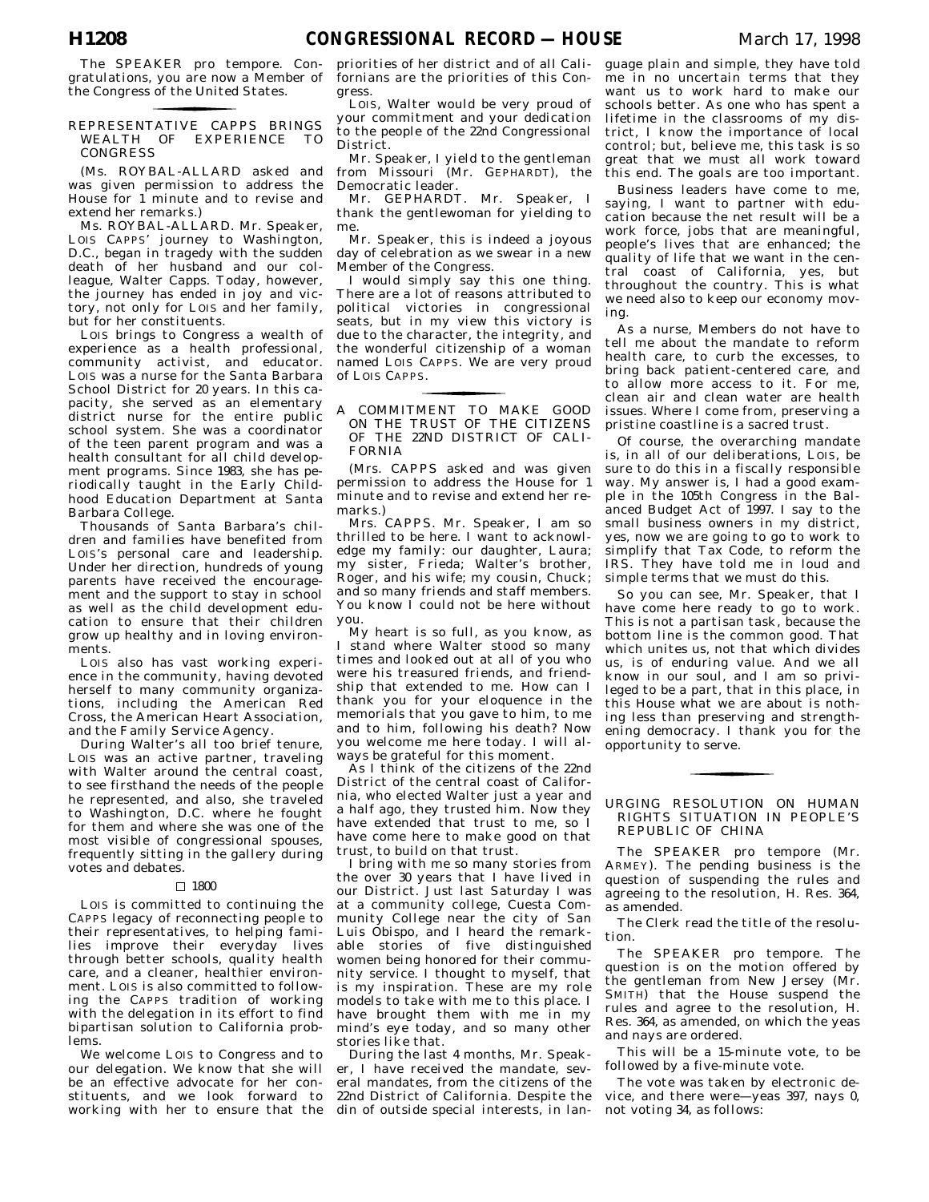The SPEAKER pro tempore. Congratulations, you are now a Member of the Congress of the United States.

## REPRESENTATIVE CAPPS BRINGS WEALTH OF EXPERIENCE TO CONGRESS

(Ms. ROYBAL-ALLARD asked and was given permission to address the House for 1 minute and to revise and extend her remarks.)

Ms. ROYBAL-ALLARD. Mr. Speaker, LOIS CAPPS' journey to Washington, D.C., began in tragedy with the sudden death of her husband and our colleague, Walter Capps. Today, however, the journey has ended in joy and victory, not only for LOIS and her family, but for her constituents.

LOIS brings to Congress a wealth of experience as a health professional, community activist, and educator. LOIS was a nurse for the Santa Barbara School District for 20 years. In this capacity, she served as an elementary district nurse for the entire public school system. She was a coordinator of the teen parent program and was a health consultant for all child development programs. Since 1983, she has periodically taught in the Early Childhood Education Department at Santa Barbara College.

Thousands of Santa Barbara's children and families have benefited from LOIS's personal care and leadership. Under her direction, hundreds of young parents have received the encouragement and the support to stay in school as well as the child development education to ensure that their children grow up healthy and in loving environments.

LOIS also has vast working experience in the community, having devoted herself to many community organizations, including the American Red Cross, the American Heart Association, and the Family Service Agency.

During Walter's all too brief tenure, LOIS was an active partner, traveling with Walter around the central coast, to see firsthand the needs of the people he represented, and also, she traveled to Washington, D.C. where he fought for them and where she was one of the most visible of congressional spouses, frequently sitting in the gallery during votes and debates.

□ 1800

LOIS is committed to continuing the CAPPS legacy of reconnecting people to their representatives, to helping families improve their everyday lives through better schools, quality health care, and a cleaner, healthier environment. LOIS is also committed to following the CAPPS tradition of working with the delegation in its effort to find bipartisan solution to California problems.

We welcome LOIS to Congress and to our delegation. We know that she will be an effective advocate for her constituents, and we look forward to working with her to ensure that the priorities of her district and of all Californians are the priorities of this Congress.

LOIS, Walter would be very proud of your commitment and your dedication to the people of the 22nd Congressional District.

Mr. Speaker, I yield to the gentleman from Missouri (Mr. GEPHARDT), the Democratic leader.

Mr. GEPHARDT. Mr. Speaker, I thank the gentlewoman for yielding to me.

Mr. Speaker, this is indeed a joyous day of celebration as we swear in a new Member of the Congress.

I would simply say this one thing. There are a lot of reasons attributed to political victories in congressional seats, but in my view this victory is due to the character, the integrity, and the wonderful citizenship of a woman named LOIS CAPPS. We are very proud of LOIS CAPPS.

## A COMMITMENT TO MAKE GOOD ON THE TRUST OF THE CITIZENS OF THE 22ND DISTRICT OF CALIFORNIA

(Mrs. CAPPS asked and was given permission to address the House for 1 minute and to revise and extend her remarks.)

Mrs. CAPPS. Mr. Speaker, I am so thrilled to be here. I want to acknowledge my family: our daughter, Laura; my sister, Frieda; Walter's brother, Roger, and his wife; my cousin, Chuck; and so many friends and staff members. You know I could not be here without you.

My heart is so full, as you know, as I stand where Walter stood so many times and looked out at all of you who were his treasured friends, and friendship that extended to me. How can I thank you for your eloquence in the memorials that you gave to him, to me and to him, following his death? Now you welcome me here today. I will always be grateful for this moment.

As I think of the citizens of the 22nd District of the central coast of California, who elected Walter just a year and a half ago, they trusted him. Now they have extended that trust to me, so I have come here to make good on that trust, to build on that trust.

I bring with me so many stories from the over 30 years that I have lived in our District. Just last Saturday I was at a community college, Cuesta Community College near the city of San Luis Obispo, and I heard the remarkable stories of five distinguished women being honored for their community service. I thought to myself, that is my inspiration. These are my role models to take with me to this place. I have brought them with me in my mind's eye today, and so many other stories like that.

During the last 4 months, Mr. Speaker, I have received the mandate, several mandates, from the citizens of the 22nd District of California. Despite the din of outside special interests, in language plain and simple, they have told me in no uncertain terms that they want us to work hard to make our schools better. As one who has spent a lifetime in the classrooms of my district, I know the importance of local control; but, believe me, this task is so great that we must all work toward this end. The goals are too important.

Business leaders have come to me, saying, I want to partner with education because the net result will be a work force, jobs that are meaningful, people's lives that are enhanced; the quality of life that we want in the central coast of California, yes, but throughout the country. This is what we need also to keep our economy moving.

As a nurse, Members do not have to tell me about the mandate to reform health care, to curb the excesses, to bring back patient-centered care, and to allow more access to it. For me, clean air and clean water are health issues. Where I come from, preserving a pristine coastline is a sacred trust.

Of course, the overarching mandate is, in all of our deliberations, LOIS, be sure to do this in a fiscally responsible way. My answer is, I had a good example in the 105th Congress in the Balanced Budget Act of 1997. I say to the small business owners in my district, yes, now we are going to go to work to simplify that Tax Code, to reform the IRS. They have told me in loud and simple terms that we must do this.

So you can see, Mr. Speaker, that I have come here ready to go to work. This is not a partisan task, because the bottom line is the common good. That which unites us, not that which divides us, is of enduring value. And we all know in our soul, and I am so privileged to be a part, that in this place, in this House what we are about is nothing less than preserving and strengthening democracy. I thank you for the opportunity to serve.

## URGING RESOLUTION ON HUMAN RIGHTS SITUATION IN PEOPLE'S REPUBLIC OF CHINA

The SPEAKER pro tempore (Mr. ARMEY). The pending business is the question of suspending the rules and agreeing to the resolution, H. Res. 364, as amended.

The Clerk read the title of the resolution.

The SPEAKER pro tempore. The question is on the motion offered by the gentleman from New Jersey (Mr. SMITH) that the House suspend the rules and agree to the resolution, H. Res. 364, as amended, on which the yeas and nays are ordered.

This will be a 15-minute vote, to be followed by a five-minute vote.

The vote was taken by electronic device, and there were—yeas 397, nays 0, not voting 34, as follows: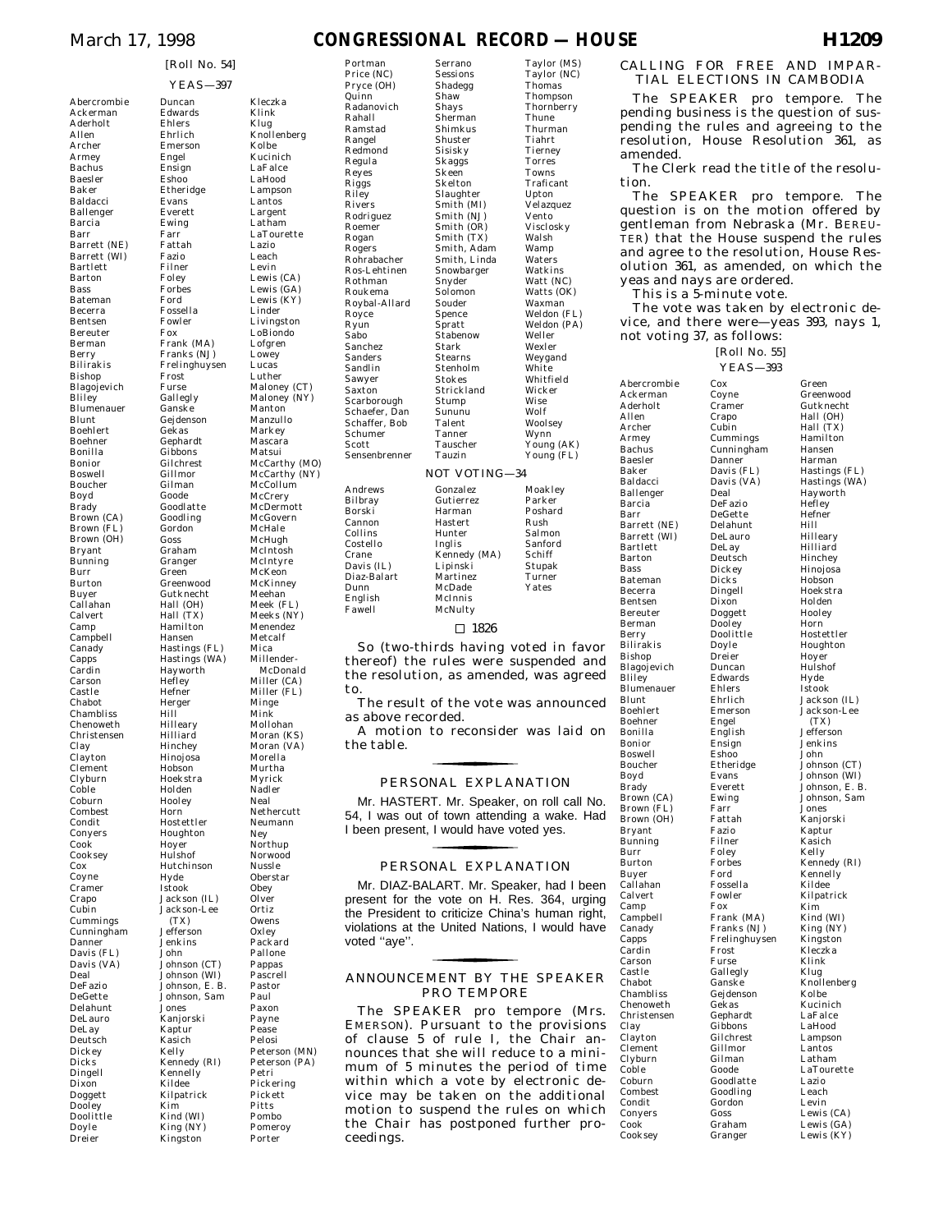[Roll No. 54]

YEAS—397

Abercrombie
Ackerman
Aderholt
Allen
Archer
Armey
Bachus
Baesler
Baker
Baldacci
Ballenger
Barcia
Barr
Barrett (NE)
Barrett (WI)
Bartlett
Barton
Bass
Bateman
Becerra
Bentsen
Bereuter
Berman
Berry
Bilirakis
Bishop
Blagojevich
Bliley
Blumenauer
Blunt
Boehlert
Boehner
Bonilla
Bonior
Boswell
Boucher
Boyd
Brady
Brown (CA)
Brown (FL)
Brown (OH)
Bryant
Bunning
Burr
Burton
Buyer
Callahan
Calvert
Camp
Campbell
Canady
Capps
Cardin
Carson
Castle
Chabot
Chambliss
Chenoweth
Christensen
Clay
Clayton
Clement
Clyburn
Coble
Coburn
Combest
Condit
Conyers
Cook
Cooksey
Cox
Coyne
Cramer
Crapo
Cubin
Cummings
Cunningham
Danner
Davis (FL)
Davis (VA)
Deal
DeFazio
DeGette
Delahunt
DeLauro
DeLay
Deutsch
Dickey
Dicks
Dingell
Dixon
Doggett
Dooley
Doolittle
Doyle
Dreier
Duncan
Edwards
Ehlers
Ehrlich
Emerson
Engel
Ensign
Eshoo
Etheridge
Evans
Everett
Ewing
Farr
Fattah
Fazio
Filner
Foley
Forbes
Ford
Fossella
Fowler
Fox
Frank (MA)
Franks (NJ)
Frelinghuysen
Frost
Furse
Gallegly
Ganske
Gejdenson
Gekas
Gephardt
Gibbons
Gilchrest
Gillmor
Gilman
Goode
Goodlatte
Goodling
Gordon
Goss
Graham
Granger
Green
Greenwood
Gutknecht
Hall (OH)
Hall (TX)
Hamilton
Hansen
Hastings (FL)
Hastings (WA)
Hayworth
Hefley
Hefner
Herger
Hill
Hilleary
Hilliard
Hinchey
Hinojosa
Hobson
Hoekstra
Holden
Hooley
Horn
Hostettler
Houghton
Hoyer
Hulshof
Hutchinson
Hyde
Istook
Jackson (IL)
Jackson-Lee (TX)
Jefferson
Jenkins
John
Johnson (CT)
Johnson (WI)
Johnson, E. B.
Johnson, Sam
Jones
Kanjorski
Kaptur
Kasich
Kelly
Kennedy (RI)
Kennelly
Kildee
Kilpatrick
Kim
Kind (WI)
King (NY)
Kingston
Kleczka
Klink
Klug
Knollenberg
Kolbe
Kucinich
LaFalce
LaHood
Lampson
Lantos
Largent
Latham
LaTourette
Lazio
Leach
Levin
Lewis (CA)
Lewis (GA)
Lewis (KY)
Linder
Livingston
LoBiondo
Lofgren
Lowey
Lucas
Luther
Maloney (CT)
Maloney (NY)
Manton
Manzullo
Markey
Mascara
Matsui
McCarthy (MO)
McCarthy (NY)
McCollum
McCrery
McDermott
McGovern
McHale
McHugh
McIntosh
McIntyre
McKeon
McKinney
Meehan
Meek (FL)
Meeks (NY)
Menendez
Metcalf
Mica
Millender-McDonald
Miller (CA)
Miller (FL)
Minge
Mink
Mollohan
Moran (KS)
Moran (VA)
Morella
Murtha
Myrick
Nadler
Neal
Nethercutt
Neumann
Ney
Northup
Norwood
Nussle
Oberstar
Obey
Olver
Ortiz
Owens
Oxley
Packard
Pallone
Pappas
Pascrell
Pastor
Paul
Paxon
Payne
Pease
Pelosi
Peterson (MN)
Peterson (PA)
Petri
Pickering
Pickett
Pitts
Pombo
Pomeroy
Porter
Portman
Price (NC)
Pryce (OH)
Quinn
Radanovich
Rahall
Ramstad
Rangel
Redmond
Regula
Reyes
Riggs
Riley
Rivers
Rodriguez
Roemer
Rogan
Rogers
Rohrabacher
Ros-Lehtinen
Rothman
Roukema
Roybal-Allard
Royce
Ryun
Sabo
Sanchez
Sanders
Sandlin
Sawyer
Saxton
Scarborough
Schaefer, Dan
Schaffer, Bob
Schumer
Scott
Sensenbrenner
Serrano
Sessions
Shadegg
Shaw
Shays
Sherman
Shimkus
Shuster
Sisisky
Skaggs
Skeen
Skelton
Slaughter
Smith (MI)
Smith (NJ)
Smith (OR)
Smith (TX)
Smith, Adam
Smith, Linda
Snowbarger
Snyder
Solomon
Souder
Spence
Spratt
Stabenow
Stark
Stearns
Stenholm
Stokes
Strickland
Stump
Sununu
Talent
Tanner
Tauscher
Tauzin
Taylor (MS)
Taylor (NC)
Thomas
Thompson
Thornberry
Thune
Thurman
Tiahrt
Tierney
Torres
Towns
Traficant
Upton
Velazquez
Vento
Visclosky
Walsh
Wamp
Waters
Watkins
Watt (NC)
Watts (OK)
Waxman
Weldon (FL)
Weldon (PA)
Weller
Wexler
Weygand
White
Whitfield
Wicker
Wise
Wolf
Woolsey
Wynn
Young (AK)
Young (FL)

NOT VOTING—34

Andrews
Bilbray
Borski
Cannon
Collins
Costello
Crane
Davis (IL)
Diaz-Balart
Dunn
English
Fawell
Gonzalez
Gutierrez
Harman
Hastert
Hunter
Inglis
Kennedy (MA)
Lipinski
Martinez
McDade
McInnis
McNulty
Moakley
Parker
Poshard
Rush
Salmon
Sanford
Schiff
Stupak
Turner
Yates

□ 1826

So (two-thirds having voted in favor thereof) the rules were suspended and the resolution, as amended, was agreed to.

The result of the vote was announced as above recorded.

A motion to reconsider was laid on the table.

## PERSONAL EXPLANATION

Mr. HASTERT. Mr. Speaker, on roll call No. 54, I was out of town attending a wake. Had I been present, I would have voted yes.

## PERSONAL EXPLANATION

Mr. DIAZ-BALART. Mr. Speaker, had I been present for the vote on H. Res. 364, urging the President to criticize China's human right, violations at the United Nations, I would have voted ''aye''.

## ANNOUNCEMENT BY THE SPEAKER PRO TEMPORE

The SPEAKER pro tempore (Mrs. EMERSON). Pursuant to the provisions of clause 5 of rule I, the Chair announces that she will reduce to a minimum of 5 minutes the period of time within which a vote by electronic device may be taken on the additional motion to suspend the rules on which the Chair has postponed further proceedings.

## CALLING FOR FREE AND IMPARTIAL ELECTIONS IN CAMBODIA

The SPEAKER pro tempore. The pending business is the question of suspending the rules and agreeing to the resolution, House Resolution 361, as amended.

The Clerk read the title of the resolution.

The SPEAKER pro tempore. The question is on the motion offered by gentleman from Nebraska (Mr. BEREUTER) that the House suspend the rules and agree to the resolution, House Resolution 361, as amended, on which the yeas and nays are ordered.

This is a 5-minute vote.

The vote was taken by electronic device, and there were—yeas 393, nays 1, not voting 37, as follows:

[Roll No. 55]

YEAS—393

Abercrombie
Ackerman
Aderholt
Allen
Archer
Armey
Bachus
Baesler
Baker
Baldacci
Ballenger
Barcia
Barr
Barrett (NE)
Barrett (WI)
Bartlett
Barton
Bass
Bateman
Becerra
Bentsen
Bereuter
Berman
Berry
Bilirakis
Bishop
Blagojevich
Bliley
Blumenauer
Blunt
Boehlert
Boehner
Bonilla
Bonior
Boswell
Boucher
Boyd
Brady
Brown (CA)
Brown (FL)
Brown (OH)
Bryant
Bunning
Burr
Burton
Buyer
Callahan
Calvert
Camp
Campbell
Canady
Capps
Cardin
Carson
Castle
Chabot
Chambliss
Chenoweth
Christensen
Clay
Clayton
Clement
Clyburn
Coble
Coburn
Combest
Condit
Conyers
Cook
Cooksey
Cox
Coyne
Cramer
Crapo
Cubin
Cummings
Cunningham
Danner
Davis (FL)
Davis (VA)
Deal
DeFazio
DeGette
Delahunt
DeLauro
DeLay
Deutsch
Dickey
Dicks
Dingell
Dixon
Doggett
Dooley
Doolittle
Doyle
Dreier
Duncan
Edwards
Ehlers
Ehrlich
Emerson
Engel
English
Ensign
Eshoo
Etheridge
Evans
Everett
Ewing
Farr
Fattah
Fazio
Filner
Foley
Forbes
Ford
Fossella
Fowler
Fox
Frank (MA)
Franks (NJ)
Frelinghuysen
Frost
Furse
Gallegly
Ganske
Gejdenson
Gekas
Gephardt
Gibbons
Gilchrest
Gillmor
Gilman
Goode
Goodlatte
Goodling
Gordon
Goss
Graham
Granger
Green
Greenwood
Gutknecht
Hall (OH)
Hall (TX)
Hamilton
Hansen
Harman
Hastings (FL)
Hastings (WA)
Hayworth
Hefley
Hefner
Hill
Hilleary
Hilliard
Hinchey
Hinojosa
Hobson
Hoekstra
Holden
Hooley
Horn
Hostettler
Houghton
Hoyer
Hulshof
Hyde
Istook
Jackson (IL)
Jackson-Lee (TX)
Jefferson
Jenkins
John
Johnson (CT)
Johnson (WI)
Johnson, E. B.
Johnson, Sam
Jones
Kanjorski
Kaptur
Kasich
Kelly
Kennedy (RI)
Kennelly
Kildee
Kilpatrick
Kim
Kind (WI)
King (NY)
Kingston
Kleczka
Klink
Klug
Knollenberg
Kolbe
Kucinich
LaFalce
LaHood
Lampson
Lantos
Latham
LaTourette
Lazio
Leach
Levin
Lewis (CA)
Lewis (GA)
Lewis (KY)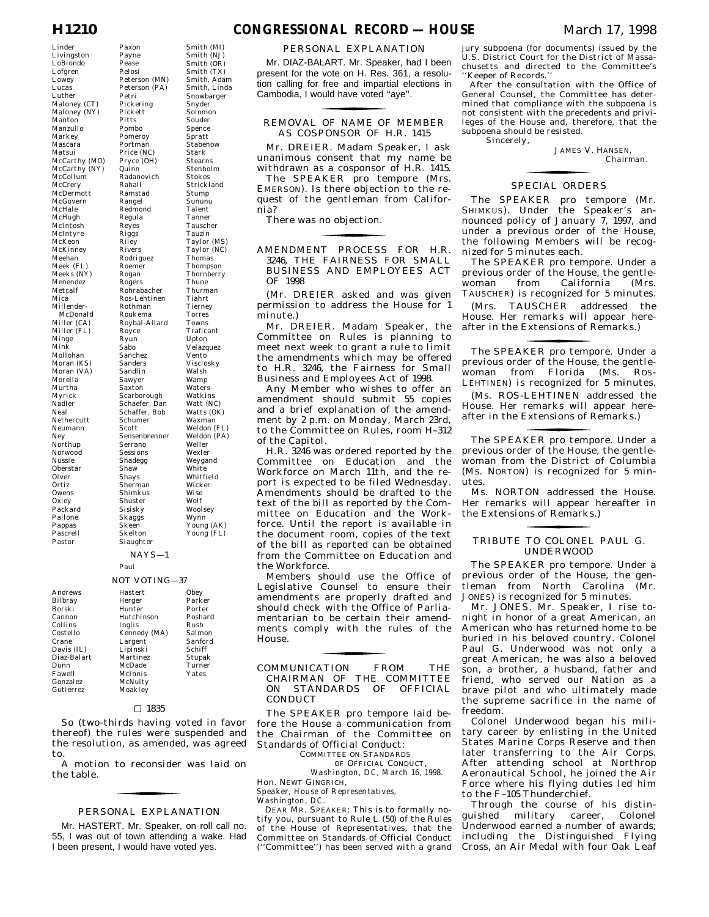Linder
Livingston
LoBiondo
Lofgren
Lowey
Lucas
Luther
Maloney (CT)
Maloney (NY)
Manton
Manzullo
Markey
Mascara
Matsui
McCarthy (MO)
McCarthy (NY)
McCollum
McCrery
McDermott
McGovern
McHale
McHugh
McIntosh
McIntyre
McKeon
McKinney
Meehan
Meek (FL)
Meeks (NY)
Menendez
Metcalf
Mica
Millender-McDonald
Miller (CA)
Miller (FL)
Minge
Mink
Mollohan
Moran (KS)
Moran (VA)
Morella
Murtha
Myrick
Nadler
Neal
Nethercutt
Neumann
Ney
Northup
Norwood
Nussle
Oberstar
Olver
Ortiz
Owens
Oxley
Packard
Pallone
Pappas
Pascrell
Pastor
Paxon
Payne
Pease
Pelosi
Peterson (MN)
Peterson (PA)
Petri
Pickering
Pickett
Pitts
Pombo
Pomeroy
Portman
Price (NC)
Pryce (OH)
Quinn
Radanovich
Rahall
Ramstad
Rangel
Redmond
Regula
Reyes
Riggs
Riley
Rivers
Rodriguez
Roemer
Rogan
Rogers
Rohrabacher
Ros-Lehtinen
Rothman
Roukema
Roybal-Allard
Royce
Ryun
Sabo
Sanchez
Sanders
Sandlin
Sawyer
Saxton
Scarborough
Schaefer, Dan
Schaffer, Bob
Schumer
Scott
Sensenbrenner
Serrano
Sessions
Shadegg
Shaw
Shays
Sherman
Shimkus
Shuster
Sisisky
Skaggs
Skeen
Skelton
Slaughter
Smith (MI)
Smith (NJ)
Smith (OR)
Smith (TX)
Smith, Adam
Smith, Linda
Snowbarger
Snyder
Solomon
Souder
Spence
Spratt
Stabenow
Stark
Stearns
Stenholm
Stokes
Strickland
Stump
Sununu
Talent
Tanner
Tauscher
Tauzin
Taylor (MS)
Taylor (NC)
Thomas
Thompson
Thornberry
Thune
Thurman
Tiahrt
Tierney
Torres
Towns
Traficant
Upton
Velazquez
Vento
Visclosky
Walsh
Wamp
Waters
Watkins
Watt (NC)
Watts (OK)
Waxman
Weldon (FL)
Weldon (PA)
Weller
Wexler
Weygand
White
Whitfield
Wicker
Wise
Wolf
Woolsey
Wynn
Young (AK)
Young (FL)

NAYS—1

Paul

NOT VOTING—37

Andrews
Bilbray
Borski
Cannon
Collins
Costello
Crane
Davis (IL)
Diaz-Balart
Dunn
Fawell
Gonzalez
Gutierrez
Hastert
Herger
Hunter
Hutchinson
Inglis
Kennedy (MA)
Largent
Lipinski
Martinez
McDade
McInnis
McNulty
Moakley
Obey
Parker
Porter
Poshard
Rush
Salmon
Sanford
Schiff
Stupak
Turner
Yates

□ 1835

So (two-thirds having voted in favor thereof) the rules were suspended and the resolution, as amended, was agreed to.

A motion to reconsider was laid on the table.

## PERSONAL EXPLANATION

Mr. HASTERT. Mr. Speaker, on roll call no. 55, I was out of town attending a wake. Had I been present, I would have voted yes.

## PERSONAL EXPLANATION

Mr. DIAZ-BALART. Mr. Speaker, had I been present for the vote on H. Res. 361, a resolution calling for free and impartial elections in Cambodia, I would have voted ''aye''.

## REMOVAL OF NAME OF MEMBER AS COSPONSOR OF H.R. 1415

Mr. DREIER. Madam Speaker, I ask unanimous consent that my name be withdrawn as a cosponsor of H.R. 1415.

The SPEAKER pro tempore (Mrs. EMERSON). Is there objection to the request of the gentleman from California?

There was no objection.

## AMENDMENT PROCESS FOR H.R. 3246, THE FAIRNESS FOR SMALL BUSINESS AND EMPLOYEES ACT OF 1998

(Mr. DREIER asked and was given permission to address the House for 1 minute.)

Mr. DREIER. Madam Speaker, the Committee on Rules is planning to meet next week to grant a rule to limit the amendments which may be offered to H.R. 3246, the Fairness for Small Business and Employees Act of 1998.

Any Member who wishes to offer an amendment should submit 55 copies and a brief explanation of the amendment by 2 p.m. on Monday, March 23rd, to the Committee on Rules, room H–312 of the Capitol.

H.R. 3246 was ordered reported by the Committee on Education and the Workforce on March 11th, and the report is expected to be filed Wednesday. Amendments should be drafted to the text of the bill as reported by the Committee on Education and the Workforce. Until the report is available in the document room, copies of the text of the bill as reported can be obtained from the Committee on Education and the Workforce.

Members should use the Office of Legislative Counsel to ensure their amendments are properly drafted and should check with the Office of Parliamentarian to be certain their amendments comply with the rules of the House.

## COMMUNICATION FROM THE CHAIRMAN OF THE COMMITTEE ON STANDARDS OF OFFICIAL CONDUCT

The SPEAKER pro tempore laid before the House a communication from the Chairman of the Committee on Standards of Official Conduct:

COMMITTEE ON STANDARDS OF OFFICIAL CONDUCT,
*Washington, DC, March 16, 1998.*

Hon. NEWT GINGRICH,
*Speaker, House of Representatives,*
*Washington, DC.*

DEAR MR. SPEAKER: This is to formally notify you, pursuant to Rule L (50) of the Rules of the House of Representatives, that the Committee on Standards of Official Conduct (''Committee'') has been served with a grand jury subpoena (for documents) issued by the U.S. District Court for the District of Massachusetts and directed to the Committee's ''Keeper of Records.''

After the consultation with the Office of General Counsel, the Committee has determined that compliance with the subpoena is not consistent with the precedents and privileges of the House and, therefore, that the subpoena should be resisted.

Sincerely,

JAMES V. HANSEN,
*Chairman.*

## SPECIAL ORDERS

The SPEAKER pro tempore (Mr. SHIMKUS). Under the Speaker's announced policy of January 7, 1997, and under a previous order of the House, the following Members will be recognized for 5 minutes each.

The SPEAKER pro tempore. Under a previous order of the House, the gentlewoman from California (Mrs. TAUSCHER) is recognized for 5 minutes.

(Mrs. TAUSCHER addressed the House. Her remarks will appear hereafter in the Extensions of Remarks.)

The SPEAKER pro tempore. Under a previous order of the House, the gentlewoman from Florida (Ms. ROS-LEHTINEN) is recognized for 5 minutes.

(Ms. ROS-LEHTINEN addressed the House. Her remarks will appear hereafter in the Extensions of Remarks.)

The SPEAKER pro tempore. Under a previous order of the House, the gentlewoman from the District of Columbia (Ms. NORTON) is recognized for 5 minutes.

Ms. NORTON addressed the House. Her remarks will appear hereafter in the Extensions of Remarks.)

## TRIBUTE TO COLONEL PAUL G. UNDERWOOD

The SPEAKER pro tempore. Under a previous order of the House, the gentleman from North Carolina (Mr. JONES) is recognized for 5 minutes.

Mr. JONES. Mr. Speaker, I rise tonight in honor of a great American, an American who has returned home to be buried in his beloved country. Colonel Paul G. Underwood was not only a great American, he was also a beloved son, a brother, a husband, father and friend, who served our Nation as a brave pilot and who ultimately made the supreme sacrifice in the name of freedom.

Colonel Underwood began his military career by enlisting in the United States Marine Corps Reserve and then later transferring to the Air Corps. After attending school at Northrop Aeronautical School, he joined the Air Force where his flying duties led him to the F–105 Thunderchief.

Through the course of his distinguished military career, Colonel Underwood earned a number of awards; including the Distinguished Flying Cross, an Air Medal with four Oak Leaf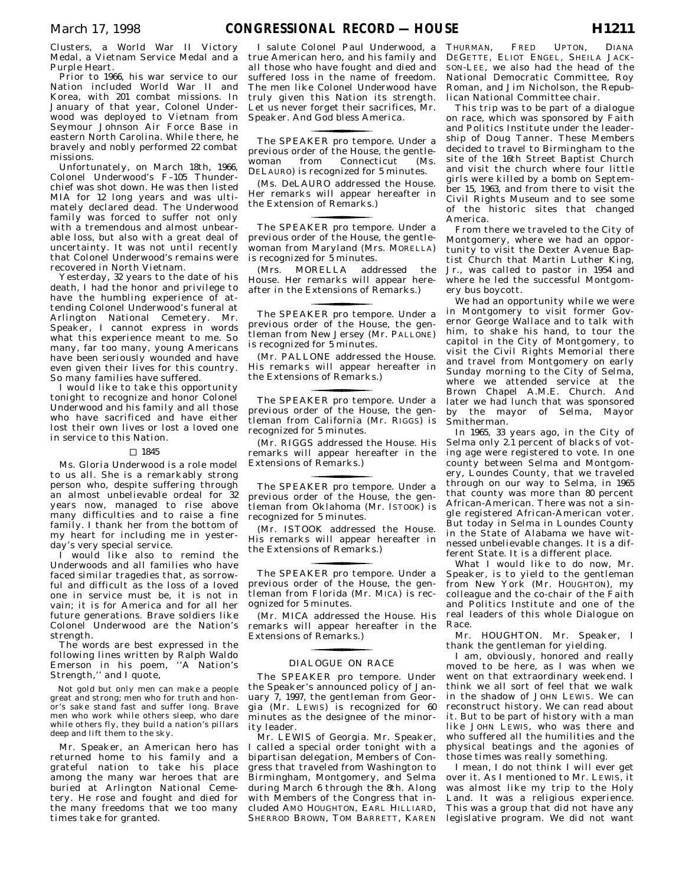Clusters, a World War II Victory Medal, a Vietnam Service Medal and a Purple Heart.

Prior to 1966, his war service to our Nation included World War II and Korea, with 201 combat missions. In January of that year, Colonel Underwood was deployed to Vietnam from Seymour Johnson Air Force Base in eastern North Carolina. While there, he bravely and nobly performed 22 combat missions.

Unfortunately, on March 18th, 1966, Colonel Underwood's F–105 Thunderchief was shot down. He was then listed MIA for 12 long years and was ultimately declared dead. The Underwood family was forced to suffer not only with a tremendous and almost unbearable loss, but also with a great deal of uncertainty. It was not until recently that Colonel Underwood's remains were recovered in North Vietnam.

Yesterday, 32 years to the date of his death, I had the honor and privilege to have the humbling experience of attending Colonel Underwood's funeral at Arlington National Cemetery. Mr. Speaker, I cannot express in words what this experience meant to me. So many, far too many, young Americans have been seriously wounded and have even given their lives for this country. So many families have suffered.

I would like to take this opportunity tonight to recognize and honor Colonel Underwood and his family and all those who have sacrificed and have either lost their own lives or lost a loved one in service to this Nation.

□ 1845

Ms. Gloria Underwood is a role model to us all. She is a remarkably strong person who, despite suffering through an almost unbelievable ordeal for 32 years now, managed to rise above many difficulties and to raise a fine family. I thank her from the bottom of my heart for including me in yesterday's very special service.

I would like also to remind the Underwoods and all families who have faced similar tragedies that, as sorrowful and difficult as the loss of a loved one in service must be, it is not in vain; it is for America and for all her future generations. Brave soldiers like Colonel Underwood are the Nation's strength.

The words are best expressed in the following lines written by Ralph Waldo Emerson in his poem, ''A Nation's Strength,'' and I quote,

> Not gold but only men can make a people great and strong; men who for truth and honor's sake stand fast and suffer long. Brave men who work while others sleep, who dare while others fly, they build a nation's pillars deep and lift them to the sky.

Mr. Speaker, an American hero has returned home to his family and a grateful nation to take his place among the many war heroes that are buried at Arlington National Cemetery. He rose and fought and died for the many freedoms that we too many times take for granted.

I salute Colonel Paul Underwood, a true American hero, and his family and all those who have fought and died and suffered loss in the name of freedom. The men like Colonel Underwood have truly given this Nation its strength. Let us never forget their sacrifices, Mr. Speaker. And God bless America.

---

The SPEAKER pro tempore. Under a previous order of the House, the gentlewoman from Connecticut (Ms. DELAURO) is recognized for 5 minutes.

(Ms. DeLAURO addressed the House. Her remarks will appear hereafter in the Extension of Remarks.)

---

The SPEAKER pro tempore. Under a previous order of the House, the gentlewoman from Maryland (Mrs. MORELLA) is recognized for 5 minutes.

(Mrs. MORELLA addressed the House. Her remarks will appear hereafter in the Extensions of Remarks.)

---

The SPEAKER pro tempore. Under a previous order of the House, the gentleman from New Jersey (Mr. PALLONE) is recognized for 5 minutes.

(Mr. PALLONE addressed the House. His remarks will appear hereafter in the Extensions of Remarks.)

---

The SPEAKER pro tempore. Under a previous order of the House, the gentleman from California (Mr. RIGGS) is recognized for 5 minutes.

(Mr. RIGGS addressed the House. His remarks will appear hereafter in the Extensions of Remarks.)

---

The SPEAKER pro tempore. Under a previous order of the House, the gentleman from Oklahoma (Mr. ISTOOK) is recognized for 5 minutes.

(Mr. ISTOOK addressed the House. His remarks will appear hereafter in the Extensions of Remarks.)

---

The SPEAKER pro tempore. Under a previous order of the House, the gentleman from Florida (Mr. MICA) is recognized for 5 minutes.

(Mr. MICA addressed the House. His remarks will appear hereafter in the Extensions of Remarks.)

---

## DIALOGUE ON RACE

The SPEAKER pro tempore. Under the Speaker's announced policy of January 7, 1997, the gentleman from Georgia (Mr. LEWIS) is recognized for 60 minutes as the designee of the minority leader.

Mr. LEWIS of Georgia. Mr. Speaker, I called a special order tonight with a bipartisan delegation, Members of Congress that traveled from Washington to Birmingham, Montgomery, and Selma during March 6 through the 8th. Along with Members of the Congress that included AMO HOUGHTON, EARL HILLIARD, SHERROD BROWN, TOM BARRETT, KAREN THURMAN, FRED UPTON, DIANA DEGETTE, ELIOT ENGEL, SHEILA JACKSON-LEE, we also had the head of the National Democratic Committee, Roy Roman, and Jim Nicholson, the Republican National Committee chair.

This trip was to be part of a dialogue on race, which was sponsored by Faith and Politics Institute under the leadership of Doug Tanner. These Members decided to travel to Birmingham to the site of the 16th Street Baptist Church and visit the church where four little girls were killed by a bomb on September 15, 1963, and from there to visit the Civil Rights Museum and to see some of the historic sites that changed America.

From there we traveled to the City of Montgomery, where we had an opportunity to visit the Dexter Avenue Baptist Church that Martin Luther King, Jr., was called to pastor in 1954 and where he led the successful Montgomery bus boycott.

We had an opportunity while we were in Montgomery to visit former Governor George Wallace and to talk with him, to shake his hand, to tour the capitol in the City of Montgomery, to visit the Civil Rights Memorial there and travel from Montgomery on early Sunday morning to the City of Selma, where we attended service at the Brown Chapel A.M.E. Church. And later we had lunch that was sponsored by the mayor of Selma, Mayor Smitherman.

In 1965, 33 years ago, in the City of Selma only 2.1 percent of blacks of voting age were registered to vote. In one county between Selma and Montgomery, Loundes County, that we traveled through on our way to Selma, in 1965 that county was more than 80 percent African-American. There was not a single registered African-American voter. But today in Selma in Loundes County in the State of Alabama we have witnessed unbelievable changes. It is a different State. It is a different place.

What I would like to do now, Mr. Speaker, is to yield to the gentleman from New York (Mr. HOUGHTON), my colleague and the co-chair of the Faith and Politics Institute and one of the real leaders of this whole Dialogue on Race.

Mr. HOUGHTON. Mr. Speaker, I thank the gentleman for yielding.

I am, obviously, honored and really moved to be here, as I was when we went on that extraordinary weekend. I think we all sort of feel that we walk in the shadow of JOHN LEWIS. We can reconstruct history. We can read about it. But to be part of history with a man like JOHN LEWIS, who was there and who suffered all the humilities and the physical beatings and the agonies of those times was really something.

I mean, I do not think I will ever get over it. As I mentioned to Mr. LEWIS, it was almost like my trip to the Holy Land. It was a religious experience. This was a group that did not have any legislative program. We did not want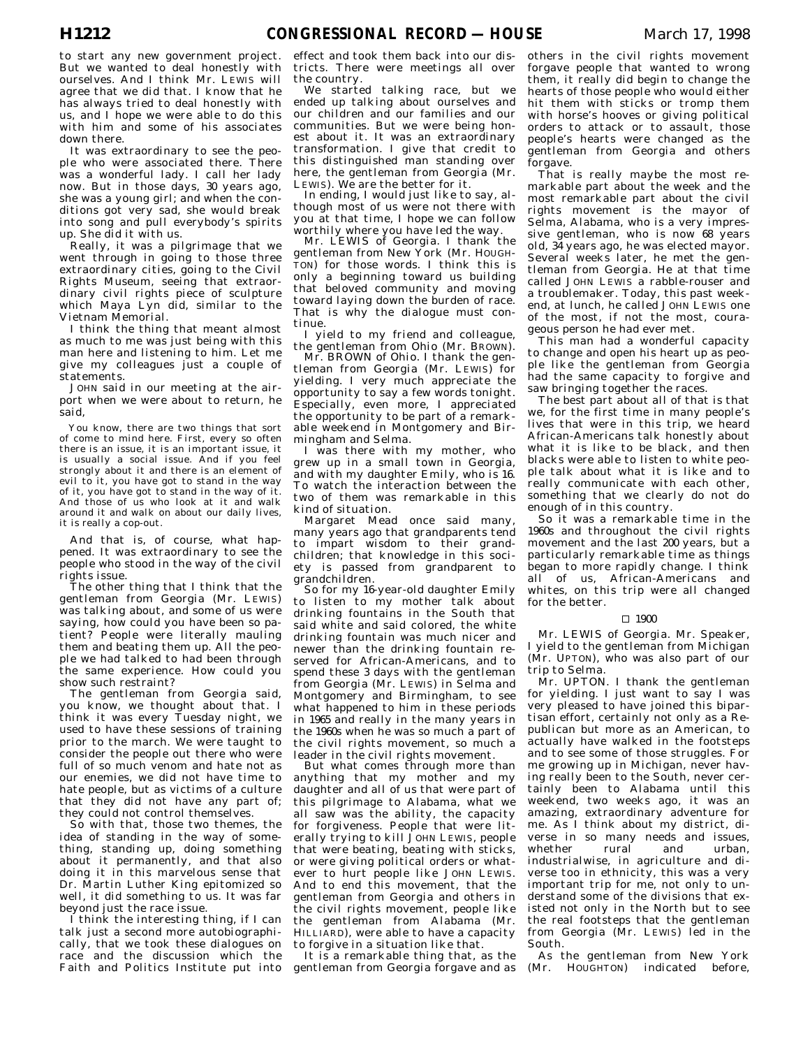to start any new government project. But we wanted to deal honestly with ourselves. And I think Mr. LEWIS will agree that we did that. I know that he has always tried to deal honestly with us, and I hope we were able to do this with him and some of his associates down there.

It was extraordinary to see the people who were associated there. There was a wonderful lady. I call her lady now. But in those days, 30 years ago, she was a young girl; and when the conditions got very sad, she would break into song and pull everybody's spirits up. She did it with us.

Really, it was a pilgrimage that we went through in going to those three extraordinary cities, going to the Civil Rights Museum, seeing that extraordinary civil rights piece of sculpture which Maya Lyn did, similar to the Vietnam Memorial.

I think the thing that meant almost as much to me was just being with this man here and listening to him. Let me give my colleagues just a couple of statements.

JOHN said in our meeting at the airport when we were about to return, he said,

> You know, there are two things that sort of come to mind here. First, every so often there is an issue, it is an important issue, it is usually a social issue. And if you feel strongly about it and there is an element of evil to it, you have got to stand in the way of it, you have got to stand in the way of it. And those of us who look at it and walk around it and walk on about our daily lives, it is really a cop-out.

And that is, of course, what happened. It was extraordinary to see the people who stood in the way of the civil rights issue.

The other thing that I think that the gentleman from Georgia (Mr. LEWIS) was talking about, and some of us were saying, how could you have been so patient? People were literally mauling them and beating them up. All the people we had talked to had been through the same experience. How could you show such restraint?

The gentleman from Georgia said, you know, we thought about that. I think it was every Tuesday night, we used to have these sessions of training prior to the march. We were taught to consider the people out there who were full of so much venom and hate not as our enemies, we did not have time to hate people, but as victims of a culture that they did not have any part of; they could not control themselves.

So with that, those two themes, the idea of standing in the way of something, standing up, doing something about it permanently, and that also doing it in this marvelous sense that Dr. Martin Luther King epitomized so well, it did something to us. It was far beyond just the race issue.

I think the interesting thing, if I can talk just a second more autobiographically, that we took these dialogues on race and the discussion which the Faith and Politics Institute put into effect and took them back into our districts. There were meetings all over the country.

We started talking race, but we ended up talking about ourselves and our children and our families and our communities. But we were being honest about it. It was an extraordinary transformation. I give that credit to this distinguished man standing over here, the gentleman from Georgia (Mr. LEWIS). We are the better for it.

In ending, I would just like to say, although most of us were not there with you at that time, I hope we can follow worthily where you have led the way.

Mr. LEWIS of Georgia. I thank the gentleman from New York (Mr. HOUGHTON) for those words. I think this is only a beginning toward us building that beloved community and moving toward laying down the burden of race. That is why the dialogue must continue.

I yield to my friend and colleague, the gentleman from Ohio (Mr. BROWN).

Mr. BROWN of Ohio. I thank the gentleman from Georgia (Mr. LEWIS) for yielding. I very much appreciate the opportunity to say a few words tonight. Especially, even more, I appreciated the opportunity to be part of a remarkable weekend in Montgomery and Birmingham and Selma.

I was there with my mother, who grew up in a small town in Georgia, and with my daughter Emily, who is 16. To watch the interaction between the two of them was remarkable in this kind of situation.

Margaret Mead once said many, many years ago that grandparents tend to impart wisdom to their grandchildren; that knowledge in this society is passed from grandparent to grandchildren.

So for my 16-year-old daughter Emily to listen to my mother talk about drinking fountains in the South that said white and said colored, the white drinking fountain was much nicer and newer than the drinking fountain reserved for African-Americans, and to spend these 3 days with the gentleman from Georgia (Mr. LEWIS) in Selma and Montgomery and Birmingham, to see what happened to him in these periods in 1965 and really in the many years in the 1960s when he was so much a part of the civil rights movement, so much a leader in the civil rights movement.

But what comes through more than anything that my mother and my daughter and all of us that were part of this pilgrimage to Alabama, what we all saw was the ability, the capacity for forgiveness. People that were literally trying to kill JOHN LEWIS, people that were beating, beating with sticks, or were giving political orders or whatever to hurt people like JOHN LEWIS. And to end this movement, that the gentleman from Georgia and others in the civil rights movement, people like the gentleman from Alabama (Mr. HILLIARD), were able to have a capacity to forgive in a situation like that.

It is a remarkable thing that, as the gentleman from Georgia forgave and as others in the civil rights movement forgave people that wanted to wrong them, it really did begin to change the hearts of those people who would either hit them with sticks or tromp them with horse's hooves or giving political orders to attack or to assault, those people's hearts were changed as the gentleman from Georgia and others forgave.

That is really maybe the most remarkable part about the week and the most remarkable part about the civil rights movement is the mayor of Selma, Alabama, who is a very impressive gentleman, who is now 68 years old, 34 years ago, he was elected mayor. Several weeks later, he met the gentleman from Georgia. He at that time called JOHN LEWIS a rabble-rouser and a troublemaker. Today, this past weekend, at lunch, he called JOHN LEWIS one of the most, if not the most, courageous person he had ever met.

This man had a wonderful capacity to change and open his heart up as people like the gentleman from Georgia had the same capacity to forgive and saw bringing together the races.

The best part about all of that is that we, for the first time in many people's lives that were in this trip, we heard African-Americans talk honestly about what it is like to be black, and then blacks were able to listen to white people talk about what it is like and to really communicate with each other, something that we clearly do not do enough of in this country.

So it was a remarkable time in the 1960s and throughout the civil rights movement and the last 200 years, but a particularly remarkable time as things began to more rapidly change. I think all of us, African-Americans and whites, on this trip were all changed for the better.

□ 1900

Mr. LEWIS of Georgia. Mr. Speaker, I yield to the gentleman from Michigan (Mr. UPTON), who was also part of our trip to Selma.

Mr. UPTON. I thank the gentleman for yielding. I just want to say I was very pleased to have joined this bipartisan effort, certainly not only as a Republican but more as an American, to actually have walked in the footsteps and to see some of those struggles. For me growing up in Michigan, never having really been to the South, never certainly been to Alabama until this weekend, two weeks ago, it was an amazing, extraordinary adventure for me. As I think about my district, diverse in so many needs and issues, whether rural and urban, industrialwise, in agriculture and diverse too in ethnicity, this was a very important trip for me, not only to understand some of the divisions that existed not only in the North but to see the real footsteps that the gentleman from Georgia (Mr. LEWIS) led in the South.

As the gentleman from New York (Mr. HOUGHTON) indicated before,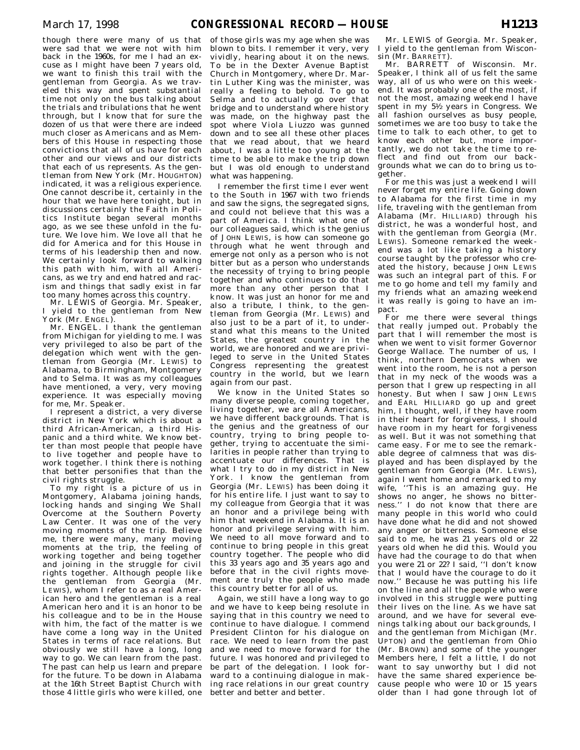though there were many of us that were sad that we were not with him back in the 1960s, for me I had an excuse as I might have been 7 years old, we want to finish this trail with the gentleman from Georgia. As we traveled this way and spent substantial time not only on the bus talking about the trials and tribulations that he went through, but I know that for sure the dozen of us that were there are indeed much closer as Americans and as Members of this House in respecting those convictions that all of us have for each other and our views and our districts that each of us represents. As the gentleman from New York (Mr. HOUGHTON) indicated, it was a religious experience. One cannot describe it, certainly in the hour that we have here tonight, but in discussions certainly the Faith in Politics Institute began several months ago, as we see these unfold in the future. We love him. We love all that he did for America and for this House in terms of his leadership then and now. We certainly look forward to walking this path with him, with all Americans, as we try and end hatred and racism and things that sadly exist in far too many homes across this country.

Mr. LEWIS of Georgia. Mr. Speaker, I yield to the gentleman from New York (Mr. ENGEL).

Mr. ENGEL. I thank the gentleman from Michigan for yielding to me. I was very privileged to also be part of the delegation which went with the gentleman from Georgia (Mr. LEWIS) to Alabama, to Birmingham, Montgomery and to Selma. It was as my colleagues have mentioned, a very, very moving experience. It was especially moving for me, Mr. Speaker.

I represent a district, a very diverse district in New York which is about a third African-American, a third Hispanic and a third white. We know better than most people that people have to live together and people have to work together. I think there is nothing that better personifies that than the civil rights struggle.

To my right is a picture of us in Montgomery, Alabama joining hands, locking hands and singing We Shall Overcome at the Southern Poverty Law Center. It was one of the very moving moments of the trip. Believe me, there were many, many moving moments at the trip, the feeling of working together and being together and joining in the struggle for civil rights together. Although people like the gentleman from Georgia (Mr. LEWIS), whom I refer to as a real American hero and the gentleman is a real American hero and it is an honor to be his colleague and to be in the House with him, the fact of the matter is we have come a long way in the United States in terms of race relations. But obviously we still have a long, long way to go. We can learn from the past. The past can help us learn and prepare for the future. To be down in Alabama at the 16th Street Baptist Church with those 4 little girls who were killed, one of those girls was my age when she was blown to bits. I remember it very, very vividly, hearing about it on the news. To be in the Dexter Avenue Baptist Church in Montgomery, where Dr. Martin Luther King was the minister, was really a feeling to behold. To go to Selma and to actually go over that bridge and to understand where history was made, on the highway past the spot where Viola Liuzzo was gunned down and to see all these other places that we read about, that we heard about, I was a little too young at the time to be able to make the trip down but I was old enough to understand what was happening.

I remember the first time I ever went to the South in 1967 with two friends and saw the signs, the segregated signs, and could not believe that this was a part of America. I think what one of our colleagues said, which is the genius of JOHN LEWIS, is how can someone go through what he went through and emerge not only as a person who is not bitter but as a person who understands the necessity of trying to bring people together and who continues to do that more than any other person that I know. It was just an honor for me and also a tribute, I think, to the gentleman from Georgia (Mr. LEWIS) and also just to be a part of it, to understand what this means to the United States, the greatest country in the world, we are honored and we are privileged to serve in the United States Congress representing the greatest country in the world, but we learn again from our past.

We know in the United States so many diverse people, coming together, living together, we are all Americans, we have different backgrounds. That is the genius and the greatness of our country, trying to bring people together, trying to accentuate the similarities in people rather than trying to accentuate our differences. That is what I try to do in my district in New York. I know the gentleman from Georgia (Mr. LEWIS) has been doing it for his entire life. I just want to say to my colleague from Georgia that it was an honor and a privilege being with him that weekend in Alabama. It is an honor and privilege serving with him. We need to all move forward and to continue to bring people in this great country together. The people who did this 33 years ago and 35 years ago and before that in the civil rights movement are truly the people who made this country better for all of us.

Again, we still have a long way to go and we have to keep being resolute in saying that in this country we need to continue to have dialogue. I commend President Clinton for his dialogue on race. We need to learn from the past and we need to move forward for the future. I was honored and privileged to be part of the delegation. I look forward to a continuing dialogue in making race relations in our great country better and better and better.

Mr. LEWIS of Georgia. Mr. Speaker, I yield to the gentleman from Wisconsin (Mr. BARRETT).

Mr. BARRETT of Wisconsin. Mr. Speaker, I think all of us felt the same way, all of us who were on this weekend. It was probably one of the most, if not the most, amazing weekend I have spent in my 5½ years in Congress. We all fashion ourselves as busy people, sometimes we are too busy to take the time to talk to each other, to get to know each other but, more importantly, we do not take the time to reflect and find out from our backgrounds what we can do to bring us together.

For me this was just a weekend I will never forget my entire life. Going down to Alabama for the first time in my life, traveling with the gentleman from Alabama (Mr. HILLIARD) through his district, he was a wonderful host, and with the gentleman from Georgia (Mr. LEWIS). Someone remarked the weekend was a lot like taking a history course taught by the professor who created the history, because JOHN LEWIS was such an integral part of this. For me to go home and tell my family and my friends what an amazing weekend it was really is going to have an impact.

For me there were several things that really jumped out. Probably the part that I will remember the most is when we went to visit former Governor George Wallace. The number of us, I think, northern Democrats when we went into the room, he is not a person that in my neck of the woods was a person that I grew up respecting in all honesty. But when I saw JOHN LEWIS and EARL HILLIARD go up and greet him, I thought, well, if they have room in their heart for forgiveness, I should have room in my heart for forgiveness as well. But it was not something that came easy. For me to see the remarkable degree of calmness that was displayed and has been displayed by the gentleman from Georgia (Mr. LEWIS), again I went home and remarked to my wife, ''This is an amazing guy. He shows no anger, he shows no bitterness.'' I do not know that there are many people in this world who could have done what he did and not showed any anger or bitterness. Someone else said to me, he was 21 years old or 22 years old when he did this. Would you have had the courage to do that when you were 21 or 22? I said, ''I don't know that I would have the courage to do it now.'' Because he was putting his life on the line and all the people who were involved in this struggle were putting their lives on the line. As we have sat around, and we have for several evenings talking about our backgrounds, I and the gentleman from Michigan (Mr. UPTON) and the gentleman from Ohio (Mr. BROWN) and some of the younger Members here, I felt a little, I do not want to say unworthy but I did not have the same shared experience because people who were 10 or 15 years older than I had gone through lot of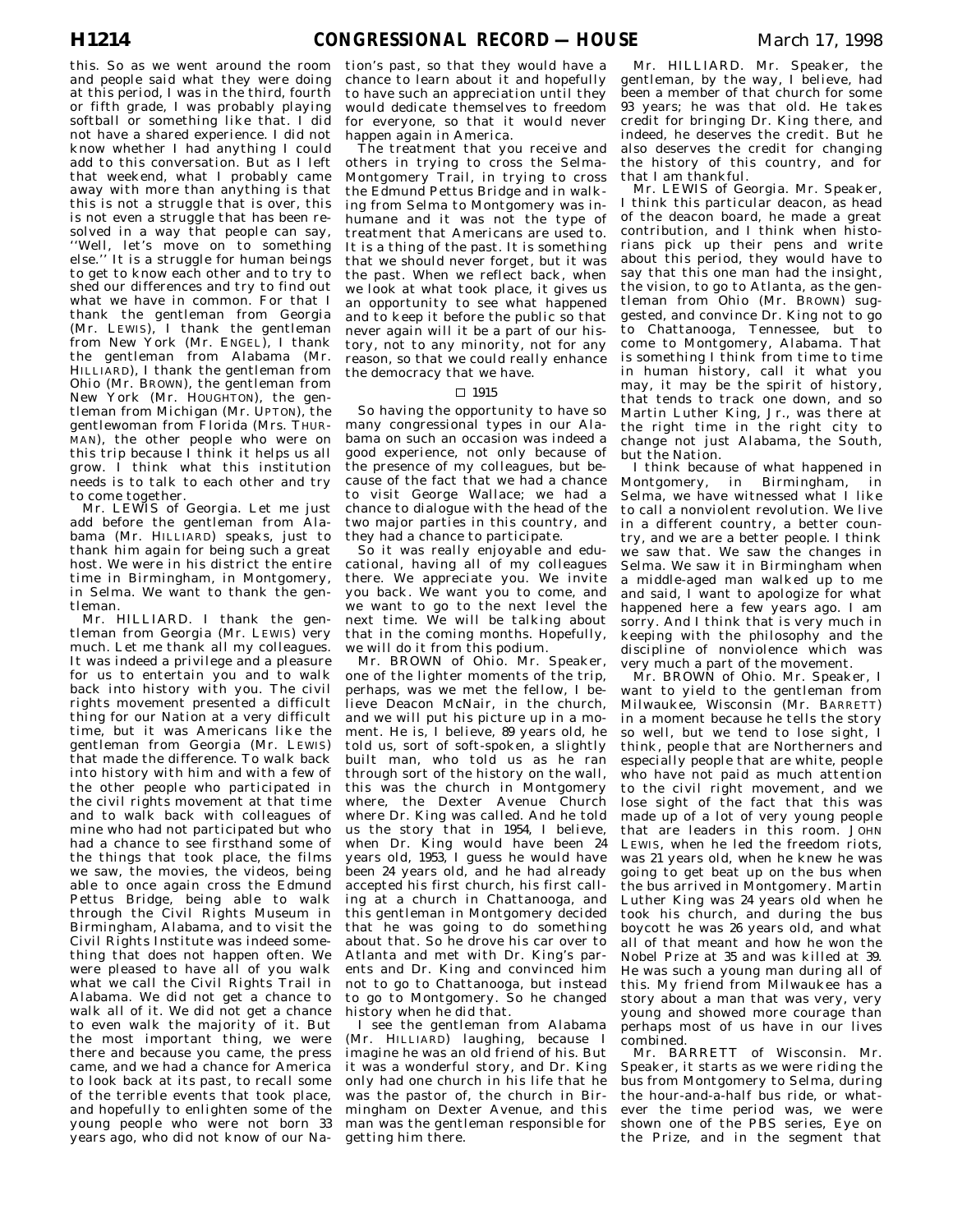this. So as we went around the room and people said what they were doing at this period, I was in the third, fourth or fifth grade, I was probably playing softball or something like that. I did not have a shared experience. I did not know whether I had anything I could add to this conversation. But as I left that weekend, what I probably came away with more than anything is that this is not a struggle that is over, this is not even a struggle that has been resolved in a way that people can say, ''Well, let's move on to something else.'' It is a struggle for human beings to get to know each other and to try to shed our differences and try to find out what we have in common. For that I thank the gentleman from Georgia (Mr. LEWIS), I thank the gentleman from New York (Mr. ENGEL), I thank the gentleman from Alabama (Mr. HILLIARD), I thank the gentleman from Ohio (Mr. BROWN), the gentleman from New York (Mr. HOUGHTON), the gentleman from Michigan (Mr. UPTON), the gentlewoman from Florida (Mrs. THURMAN), the other people who were on this trip because I think it helps us all grow. I think what this institution needs is to talk to each other and try to come together.

Mr. LEWIS of Georgia. Let me just add before the gentleman from Alabama (Mr. HILLIARD) speaks, just to thank him again for being such a great host. We were in his district the entire time in Birmingham, in Montgomery, in Selma. We want to thank the gentleman.

Mr. HILLIARD. I thank the gentleman from Georgia (Mr. LEWIS) very much. Let me thank all my colleagues. It was indeed a privilege and a pleasure for us to entertain you and to walk back into history with you. The civil rights movement presented a difficult thing for our Nation at a very difficult time, but it was Americans like the gentleman from Georgia (Mr. LEWIS) that made the difference. To walk back into history with him and with a few of the other people who participated in the civil rights movement at that time and to walk back with colleagues of mine who had not participated but who had a chance to see firsthand some of the things that took place, the films we saw, the movies, the videos, being able to once again cross the Edmund Pettus Bridge, being able to walk through the Civil Rights Museum in Birmingham, Alabama, and to visit the Civil Rights Institute was indeed something that does not happen often. We were pleased to have all of you walk what we call the Civil Rights Trail in Alabama. We did not get a chance to walk all of it. We did not get a chance to even walk the majority of it. But the most important thing, we were there and because you came, the press came, and we had a chance for America to look back at its past, to recall some of the terrible events that took place, and hopefully to enlighten some of the young people who were not born 33 years ago, who did not know of our Nation's past, so that they would have a chance to learn about it and hopefully to have such an appreciation until they would dedicate themselves to freedom for everyone, so that it would never happen again in America.

The treatment that you receive and others in trying to cross the Selma-Montgomery Trail, in trying to cross the Edmund Pettus Bridge and in walking from Selma to Montgomery was inhumane and it was not the type of treatment that Americans are used to. It is a thing of the past. It is something that we should never forget, but it was the past. When we reflect back, when we look at what took place, it gives us an opportunity to see what happened and to keep it before the public so that never again will it be a part of our history, not to any minority, not for any reason, so that we could really enhance the democracy that we have.

□ 1915

So having the opportunity to have so many congressional types in our Alabama on such an occasion was indeed a good experience, not only because of the presence of my colleagues, but because of the fact that we had a chance to visit George Wallace; we had a chance to dialogue with the head of the two major parties in this country, and they had a chance to participate.

So it was really enjoyable and educational, having all of my colleagues there. We appreciate you. We invite you back. We want you to come, and we want to go to the next level the next time. We will be talking about that in the coming months. Hopefully, we will do it from this podium.

Mr. BROWN of Ohio. Mr. Speaker, one of the lighter moments of the trip, perhaps, was we met the fellow, I believe Deacon McNair, in the church, and we will put his picture up in a moment. He is, I believe, 89 years old, he told us, sort of soft-spoken, a slightly built man, who told us as he ran through sort of the history on the wall, this was the church in Montgomery where, the Dexter Avenue Church where Dr. King was called. And he told us the story that in 1954, I believe, when Dr. King would have been 24 years old, 1953, I guess he would have been 24 years old, and he had already accepted his first church, his first calling at a church in Chattanooga, and this gentleman in Montgomery decided that he was going to do something about that. So he drove his car over to Atlanta and met with Dr. King's parents and Dr. King and convinced him not to go to Chattanooga, but instead to go to Montgomery. So he changed history when he did that.

I see the gentleman from Alabama (Mr. HILLIARD) laughing, because I imagine he was an old friend of his. But it was a wonderful story, and Dr. King only had one church in his life that he was the pastor of, the church in Birmingham on Dexter Avenue, and this man was the gentleman responsible for getting him there.

Mr. HILLIARD. Mr. Speaker, the gentleman, by the way, I believe, had been a member of that church for some 93 years; he was that old. He takes credit for bringing Dr. King there, and indeed, he deserves the credit. But he also deserves the credit for changing the history of this country, and for that I am thankful.

Mr. LEWIS of Georgia. Mr. Speaker, I think this particular deacon, as head of the deacon board, he made a great contribution, and I think when historians pick up their pens and write about this period, they would have to say that this one man had the insight, the vision, to go to Atlanta, as the gentleman from Ohio (Mr. BROWN) suggested, and convince Dr. King not to go to Chattanooga, Tennessee, but to come to Montgomery, Alabama. That is something I think from time to time in human history, call it what you may, it may be the spirit of history, that tends to track one down, and so Martin Luther King, Jr., was there at the right time in the right city to change not just Alabama, the South, but the Nation.

I think because of what happened in Montgomery, in Birmingham, in Selma, we have witnessed what I like to call a nonviolent revolution. We live in a different country, a better country, and we are a better people. I think we saw that. We saw the changes in Selma. We saw it in Birmingham when a middle-aged man walked up to me and said, I want to apologize for what happened here a few years ago. I am sorry. And I think that is very much in keeping with the philosophy and the discipline of nonviolence which was very much a part of the movement.

Mr. BROWN of Ohio. Mr. Speaker, I want to yield to the gentleman from Milwaukee, Wisconsin (Mr. BARRETT) in a moment because he tells the story so well, but we tend to lose sight, I think, people that are Northerners and especially people that are white, people who have not paid as much attention to the civil right movement, and we lose sight of the fact that this was made up of a lot of very young people that are leaders in this room. JOHN LEWIS, when he led the freedom riots, was 21 years old, when he knew he was going to get beat up on the bus when the bus arrived in Montgomery. Martin Luther King was 24 years old when he took his church, and during the bus boycott he was 26 years old, and what all of that meant and how he won the Nobel Prize at 35 and was killed at 39. He was such a young man during all of this. My friend from Milwaukee has a story about a man that was very, very young and showed more courage than perhaps most of us have in our lives combined.

Mr. BARRETT of Wisconsin. Mr. Speaker, it starts as we were riding the bus from Montgomery to Selma, during the hour-and-a-half bus ride, or whatever the time period was, we were shown one of the PBS series, Eye on the Prize, and in the segment that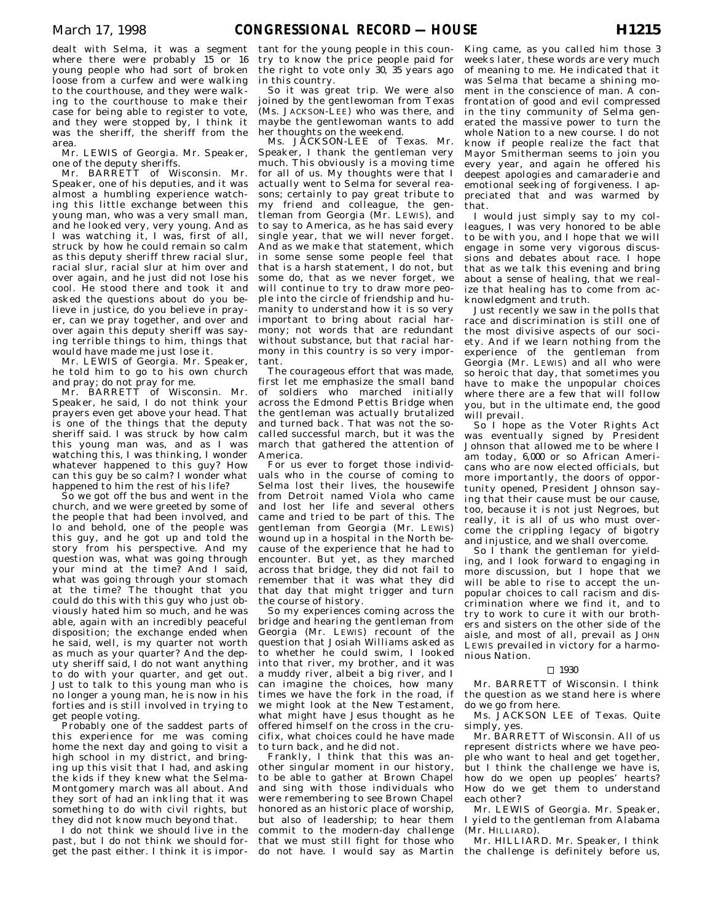dealt with Selma, it was a segment where there were probably 15 or 16 young people who had sort of broken loose from a curfew and were walking to the courthouse, and they were walking to the courthouse to make their case for being able to register to vote, and they were stopped by, I think it was the sheriff, the sheriff from the area.

Mr. LEWIS of Georgia. Mr. Speaker, one of the deputy sheriffs.

Mr. BARRETT of Wisconsin. Mr. Speaker, one of his deputies, and it was almost a humbling experience watching this little exchange between this young man, who was a very small man, and he looked very, very young. And as I was watching it, I was, first of all, struck by how he could remain so calm as this deputy sheriff threw racial slur, racial slur, racial slur at him over and over again, and he just did not lose his cool. He stood there and took it and asked the questions about do you believe in justice, do you believe in prayer, can we pray together, and over and over again this deputy sheriff was saying terrible things to him, things that would have made me just lose it.

Mr. LEWIS of Georgia. Mr. Speaker, he told him to go to his own church and pray; do not pray for me.

Mr. BARRETT of Wisconsin. Mr. Speaker, he said, I do not think your prayers even get above your head. That is one of the things that the deputy sheriff said. I was struck by how calm this young man was, and as I was watching this, I was thinking, I wonder whatever happened to this guy? How can this guy be so calm? I wonder what happened to him the rest of his life?

So we got off the bus and went in the church, and we were greeted by some of the people that had been involved, and lo and behold, one of the people was this guy, and he got up and told the story from his perspective. And my question was, what was going through your mind at the time? And I said, what was going through your stomach at the time? The thought that you could do this with this guy who just obviously hated him so much, and he was able, again with an incredibly peaceful disposition; the exchange ended when he said, well, is my quarter not worth as much as your quarter? And the deputy sheriff said, I do not want anything to do with your quarter, and get out. Just to talk to this young man who is no longer a young man, he is now in his forties and is still involved in trying to get people voting.

Probably one of the saddest parts of this experience for me was coming home the next day and going to visit a high school in my district, and bringing up this visit that I had, and asking the kids if they knew what the Selma-Montgomery march was all about. And they sort of had an inkling that it was something to do with civil rights, but they did not know much beyond that.

I do not think we should live in the past, but I do not think we should forget the past either. I think it is important for the young people in this country to know the price people paid for the right to vote only 30, 35 years ago in this country.

So it was great trip. We were also joined by the gentlewoman from Texas (Ms. JACKSON-LEE) who was there, and maybe the gentlewoman wants to add her thoughts on the weekend.

Ms. JACKSON-LEE of Texas. Mr. Speaker, I thank the gentleman very much. This obviously is a moving time for all of us. My thoughts were that I actually went to Selma for several reasons; certainly to pay great tribute to my friend and colleague, the gentleman from Georgia (Mr. LEWIS), and to say to America, as he has said every single year, that we will never forget. And as we make that statement, which in some sense some people feel that that is a harsh statement, I do not, but some do, that as we never forget, we will continue to try to draw more people into the circle of friendship and humanity to understand how it is so very important to bring about racial harmony; not words that are redundant without substance, but that racial harmony in this country is so very important.

The courageous effort that was made, first let me emphasize the small band of soldiers who marched initially across the Edmond Pettis Bridge when the gentleman was actually brutalized and turned back. That was not the so-called successful march, but it was the march that gathered the attention of America.

For us ever to forget those individuals who in the course of coming to Selma lost their lives, the housewife from Detroit named Viola who came and lost her life and several others came and tried to be part of this. The gentleman from Georgia (Mr. LEWIS) wound up in a hospital in the North because of the experience that he had to encounter. But yet, as they marched across that bridge, they did not fail to remember that it was what they did that day that might trigger and turn the course of history.

So my experiences coming across the bridge and hearing the gentleman from Georgia (Mr. LEWIS) recount of the question that Josiah Williams asked as to whether he could swim, I looked into that river, my brother, and it was a muddy river, albeit a big river, and I can imagine the choices, how many times we have the fork in the road, if we might look at the New Testament, what might have Jesus thought as he offered himself on the cross in the crucifix, what choices could he have made to turn back, and he did not.

Frankly, I think that this was another singular moment in our history, to be able to gather at Brown Chapel and sing with those individuals who were remembering to see Brown Chapel honored as an historic place of worship, but also of leadership; to hear them commit to the modern-day challenge that we must still fight for those who do not have. I would say as Martin King came, as you called him those 3 weeks later, these words are very much of meaning to me. He indicated that it was Selma that became a shining moment in the conscience of man. A confrontation of good and evil compressed in the tiny community of Selma generated the massive power to turn the whole Nation to a new course. I do not know if people realize the fact that Mayor Smitherman seems to join you every year, and again he offered his deepest apologies and camaraderie and emotional seeking of forgiveness. I appreciated that and was warmed by that.

I would just simply say to my colleagues, I was very honored to be able to be with you, and I hope that we will engage in some very vigorous discussions and debates about race. I hope that as we talk this evening and bring about a sense of healing, that we realize that healing has to come from acknowledgment and truth.

Just recently we saw in the polls that race and discrimination is still one of the most divisive aspects of our society. And if we learn nothing from the experience of the gentleman from Georgia (Mr. LEWIS) and all who were so heroic that day, that sometimes you have to make the unpopular choices where there are a few that will follow you, but in the ultimate end, the good will prevail.

So I hope as the Voter Rights Act was eventually signed by President Johnson that allowed me to be where I am today, 6,000 or so African Americans who are now elected officials, but more importantly, the doors of opportunity opened, President Johnson saying that their cause must be our cause, too, because it is not just Negroes, but really, it is all of us who must overcome the crippling legacy of bigotry and injustice, and we shall overcome.

So I thank the gentleman for yielding, and I look forward to engaging in more discussion, but I hope that we will be able to rise to accept the unpopular choices to call racism and discrimination where we find it, and to try to work to cure it with our brothers and sisters on the other side of the aisle, and most of all, prevail as JOHN LEWIS prevailed in victory for a harmonious Nation.

□ 1930

Mr. BARRETT of Wisconsin. I think the question as we stand here is where do we go from here.

Ms. JACKSON LEE of Texas. Quite simply, yes.

Mr. BARRETT of Wisconsin. All of us represent districts where we have people who want to heal and get together, but I think the challenge we have is, how do we open up peoples' hearts? How do we get them to understand each other?

Mr. LEWIS of Georgia. Mr. Speaker, I yield to the gentleman from Alabama (Mr. HILLIARD).

Mr. HILLIARD. Mr. Speaker, I think the challenge is definitely before us,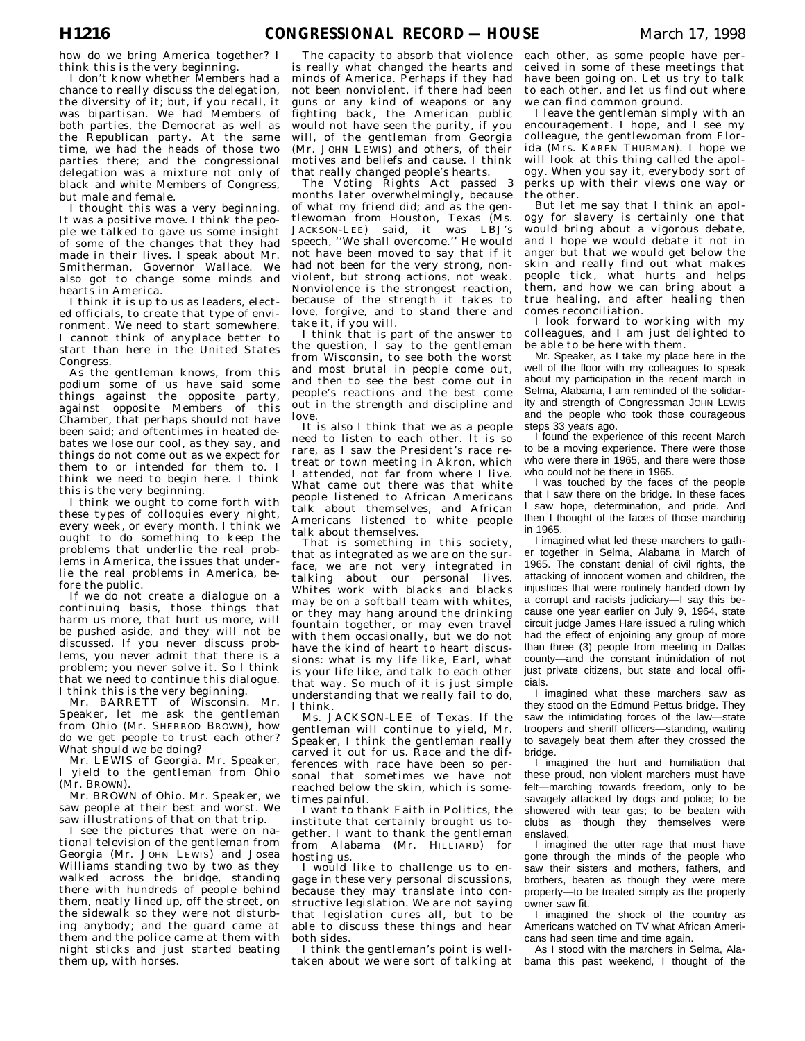how do we bring America together? I think this is the very beginning.

I don't know whether Members had a chance to really discuss the delegation, the diversity of it; but, if you recall, it was bipartisan. We had Members of both parties, the Democrat as well as the Republican party. At the same time, we had the heads of those two parties there; and the congressional delegation was a mixture not only of black and white Members of Congress, but male and female.

I thought this was a very beginning. It was a positive move. I think the people we talked to gave us some insight of some of the changes that they had made in their lives. I speak about Mr. Smitherman, Governor Wallace. We also got to change some minds and hearts in America.

I think it is up to us as leaders, elected officials, to create that type of environment. We need to start somewhere. I cannot think of anyplace better to start than here in the United States Congress.

As the gentleman knows, from this podium some of us have said some things against the opposite party, against opposite Members of this Chamber, that perhaps should not have been said; and oftentimes in heated debates we lose our cool, as they say, and things do not come out as we expect for them to or intended for them to. I think we need to begin here. I think this is the very beginning.

I think we ought to come forth with these types of colloquies every night, every week, or every month. I think we ought to do something to keep the problems that underlie the real problems in America, the issues that underlie the real problems in America, before the public.

If we do not create a dialogue on a continuing basis, those things that harm us more, that hurt us more, will be pushed aside, and they will not be discussed. If you never discuss problems, you never admit that there is a problem; you never solve it. So I think that we need to continue this dialogue. I think this is the very beginning.

Mr. BARRETT of Wisconsin. Mr. Speaker, let me ask the gentleman from Ohio (Mr. SHERROD BROWN), how do we get people to trust each other? What should we be doing?

Mr. LEWIS of Georgia. Mr. Speaker, I yield to the gentleman from Ohio (Mr. BROWN).

Mr. BROWN of Ohio. Mr. Speaker, we saw people at their best and worst. We saw illustrations of that on that trip.

I see the pictures that were on national television of the gentleman from Georgia (Mr. JOHN LEWIS) and Josea Williams standing two by two as they walked across the bridge, standing there with hundreds of people behind them, neatly lined up, off the street, on the sidewalk so they were not disturbing anybody; and the guard came at them and the police came at them with night sticks and just started beating them up, with horses.

The capacity to absorb that violence is really what changed the hearts and minds of America. Perhaps if they had not been nonviolent, if there had been guns or any kind of weapons or any fighting back, the American public would not have seen the purity, if you will, of the gentleman from Georgia (Mr. JOHN LEWIS) and others, of their motives and beliefs and cause. I think that really changed people's hearts.

The Voting Rights Act passed 3 months later overwhelmingly, because of what my friend did; and as the gentlewoman from Houston, Texas (Ms. JACKSON-LEE) said, it was LBJ's speech, ''We shall overcome.'' He would not have been moved to say that if it had not been for the very strong, nonviolent, but strong actions, not weak. Nonviolence is the strongest reaction, because of the strength it takes to love, forgive, and to stand there and take it, if you will.

I think that is part of the answer to the question, I say to the gentleman from Wisconsin, to see both the worst and most brutal in people come out, and then to see the best come out in people's reactions and the best come out in the strength and discipline and love.

It is also I think that we as a people need to listen to each other. It is so rare, as I saw the President's race retreat or town meeting in Akron, which I attended, not far from where I live. What came out there was that white people listened to African Americans talk about themselves, and African Americans listened to white people talk about themselves.

That is something in this society, that as integrated as we are on the surface, we are not very integrated in talking about our personal lives. Whites work with blacks and blacks may be on a softball team with whites, or they may hang around the drinking fountain together, or may even travel with them occasionally, but we do not have the kind of heart to heart discussions: what is my life like, Earl, what is your life like, and talk to each other that way. So much of it is just simple understanding that we really fail to do, I think.

Ms. JACKSON-LEE of Texas. If the gentleman will continue to yield, Mr. Speaker, I think the gentleman really carved it out for us. Race and the differences with race have been so personal that sometimes we have not reached below the skin, which is sometimes painful.

I want to thank Faith in Politics, the institute that certainly brought us together. I want to thank the gentleman from Alabama (Mr. HILLIARD) for hosting us.

I would like to challenge us to engage in these very personal discussions, because they may translate into constructive legislation. We are not saying that legislation cures all, but to be able to discuss these things and hear both sides.

I think the gentleman's point is well-taken about we were sort of talking at each other, as some people have perceived in some of these meetings that have been going on. Let us try to talk to each other, and let us find out where we can find common ground.

I leave the gentleman simply with an encouragement. I hope, and I see my colleague, the gentlewoman from Florida (Mrs. KAREN THURMAN). I hope we will look at this thing called the apology. When you say it, everybody sort of perks up with their views one way or the other.

But let me say that I think an apology for slavery is certainly one that would bring about a vigorous debate, and I hope we would debate it not in anger but that we would get below the skin and really find out what makes people tick, what hurts and helps them, and how we can bring about a true healing, and after healing then comes reconciliation.

I look forward to working with my colleagues, and I am just delighted to be able to be here with them.

Mr. Speaker, as I take my place here in the well of the floor with my colleagues to speak about my participation in the recent march in Selma, Alabama, I am reminded of the solidarity and strength of Congressman JOHN LEWIS and the people who took those courageous steps 33 years ago.

I found the experience of this recent March to be a moving experience. There were those who were there in 1965, and there were those who could not be there in 1965.

I was touched by the faces of the people that I saw there on the bridge. In these faces I saw hope, determination, and pride. And then I thought of the faces of those marching in 1965.

I imagined what led these marchers to gather together in Selma, Alabama in March of 1965. The constant denial of civil rights, the attacking of innocent women and children, the injustices that were routinely handed down by a corrupt and racists judiciary—I say this because one year earlier on July 9, 1964, state circuit judge James Hare issued a ruling which had the effect of enjoining any group of more than three (3) people from meeting in Dallas county—and the constant intimidation of not just private citizens, but state and local officials.

I imagined what these marchers saw as they stood on the Edmund Pettus bridge. They saw the intimidating forces of the law—state troopers and sheriff officers—standing, waiting to savagely beat them after they crossed the bridge.

I imagined the hurt and humiliation that these proud, non violent marchers must have felt—marching towards freedom, only to be savagely attacked by dogs and police; to be showered with tear gas; to be beaten with clubs as though they themselves were enslaved.

I imagined the utter rage that must have gone through the minds of the people who saw their sisters and mothers, fathers, and brothers, beaten as though they were mere property—to be treated simply as the property owner saw fit.

I imagined the shock of the country as Americans watched on TV what African Americans had seen time and time again.

As I stood with the marchers in Selma, Alabama this past weekend, I thought of the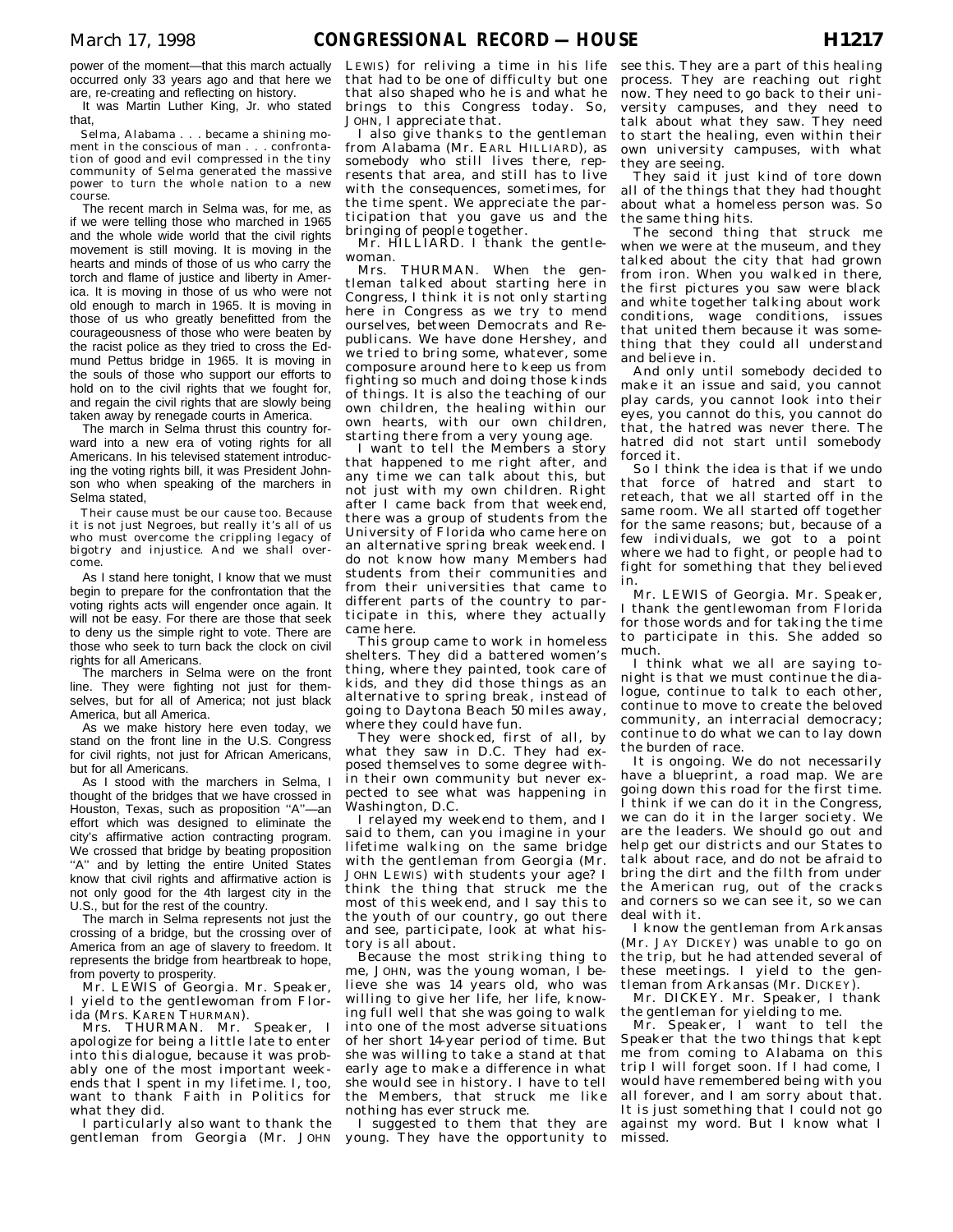power of the moment—that this march actually occurred only 33 years ago and that here we are, re-creating and reflecting on history.

It was Martin Luther King, Jr. who stated that,

> Selma, Alabama . . . became a shining moment in the conscious of man . . . confrontation of good and evil compressed in the tiny community of Selma generated the massive power to turn the whole nation to a new course.

The recent march in Selma was, for me, as if we were telling those who marched in 1965 and the whole wide world that the civil rights movement is still moving. It is moving in the hearts and minds of those of us who carry the torch and flame of justice and liberty in America. It is moving in those of us who were not old enough to march in 1965. It is moving in those of us who greatly benefitted from the courageousness of those who were beaten by the racist police as they tried to cross the Edmund Pettus bridge in 1965. It is moving in the souls of those who support our efforts to hold on to the civil rights that we fought for, and regain the civil rights that are slowly being taken away by renegade courts in America.

The march in Selma thrust this country forward into a new era of voting rights for all Americans. In his televised statement introducing the voting rights bill, it was President Johnson who when speaking of the marchers in Selma stated,

> Their cause must be our cause too. Because it is not just Negroes, but really it's all of us who must overcome the crippling legacy of bigotry and injustice. And we shall overcome.

As I stand here tonight, I know that we must begin to prepare for the confrontation that the voting rights acts will engender once again. It will not be easy. For there are those that seek to deny us the simple right to vote. There are those who seek to turn back the clock on civil rights for all Americans.

The marchers in Selma were on the front line. They were fighting not just for themselves, but for all of America; not just black America, but all America.

As we make history here even today, we stand on the front line in the U.S. Congress for civil rights, not just for African Americans, but for all Americans.

As I stood with the marchers in Selma, I thought of the bridges that we have crossed in Houston, Texas, such as proposition "A"—an effort which was designed to eliminate the city's affirmative action contracting program. We crossed that bridge by beating proposition "A" and by letting the entire United States know that civil rights and affirmative action is not only good for the 4th largest city in the U.S., but for the rest of the country.

The march in Selma represents not just the crossing of a bridge, but the crossing over of America from an age of slavery to freedom. It represents the bridge from heartbreak to hope, from poverty to prosperity.

Mr. LEWIS of Georgia. Mr. Speaker, I yield to the gentlewoman from Florida (Mrs. KAREN THURMAN).

Mrs. THURMAN. Mr. Speaker, I apologize for being a little late to enter into this dialogue, because it was probably one of the most important weekends that I spent in my lifetime. I, too, want to thank Faith in Politics for what they did.

I particularly also want to thank the gentleman from Georgia (Mr. JOHN LEWIS) for reliving a time in his life that had to be one of difficulty but one that also shaped who he is and what he brings to this Congress today. So, JOHN, I appreciate that.

I also give thanks to the gentleman from Alabama (Mr. EARL HILLIARD), as somebody who still lives there, represents that area, and still has to live with the consequences, sometimes, for the time spent. We appreciate the participation that you gave us and the bringing of people together.

Mr. HILLIARD. I thank the gentlewoman.

Mrs. THURMAN. When the gentleman talked about starting here in Congress, I think it is not only starting here in Congress as we try to mend ourselves, between Democrats and Republicans. We have done Hershey, and we tried to bring some, whatever, some composure around here to keep us from fighting so much and doing those kinds of things. It is also the teaching of our own children, the healing within our own hearts, with our own children, starting there from a very young age.

I want to tell the Members a story that happened to me right after, and any time we can talk about this, but not just with my own children. Right after I came back from that weekend, there was a group of students from the University of Florida who came here on an alternative spring break weekend. I do not know how many Members had students from their communities and from their universities that came to different parts of the country to participate in this, where they actually came here.

This group came to work in homeless shelters. They did a battered women's thing, where they painted, took care of kids, and they did those things as an alternative to spring break, instead of going to Daytona Beach 50 miles away, where they could have fun.

They were shocked, first of all, by what they saw in D.C. They had exposed themselves to some degree within their own community but never expected to see what was happening in Washington, D.C.

I relayed my weekend to them, and I said to them, can you imagine in your lifetime walking on the same bridge with the gentleman from Georgia (Mr. JOHN LEWIS) with students your age? I think the thing that struck me the most of this weekend, and I say this to the youth of our country, go out there and see, participate, look at what history is all about.

Because the most striking thing to me, JOHN, was the young woman, I believe she was 14 years old, who was willing to give her life, her life, knowing full well that she was going to walk into one of the most adverse situations of her short 14-year period of time. But she was willing to take a stand at that early age to make a difference in what she would see in history. I have to tell the Members, that struck me like nothing has ever struck me.

I suggested to them that they are young. They have the opportunity to see this. They are a part of this healing process. They are reaching out right now. They need to go back to their university campuses, and they need to talk about what they saw. They need to start the healing, even within their own university campuses, with what they are seeing.

They said it just kind of tore down all of the things that they had thought about what a homeless person was. So the same thing hits.

The second thing that struck me when we were at the museum, and they talked about the city that had grown from iron. When you walked in there, the first pictures you saw were black and white together talking about work conditions, wage conditions, issues that united them because it was something that they could all understand and believe in.

And only until somebody decided to make it an issue and said, you cannot play cards, you cannot look into their eyes, you cannot do this, you cannot do that, the hatred was never there. The hatred did not start until somebody forced it.

So I think the idea is that if we undo that force of hatred and start to reteach, that we all started off in the same room. We all started off together for the same reasons; but, because of a few individuals, we got to a point where we had to fight, or people had to fight for something that they believed in.

Mr. LEWIS of Georgia. Mr. Speaker, I thank the gentlewoman from Florida for those words and for taking the time to participate in this. She added so much.

I think what we all are saying tonight is that we must continue the dialogue, continue to talk to each other, continue to move to create the beloved community, an interracial democracy; continue to do what we can to lay down the burden of race.

It is ongoing. We do not necessarily have a blueprint, a road map. We are going down this road for the first time. I think if we can do it in the Congress, we can do it in the larger society. We are the leaders. We should go out and help get our districts and our States to talk about race, and do not be afraid to bring the dirt and the filth from under the American rug, out of the cracks and corners so we can see it, so we can deal with it.

I know the gentleman from Arkansas (Mr. JAY DICKEY) was unable to go on the trip, but he had attended several of these meetings. I yield to the gentleman from Arkansas (Mr. DICKEY).

Mr. DICKEY. Mr. Speaker, I thank the gentleman for yielding to me.

Mr. Speaker, I want to tell the Speaker that the two things that kept me from coming to Alabama on this trip I will forget soon. If I had come, I would have remembered being with you all forever, and I am sorry about that. It is just something that I could not go against my word. But I know what I missed.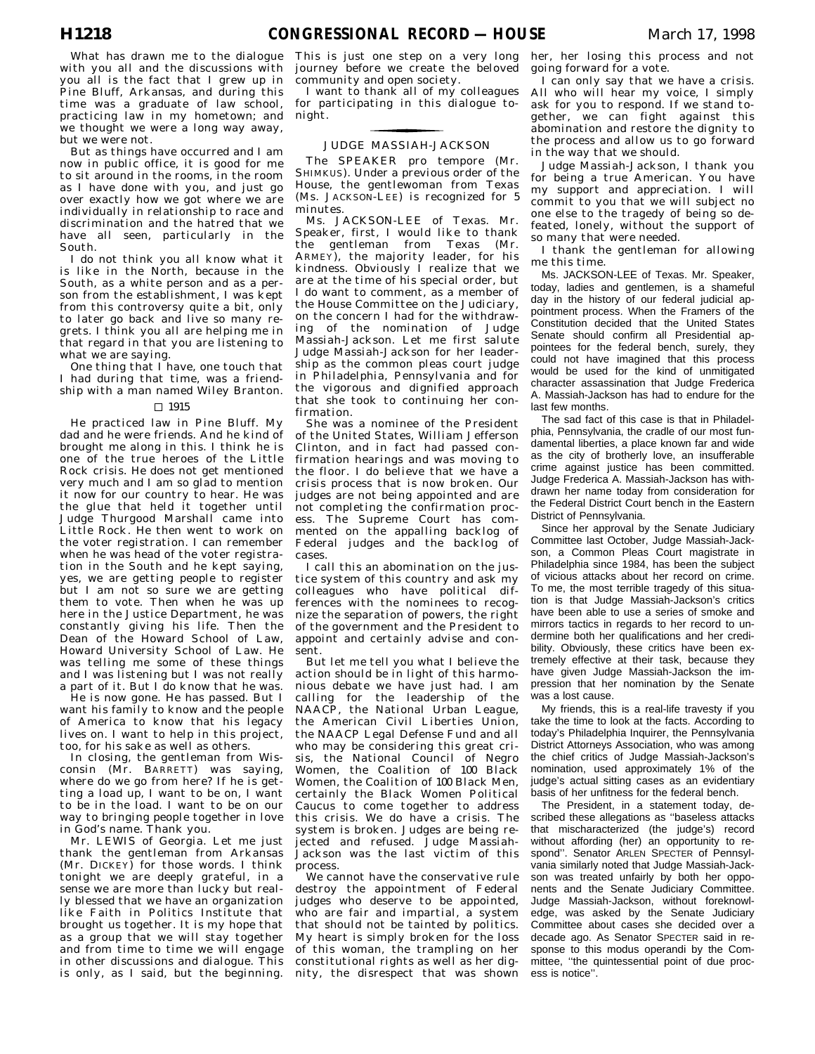What has drawn me to the dialogue with you all and the discussions with you all is the fact that I grew up in Pine Bluff, Arkansas, and during this time was a graduate of law school, practicing law in my hometown; and we thought we were a long way away, but we were not.

But as things have occurred and I am now in public office, it is good for me to sit around in the rooms, in the room as I have done with you, and just go over exactly how we got where we are individually in relationship to race and discrimination and the hatred that we have all seen, particularly in the South.

I do not think you all know what it is like in the North, because in the South, as a white person and as a person from the establishment, I was kept from this controversy quite a bit, only to later go back and live so many regrets. I think you all are helping me in that regard in that you are listening to what we are saying.

One thing that I have, one touch that I had during that time, was a friendship with a man named Wiley Branton.

□ 1915

He practiced law in Pine Bluff. My dad and he were friends. And he kind of brought me along in this. I think he is one of the true heroes of the Little Rock crisis. He does not get mentioned very much and I am so glad to mention it now for our country to hear. He was the glue that held it together until Judge Thurgood Marshall came into Little Rock. He then went to work on the voter registration. I can remember when he was head of the voter registration in the South and he kept saying, yes, we are getting people to register but I am not so sure we are getting them to vote. Then when he was up here in the Justice Department, he was constantly giving his life. Then the Dean of the Howard School of Law, Howard University School of Law. He was telling me some of these things and I was listening but I was not really a part of it. But I do know that he was.

He is now gone. He has passed. But I want his family to know and the people of America to know that his legacy lives on. I want to help in this project, too, for his sake as well as others.

In closing, the gentleman from Wisconsin (Mr. BARRETT) was saying, where do we go from here? If he is getting a load up, I want to be on, I want to be in the load. I want to be on our way to bringing people together in love in God's name. Thank you.

Mr. LEWIS of Georgia. Let me just thank the gentleman from Arkansas (Mr. DICKEY) for those words. I think tonight we are deeply grateful, in a sense we are more than lucky but really blessed that we have an organization like Faith in Politics Institute that brought us together. It is my hope that as a group that we will stay together and from time to time we will engage in other discussions and dialogue. This is only, as I said, but the beginning. This is just one step on a very long journey before we create the beloved community and open society.

I want to thank all of my colleagues for participating in this dialogue tonight.

## JUDGE MASSIAH-JACKSON

The SPEAKER pro tempore (Mr. SHIMKUS). Under a previous order of the House, the gentlewoman from Texas (Ms. JACKSON-LEE) is recognized for 5 minutes.

Ms. JACKSON-LEE of Texas. Mr. Speaker, first, I would like to thank the gentleman from Texas (Mr. ARMEY), the majority leader, for his kindness. Obviously I realize that we are at the time of his special order, but I do want to comment, as a member of the House Committee on the Judiciary, on the concern I had for the withdrawing of the nomination of Judge Massiah-Jackson. Let me first salute Judge Massiah-Jackson for her leadership as the common pleas court judge in Philadelphia, Pennsylvania and for the vigorous and dignified approach that she took to continuing her confirmation.

She was a nominee of the President of the United States, William Jefferson Clinton, and in fact had passed confirmation hearings and was moving to the floor. I do believe that we have a crisis process that is now broken. Our judges are not being appointed and are not completing the confirmation process. The Supreme Court has commented on the appalling backlog of Federal judges and the backlog of cases.

I call this an abomination on the justice system of this country and ask my colleagues who have political differences with the nominees to recognize the separation of powers, the right of the government and the President to appoint and certainly advise and consent.

But let me tell you what I believe the action should be in light of this harmonious debate we have just had. I am calling for the leadership of the NAACP, the National Urban League, the American Civil Liberties Union, the NAACP Legal Defense Fund and all who may be considering this great crisis, the National Council of Negro Women, the Coalition of 100 Black Women, the Coalition of 100 Black Men, certainly the Black Women Political Caucus to come together to address this crisis. We do have a crisis. The system is broken. Judges are being rejected and refused. Judge Massiah-Jackson was the last victim of this process.

We cannot have the conservative rule destroy the appointment of Federal judges who deserve to be appointed, who are fair and impartial, a system that should not be tainted by politics. My heart is simply broken for the loss of this woman, the trampling on her constitutional rights as well as her dignity, the disrespect that was shown her, her losing this process and not going forward for a vote.

I can only say that we have a crisis. All who will hear my voice, I simply ask for you to respond. If we stand together, we can fight against this abomination and restore the dignity to the process and allow us to go forward in the way that we should.

Judge Massiah-Jackson, I thank you for being a true American. You have my support and appreciation. I will commit to you that we will subject no one else to the tragedy of being so defeated, lonely, without the support of so many that were needed.

I thank the gentleman for allowing me this time.

Ms. JACKSON-LEE of Texas. Mr. Speaker, today, ladies and gentlemen, is a shameful day in the history of our federal judicial appointment process. When the Framers of the Constitution decided that the United States Senate should confirm all Presidential appointees for the federal bench, surely, they could not have imagined that this process would be used for the kind of unmitigated character assassination that Judge Frederica A. Massiah-Jackson has had to endure for the last few months.

The sad fact of this case is that in Philadelphia, Pennsylvania, the cradle of our most fundamental liberties, a place known far and wide as the city of brotherly love, an insufferable crime against justice has been committed. Judge Frederica A. Massiah-Jackson has withdrawn her name today from consideration for the Federal District Court bench in the Eastern District of Pennsylvania.

Since her approval by the Senate Judiciary Committee last October, Judge Massiah-Jackson, a Common Pleas Court magistrate in Philadelphia since 1984, has been the subject of vicious attacks about her record on crime. To me, the most terrible tragedy of this situation is that Judge Massiah-Jackson's critics have been able to use a series of smoke and mirrors tactics in regards to her record to undermine both her qualifications and her credibility. Obviously, these critics have been extremely effective at their task, because they have given Judge Massiah-Jackson the impression that her nomination by the Senate was a lost cause.

My friends, this is a real-life travesty if you take the time to look at the facts. According to today's Philadelphia Inquirer, the Pennsylvania District Attorneys Association, who was among the chief critics of Judge Massiah-Jackson's nomination, used approximately 1% of the judge's actual sitting cases as an evidentiary basis of her unfitness for the federal bench.

The President, in a statement today, described these allegations as "baseless attacks that mischaracterized (the judge's) record without affording (her) an opportunity to respond". Senator ARLEN SPECTER of Pennsylvania similarly noted that Judge Massiah-Jackson was treated unfairly by both her opponents and the Senate Judiciary Committee. Judge Massiah-Jackson, without foreknowledge, was asked by the Senate Judiciary Committee about cases she decided over a decade ago. As Senator SPECTER said in response to this modus operandi by the Committee, "the quintessential point of due process is notice".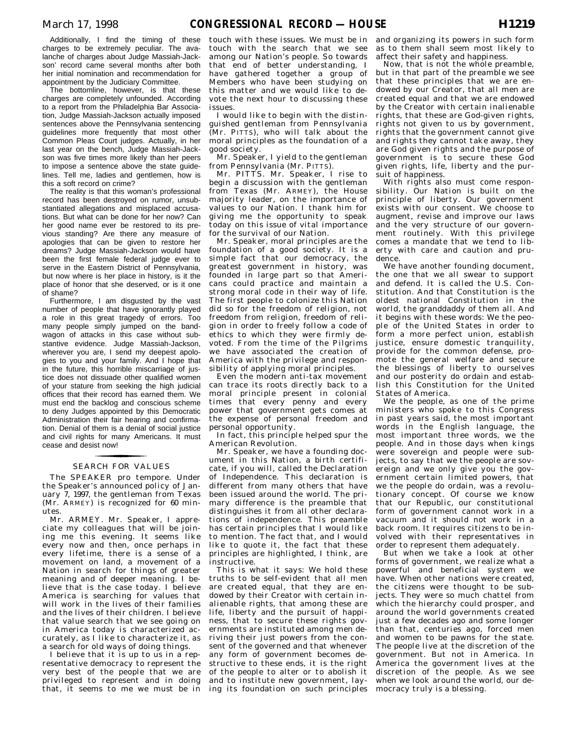Additionally, I find the timing of these charges to be extremely peculiar. The avalanche of charges about Judge Massiah-Jackson' record came several months after both her initial nomination and recommendation for appointment by the Judiciary Committee.

The bottomline, however, is that these charges are completely unfounded. According to a report from the Philadelphia Bar Association, Judge Massiah-Jackson actually imposed sentences above the Pennsylvania sentencing guidelines more frequently that most other Common Pleas Court judges. Actually, in her last year on the bench, Judge Massiah-Jackson was five times more likely than her peers to impose a sentence above the state guidelines. Tell me, ladies and gentlemen, how is this a soft record on crime?

The reality is that this woman's professional record has been destroyed on rumor, unsubstantiated allegations and misplaced accusations. But what can be done for her now? Can her good name ever be restored to its previous standing? Are there any measure of apologies that can be given to restore her dreams? Judge Massiah-Jackson would have been the first female federal judge ever to serve in the Eastern District of Pennsylvania, but now where is her place in history, is it the place of honor that she deserved, or is it one of shame?

Furthermore, I am disgusted by the vast number of people that have ignorantly played a role in this great tragedy of errors. Too many people simply jumped on the bandwagon of attacks in this case without substantive evidence. Judge Massiah-Jackson, wherever you are, I send my deepest apologies to you and your family. And I hope that in the future, this horrible miscarriage of justice does not dissuade other qualified women of your stature from seeking the high judicial offices that their record has earned them. We must end the backlog and conscious scheme to deny Judges appointed by this Democratic Administration their fair hearing and confirmation. Denial of them is a denial of social justice and civil rights for many Americans. It must cease and desist now!

## SEARCH FOR VALUES

The SPEAKER pro tempore. Under the Speaker's announced policy of January 7, 1997, the gentleman from Texas (Mr. ARMEY) is recognized for 60 minutes.

Mr. ARMEY. Mr. Speaker, I appreciate my colleagues that will be joining me this evening. It seems like every now and then, once perhaps in every lifetime, there is a sense of a movement on land, a movement of a Nation in search for things of greater meaning and of deeper meaning. I believe that is the case today. I believe America is searching for values that will work in the lives of their families and the lives of their children. I believe that value search that we see going on in America today is characterized accurately, as I like to characterize it, as a search for old ways of doing things.

I believe that it is up to us in a representative democracy to represent the very best of the people that we are privileged to represent and in doing that, it seems to me we must be in touch with these issues. We must be in touch with the search that we see among our Nation's people. So towards that end of better understanding, I have gathered together a group of Members who have been studying on this matter and we would like to devote the next hour to discussing these issues.

I would like to begin with the distinguished gentleman from Pennsylvania (Mr. PITTS), who will talk about the moral principles as the foundation of a good society.

Mr. Speaker, I yield to the gentleman from Pennsylvania (Mr. PITTS).

Mr. PITTS. Mr. Speaker, I rise to begin a discussion with the gentleman from Texas (Mr. ARMEY), the House majority leader, on the importance of values to our Nation. I thank him for giving me the opportunity to speak today on this issue of vital importance for the survival of our Nation.

Mr. Speaker, moral principles are the foundation of a good society. It is a simple fact that our democracy, the greatest government in history, was founded in large part so that Americans could practice and maintain a strong moral code in their way of life. The first people to colonize this Nation did so for the freedom of religion, not freedom from religion, freedom of religion in order to freely follow a code of ethics to which they were firmly devoted. From the time of the Pilgrims we have associated the creation of America with the privilege and responsibility of applying moral principles.

Even the modern anti-tax movement can trace its roots directly back to a moral principle present in colonial times that every penny and every power that government gets comes at the expense of personal freedom and personal opportunity.

In fact, this principle helped spur the American Revolution.

Mr. Speaker, we have a founding document in this Nation, a birth certificate, if you will, called the Declaration of Independence. This declaration is different from many others that have been issued around the world. The primary difference is the preamble that distinguishes it from all other declarations of independence. This preamble has certain principles that I would like to mention. The fact that, and I would like to quote it, the fact that these principles are highlighted, I think, are instructive.

This is what it says: We hold these truths to be self-evident that all men are created equal, that they are endowed by their Creator with certain inalienable rights, that among these are life, liberty and the pursuit of happiness, that to secure these rights governments are instituted among men deriving their just powers from the consent of the governed and that whenever any form of government becomes destructive to these ends, it is the right of the people to alter or to abolish it and to institute new government, laying its foundation on such principles and organizing its powers in such form as to them shall seem most likely to affect their safety and happiness.

Now, that is not the whole preamble, but in that part of the preamble we see that these principles that we are endowed by our Creator, that all men are created equal and that we are endowed by the Creator with certain inalienable rights, that these are God-given rights, rights not given to us by government, rights that the government cannot give and rights they cannot take away, they are God given rights and the purpose of government is to secure these God given rights, life, liberty and the pursuit of happiness.

With rights also must come responsibility. Our Nation is built on the principle of liberty. Our government exists with our consent. We choose to augment, revise and improve our laws and the very structure of our government routinely. With this privilege comes a mandate that we tend to liberty with care and caution and prudence.

We have another founding document, the one that we all swear to support and defend. It is called the U.S. Constitution. And that Constitution is the oldest national Constitution in the world, the granddaddy of them all. And it begins with these words: We the people of the United States in order to form a more perfect union, establish justice, ensure domestic tranquility, provide for the common defense, promote the general welfare and secure the blessings of liberty to ourselves and our posterity do ordain and establish this Constitution for the United States of America.

We the people, as one of the prime ministers who spoke to this Congress in past years said, the most important words in the English language, the most important three words, we the people. And in those days when kings were sovereign and people were subjects, to say that we the people are sovereign and we only give you the government certain limited powers, that we the people do ordain, was a revolutionary concept. Of course we know that our Republic, our constitutional form of government cannot work in a vacuum and it should not work in a back room. It requires citizens to be involved with their representatives in order to represent them adequately.

But when we take a look at other forms of government, we realize what a powerful and beneficial system we have. When other nations were created, the citizens were thought to be subjects. They were so much chattel from which the hierarchy could prosper, and around the world governments created just a few decades ago and some longer than that, centuries ago, forced men and women to be pawns for the state. The people live at the discretion of the government. But not in America. In America the government lives at the discretion of the people. As we see when we look around the world, our democracy truly is a blessing.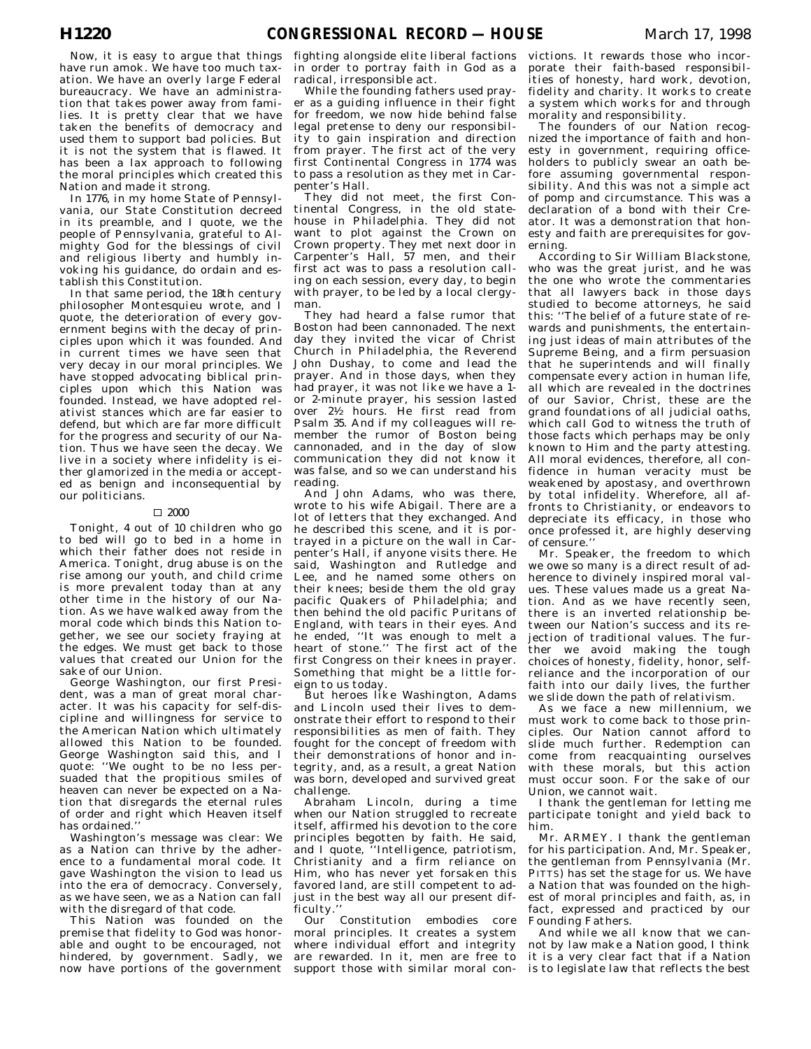Now, it is easy to argue that things have run amok. We have too much taxation. We have an overly large Federal bureaucracy. We have an administration that takes power away from families. It is pretty clear that we have taken the benefits of democracy and used them to support bad policies. But it is not the system that is flawed. It has been a lax approach to following the moral principles which created this Nation and made it strong.

In 1776, in my home State of Pennsylvania, our State Constitution decreed in its preamble, and I quote, we the people of Pennsylvania, grateful to Almighty God for the blessings of civil and religious liberty and humbly invoking his guidance, do ordain and establish this Constitution.

In that same period, the 18th century philosopher Montesquieu wrote, and I quote, the deterioration of every government begins with the decay of principles upon which it was founded. And in current times we have seen that very decay in our moral principles. We have stopped advocating biblical principles upon which this Nation was founded. Instead, we have adopted relativist stances which are far easier to defend, but which are far more difficult for the progress and security of our Nation. Thus we have seen the decay. We live in a society where infidelity is either glamorized in the media or accepted as benign and inconsequential by our politicians.

□ 2000

Tonight, 4 out of 10 children who go to bed will go to bed in a home in which their father does not reside in America. Tonight, drug abuse is on the rise among our youth, and child crime is more prevalent today than at any other time in the history of our Nation. As we have walked away from the moral code which binds this Nation together, we see our society fraying at the edges. We must get back to those values that created our Union for the sake of our Union.

George Washington, our first President, was a man of great moral character. It was his capacity for self-discipline and willingness for service to the American Nation which ultimately allowed this Nation to be founded. George Washington said this, and I quote: ''We ought to be no less persuaded that the propitious smiles of heaven can never be expected on a Nation that disregards the eternal rules of order and right which Heaven itself has ordained.''

Washington's message was clear: We as a Nation can thrive by the adherence to a fundamental moral code. It gave Washington the vision to lead us into the era of democracy. Conversely, as we have seen, we as a Nation can fall with the disregard of that code.

This Nation was founded on the premise that fidelity to God was honorable and ought to be encouraged, not hindered, by government. Sadly, we now have portions of the government fighting alongside elite liberal factions in order to portray faith in God as a radical, irresponsible act.

While the founding fathers used prayer as a guiding influence in their fight for freedom, we now hide behind false legal pretense to deny our responsibility to gain inspiration and direction from prayer. The first act of the very first Continental Congress in 1774 was to pass a resolution as they met in Carpenter's Hall.

They did not meet, the first Continental Congress, in the old statehouse in Philadelphia. They did not want to plot against the Crown on Crown property. They met next door in Carpenter's Hall, 57 men, and their first act was to pass a resolution calling on each session, every day, to begin with prayer, to be led by a local clergyman.

They had heard a false rumor that Boston had been cannonaded. The next day they invited the vicar of Christ Church in Philadelphia, the Reverend John Dushay, to come and lead the prayer. And in those days, when they had prayer, it was not like we have a 1- or 2-minute prayer, his session lasted over 2½ hours. He first read from Psalm 35. And if my colleagues will remember the rumor of Boston being cannonaded, and in the day of slow communication they did not know it was false, and so we can understand his reading.

And John Adams, who was there, wrote to his wife Abigail. There are a lot of letters that they exchanged. And he described this scene, and it is portrayed in a picture on the wall in Carpenter's Hall, if anyone visits there. He said, Washington and Rutledge and Lee, and he named some others on their knees; beside them the old gray pacific Quakers of Philadelphia; and then behind the old pacific Puritans of England, with tears in their eyes. And he ended, ''It was enough to melt a heart of stone.'' The first act of the first Congress on their knees in prayer. Something that might be a little foreign to us today.

But heroes like Washington, Adams and Lincoln used their lives to demonstrate their effort to respond to their responsibilities as men of faith. They fought for the concept of freedom with their demonstrations of honor and integrity, and, as a result, a great Nation was born, developed and survived great challenge.

Abraham Lincoln, during a time when our Nation struggled to recreate itself, affirmed his devotion to the core principles begotten by faith. He said, and I quote, ''Intelligence, patriotism, Christianity and a firm reliance on Him, who has never yet forsaken this favored land, are still competent to adjust in the best way all our present difficulty.''

Our Constitution embodies core moral principles. It creates a system where individual effort and integrity are rewarded. In it, men are free to support those with similar moral convictions. It rewards those who incorporate their faith-based responsibilities of honesty, hard work, devotion, fidelity and charity. It works to create a system which works for and through morality and responsibility.

The founders of our Nation recognized the importance of faith and honesty in government, requiring officeholders to publicly swear an oath before assuming governmental responsibility. And this was not a simple act of pomp and circumstance. This was a declaration of a bond with their Creator. It was a demonstration that honesty and faith are prerequisites for governing.

According to Sir William Blackstone, who was the great jurist, and he was the one who wrote the commentaries that all lawyers back in those days studied to become attorneys, he said this: ''The belief of a future state of rewards and punishments, the entertaining just ideas of main attributes of the Supreme Being, and a firm persuasion that he superintends and will finally compensate every action in human life, all which are revealed in the doctrines of our Savior, Christ, these are the grand foundations of all judicial oaths, which call God to witness the truth of those facts which perhaps may be only known to Him and the party attesting. All moral evidences, therefore, all confidence in human veracity must be weakened by apostasy, and overthrown by total infidelity. Wherefore, all affronts to Christianity, or endeavors to depreciate its efficacy, in those who once professed it, are highly deserving of censure.''

Mr. Speaker, the freedom to which we owe so many is a direct result of adherence to divinely inspired moral values. These values made us a great Nation. And as we have recently seen, there is an inverted relationship between our Nation's success and its rejection of traditional values. The further we avoid making the tough choices of honesty, fidelity, honor, self-reliance and the incorporation of our faith into our daily lives, the further we slide down the path of relativism.

As we face a new millennium, we must work to come back to those principles. Our Nation cannot afford to slide much further. Redemption can come from reacquainting ourselves with these morals, but this action must occur soon. For the sake of our Union, we cannot wait.

I thank the gentleman for letting me participate tonight and yield back to him.

Mr. ARMEY. I thank the gentleman for his participation. And, Mr. Speaker, the gentleman from Pennsylvania (Mr. PITTS) has set the stage for us. We have a Nation that was founded on the highest of moral principles and faith, as, in fact, expressed and practiced by our Founding Fathers.

And while we all know that we cannot by law make a Nation good, I think it is a very clear fact that if a Nation is to legislate law that reflects the best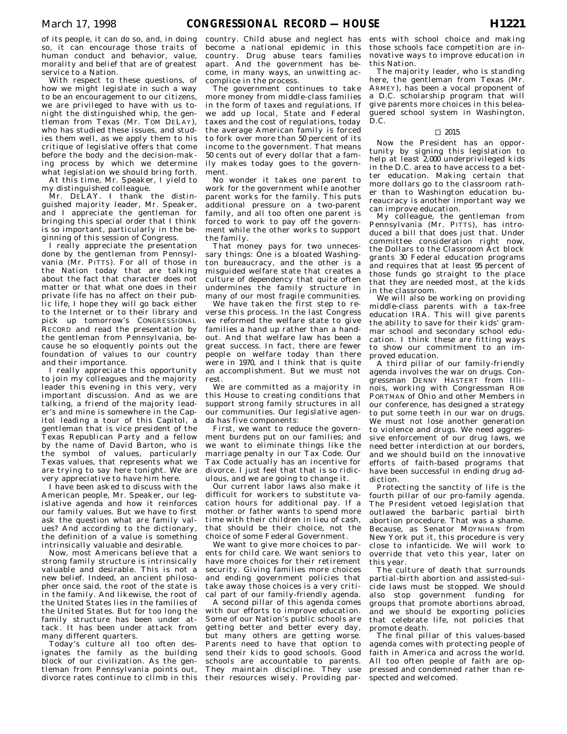of its people, it can do so, and, in doing so, it can encourage those traits of human conduct and behavior, value, morality and belief that are of greatest service to a Nation.

With respect to these questions, of how we might legislate in such a way to be an encouragement to our citizens, we are privileged to have with us tonight the distinguished whip, the gentleman from Texas (Mr. TOM DELAY), who has studied these issues, and studies them well, as we apply them to his critique of legislative offers that come before the body and the decision-making process by which we determine what legislation we should bring forth.

At this time, Mr. Speaker, I yield to my distinguished colleague.

Mr. DELAY. I thank the distinguished majority leader, Mr. Speaker, and I appreciate the gentleman for bringing this special order that I think is so important, particularly in the beginning of this session of Congress.

I really appreciate the presentation done by the gentleman from Pennsylvania (Mr. PITTS). For all of those in the Nation today that are talking about the fact that character does not matter or that what one does in their private life has no affect on their public life, I hope they will go back either to the Internet or to their library and pick up tomorrow's CONGRESSIONAL RECORD and read the presentation by the gentleman from Pennsylvania, because he so eloquently points out the foundation of values to our country and their importance.

I really appreciate this opportunity to join my colleagues and the majority leader this evening in this very, very important discussion. And as we are talking, a friend of the majority leader's and mine is somewhere in the Capitol leading a tour of this Capitol, a gentleman that is vice president of the Texas Republican Party and a fellow by the name of David Barton, who is the symbol of values, particularly Texas values, that represents what we are trying to say here tonight. We are very appreciative to have him here.

I have been asked to discuss with the American people, Mr. Speaker, our legislative agenda and how it reinforces our family values. But we have to first ask the question what are family values? And according to the dictionary, the definition of a value is something intrinsically valuable and desirable.

Now, most Americans believe that a strong family structure is intrinsically valuable and desirable. This is not a new belief. Indeed, an ancient philosopher once said, the root of the state is in the family. And likewise, the root of the United States lies in the families of the United States. But for too long the family structure has been under attack. It has been under attack from many different quarters.

Today's culture all too often designates the family as the building block of our civilization. As the gentleman from Pennsylvania points out, divorce rates continue to climb in this country. Child abuse and neglect has become a national epidemic in this country. Drug abuse tears families apart. And the government has become, in many ways, an unwitting accomplice in the process.

The government continues to take more money from middle-class families in the form of taxes and regulations. If we add up local, State and Federal taxes and the cost of regulations, today the average American family is forced to fork over more than 50 percent of its income to the government. That means 50 cents out of every dollar that a family makes today goes to the government.

No wonder it takes one parent to work for the government while another parent works for the family. This puts additional pressure on a two-parent family, and all too often one parent is forced to work to pay off the government while the other works to support the family.

That money pays for two unnecessary things: One is a bloated Washington bureaucracy, and the other is a misguided welfare state that creates a culture of dependency that quite often undermines the family structure in many of our most fragile communities.

We have taken the first step to reverse this process. In the last Congress we reformed the welfare state to give families a hand up rather than a handout. And that welfare law has been a great success. In fact, there are fewer people on welfare today than there were in 1970, and I think that is quite an accomplishment. But we must not rest.

We are committed as a majority in this House to creating conditions that support strong family structures in all our communities. Our legislative agenda has five components:

First, we want to reduce the government burdens put on our families; and we want to eliminate things like the marriage penalty in our Tax Code. Our Tax Code actually has an incentive for divorce. I just feel that that is so ridiculous, and we are going to change it.

Our current labor laws also make it difficult for workers to substitute vacation hours for additional pay. If a mother or father wants to spend more time with their children in lieu of cash, that should be their choice, not the choice of some Federal Government.

We want to give more choices to parents for child care. We want seniors to have more choices for their retirement security. Giving families more choices and ending government policies that take away those choices is a very critical part of our family-friendly agenda.

A second pillar of this agenda comes with our efforts to improve education. Some of our Nation's public schools are getting better and better every day, but many others are getting worse. Parents need to have that option to send their kids to good schools. Good schools are accountable to parents. They maintain discipline. They use their resources wisely. Providing parents with school choice and making those schools face competition are innovative ways to improve education in this Nation.

The majority leader, who is standing here, the gentleman from Texas (Mr. ARMEY), has been a vocal proponent of a D.C. scholarship program that will give parents more choices in this beleaguered school system in Washington, D.C.

□ 2015

Now the President has an opportunity by signing this legislation to help at least 2,000 underprivileged kids in the D.C. area to have access to a better education. Making certain that more dollars go to the classroom rather than to Washington education bureaucracy is another important way we can improve education.

My colleague, the gentleman from Pennsylvania (Mr. PITTS), has introduced a bill that does just that. Under committee consideration right now, the Dollars to the Classroom Act block grants 30 Federal education programs and requires that at least 95 percent of those funds go straight to the place that they are needed most, at the kids in the classroom.

We will also be working on providing middle-class parents with a tax-free education IRA. This will give parents the ability to save for their kids' grammar school and secondary school education. I think these are fitting ways to show our commitment to an improved education.

A third pillar of our family-friendly agenda involves the war on drugs. Congressman DENNY HASTERT from Illinois, working with Congressman ROB PORTMAN of Ohio and other Members in our conference, has designed a strategy to put some teeth in our war on drugs. We must not lose another generation to violence and drugs. We need aggressive enforcement of our drug laws, we need better interdiction at our borders, and we should build on the innovative efforts of faith-based programs that have been successful in ending drug addiction.

Protecting the sanctity of life is the fourth pillar of our pro-family agenda. The President vetoed legislation that outlawed the barbaric partial birth abortion procedure. That was a shame. Because, as Senator MOYNIHAN from New York put it, this procedure is very close to infanticide. We will work to override that veto this year, later on this year.

The culture of death that surrounds partial-birth abortion and assisted-suicide laws must be stopped. We should also stop government funding for groups that promote abortions abroad, and we should be exporting policies that celebrate life, not policies that promote death.

The final pillar of this values-based agenda comes with protecting people of faith in America and across the world. All too often people of faith are oppressed and condemned rather than respected and welcomed.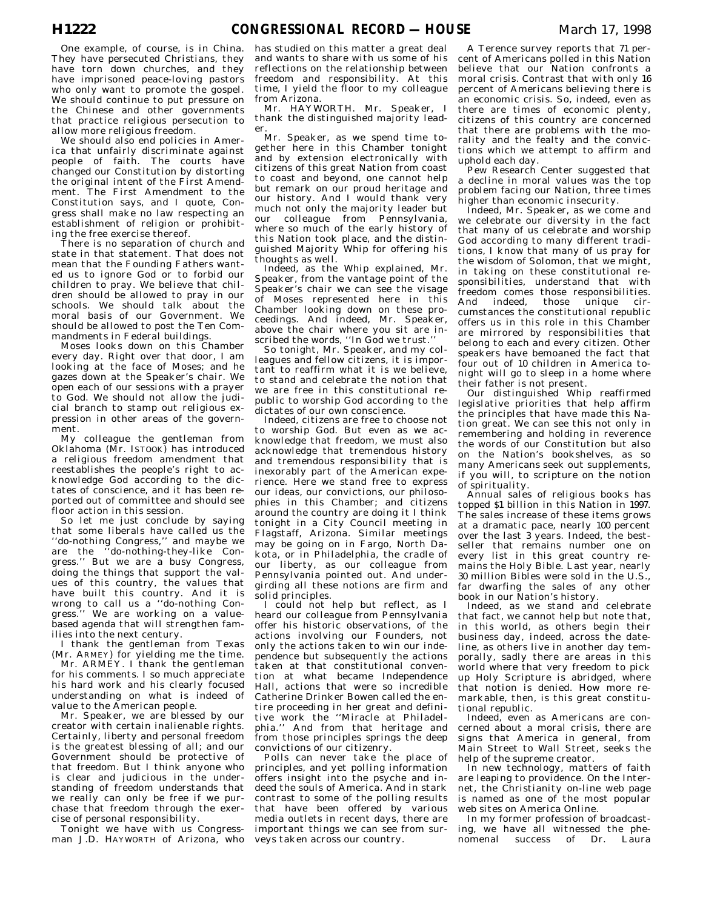One example, of course, is in China. They have persecuted Christians, they have torn down churches, and they have imprisoned peace-loving pastors who only want to promote the gospel. We should continue to put pressure on the Chinese and other governments that practice religious persecution to allow more religious freedom.

We should also end policies in America that unfairly discriminate against people of faith. The courts have changed our Constitution by distorting the original intent of the First Amendment. The First Amendment to the Constitution says, and I quote, Congress shall make no law respecting an establishment of religion or prohibiting the free exercise thereof.

There is no separation of church and state in that statement. That does not mean that the Founding Fathers wanted us to ignore God or to forbid our children to pray. We believe that children should be allowed to pray in our schools. We should talk about the moral basis of our Government. We should be allowed to post the Ten Commandments in Federal buildings.

Moses looks down on this Chamber every day. Right over that door, I am looking at the face of Moses; and he gazes down at the Speaker's chair. We open each of our sessions with a prayer to God. We should not allow the judicial branch to stamp out religious expression in other areas of the government.

My colleague the gentleman from Oklahoma (Mr. ISTOOK) has introduced a religious freedom amendment that reestablishes the people's right to acknowledge God according to the dictates of conscience, and it has been reported out of committee and should see floor action in this session.

So let me just conclude by saying that some liberals have called us the ''do-nothing Congress,'' and maybe we are the ''do-nothing-they-like Congress.'' But we are a busy Congress, doing the things that support the values of this country, the values that have built this country. And it is wrong to call us a ''do-nothing Congress.'' We are working on a value-based agenda that will strengthen families into the next century.

I thank the gentleman from Texas (Mr. ARMEY) for yielding me the time.

Mr. ARMEY. I thank the gentleman for his comments. I so much appreciate his hard work and his clearly focused understanding on what is indeed of value to the American people.

Mr. Speaker, we are blessed by our creator with certain inalienable rights. Certainly, liberty and personal freedom is the greatest blessing of all; and our Government should be protective of that freedom. But I think anyone who is clear and judicious in the understanding of freedom understands that we really can only be free if we purchase that freedom through the exercise of personal responsibility.

Tonight we have with us Congressman J.D. HAYWORTH of Arizona, who has studied on this matter a great deal and wants to share with us some of his reflections on the relationship between freedom and responsibility. At this time, I yield the floor to my colleague from Arizona.

Mr. HAYWORTH. Mr. Speaker, I thank the distinguished majority leader.

Mr. Speaker, as we spend time together here in this Chamber tonight and by extension electronically with citizens of this great Nation from coast to coast and beyond, one cannot help but remark on our proud heritage and our history. And I would thank very much not only the majority leader but our colleague from Pennsylvania, where so much of the early history of this Nation took place, and the distinguished Majority Whip for offering his thoughts as well.

Indeed, as the Whip explained, Mr. Speaker, from the vantage point of the Speaker's chair we can see the visage of Moses represented here in this Chamber looking down on these proceedings. And indeed, Mr. Speaker, above the chair where you sit are inscribed the words, ''In God we trust.''

So tonight, Mr. Speaker, and my colleagues and fellow citizens, it is important to reaffirm what it is we believe, to stand and celebrate the notion that we are free in this constitutional republic to worship God according to the dictates of our own conscience.

Indeed, citizens are free to choose not to worship God. But even as we acknowledge that freedom, we must also acknowledge that tremendous history and tremendous responsibility that is inexorably part of the American experience. Here we stand free to express our ideas, our convictions, our philosophies in this Chamber; and citizens around the country are doing it I think tonight in a City Council meeting in Flagstaff, Arizona. Similar meetings may be going on in Fargo, North Dakota, or in Philadelphia, the cradle of our liberty, as our colleague from Pennsylvania pointed out. And undergirding all these notions are firm and solid principles.

I could not help but reflect, as I heard our colleague from Pennsylvania offer his historic observations, of the actions involving our Founders, not only the actions taken to win our independence but subsequently the actions taken at that constitutional convention at what became Independence Hall, actions that were so incredible Catherine Drinker Bowen called the entire proceeding in her great and definitive work the ''Miracle at Philadelphia.'' And from that heritage and from those principles springs the deep convictions of our citizenry.

Polls can never take the place of principles, and yet polling information offers insight into the psyche and indeed the souls of America. And in stark contrast to some of the polling results that have been offered by various media outlets in recent days, there are important things we can see from surveys taken across our country.

A Terence survey reports that 71 percent of Americans polled in this Nation believe that our Nation confronts a moral crisis. Contrast that with only 16 percent of Americans believing there is an economic crisis. So, indeed, even as there are times of economic plenty, citizens of this country are concerned that there are problems with the morality and the fealty and the convictions which we attempt to affirm and uphold each day.

Pew Research Center suggested that a decline in moral values was the top problem facing our Nation, three times higher than economic insecurity.

Indeed, Mr. Speaker, as we come and we celebrate our diversity in the fact that many of us celebrate and worship God according to many different traditions, I know that many of us pray for the wisdom of Solomon, that we might, in taking on these constitutional responsibilities, understand that with freedom comes those responsibilities. And indeed, those unique circumstances the constitutional republic offers us in this role in this Chamber are mirrored by responsibilities that belong to each and every citizen. Other speakers have bemoaned the fact that four out of 10 children in America tonight will go to sleep in a home where their father is not present.

Our distinguished Whip reaffirmed legislative priorities that help affirm the principles that have made this Nation great. We can see this not only in remembering and holding in reverence the words of our Constitution but also on the Nation's bookshelves, as so many Americans seek out supplements, if you will, to scripture on the notion of spirituality.

Annual sales of religious books has topped $1 billion in this Nation in 1997. The sales increase of these items grows at a dramatic pace, nearly 100 percent over the last 3 years. Indeed, the best-seller that remains number one on every list in this great country remains the Holy Bible. Last year, nearly 30 million Bibles were sold in the U.S., far dwarfing the sales of any other book in our Nation's history.

Indeed, as we stand and celebrate that fact, we cannot help but note that, in this world, as others begin their business day, indeed, across the dateline, as others live in another day temporally, sadly there are areas in this world where that very freedom to pick up Holy Scripture is abridged, where that notion is denied. How more remarkable, then, is this great constitutional republic.

Indeed, even as Americans are concerned about a moral crisis, there are signs that America in general, from Main Street to Wall Street, seeks the help of the supreme creator.

In new technology, matters of faith are leaping to providence. On the Internet, the Christianity on-line web page is named as one of the most popular web sites on America Online.

In my former profession of broadcasting, we have all witnessed the phenomenal success of Dr. Laura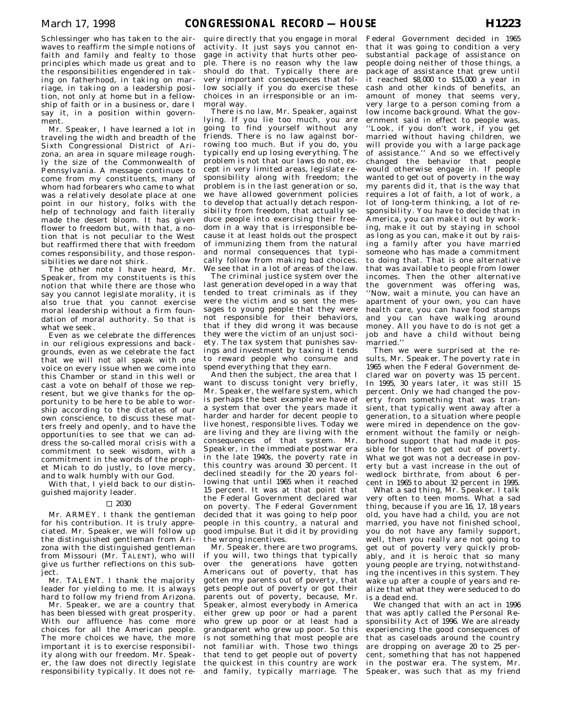Schlessinger who has taken to the airwaves to reaffirm the simple notions of faith and family and fealty to those principles which made us great and to the responsibilities engendered in taking on fatherhood, in taking on marriage, in taking on a leadership position, not only at home but in a fellowship of faith or in a business or, dare I say it, in a position within government.

Mr. Speaker, I have learned a lot in traveling the width and breadth of the Sixth Congressional District of Arizona, an area in square mileage roughly the size of the Commonwealth of Pennsylvania. A message continues to come from my constituents, many of whom had forbearers who came to what was a relatively desolate place at one point in our history, folks with the help of technology and faith literally made the desert bloom. It has given flower to freedom but, with that, a notion that is not peculiar to the West but reaffirmed there that with freedom comes responsibility, and those responsibilities we dare not shirk.

The other note I have heard, Mr. Speaker, from my constituents is this notion that while there are those who say you cannot legislate morality, it is also true that you cannot exercise moral leadership without a firm foundation of moral authority. So that is what we seek.

Even as we celebrate the differences in our religious expressions and backgrounds, even as we celebrate the fact that we will not all speak with one voice on every issue when we come into this Chamber or stand in this well or cast a vote on behalf of those we represent, but we give thanks for the opportunity to be here to be able to worship according to the dictates of our own conscience, to discuss these matters freely and openly, and to have the opportunities to see that we can address the so-called moral crisis with a commitment to seek wisdom, with a commitment in the words of the prophet Micah to do justly, to love mercy, and to walk humbly with our God.

With that, I yield back to our distinguished majority leader.

□ 2030

Mr. ARMEY. I thank the gentleman for his contribution. It is truly appreciated. Mr. Speaker, we will follow up the distinguished gentleman from Arizona with the distinguished gentleman from Missouri (Mr. TALENT), who will give us further reflections on this subject.

Mr. TALENT. I thank the majority leader for yielding to me. It is always hard to follow my friend from Arizona.

Mr. Speaker, we are a country that has been blessed with great prosperity. With our affluence has come more choices for all the American people. The more choices we have, the more important it is to exercise responsibility along with our freedom. Mr. Speaker, the law does not directly legislate responsibility typically. It does not require directly that you engage in moral activity. It just says you cannot engage in activity that hurts other people. There is no reason why the law should do that. Typically there are very important consequences that follow socially if you do exercise these choices in an irresponsible or an immoral way.

There is no law, Mr. Speaker, against lying. If you lie too much, you are going to find yourself without any friends. There is no law against borrowing too much. But if you do, you typically end up losing everything. The problem is not that our laws do not, except in very limited areas, legislate responsibility along with freedom; the problem is in the last generation or so, we have allowed government policies to develop that actually detach responsibility from freedom, that actually seduce people into exercising their freedom in a way that is irresponsible because it at least holds out the prospect of immunizing them from the natural and normal consequences that typically follow from making bad choices. We see that in a lot of areas of the law.

The criminal justice system over the last generation developed in a way that tended to treat criminals as if they were the victim and so sent the messages to young people that they were not responsible for their behaviors, that if they did wrong it was because they were the victim of an unjust society. The tax system that punishes savings and investment by taxing it tends to reward people who consume and spend everything that they earn.

And then the subject, the area that I want to discuss tonight very briefly, Mr. Speaker, the welfare system, which is perhaps the best example we have of a system that over the years made it harder and harder for decent people to live honest, responsible lives. Today we are living and they are living with the consequences of that system. Mr. Speaker, in the immediate postwar era in the late 1940s, the poverty rate in this country was around 30 percent. It declined steadily for the 20 years following that until 1965 when it reached 15 percent. It was at that point that the Federal Government declared war on poverty. The Federal Government decided that it was going to help poor people in this country, a natural and good impulse. But it did it by providing the wrong incentives.

Mr. Speaker, there are two programs, if you will, two things that typically over the generations have gotten Americans out of poverty, that has gotten my parents out of poverty, that gets people out of poverty or got their parents out of poverty, because, Mr. Speaker, almost everybody in America either grew up poor or had a parent who grew up poor or at least had a grandparent who grew up poor. So this is not something that most people are not familiar with. Those two things that tend to get people out of poverty the quickest in this country are work and family, typically marriage. The Federal Government decided in 1965 that it was going to condition a very substantial package of assistance on people doing neither of those things, a package of assistance that grew until it reached $8,000 to $15,000 a year in cash and other kinds of benefits, an amount of money that seems very, very large to a person coming from a low income background. What the government said in effect to people was, ''Look, if you don't work, if you get married without having children, we will provide you with a large package of assistance.'' And so we effectively changed the behavior that people would otherwise engage in. If people wanted to get out of poverty in the way my parents did it, that is the way that requires a lot of faith, a lot of work, a lot of long-term thinking, a lot of responsibility. You have to decide that in America, you can make it out by working, make it out by staying in school as long as you can, make it out by raising a family after you have married someone who has made a commitment to doing that. That is one alternative that was available to people from lower incomes. Then the other alternative the government was offering was, ''Now, wait a minute, you can have an apartment of your own, you can have health care, you can have food stamps and you can have walking around money. All you have to do is not get a job and have a child without being married.''

Then we were surprised at the results, Mr. Speaker. The poverty rate in 1965 when the Federal Government declared war on poverty was 15 percent. In 1995, 30 years later, it was still 15 percent. Only we had changed the poverty from something that was transient, that typically went away after a generation, to a situation where people were mired in dependence on the government without the family or neighborhood support that had made it possible for them to get out of poverty. What we got was not a decrease in poverty but a vast increase in the out of wedlock birthrate, from about 6 percent in 1965 to about 32 percent in 1995.

What a sad thing, Mr. Speaker. I talk very often to teen moms. What a sad thing, because if you are 16, 17, 18 years old, you have had a child, you are not married, you have not finished school, you do not have any family support, well, then you really are not going to get out of poverty very quickly probably, and it is heroic that so many young people are trying, notwithstanding the incentives in this system. They wake up after a couple of years and realize that what they were seduced to do is a dead end.

We changed that with an act in 1996 that was aptly called the Personal Responsibility Act of 1996. We are already experiencing the good consequences of that as caseloads around the country are dropping on average 20 to 25 percent, something that has not happened in the postwar era. The system, Mr. Speaker, was such that as my friend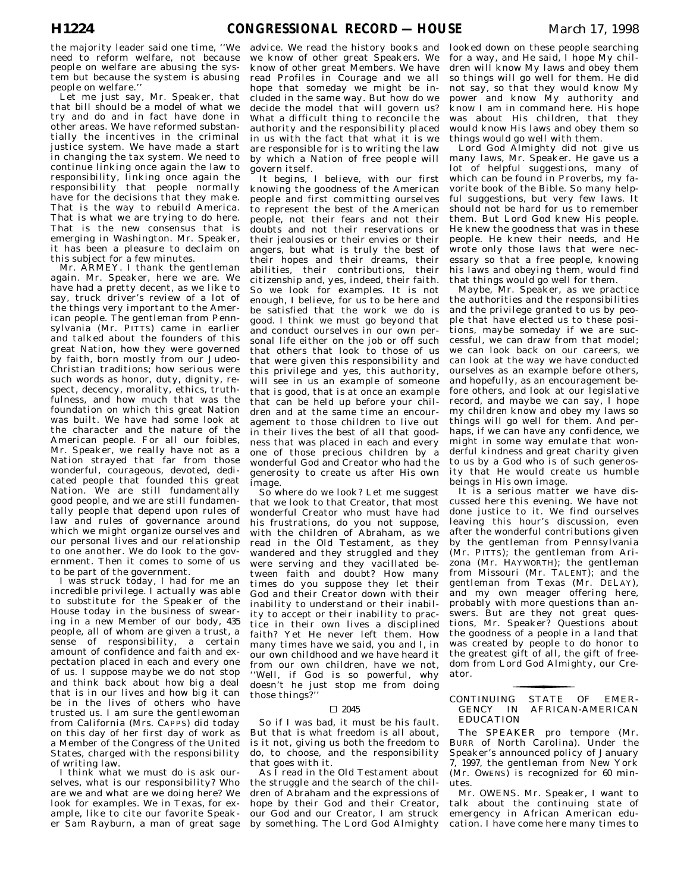the majority leader said one time, ''We need to reform welfare, not because people on welfare are abusing the system but because the system is abusing people on welfare.''

Let me just say, Mr. Speaker, that that bill should be a model of what we try and do and in fact have done in other areas. We have reformed substantially the incentives in the criminal justice system. We have made a start in changing the tax system. We need to continue linking once again the law to responsibility, linking once again the responsibility that people normally have for the decisions that they make. That is the way to rebuild America. That is what we are trying to do here. That is the new consensus that is emerging in Washington. Mr. Speaker, it has been a pleasure to declaim on this subject for a few minutes.

Mr. ARMEY. I thank the gentleman again. Mr. Speaker, here we are. We have had a pretty decent, as we like to say, truck driver's review of a lot of the things very important to the American people. The gentleman from Pennsylvania (Mr. PITTS) came in earlier and talked about the founders of this great Nation, how they were governed by faith, born mostly from our Judeo-Christian traditions; how serious were such words as honor, duty, dignity, respect, decency, morality, ethics, truthfulness, and how much that was the foundation on which this great Nation was built. We have had some look at the character and the nature of the American people. For all our foibles, Mr. Speaker, we really have not as a Nation strayed that far from those wonderful, courageous, devoted, dedicated people that founded this great Nation. We are still fundamentally good people, and we are still fundamentally people that depend upon rules of law and rules of governance around which we might organize ourselves and our personal lives and our relationship to one another. We do look to the government. Then it comes to some of us to be part of the government.

I was struck today, I had for me an incredible privilege. I actually was able to substitute for the Speaker of the House today in the business of swearing in a new Member of our body, 435 people, all of whom are given a trust, a sense of responsibility, a certain amount of confidence and faith and expectation placed in each and every one of us. I suppose maybe we do not stop and think back about how big a deal that is in our lives and how big it can be in the lives of others who have trusted us. I am sure the gentlewoman from California (Mrs. CAPPS) did today on this day of her first day of work as a Member of the Congress of the United States, charged with the responsibility of writing law.

I think what we must do is ask ourselves, what is our responsibility? Who are we and what are we doing here? We look for examples. We in Texas, for example, like to cite our favorite Speaker Sam Rayburn, a man of great sage advice. We read the history books and we know of other great Speakers. We know of other great Members. We have read Profiles in Courage and we all hope that someday we might be included in the same way. But how do we decide the model that will govern us? What a difficult thing to reconcile the authority and the responsibility placed in us with the fact that what it is we are responsible for is to writing the law by which a Nation of free people will govern itself.

It begins, I believe, with our first knowing the goodness of the American people and first committing ourselves to represent the best of the American people, not their fears and not their doubts and not their reservations or their jealousies or their envies or their angers, but what is truly the best of their hopes and their dreams, their abilities, their contributions, their citizenship and, yes, indeed, their faith. So we look for examples. It is not enough, I believe, for us to be here and be satisfied that the work we do is good. I think we must go beyond that and conduct ourselves in our own personal life either on the job or off such that others that look to those of us that were given this responsibility and this privilege and yes, this authority, will see in us an example of someone that is good, that is at once an example that can be held up before your children and at the same time an encouragement to those children to live out in their lives the best of all that goodness that was placed in each and every one of those precious children by a wonderful God and Creator who had the generosity to create us after His own image.

So where do we look? Let me suggest that we look to that Creator, that most wonderful Creator who must have had his frustrations, do you not suppose, with the children of Abraham, as we read in the Old Testament, as they wandered and they struggled and they were serving and they vacillated between faith and doubt? How many times do you suppose they let their God and their Creator down with their inability to understand or their inability to accept or their inability to practice in their own lives a disciplined faith? Yet He never left them. How many times have we said, you and I, in our own childhood and we have heard it from our own children, have we not, ''Well, if God is so powerful, why doesn't he just stop me from doing those things?''

☐ 2045

So if I was bad, it must be his fault. But that is what freedom is all about, is it not, giving us both the freedom to do, to choose, and the responsibility that goes with it.

As I read in the Old Testament about the struggle and the search of the children of Abraham and the expressions of hope by their God and their Creator, our God and our Creator, I am struck by something. The Lord God Almighty looked down on these people searching for a way, and He said, I hope My children will know My laws and obey them so things will go well for them. He did not say, so that they would know My power and know My authority and know I am in command here. His hope was about His children, that they would know His laws and obey them so things would go well with them.

Lord God Almighty did not give us many laws, Mr. Speaker. He gave us a lot of helpful suggestions, many of which can be found in Proverbs, my favorite book of the Bible. So many helpful suggestions, but very few laws. It should not be hard for us to remember them. But Lord God knew His people. He knew the goodness that was in these people. He knew their needs, and He wrote only those laws that were necessary so that a free people, knowing his laws and obeying them, would find that things would go well for them.

Maybe, Mr. Speaker, as we practice the authorities and the responsibilities and the privilege granted to us by people that have elected us to these positions, maybe someday if we are successful, we can draw from that model; we can look back on our careers, we can look at the way we have conducted ourselves as an example before others, and hopefully, as an encouragement before others, and look at our legislative record, and maybe we can say, I hope my children know and obey my laws so things will go well for them. And perhaps, if we can have any confidence, we might in some way emulate that wonderful kindness and great charity given to us by a God who is of such generosity that He would create us humble beings in His own image.

It is a serious matter we have discussed here this evening. We have not done justice to it. We find ourselves leaving this hour's discussion, even after the wonderful contributions given by the gentleman from Pennsylvania (Mr. PITTS); the gentleman from Arizona (Mr. HAYWORTH); the gentleman from Missouri (Mr. TALENT); and the gentleman from Texas (Mr. DELAY), and my own meager offering here, probably with more questions than answers. But are they not great questions, Mr. Speaker? Questions about the goodness of a people in a land that was created by people to do honor to the greatest gift of all, the gift of freedom from Lord God Almighty, our Creator.

## CONTINUING STATE OF EMERGENCY IN AFRICAN-AMERICAN EDUCATION

The SPEAKER pro tempore (Mr. BURR of North Carolina). Under the Speaker's announced policy of January 7, 1997, the gentleman from New York (Mr. OWENS) is recognized for 60 minutes.

Mr. OWENS. Mr. Speaker, I want to talk about the continuing state of emergency in African American education. I have come here many times to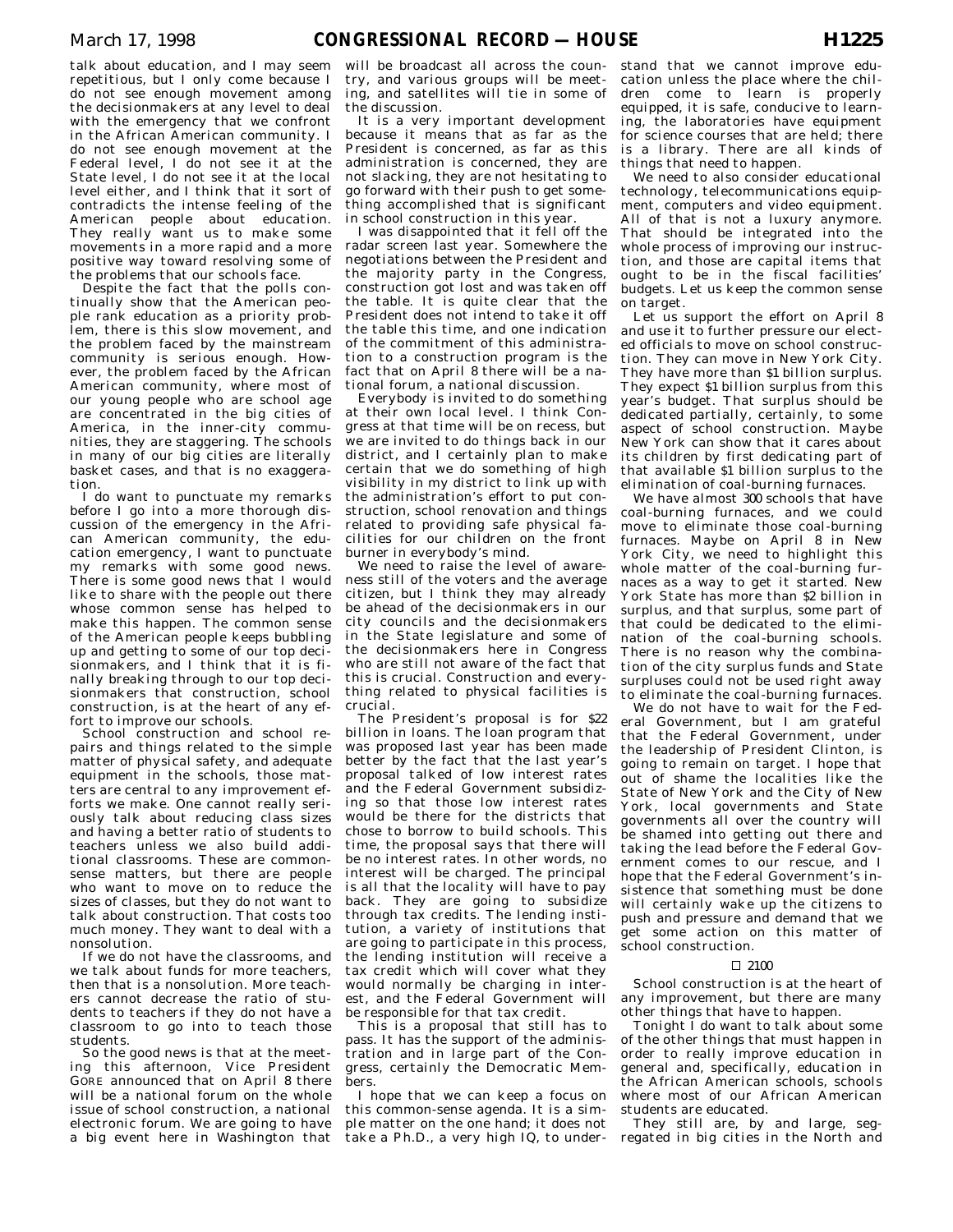talk about education, and I may seem repetitious, but I only come because I do not see enough movement among the decisionmakers at any level to deal with the emergency that we confront in the African American community. I do not see enough movement at the Federal level, I do not see it at the State level, I do not see it at the local level either, and I think that it sort of contradicts the intense feeling of the American people about education. They really want us to make some movements in a more rapid and a more positive way toward resolving some of the problems that our schools face.

Despite the fact that the polls continually show that the American people rank education as a priority problem, there is this slow movement, and the problem faced by the mainstream community is serious enough. However, the problem faced by the African American community, where most of our young people who are school age are concentrated in the big cities of America, in the inner-city communities, they are staggering. The schools in many of our big cities are literally basket cases, and that is no exaggeration.

I do want to punctuate my remarks before I go into a more thorough discussion of the emergency in the African American community, the education emergency, I want to punctuate my remarks with some good news. There is some good news that I would like to share with the people out there whose common sense has helped to make this happen. The common sense of the American people keeps bubbling up and getting to some of our top decisionmakers, and I think that it is finally breaking through to our top decisionmakers that construction, school construction, is at the heart of any effort to improve our schools.

School construction and school repairs and things related to the simple matter of physical safety, and adequate equipment in the schools, those matters are central to any improvement efforts we make. One cannot really seriously talk about reducing class sizes and having a better ratio of students to teachers unless we also build additional classrooms. These are commonsense matters, but there are people who want to move on to reduce the sizes of classes, but they do not want to talk about construction. That costs too much money. They want to deal with a nonsolution.

If we do not have the classrooms, and we talk about funds for more teachers, then that is a nonsolution. More teachers cannot decrease the ratio of students to teachers if they do not have a classroom to go into to teach those students.

So the good news is that at the meeting this afternoon, Vice President GORE announced that on April 8 there will be a national forum on the whole issue of school construction, a national electronic forum. We are going to have a big event here in Washington that will be broadcast all across the country, and various groups will be meeting, and satellites will tie in some of the discussion.

It is a very important development because it means that as far as the President is concerned, as far as this administration is concerned, they are not slacking, they are not hesitating to go forward with their push to get something accomplished that is significant in school construction in this year.

I was disappointed that it fell off the radar screen last year. Somewhere the negotiations between the President and the majority party in the Congress, construction got lost and was taken off the table. It is quite clear that the President does not intend to take it off the table this time, and one indication of the commitment of this administration to a construction program is the fact that on April 8 there will be a national forum, a national discussion.

Everybody is invited to do something at their own local level. I think Congress at that time will be on recess, but we are invited to do things back in our district, and I certainly plan to make certain that we do something of high visibility in my district to link up with the administration's effort to put construction, school renovation and things related to providing safe physical facilities for our children on the front burner in everybody's mind.

We need to raise the level of awareness still of the voters and the average citizen, but I think they may already be ahead of the decisionmakers in our city councils and the decisionmakers in the State legislature and some of the decisionmakers here in Congress who are still not aware of the fact that this is crucial. Construction and everything related to physical facilities is crucial.

The President's proposal is for $22 billion in loans. The loan program that was proposed last year has been made better by the fact that the last year's proposal talked of low interest rates and the Federal Government subsidizing so that those low interest rates would be there for the districts that chose to borrow to build schools. This time, the proposal says that there will be no interest rates. In other words, no interest will be charged. The principal is all that the locality will have to pay back. They are going to subsidize through tax credits. The lending institution, a variety of institutions that are going to participate in this process, the lending institution will receive a tax credit which will cover what they would normally be charging in interest, and the Federal Government will be responsible for that tax credit.

This is a proposal that still has to pass. It has the support of the administration and in large part of the Congress, certainly the Democratic Members.

I hope that we can keep a focus on this common-sense agenda. It is a simple matter on the one hand; it does not take a Ph.D., a very high IQ, to understand that we cannot improve education unless the place where the children come to learn is properly equipped, it is safe, conducive to learning, the laboratories have equipment for science courses that are held; there is a library. There are all kinds of things that need to happen.

We need to also consider educational technology, telecommunications equipment, computers and video equipment. All of that is not a luxury anymore. That should be integrated into the whole process of improving our instruction, and those are capital items that ought to be in the fiscal facilities' budgets. Let us keep the common sense on target.

Let us support the effort on April 8 and use it to further pressure our elected officials to move on school construction. They can move in New York City. They have more than $1 billion surplus. They expect $1 billion surplus from this year's budget. That surplus should be dedicated partially, certainly, to some aspect of school construction. Maybe New York can show that it cares about its children by first dedicating part of that available $1 billion surplus to the elimination of coal-burning furnaces.

We have almost 300 schools that have coal-burning furnaces, and we could move to eliminate those coal-burning furnaces. Maybe on April 8 in New York City, we need to highlight this whole matter of the coal-burning furnaces as a way to get it started. New York State has more than $2 billion in surplus, and that surplus, some part of that could be dedicated to the elimination of the coal-burning schools. There is no reason why the combination of the city surplus funds and State surpluses could not be used right away to eliminate the coal-burning furnaces.

We do not have to wait for the Federal Government, but I am grateful that the Federal Government, under the leadership of President Clinton, is going to remain on target. I hope that out of shame the localities like the State of New York and the City of New York, local governments and State governments all over the country will be shamed into getting out there and taking the lead before the Federal Government comes to our rescue, and I hope that the Federal Government's insistence that something must be done will certainly wake up the citizens to push and pressure and demand that we get some action on this matter of school construction.

□ 2100

School construction is at the heart of any improvement, but there are many other things that have to happen.

Tonight I do want to talk about some of the other things that must happen in order to really improve education in general and, specifically, education in the African American schools, schools where most of our African American students are educated.

They still are, by and large, segregated in big cities in the North and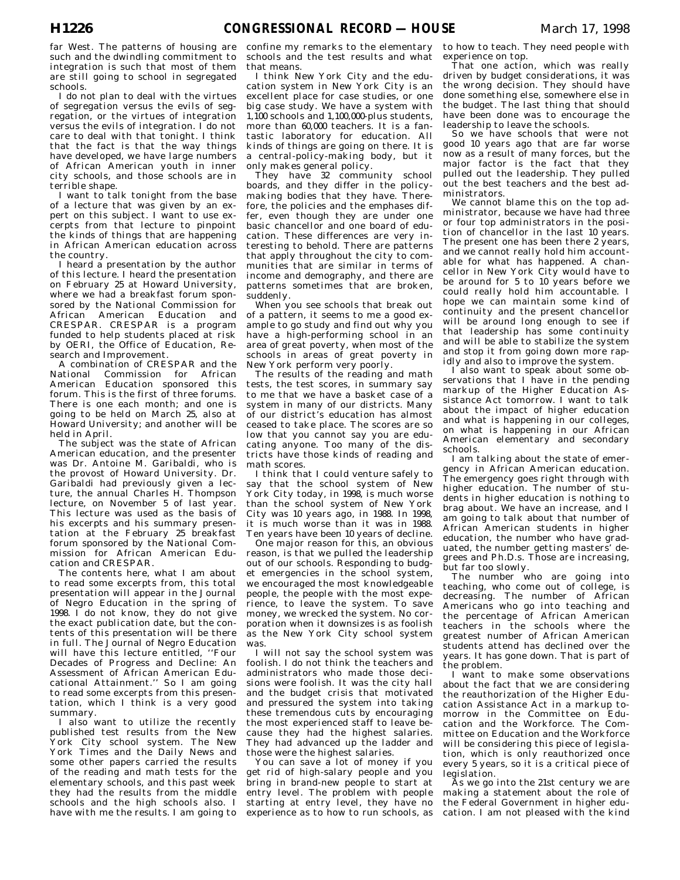far West. The patterns of housing are such and the dwindling commitment to integration is such that most of them are still going to school in segregated schools.

I do not plan to deal with the virtues of segregation versus the evils of segregation, or the virtues of integration versus the evils of integration. I do not care to deal with that tonight. I think that the fact is that the way things have developed, we have large numbers of African American youth in inner city schools, and those schools are in terrible shape.

I want to talk tonight from the base of a lecture that was given by an expert on this subject. I want to use excerpts from that lecture to pinpoint the kinds of things that are happening in African American education across the country.

I heard a presentation by the author of this lecture. I heard the presentation on February 25 at Howard University, where we had a breakfast forum sponsored by the National Commission for African American Education and CRESPAR. CRESPAR is a program funded to help students placed at risk by OERI, the Office of Education, Research and Improvement.

A combination of CRESPAR and the National Commission for African American Education sponsored this forum. This is the first of three forums. There is one each month; and one is going to be held on March 25, also at Howard University; and another will be held in April.

The subject was the state of African American education, and the presenter was Dr. Antoine M. Garibaldi, who is the provost of Howard University. Dr. Garibaldi had previously given a lecture, the annual Charles H. Thompson lecture, on November 5 of last year. This lecture was used as the basis of his excerpts and his summary presentation at the February 25 breakfast forum sponsored by the National Commission for African American Education and CRESPAR.

The contents here, what I am about to read some excerpts from, this total presentation will appear in the Journal of Negro Education in the spring of 1998. I do not know, they do not give the exact publication date, but the contents of this presentation will be there in full. The Journal of Negro Education will have this lecture entitled, ''Four Decades of Progress and Decline: An Assessment of African American Educational Attainment.'' So I am going to read some excerpts from this presentation, which I think is a very good summary.

I also want to utilize the recently published test results from the New York City school system. The New York Times and the Daily News and some other papers carried the results of the reading and math tests for the elementary schools, and this past week they had the results from the middle schools and the high schools also. I have with me the results. I am going to confine my remarks to the elementary schools and the test results and what that means.

I think New York City and the education system in New York City is an excellent place for case studies, or one big case study. We have a system with 1,100 schools and 1,100,000-plus students, more than 60,000 teachers. It is a fantastic laboratory for education. All kinds of things are going on there. It is a central-policy-making body, but it only makes general policy.

They have 32 community school boards, and they differ in the policy-making bodies that they have. Therefore, the policies and the emphases differ, even though they are under one basic chancellor and one board of education. These differences are very interesting to behold. There are patterns that apply throughout the city to communities that are similar in terms of income and demography, and there are patterns sometimes that are broken, suddenly.

When you see schools that break out of a pattern, it seems to me a good example to go study and find out why you have a high-performing school in an area of great poverty, when most of the schools in areas of great poverty in New York perform very poorly.

The results of the reading and math tests, the test scores, in summary say to me that we have a basket case of a system in many of our districts. Many of our district's education has almost ceased to take place. The scores are so low that you cannot say you are educating anyone. Too many of the districts have those kinds of reading and math scores.

I think that I could venture safely to say that the school system of New York City today, in 1998, is much worse than the school system of New York City was 10 years ago, in 1988. In 1998, it is much worse than it was in 1988. Ten years have been 10 years of decline.

One major reason for this, an obvious reason, is that we pulled the leadership out of our schools. Responding to budget emergencies in the school system, we encouraged the most knowledgeable people, the people with the most experience, to leave the system. To save money, we wrecked the system. No corporation when it downsizes is as foolish as the New York City school system was.

I will not say the school system was foolish. I do not think the teachers and administrators who made those decisions were foolish. It was the city hall and the budget crisis that motivated and pressured the system into taking these tremendous cuts by encouraging the most experienced staff to leave because they had the highest salaries. They had advanced up the ladder and those were the highest salaries.

You can save a lot of money if you get rid of high-salary people and you bring in brand-new people to start at entry level. The problem with people starting at entry level, they have no experience as to how to run schools, as to how to teach. They need people with experience on top.

That one action, which was really driven by budget considerations, it was the wrong decision. They should have done something else, somewhere else in the budget. The last thing that should have been done was to encourage the leadership to leave the schools.

So we have schools that were not good 10 years ago that are far worse now as a result of many forces, but the major factor is the fact that they pulled out the leadership. They pulled out the best teachers and the best administrators.

We cannot blame this on the top administrator, because we have had three or four top administrators in the position of chancellor in the last 10 years. The present one has been there 2 years, and we cannot really hold him accountable for what has happened. A chancellor in New York City would have to be around for 5 to 10 years before we could really hold him accountable. I hope we can maintain some kind of continuity and the present chancellor will be around long enough to see if that leadership has some continuity and will be able to stabilize the system and stop it from going down more rapidly and also to improve the system.

I also want to speak about some observations that I have in the pending markup of the Higher Education Assistance Act tomorrow. I want to talk about the impact of higher education and what is happening in our colleges, on what is happening in our African American elementary and secondary schools.

I am talking about the state of emergency in African American education. The emergency goes right through with higher education. The number of students in higher education is nothing to brag about. We have an increase, and I am going to talk about that number of African American students in higher education, the number who have graduated, the number getting masters' degrees and Ph.D.s. Those are increasing, but far too slowly.

The number who are going into teaching, who come out of college, is decreasing. The number of African Americans who go into teaching and the percentage of African American teachers in the schools where the greatest number of African American students attend has declined over the years. It has gone down. That is part of the problem.

I want to make some observations about the fact that we are considering the reauthorization of the Higher Education Assistance Act in a markup tomorrow in the Committee on Education and the Workforce. The Committee on Education and the Workforce will be considering this piece of legislation, which is only reauthorized once every 5 years, so it is a critical piece of legislation.

As we go into the 21st century we are making a statement about the role of the Federal Government in higher education. I am not pleased with the kind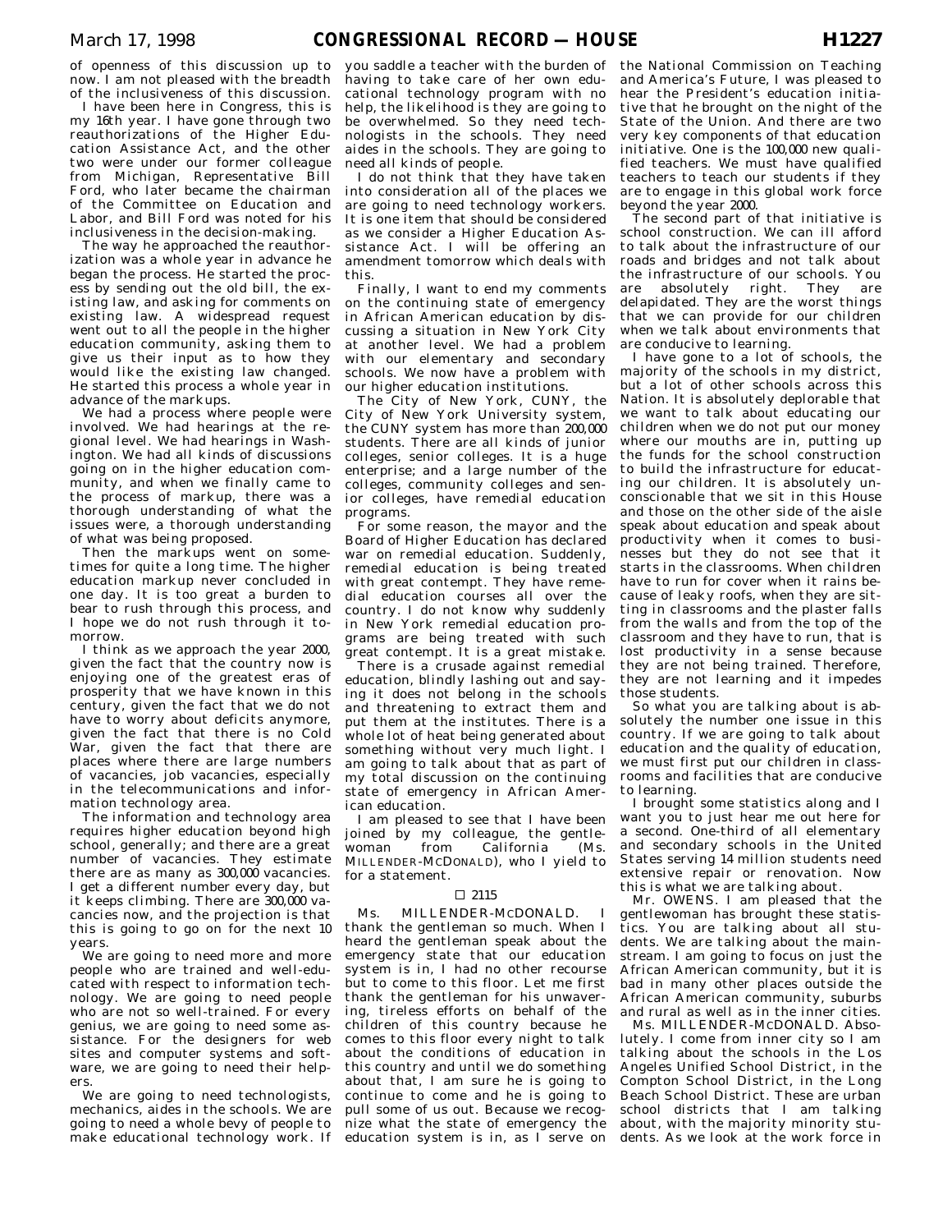of openness of this discussion up to now. I am not pleased with the breadth of the inclusiveness of this discussion.

I have been here in Congress, this is my 16th year. I have gone through two reauthorizations of the Higher Education Assistance Act, and the other two were under our former colleague from Michigan, Representative Bill Ford, who later became the chairman of the Committee on Education and Labor, and Bill Ford was noted for his inclusiveness in the decision-making.

The way he approached the reauthorization was a whole year in advance he began the process. He started the process by sending out the old bill, the existing law, and asking for comments on existing law. A widespread request went out to all the people in the higher education community, asking them to give us their input as to how they would like the existing law changed. He started this process a whole year in advance of the markups.

We had a process where people were involved. We had hearings at the regional level. We had hearings in Washington. We had all kinds of discussions going on in the higher education community, and when we finally came to the process of markup, there was a thorough understanding of what the issues were, a thorough understanding of what was being proposed.

Then the markups went on sometimes for quite a long time. The higher education markup never concluded in one day. It is too great a burden to bear to rush through this process, and I hope we do not rush through it tomorrow.

I think as we approach the year 2000, given the fact that the country now is enjoying one of the greatest eras of prosperity that we have known in this century, given the fact that we do not have to worry about deficits anymore, given the fact that there is no Cold War, given the fact that there are places where there are large numbers of vacancies, job vacancies, especially in the telecommunications and information technology area.

The information and technology area requires higher education beyond high school, generally; and there are a great number of vacancies. They estimate there are as many as 300,000 vacancies. I get a different number every day, but it keeps climbing. There are 300,000 vacancies now, and the projection is that this is going to go on for the next 10 years.

We are going to need more and more people who are trained and well-educated with respect to information technology. We are going to need people who are not so well-trained. For every genius, we are going to need some assistance. For the designers for web sites and computer systems and software, we are going to need their helpers.

We are going to need technologists, mechanics, aides in the schools. We are going to need a whole bevy of people to make educational technology work. If you saddle a teacher with the burden of having to take care of her own educational technology program with no help, the likelihood is they are going to be overwhelmed. So they need technologists in the schools. They need aides in the schools. They are going to need all kinds of people.

I do not think that they have taken into consideration all of the places we are going to need technology workers. It is one item that should be considered as we consider a Higher Education Assistance Act. I will be offering an amendment tomorrow which deals with this.

Finally, I want to end my comments on the continuing state of emergency in African American education by discussing a situation in New York City at another level. We had a problem with our elementary and secondary schools. We now have a problem with our higher education institutions.

The City of New York, CUNY, the City of New York University system, the CUNY system has more than 200,000 students. There are all kinds of junior colleges, senior colleges. It is a huge enterprise; and a large number of the colleges, community colleges and senior colleges, have remedial education programs.

For some reason, the mayor and the Board of Higher Education has declared war on remedial education. Suddenly, remedial education is being treated with great contempt. They have remedial education courses all over the country. I do not know why suddenly in New York remedial education programs are being treated with such great contempt. It is a great mistake.

There is a crusade against remedial education, blindly lashing out and saying it does not belong in the schools and threatening to extract them and put them at the institutes. There is a whole lot of heat being generated about something without very much light. I am going to talk about that as part of my total discussion on the continuing state of emergency in African American education.

I am pleased to see that I have been joined by my colleague, the gentlewoman from California (Ms. MILLENDER-MCDONALD), who I yield to for a statement.

□ 2115

Ms. MILLENDER-MCDONALD. I thank the gentleman so much. When I heard the gentleman speak about the emergency state that our education system is in, I had no other recourse but to come to this floor. Let me first thank the gentleman for his unwavering, tireless efforts on behalf of the children of this country because he comes to this floor every night to talk about the conditions of education in this country and until we do something about that, I am sure he is going to continue to come and he is going to pull some of us out. Because we recognize what the state of emergency the education system is in, as I serve on the National Commission on Teaching and America's Future, I was pleased to hear the President's education initiative that he brought on the night of the State of the Union. And there are two very key components of that education initiative. One is the 100,000 new qualified teachers. We must have qualified teachers to teach our students if they are to engage in this global work force beyond the year 2000.

The second part of that initiative is school construction. We can ill afford to talk about the infrastructure of our roads and bridges and not talk about the infrastructure of our schools. You are absolutely right. They are delapidated. They are the worst things that we can provide for our children when we talk about environments that are conducive to learning.

I have gone to a lot of schools, the majority of the schools in my district, but a lot of other schools across this Nation. It is absolutely deplorable that we want to talk about educating our children when we do not put our money where our mouths are in, putting up the funds for the school construction to build the infrastructure for educating our children. It is absolutely unconscionable that we sit in this House and those on the other side of the aisle speak about education and speak about productivity when it comes to businesses but they do not see that it starts in the classrooms. When children have to run for cover when it rains because of leaky roofs, when they are sitting in classrooms and the plaster falls from the walls and from the top of the classroom and they have to run, that is lost productivity in a sense because they are not being trained. Therefore, they are not learning and it impedes those students.

So what you are talking about is absolutely the number one issue in this country. If we are going to talk about education and the quality of education, we must first put our children in classrooms and facilities that are conducive to learning.

I brought some statistics along and I want you to just hear me out here for a second. One-third of all elementary and secondary schools in the United States serving 14 million students need extensive repair or renovation. Now this is what we are talking about.

Mr. OWENS. I am pleased that the gentlewoman has brought these statistics. You are talking about all students. We are talking about the mainstream. I am going to focus on just the African American community, but it is bad in many other places outside the African American community, suburbs and rural as well as in the inner cities.

Ms. MILLENDER-MCDONALD. Absolutely. I come from inner city so I am talking about the schools in the Los Angeles Unified School District, in the Compton School District, in the Long Beach School District. These are urban school districts that I am talking about, with the majority minority students. As we look at the work force in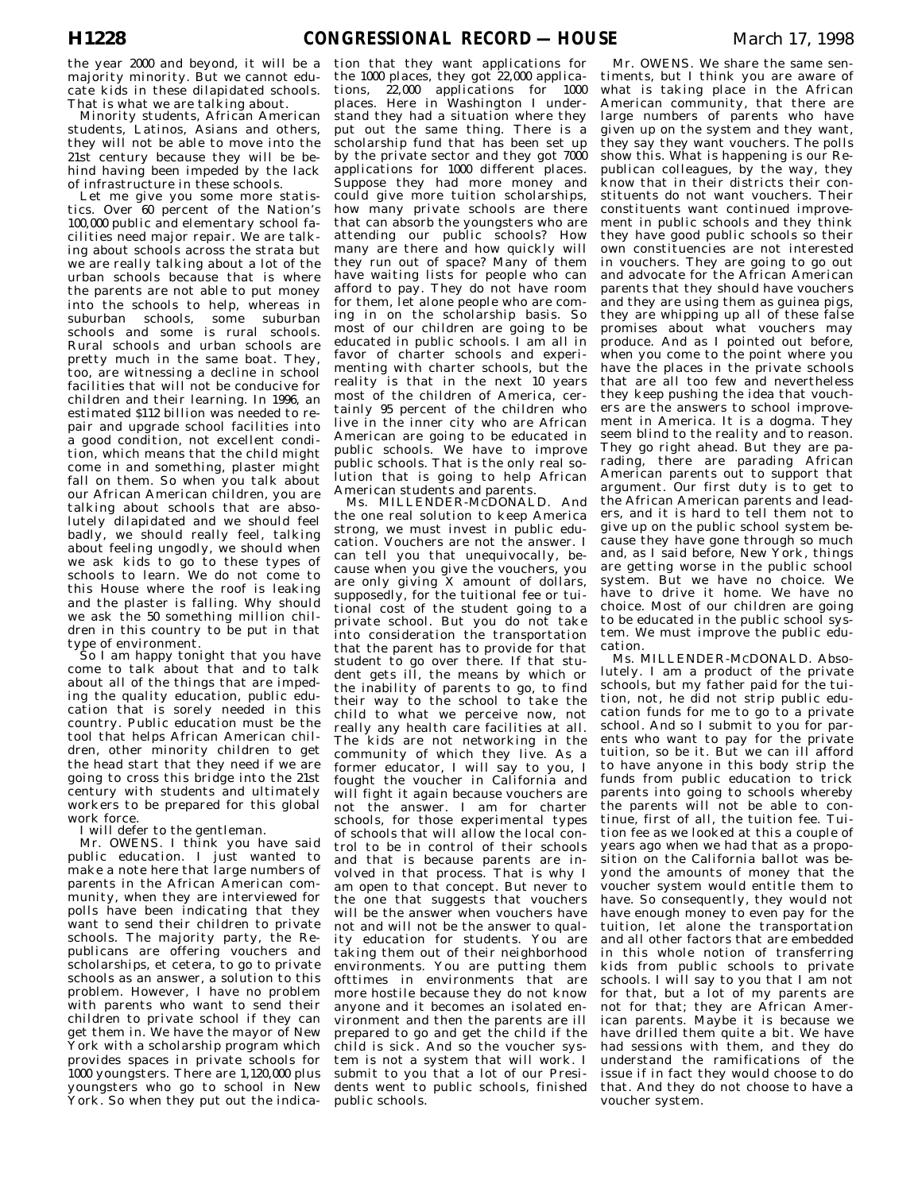the year 2000 and beyond, it will be a majority minority. But we cannot educate kids in these dilapidated schools. That is what we are talking about.

Minority students, African American students, Latinos, Asians and others, they will not be able to move into the 21st century because they will be behind having been impeded by the lack of infrastructure in these schools.

Let me give you some more statistics. Over 60 percent of the Nation's 100,000 public and elementary school facilities need major repair. We are talking about schools across the strata but we are really talking about a lot of the urban schools because that is where the parents are not able to put money into the schools to help, whereas in suburban schools, some suburban schools and some is rural schools. Rural schools and urban schools are pretty much in the same boat. They, too, are witnessing a decline in school facilities that will not be conducive for children and their learning. In 1996, an estimated $112 billion was needed to repair and upgrade school facilities into a good condition, not excellent condition, which means that the child might come in and something, plaster might fall on them. So when you talk about our African American children, you are talking about schools that are absolutely dilapidated and we should feel badly, we should really feel, talking about feeling ungodly, we should when we ask kids to go to these types of schools to learn. We do not come to this House where the roof is leaking and the plaster is falling. Why should we ask the 50 something million children in this country to be put in that type of environment.

So I am happy tonight that you have come to talk about that and to talk about all of the things that are impeding the quality education, public education that is sorely needed in this country. Public education must be the tool that helps African American children, other minority children to get the head start that they need if we are going to cross this bridge into the 21st century with students and ultimately workers to be prepared for this global work force.

I will defer to the gentleman.

Mr. OWENS. I think you have said public education. I just wanted to make a note here that large numbers of parents in the African American community, when they are interviewed for polls have been indicating that they want to send their children to private schools. The majority party, the Republicans are offering vouchers and scholarships, et cetera, to go to private schools as an answer, a solution to this problem. However, I have no problem with parents who want to send their children to private school if they can get them in. We have the mayor of New York with a scholarship program which provides spaces in private schools for 1000 youngsters. There are 1,120,000 plus youngsters who go to school in New York. So when they put out the indication that they want applications for the 1000 places, they got 22,000 applications, 22,000 applications for 1000 places. Here in Washington I understand they had a situation where they put out the same thing. There is a scholarship fund that has been set up by the private sector and they got 7000 applications for 1000 different places. Suppose they had more money and could give more tuition scholarships, how many private schools are there that can absorb the youngsters who are attending our public schools? How many are there and how quickly will they run out of space? Many of them have waiting lists for people who can afford to pay. They do not have room for them, let alone people who are coming in on the scholarship basis. So most of our children are going to be educated in public schools. I am all in favor of charter schools and experimenting with charter schools, but the reality is that in the next 10 years most of the children of America, certainly 95 percent of the children who live in the inner city who are African American are going to be educated in public schools. We have to improve public schools. That is the only real solution that is going to help African American students and parents.

Ms. MILLENDER-MCDONALD. And the one real solution to keep America strong, we must invest in public education. Vouchers are not the answer. I can tell you that unequivocally, because when you give the vouchers, you are only giving X amount of dollars, supposedly, for the tuitional fee or tuitional cost of the student going to a private school. But you do not take into consideration the transportation that the parent has to provide for that student to go over there. If that student gets ill, the means by which or the inability of parents to go, to find their way to the school to take the child to what we perceive now, not really any health care facilities at all. The kids are not networking in the community of which they live. As a former educator, I will say to you, I fought the voucher in California and will fight it again because vouchers are not the answer. I am for charter schools, for those experimental types of schools that will allow the local control to be in control of their schools and that is because parents are involved in that process. That is why I am open to that concept. But never to the one that suggests that vouchers will be the answer when vouchers have not and will not be the answer to quality education for students. You are taking them out of their neighborhood environments. You are putting them ofttimes in environments that are more hostile because they do not know anyone and it becomes an isolated environment and then the parents are ill prepared to go and get the child if the child is sick. And so the voucher system is not a system that will work. I submit to you that a lot of our Presidents went to public schools, finished public schools.

Mr. OWENS. We share the same sentiments, but I think you are aware of what is taking place in the African American community, that there are large numbers of parents who have given up on the system and they want, they say they want vouchers. The polls show this. What is happening is our Republican colleagues, by the way, they know that in their districts their constituents do not want vouchers. Their constituents want continued improvement in public schools and they think they have good public schools so their own constituencies are not interested in vouchers. They are going to go out and advocate for the African American parents that they should have vouchers and they are using them as guinea pigs, they are whipping up all of these false promises about what vouchers may produce. And as I pointed out before, when you come to the point where you have the places in the private schools that are all too few and nevertheless they keep pushing the idea that vouchers are the answers to school improvement in America. It is a dogma. They seem blind to the reality and to reason. They go right ahead. But they are parading, there are parading African American parents out to support that argument. Our first duty is to get to the African American parents and leaders, and it is hard to tell them not to give up on the public school system because they have gone through so much and, as I said before, New York, things are getting worse in the public school system. But we have no choice. We have to drive it home. We have no choice. Most of our children are going to be educated in the public school system. We must improve the public education.

Ms. MILLENDER-MCDONALD. Absolutely. I am a product of the private schools, but my father paid for the tuition, not, he did not strip public education funds for me to go to a private school. And so I submit to you for parents who want to pay for the private tuition, so be it. But we can ill afford to have anyone in this body strip the funds from public education to trick parents into going to schools whereby the parents will not be able to continue, first of all, the tuition fee. Tuition fee as we looked at this a couple of years ago when we had that as a proposition on the California ballot was beyond the amounts of money that the voucher system would entitle them to have. So consequently, they would not have enough money to even pay for the tuition, let alone the transportation and all other factors that are embedded in this whole notion of transferring kids from public schools to private schools. I will say to you that I am not for that, but a lot of my parents are not for that; they are African American parents. Maybe it is because we have drilled them quite a bit. We have had sessions with them, and they do understand the ramifications of the issue if in fact they would choose to do that. And they do not choose to have a voucher system.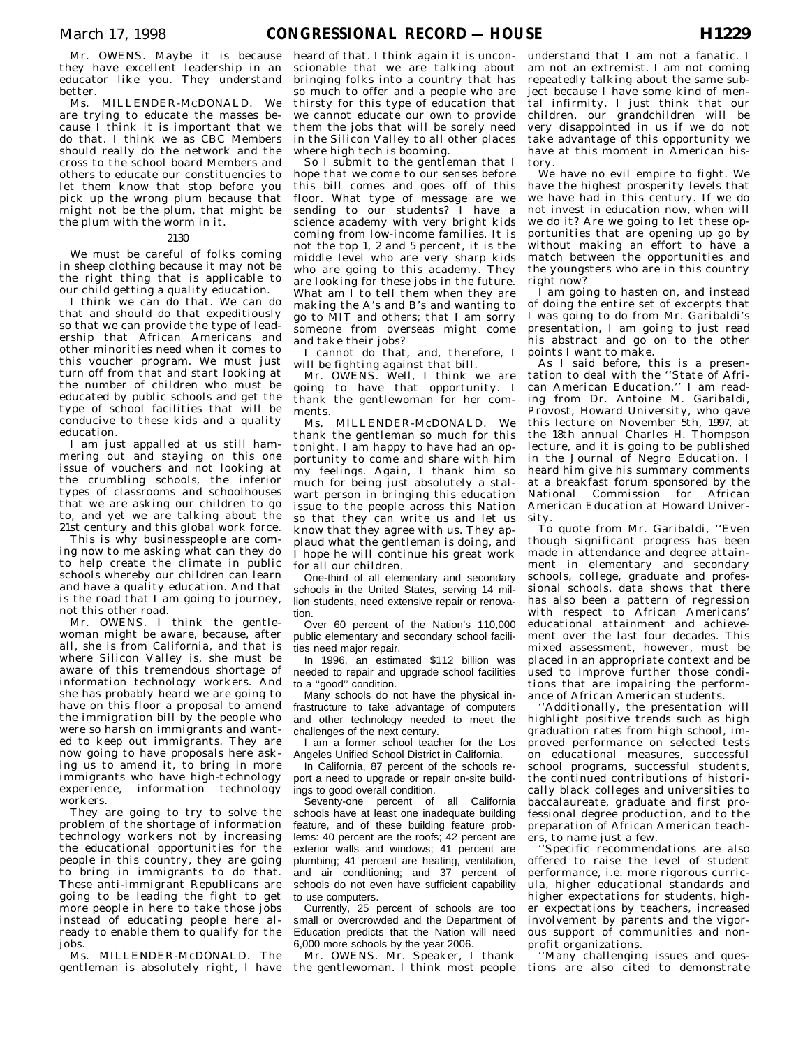Mr. OWENS. Maybe it is because they have excellent leadership in an educator like you. They understand better.

Ms. MILLENDER-McDONALD. We are trying to educate the masses because I think it is important that we do that. I think we as CBC Members should really do the network and the cross to the school board Members and others to educate our constituencies to let them know that stop before you pick up the wrong plum because that might not be the plum, that might be the plum with the worm in it.

□ 2130

We must be careful of folks coming in sheep clothing because it may not be the right thing that is applicable to our child getting a quality education.

I think we can do that. We can do that and should do that expeditiously so that we can provide the type of leadership that African Americans and other minorities need when it comes to this voucher program. We must just turn off from that and start looking at the number of children who must be educated by public schools and get the type of school facilities that will be conducive to these kids and a quality education.

I am just appalled at us still hammering out and staying on this one issue of vouchers and not looking at the crumbling schools, the inferior types of classrooms and schoolhouses that we are asking our children to go to, and yet we are talking about the 21st century and this global work force.

This is why businesspeople are coming now to me asking what can they do to help create the climate in public schools whereby our children can learn and have a quality education. And that is the road that I am going to journey, not this other road.

Mr. OWENS. I think the gentlewoman might be aware, because, after all, she is from California, and that is where Silicon Valley is, she must be aware of this tremendous shortage of information technology workers. And she has probably heard we are going to have on this floor a proposal to amend the immigration bill by the people who were so harsh on immigrants and wanted to keep out immigrants. They are now going to have proposals here asking us to amend it, to bring in more immigrants who have high-technology experience, information technology workers.

They are going to try to solve the problem of the shortage of information technology workers not by increasing the educational opportunities for the people in this country, they are going to bring in immigrants to do that. These anti-immigrant Republicans are going to be leading the fight to get more people in here to take those jobs instead of educating people here already to enable them to qualify for the jobs.

Ms. MILLENDER-McDONALD. The gentleman is absolutely right, I have heard of that. I think again it is unconscionable that we are talking about bringing folks into a country that has so much to offer and a people who are thirsty for this type of education that we cannot educate our own to provide them the jobs that will be sorely need in the Silicon Valley to all other places where high tech is booming.

So I submit to the gentleman that I hope that we come to our senses before this bill comes and goes off of this floor. What type of message are we sending to our students? I have a science academy with very bright kids coming from low-income families. It is not the top 1, 2 and 5 percent, it is the middle level who are very sharp kids who are going to this academy. They are looking for these jobs in the future. What am I to tell them when they are making the A's and B's and wanting to go to MIT and others; that I am sorry someone from overseas might come and take their jobs?

I cannot do that, and, therefore, I will be fighting against that bill.

Mr. OWENS. Well, I think we are going to have that opportunity. I thank the gentlewoman for her comments.

Ms. MILLENDER-McDONALD. We thank the gentleman so much for this tonight. I am happy to have had an opportunity to come and share with him my feelings. Again, I thank him so much for being just absolutely a stalwart person in bringing this education issue to the people across this Nation so that they can write us and let us know that they agree with us. They applaud what the gentleman is doing, and I hope he will continue his great work for all our children.

One-third of all elementary and secondary schools in the United States, serving 14 million students, need extensive repair or renovation.

Over 60 percent of the Nation's 110,000 public elementary and secondary school facilities need major repair.

In 1996, an estimated $112 billion was needed to repair and upgrade school facilities to a "good" condition.

Many schools do not have the physical infrastructure to take advantage of computers and other technology needed to meet the challenges of the next century.

I am a former school teacher for the Los Angeles Unified School District in California.

In California, 87 percent of the schools report a need to upgrade or repair on-site buildings to good overall condition.

Seventy-one percent of all California schools have at least one inadequate building feature, and of these building feature problems: 40 percent are the roofs; 42 percent are exterior walls and windows; 41 percent are plumbing; 41 percent are heating, ventilation, and air conditioning; and 37 percent of schools do not even have sufficient capability to use computers.

Currently, 25 percent of schools are too small or overcrowded and the Department of Education predicts that the Nation will need 6,000 more schools by the year 2006.

Mr. OWENS. Mr. Speaker, I thank the gentlewoman. I think most people understand that I am not a fanatic. I am not an extremist. I am not coming repeatedly talking about the same subject because I have some kind of mental infirmity. I just think that our children, our grandchildren will be very disappointed in us if we do not take advantage of this opportunity we have at this moment in American history.

We have no evil empire to fight. We have the highest prosperity levels that we have had in this century. If we do not invest in education now, when will we do it? Are we going to let these opportunities that are opening up go by without making an effort to have a match between the opportunities and the youngsters who are in this country right now?

I am going to hasten on, and instead of doing the entire set of excerpts that I was going to do from Mr. Garibaldi's presentation, I am going to just read his abstract and go on to the other points I want to make.

As I said before, this is a presentation to deal with the "State of African American Education." I am reading from Dr. Antoine M. Garibaldi, Provost, Howard University, who gave this lecture on November 5th, 1997, at the 18th annual Charles H. Thompson lecture, and it is going to be published in the Journal of Negro Education. I heard him give his summary comments at a breakfast forum sponsored by the National Commission for African American Education at Howard University.

To quote from Mr. Garibaldi, "Even though significant progress has been made in attendance and degree attainment in elementary and secondary schools, college, graduate and professional schools, data shows that there has also been a pattern of regression with respect to African Americans' educational attainment and achievement over the last four decades. This mixed assessment, however, must be placed in an appropriate context and be used to improve further those conditions that are impairing the performance of African American students.

"Additionally, the presentation will highlight positive trends such as high graduation rates from high school, improved performance on selected tests on educational measures, successful school programs, successful students, the continued contributions of historically black colleges and universities to baccalaureate, graduate and first professional degree production, and to the preparation of African American teachers, to name just a few.

"Specific recommendations are also offered to raise the level of student performance, i.e. more rigorous curricula, higher educational standards and higher expectations for students, higher expectations by teachers, increased involvement by parents and the vigorous support of communities and nonprofit organizations.

"Many challenging issues and questions are also cited to demonstrate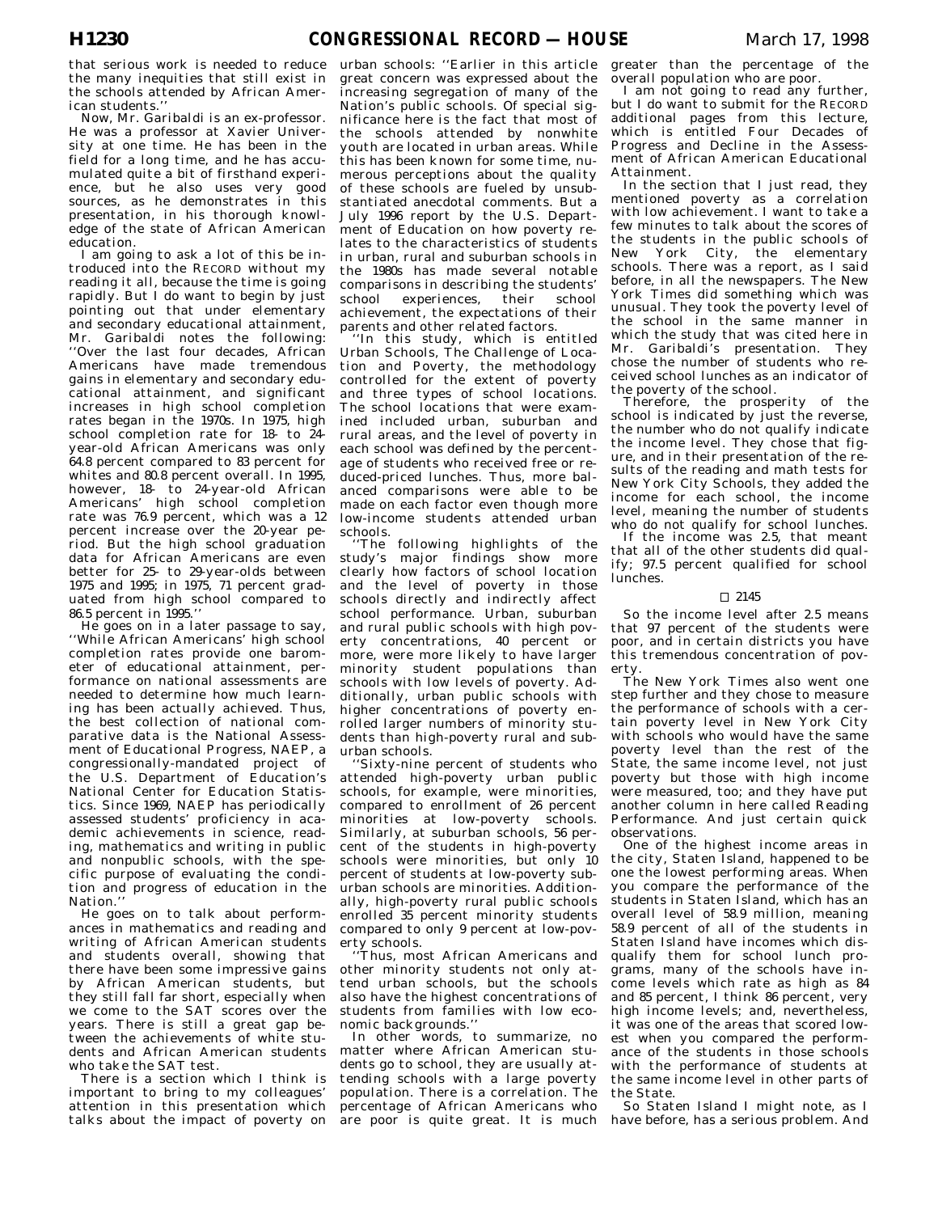that serious work is needed to reduce the many inequities that still exist in the schools attended by African American students.''

Now, Mr. Garibaldi is an ex-professor. He was a professor at Xavier University at one time. He has been in the field for a long time, and he has accumulated quite a bit of firsthand experience, but he also uses very good sources, as he demonstrates in this presentation, in his thorough knowledge of the state of African American education.

I am going to ask a lot of this be introduced into the RECORD without my reading it all, because the time is going rapidly. But I do want to begin by just pointing out that under elementary and secondary educational attainment, Mr. Garibaldi notes the following: ''Over the last four decades, African Americans have made tremendous gains in elementary and secondary educational attainment, and significant increases in high school completion rates began in the 1970s. In 1975, high school completion rate for 18- to 24-year-old African Americans was only 64.8 percent compared to 83 percent for whites and 80.8 percent overall. In 1995, however, 18- to 24-year-old African Americans' high school completion rate was 76.9 percent, which was a 12 percent increase over the 20-year period. But the high school graduation data for African Americans are even better for 25- to 29-year-olds between 1975 and 1995; in 1975, 71 percent graduated from high school compared to 86.5 percent in 1995.''

He goes on in a later passage to say, ''While African Americans' high school completion rates provide one barometer of educational attainment, performance on national assessments are needed to determine how much learning has been actually achieved. Thus, the best collection of national comparative data is the National Assessment of Educational Progress, NAEP, a congressionally-mandated project of the U.S. Department of Education's National Center for Education Statistics. Since 1969, NAEP has periodically assessed students' proficiency in academic achievements in science, reading, mathematics and writing in public and nonpublic schools, with the specific purpose of evaluating the condition and progress of education in the Nation.''

He goes on to talk about performances in mathematics and reading and writing of African American students and students overall, showing that there have been some impressive gains by African American students, but they still fall far short, especially when we come to the SAT scores over the years. There is still a great gap between the achievements of white students and African American students who take the SAT test.

There is a section which I think is important to bring to my colleagues' attention in this presentation which talks about the impact of poverty on urban schools: ''Earlier in this article great concern was expressed about the increasing segregation of many of the Nation's public schools. Of special significance here is the fact that most of the schools attended by nonwhite youth are located in urban areas. While this has been known for some time, numerous perceptions about the quality of these schools are fueled by unsubstantiated anecdotal comments. But a July 1996 report by the U.S. Department of Education on how poverty relates to the characteristics of students in urban, rural and suburban schools in the 1980s has made several notable comparisons in describing the students' school experiences, their school achievement, the expectations of their parents and other related factors.

''In this study, which is entitled Urban Schools, The Challenge of Location and Poverty, the methodology controlled for the extent of poverty and three types of school locations. The school locations that were examined included urban, suburban and rural areas, and the level of poverty in each school was defined by the percentage of students who received free or reduced-priced lunches. Thus, more balanced comparisons were able to be made on each factor even though more low-income students attended urban schools.

''The following highlights of the study's major findings show more clearly how factors of school location and the level of poverty in those schools directly and indirectly affect school performance. Urban, suburban and rural public schools with high poverty concentrations, 40 percent or more, were more likely to have larger minority student populations than schools with low levels of poverty. Additionally, urban public schools with higher concentrations of poverty enrolled larger numbers of minority students than high-poverty rural and suburban schools.

''Sixty-nine percent of students who attended high-poverty urban public schools, for example, were minorities, compared to enrollment of 26 percent minorities at low-poverty schools. Similarly, at suburban schools, 56 percent of the students in high-poverty schools were minorities, but only 10 percent of students at low-poverty suburban schools are minorities. Additionally, high-poverty rural public schools enrolled 35 percent minority students compared to only 9 percent at low-poverty schools.

''Thus, most African Americans and other minority students not only attend urban schools, but the schools also have the highest concentrations of students from families with low economic backgrounds.''

In other words, to summarize, no matter where African American students go to school, they are usually attending schools with a large poverty population. There is a correlation. The percentage of African Americans who are poor is quite great. It is much greater than the percentage of the overall population who are poor.

I am not going to read any further, but I do want to submit for the RECORD additional pages from this lecture, which is entitled Four Decades of Progress and Decline in the Assessment of African American Educational Attainment.

In the section that I just read, they mentioned poverty as a correlation with low achievement. I want to take a few minutes to talk about the scores of the students in the public schools of New York City, the elementary schools. There was a report, as I said before, in all the newspapers. The New York Times did something which was unusual. They took the poverty level of the school in the same manner in which the study that was cited here in Mr. Garibaldi's presentation. They chose the number of students who received school lunches as an indicator of the poverty of the school.

Therefore, the prosperity of the school is indicated by just the reverse, the number who do not qualify indicate the income level. They chose that figure, and in their presentation of the results of the reading and math tests for New York City Schools, they added the income for each school, the income level, meaning the number of students who do not qualify for school lunches.

If the income was 2.5, that meant that all of the other students did qualify; 97.5 percent qualified for school lunches.

□ 2145

So the income level after 2.5 means that 97 percent of the students were poor, and in certain districts you have this tremendous concentration of poverty.

The New York Times also went one step further and they chose to measure the performance of schools with a certain poverty level in New York City with schools who would have the same poverty level than the rest of the State, the same income level, not just poverty but those with high income were measured, too; and they have put another column in here called Reading Performance. And just certain quick observations.

One of the highest income areas in the city, Staten Island, happened to be one the lowest performing areas. When you compare the performance of the students in Staten Island, which has an overall level of 58.9 million, meaning 58.9 percent of all of the students in Staten Island have incomes which disqualify them for school lunch programs, many of the schools have income levels which rate as high as 84 and 85 percent, I think 86 percent, very high income levels; and, nevertheless, it was one of the areas that scored lowest when you compared the performance of the students in those schools with the performance of students at the same income level in other parts of the State.

So Staten Island I might note, as I have before, has a serious problem. And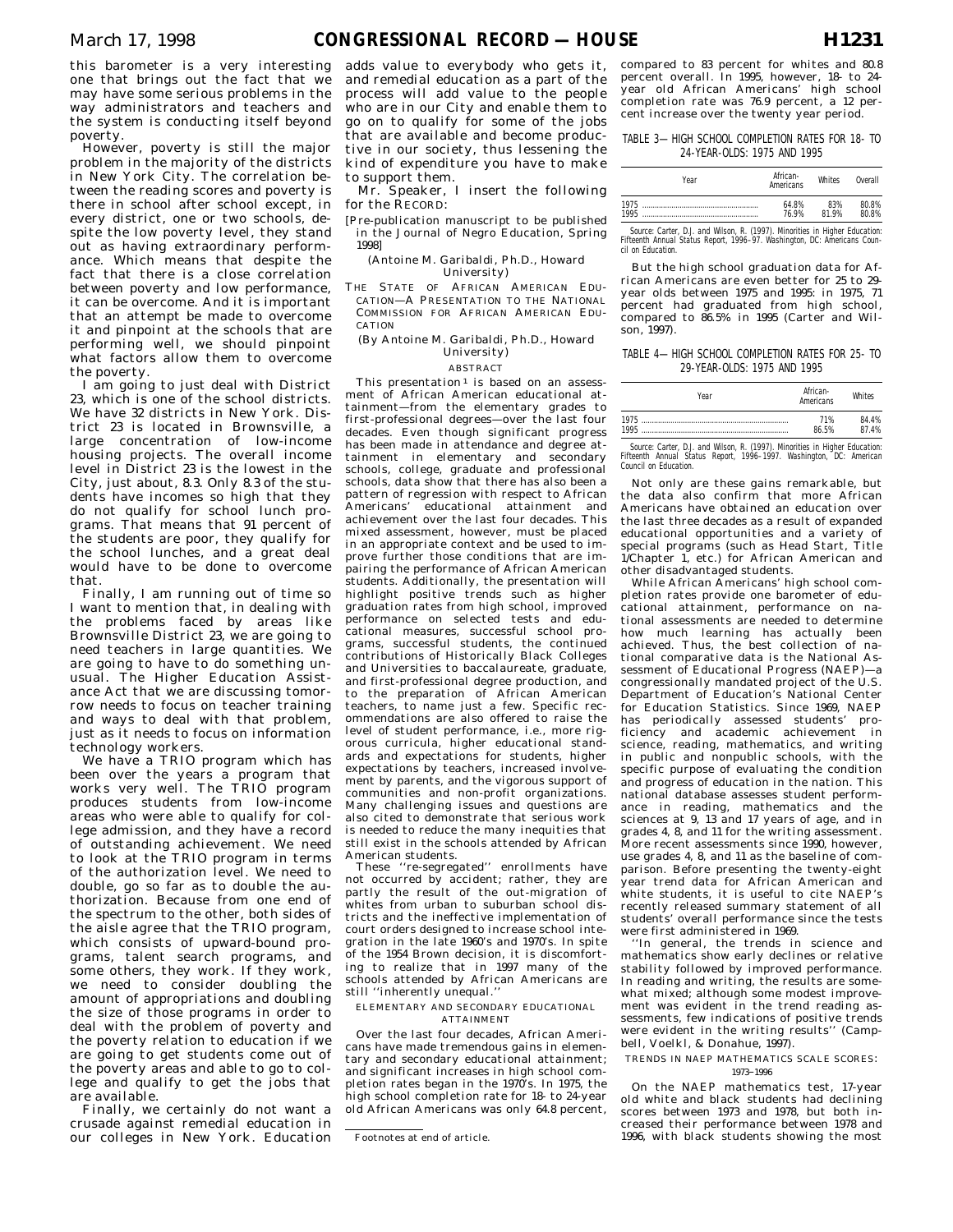this barometer is a very interesting one that brings out the fact that we may have some serious problems in the way administrators and teachers and the system is conducting itself beyond poverty.

However, poverty is still the major problem in the majority of the districts in New York City. The correlation between the reading scores and poverty is there in school after school except, in every district, one or two schools, despite the low poverty level, they stand out as having extraordinary performance. Which means that despite the fact that there is a close correlation between poverty and low performance, it can be overcome. And it is important that an attempt be made to overcome it and pinpoint at the schools that are performing well, we should pinpoint what factors allow them to overcome the poverty.

I am going to just deal with District 23, which is one of the school districts. We have 32 districts in New York. District 23 is located in Brownsville, a large concentration of low-income housing projects. The overall income level in District 23 is the lowest in the City, just about, 8.3. Only 8.3 of the students have incomes so high that they do not qualify for school lunch programs. That means that 91 percent of the students are poor, they qualify for the school lunches, and a great deal would have to be done to overcome that.

Finally, I am running out of time so I want to mention that, in dealing with the problems faced by areas like Brownsville District 23, we are going to need teachers in large quantities. We are going to have to do something unusual. The Higher Education Assistance Act that we are discussing tomorrow needs to focus on teacher training and ways to deal with that problem, just as it needs to focus on information technology workers.

We have a TRIO program which has been over the years a program that works very well. The TRIO program produces students from low-income areas who were able to qualify for college admission, and they have a record of outstanding achievement. We need to look at the TRIO program in terms of the authorization level. We need to double, go so far as to double the authorization. Because from one end of the spectrum to the other, both sides of the aisle agree that the TRIO program, which consists of upward-bound programs, talent search programs, and some others, they work. If they work, we need to consider doubling the amount of appropriations and doubling the size of those programs in order to deal with the problem of poverty and the poverty relation to education if we are going to get students come out of the poverty areas and able to go to college and qualify to get the jobs that are available.

Finally, we certainly do not want a crusade against remedial education in our colleges in New York. Education adds value to everybody who gets it, and remedial education as a part of the process will add value to the people who are in our City and enable them to go on to qualify for some of the jobs that are available and become productive in our society, thus lessening the kind of expenditure you have to make to support them.

Mr. Speaker, I insert the following for the RECORD:

[Pre-publication manuscript to be published in the Journal of Negro Education, Spring 1998]

(Antoine M. Garibaldi, Ph.D., Howard University)

THE STATE OF AFRICAN AMERICAN EDUCATION—A PRESENTATION TO THE NATIONAL COMMISSION FOR AFRICAN AMERICAN EDUCATION

(By Antoine M. Garibaldi, Ph.D., Howard University)

ABSTRACT

This presentation[1] is based on an assessment of African American educational attainment—from the elementary grades to first-professional degrees—over the last four decades. Even though significant progress has been made in attendance and degree attainment in elementary and secondary schools, college, graduate and professional schools, data show that there has also been a pattern of regression with respect to African Americans' educational attainment and achievement over the last four decades. This mixed assessment, however, must be placed in an appropriate context and be used to improve further those conditions that are impairing the performance of African American students. Additionally, the presentation will highlight positive trends such as higher graduation rates from high school, improved performance on selected tests and educational measures, successful school programs, successful students, the continued contributions of Historically Black Colleges and Universities to baccalaureate, graduate, and first-professional degree production, and to the preparation of African American teachers, to name just a few. Specific recommendations are also offered to raise the level of student performance, i.e., more rigorous curricula, higher educational standards and expectations for students, higher expectations by teachers, increased involvement by parents, and the vigorous support of communities and non-profit organizations. Many challenging issues and questions are also cited to demonstrate that serious work is needed to reduce the many inequities that still exist in the schools attended by African American students.

These "re-segregated" enrollments have not occurred by accident; rather, they are partly the result of the out-migration of whites from urban to suburban school districts and the ineffective implementation of court orders designed to increase school integration in the late 1960's and 1970's. In spite of the 1954 Brown decision, it is discomforting to realize that in 1997 many of the schools attended by African Americans are still "inherently unequal."

ELEMENTARY AND SECONDARY EDUCATIONAL ATTAINMENT

Over the last four decades, African Americans have made tremendous gains in elementary and secondary educational attainment; and significant increases in high school completion rates began in the 1970's. In 1975, the high school completion rate for 18- to 24-year old African Americans was only 64.8 percent, compared to 83 percent for whites and 80.8 percent overall. In 1995, however, 18- to 24-year old African Americans' high school completion rate was 76.9 percent, a 12 percent increase over the twenty year period.

Footnotes at end of article.

TABLE 3—HIGH SCHOOL COMPLETION RATES FOR 18- TO 24-YEAR-OLDS: 1975 AND 1995

| Year | African-Americans | Whites | Overall |
|---|---|---|---|
| 1975 | 64.8% | 83% | 80.8% |
| 1995 | 76.9% | 81.9% | 80.8% |

Source: Carter, D.J. and Wilson, R. (1997). Minorities in Higher Education: Fifteenth Annual Status Report, 1996–97. Washington, DC: Americans Council on Education.

But the high school graduation data for African Americans are even better for 25 to 29-year olds between 1975 and 1995: in 1975, 71 percent had graduated from high school, compared to 86.5% in 1995 (Carter and Wilson, 1997).

TABLE 4—HIGH SCHOOL COMPLETION RATES FOR 25- TO 29-YEAR-OLDS: 1975 AND 1995

| Year | African-Americans | Whites |
|---|---|---|
| 1975 | 71% | 84.4% |
| 1995 | 86.5% | 87.4% |

Source: Carter, D.J. and Wilson, R. (1997). Minorities in Higher Education: Fifteenth Annual Status Report, 1996–1997. Washington, DC: American Council on Education.

Not only are these gains remarkable, but the data also confirm that more African Americans have obtained an education over the last three decades as a result of expanded educational opportunities and a variety of special programs (such as Head Start, Title 1/Chapter 1, etc.) for African American and other disadvantaged students.

While African Americans' high school completion rates provide one barometer of educational attainment, performance on national assessments are needed to determine how much learning has actually been achieved. Thus, the best collection of national comparative data is the National Assessment of Educational Progress (NAEP)—a congressionally mandated project of the U.S. Department of Education's National Center for Education Statistics. Since 1969, NAEP has periodically assessed students' proficiency and academic achievement in science, reading, mathematics, and writing in public and nonpublic schools, with the specific purpose of evaluating the condition and progress of education in the nation. This national database assesses student performance in reading, mathematics and the sciences at 9, 13 and 17 years of age, and in grades 4, 8, and 11 for the writing assessment. More recent assessments since 1990, however, use grades 4, 8, and 11 as the baseline of comparison. Before presenting the twenty-eight year trend data for African American and white students, it is useful to cite NAEP's recently released summary statement of all students' overall performance since the tests were first administered in 1969.

"In general, the trends in science and mathematics show early declines or relative stability followed by improved performance. In reading and writing, the results are somewhat mixed; although some modest improvement was evident in the trend reading assessments, few indications of positive trends were evident in the writing results" (Campbell, Voelkl, & Donahue, 1997).

TRENDS IN NAEP MATHEMATICS SCALE SCORES: 1973–1996

On the NAEP mathematics test, 17-year old white and black students had declining scores between 1973 and 1978, but both increased their performance between 1978 and 1996, with black students showing the most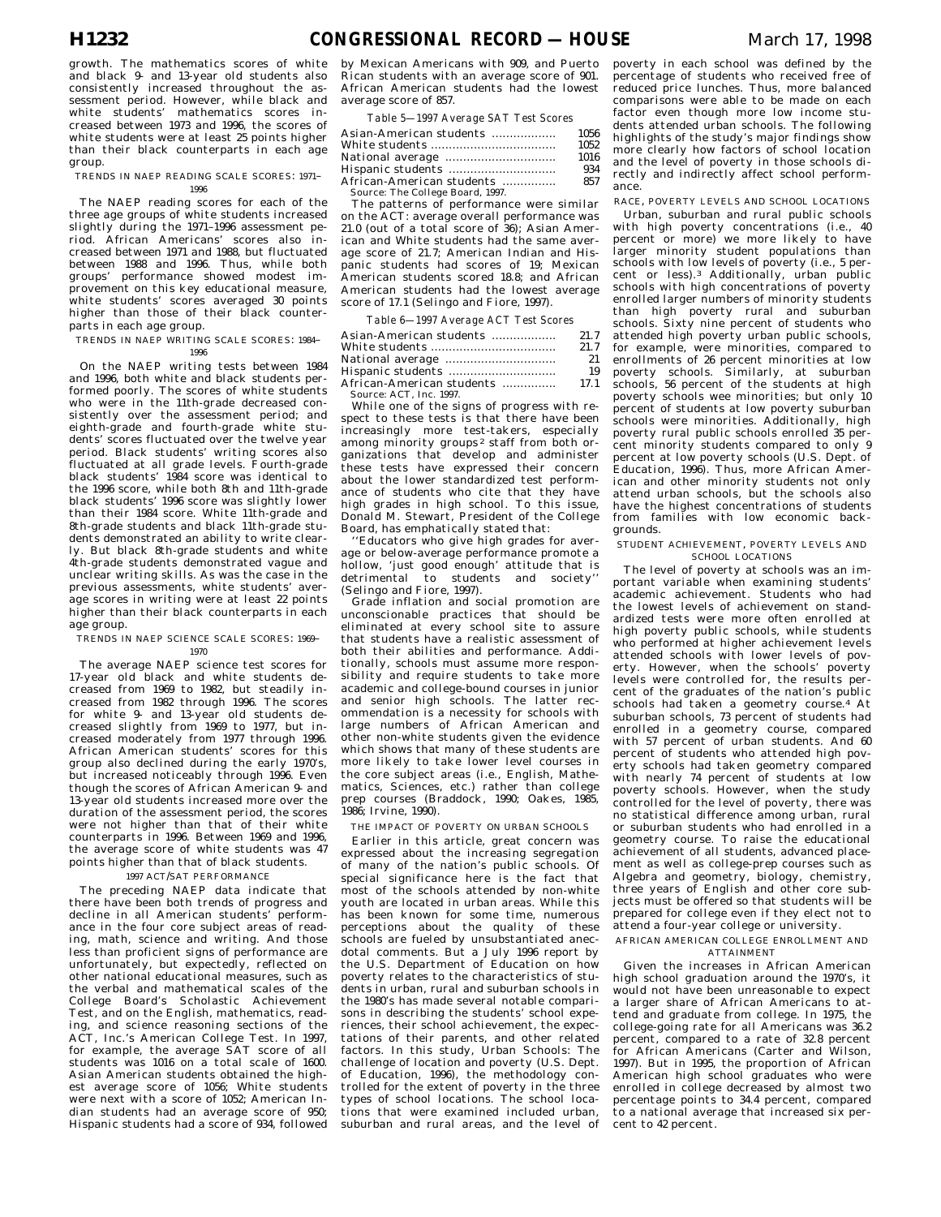growth. The mathematics scores of white and black 9- and 13-year old students also consistently increased throughout the assessment period. However, while black and white students' mathematics scores increased between 1973 and 1996, the scores of white students were at least 25 points higher than their black counterparts in each age group.

TRENDS IN NAEP READING SCALE SCORES: 1971–1996

The NAEP reading scores for each of the three age groups of white students increased slightly during the 1971–1996 assessment period. African Americans' scores also increased between 1971 and 1988, but fluctuated between 1988 and 1996. Thus, while both groups' performance showed modest improvement on this key educational measure, white students' scores averaged 30 points higher than those of their black counterparts in each age group.

TRENDS IN NAEP WRITING SCALE SCORES: 1984–1996

On the NAEP writing tests between 1984 and 1996, both white and black students performed poorly. The scores of white students who were in the 11th-grade decreased consistently over the assessment period; and eighth-grade and fourth-grade white students' scores fluctuated over the twelve year period. Black students' writing scores also fluctuated at all grade levels. Fourth-grade black students' 1984 score was identical to the 1996 score, while both 8th and 11th-grade black students' 1996 score was slightly lower than their 1984 score. White 11th-grade and 8th-grade students and black 11th-grade students demonstrated an ability to write clearly. But black 8th-grade students and white 4th-grade students demonstrated vague and unclear writing skills. As was the case in the previous assessments, white students' average scores in writing were at least 22 points higher than their black counterparts in each age group.

TRENDS IN NAEP SCIENCE SCALE SCORES: 1969–1970

The average NAEP science test scores for 17-year old black and white students decreased from 1969 to 1982, but steadily increased from 1982 through 1996. The scores for white 9- and 13-year old students decreased slightly from 1969 to 1977, but increased moderately from 1977 through 1996. African American students' scores for this group also declined during the early 1970's, but increased noticeably through 1996. Even though the scores of African American 9- and 13-year old students increased more over the duration of the assessment period, the scores were not higher than that of their white counterparts in 1996. Between 1969 and 1996, the average score of white students was 47 points higher than that of black students.

1997 ACT/SAT PERFORMANCE

The preceding NAEP data indicate that there have been both trends of progress and decline in all American students' performance in the four core subject areas of reading, math, science and writing. And those less than proficient signs of performance are unfortunately, but expectedly, reflected on other national educational measures, such as the verbal and mathematical scales of the College Board's Scholastic Achievement Test, and on the English, mathematics, reading, and science reasoning sections of the ACT, Inc.'s American College Test. In 1997, for example, the average SAT score of all students was 1016 on a total scale of 1600. Asian American students obtained the highest average score of 1056; White students were next with a score of 1052; American Indian students had an average score of 950; Hispanic students had a score of 934, followed by Mexican Americans with 909, and Puerto Rican students with an average score of 901. African American students had the lowest average score of 857.

*Table 5—1997 Average SAT Test Scores*

| | |
|---|---|
| Asian-American students | 1056 |
| White students | 1052 |
| National average | 1016 |
| Hispanic students | 934 |
| African-American students | 857 |

Source: The College Board, 1997.

The patterns of performance were similar on the ACT: average overall performance was 21.0 (out of a total score of 36); Asian American and White students had the same average score of 21.7; American Indian and Hispanic students had scores of 19; Mexican American students scored 18.8; and African American students had the lowest average score of 17.1 (Selingo and Fiore, 1997).

*Table 6—1997 Average ACT Test Scores*

| | |
|---|---|
| Asian-American students | 21.7 |
| White students | 21.7 |
| National average | 21 |
| Hispanic students | 19 |
| African-American students | 17.1 |

Source: ACT, Inc. 1997.

While one of the signs of progress with respect to these tests is that there have been increasingly more test-takers, especially among minority groups [2] staff from both organizations that develop and administer these tests have expressed their concern about the lower standardized test performance of students who cite that they have high grades in high school. To this issue, Donald M. Stewart, President of the College Board, has emphatically stated that:

"Educators who give high grades for average or below-average performance promote a hollow, 'just good enough' attitude that is detrimental to students and society" (Selingo and Fiore, 1997).

Grade inflation and social promotion are unconscionable practices that should be eliminated at every school site to assure that students have a realistic assessment of both their abilities and performance. Additionally, schools must assume more responsibility and require students to take more academic and college-bound courses in junior and senior high schools. The latter recommendation is a necessity for schools with large numbers of African American and other non-white students given the evidence which shows that many of these students are more likely to take lower level courses in the core subject areas (i.e., English, Mathematics, Sciences, etc.) rather than college prep courses (Braddock, 1990; Oakes, 1985, 1986; Irvine, 1990).

THE IMPACT OF POVERTY ON URBAN SCHOOLS

Earlier in this article, great concern was expressed about the increasing segregation of many of the nation's public schools. Of special significance here is the fact that most of the schools attended by non-white youth are located in urban areas. While this has been known for some time, numerous perceptions about the quality of these schools are fueled by unsubstantiated anecdotal comments. But a July 1996 report by the U.S. Department of Education on how poverty relates to the characteristics of students in urban, rural and suburban schools in the 1980's has made several notable comparisons in describing the students' school experiences, their school achievement, the expectations of their parents, and other related factors. In this study, Urban Schools: The challenge of location and poverty (U.S. Dept. of Education, 1996), the methodology controlled for the extent of poverty in the three types of school locations. The school locations that were examined included urban, suburban and rural areas, and the level of poverty in each school was defined by the percentage of students who received free of reduced price lunches. Thus, more balanced comparisons were able to be made on each factor even though more low income students attended urban schools. The following highlights of the study's major findings show more clearly how factors of school location and the level of poverty in those schools directly and indirectly affect school performance.

RACE, POVERTY LEVELS AND SCHOOL LOCATIONS

Urban, suburban and rural public schools with high poverty concentrations (i.e., 40 percent or more) we more likely to have larger minority student populations than schools with low levels of poverty (i.e., 5 percent or less).[3] Additionally, urban public schools with high concentrations of poverty enrolled larger numbers of minority students than high poverty rural and suburban schools. Sixty nine percent of students who attended high poverty urban public schools, for example, were minorities, compared to enrollments of 26 percent minorities at low poverty schools. Similarly, at suburban schools, 56 percent of the students at high poverty schools wee minorities; but only 10 percent of students at low poverty suburban schools were minorities. Additionally, high poverty rural public schools enrolled 35 percent minority students compared to only 9 percent at low poverty schools (U.S. Dept. of Education, 1996). Thus, more African American and other minority students not only attend urban schools, but the schools also have the highest concentrations of students from families with low economic backgrounds.

STUDENT ACHIEVEMENT, POVERTY LEVELS AND SCHOOL LOCATIONS

The level of poverty at schools was an important variable when examining students' academic achievement. Students who had the lowest levels of achievement on standardized tests were more often enrolled at high poverty public schools, while students who performed at higher achievement levels attended schools with lower levels of poverty. However, when the schools' poverty levels were controlled for, the results percent of the graduates of the nation's public schools had taken a geometry course.[4] At suburban schools, 73 percent of students had enrolled in a geometry course, compared with 57 percent of urban students. And 60 percent of students who attended high poverty schools had taken geometry compared with nearly 74 percent of students at low poverty schools. However, when the study controlled for the level of poverty, there was no statistical difference among urban, rural or suburban students who had enrolled in a geometry course. To raise the educational achievement of all students, advanced placement as well as college-prep courses such as Algebra and geometry, biology, chemistry, three years of English and other core subjects must be offered so that students will be prepared for college even if they elect not to attend a four-year college or university.

AFRICAN AMERICAN COLLEGE ENROLLMENT AND ATTAINMENT

Given the increases in African American high school graduation around the 1970's, it would not have been unreasonable to expect a larger share of African Americans to attend and graduate from college. In 1975, the college-going rate for all Americans was 36.2 percent, compared to a rate of 32.8 percent for African Americans (Carter and Wilson, 1997). But in 1995, the proportion of African American high school graduates who were enrolled in college decreased by almost two percentage points to 34.4 percent, compared to a national average that increased six percent to 42 percent.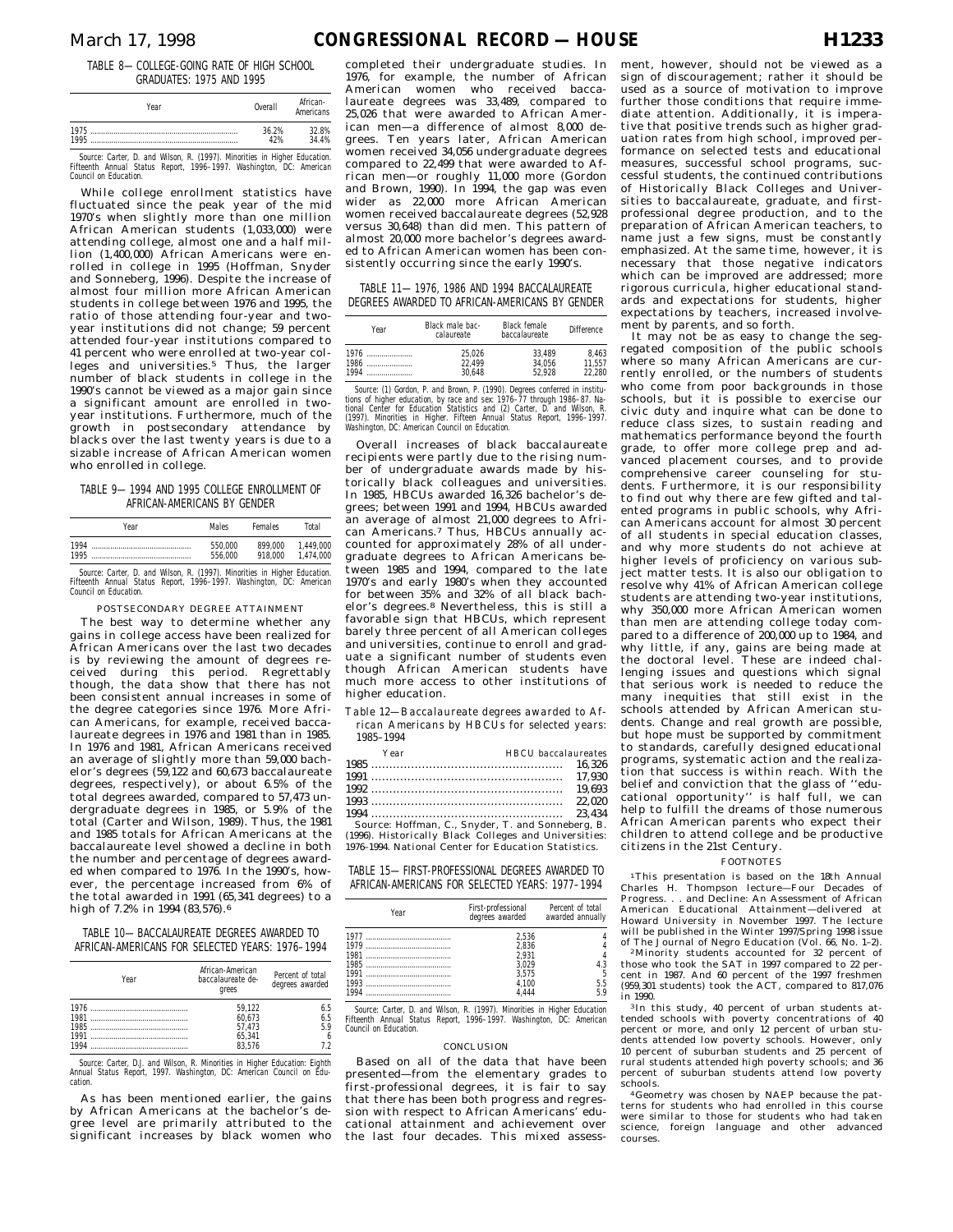TABLE 8—COLLEGE-GOING RATE OF HIGH SCHOOL GRADUATES: 1975 AND 1995

| Year | Overall | African-Americans |
|---|---|---|
| 1975 | 36.2% | 32.8% |
| 1995 | 42% | 34.4% |

Source: Carter, D. and Wilson, R. (1997). Minorities in Higher Education. Fifteenth Annual Status Report, 1996–1997. Washington, DC: American Council on Education.

While college enrollment statistics have fluctuated since the peak year of the mid 1970's when slightly more than one million African American students (1,033,000) were attending college, almost one and a half million (1,400,000) African Americans were enrolled in college in 1995 (Hoffman, Snyder and Sonneberg, 1996). Despite the increase of almost four million more African American students in college between 1976 and 1995, the ratio of those attending four-year and two-year institutions did not change; 59 percent attended four-year institutions compared to 41 percent who were enrolled at two-year colleges and universities.[5] Thus, the larger number of black students in college in the 1990's cannot be viewed as a major gain since a significant amount are enrolled in two-year institutions. Furthermore, much of the growth in postsecondary attendance by blacks over the last twenty years is due to a sizable increase of African American women who enrolled in college.

TABLE 9—1994 AND 1995 COLLEGE ENROLLMENT OF AFRICAN-AMERICANS BY GENDER

| Year | Males | Females | Total |
|---|---|---|---|
| 1994 | 550,000 | 899,000 | 1,449,000 |
| 1995 | 556,000 | 918,000 | 1,474,000 |

Source: Carter, D. and Wilson, R. (1997). Minorities in Higher Education. Fifteenth Annual Status Report, 1996–1997. Washington, DC: American Council on Education.

POSTSECONDARY DEGREE ATTAINMENT

The best way to determine whether any gains in college access have been realized for African Americans over the last two decades is by reviewing the amount of degrees received during this period. Regrettably though, the data show that there has not been consistent annual increases in some of the degree categories since 1976. More African Americans, for example, received baccalaureate degrees in 1976 and 1981 than in 1985. In 1976 and 1981, African Americans received an average of slightly more than 59,000 bachelor's degrees (59,122 and 60,673 baccalaureate degrees, respectively), or about 6.5% of the total degrees awarded, compared to 57,473 undergraduate degrees in 1985, or 5.9% of the total (Carter and Wilson, 1989). Thus, the 1981 and 1985 totals for African Americans at the baccalaureate level showed a decline in both the number and percentage of degrees awarded when compared to 1976. In the 1990's, however, the percentage increased from 6% of the total awarded in 1991 (65,341 degrees) to a high of 7.2% in 1994 (83,576).[6]

TABLE 10—BACCALAUREATE DEGREES AWARDED TO AFRICAN-AMERICANS FOR SELECTED YEARS: 1976–1994

| Year | African-American baccalaureate degrees | Percent of total degrees awarded |
|---|---|---|
| 1976 | 59,122 | 6.5 |
| 1981 | 60,673 | 6.5 |
| 1985 | 57,473 | 5.9 |
| 1991 | 65,341 | 6 |
| 1994 | 83,576 | 7.2 |

Source: Carter, D.J. and Wilson, R. Minorities in Higher Education: Eighth Annual Status Report, 1997. Washington, DC: American Council on Education.

As has been mentioned earlier, the gains by African Americans at the bachelor's degree level are primarily attributed to the significant increases by black women who completed their undergraduate studies. In 1976, for example, the number of African American women who received baccalaureate degrees was 33,489, compared to 25,026 that were awarded to African American men—a difference of almost 8,000 degrees. Ten years later, African American women received 34,056 undergraduate degrees compared to 22,499 that were awarded to African American men—or roughly 11,000 more (Gordon and Brown, 1990). In 1994, the gap was even wider as 22,000 more African American women received baccalaureate degrees (52,928 versus 30,648) than did men. This pattern of almost 20,000 more bachelor's degrees awarded to African American women has been consistently occurring since the early 1990's.

TABLE 11—1976, 1986 AND 1994 BACCALAUREATE DEGREES AWARDED TO AFRICAN-AMERICANS BY GENDER

| Year | Black male baccalaureate | Black female baccalaureate | Difference |
|---|---|---|---|
| 1976 | 25,026 | 33,489 | 8,463 |
| 1986 | 22,499 | 34,056 | 11,557 |
| 1994 | 30,648 | 52,928 | 22,280 |

Source: (1) Gordon, P. and Brown, P. (1990). Degrees conferred in institutions of higher education, by race and sex: 1976–77 through 1986–87. National Center for Education Statistics and (2) Carter, D. and Wilson, R. (1997). Minorities in Higher. Fifteen Annual Status Report, 1996–1997. Washington, DC: American Council on Education.

Overall increases of black baccalaureate recipients were partly due to the rising number of undergraduate awards made by historically black colleagues and universities. In 1985, HBCUs awarded 16,326 bachelor's degrees; between 1991 and 1994, HBCUs awarded an average of almost 21,000 degrees to African Americans.[7] Thus, HBCUs annually accounted for approximately 28% of all undergraduate degrees to African Americans between 1985 and 1994, compared to the late 1970's and early 1980's when they accounted for between 35% and 32% of all black bachelor's degrees.[8] Nevertheless, this is still a favorable sign that HBCUs, which represent barely three percent of all American colleges and universities, continue to enroll and graduate a significant number of students even though African American students have much more access to other institutions of higher education.

*Table 12—Baccalaureate degrees awarded to African Americans by HBCUs for selected years: 1985–1994*

| Year | HBCU baccalaureates |
|---|---|
| 1985 | 16,326 |
| 1991 | 17,930 |
| 1992 | 19,693 |
| 1993 | 22,020 |
| 1994 | 23,434 |

Source: Hoffman, C., Snyder, T. and Sonneberg, B. (1996). Historically Black Colleges and Universities: 1976-1994. National Center for Education Statistics.

TABLE 15—FIRST-PROFESSIONAL DEGREES AWARDED TO AFRICAN-AMERICANS FOR SELECTED YEARS: 1977–1994

| Year | First-professional degrees awarded | Percent of total awarded annually |
|---|---|---|
| 1977 | 2,536 | 4 |
| 1979 | 2,836 | 4 |
| 1981 | 2,931 | 4 |
| 1985 | 3,029 | 4.3 |
| 1991 | 3,575 | 5 |
| 1993 | 4,100 | 5.5 |
| 1994 | 4,444 | 5.9 |

Source: Carter, D. and Wilson, R. (1997). Minorities in Higher Education Fifteenth Annual Status Report, 1996–1997. Washington, DC: American Council on Education.

CONCLUSION

Based on all of the data that have been presented—from the elementary grades to first-professional degrees, it is fair to say that there has been both progress and regression with respect to African Americans' educational attainment and achievement over the last four decades. This mixed assessment, however, should not be viewed as a sign of discouragement; rather it should be used as a source of motivation to improve further those conditions that require immediate attention. Additionally, it is imperative that positive trends such as higher graduation rates from high school, improved performance on selected tests and educational measures, successful school programs, successful students, the continued contributions of Historically Black Colleges and Universities to baccalaureate, graduate, and first-professional degree production, and to the preparation of African American teachers, to name just a few signs, must be constantly emphasized. At the same time, however, it is necessary that those negative indicators which can be improved are addressed; more rigorous curricula, higher educational standards and expectations for students, higher expectations by teachers, increased involvement by parents, and so forth.

It may not be as easy to change the segregated composition of the public schools where so many African Americans are currently enrolled, or the numbers of students who come from poor backgrounds in those schools, but it is possible to exercise our civic duty and inquire what can be done to reduce class sizes, to sustain reading and mathematics performance beyond the fourth grade, to offer more college prep and advanced placement courses, and to provide comprehensive career counseling for students. Furthermore, it is our responsibility to find out why there are few gifted and talented programs in public schools, why African Americans account for almost 30 percent of all students in special education classes, and why more students do not achieve at higher levels of proficiency on various subject matter tests. It is also our obligation to resolve why 41% of African American college students are attending two-year institutions, why 350,000 more African American women than men are attending college today compared to a difference of 200,000 up to 1984, and why little, if any, gains are being made at the doctoral level. These are indeed challenging issues and questions which signal that serious work is needed to reduce the many inequities that still exist in the schools attended by African American students. Change and real growth are possible, but hope must be supported by commitment to standards, carefully designed educational programs, systematic action and the realization that success is within reach. With the belief and conviction that the glass of ''educational opportunity'' is half full, we can help to fulfill the dreams of those numerous African American parents who expect their children to attend college and be productive citizens in the 21st Century.

FOOTNOTES

[1] This presentation is based on the 18th Annual Charles H. Thompson lecture—Four Decades of Progress. . . and Decline: An Assessment of African American Educational Attainment—delivered at Howard University in November 1997. The lecture will be published in the Winter 1997/Spring 1998 issue of The Journal of Negro Education (Vol. 66, No. 1–2).

[2] Minority students accounted for 32 percent of those who took the SAT in 1997 compared to 22 percent in 1987. And 60 percent of the 1997 freshmen (959,301 students) took the ACT, compared to 817,076 in 1990.

[3] In this study, 40 percent of urban students attended schools with poverty concentrations of 40 percent or more, and only 12 percent of urban students attended low poverty schools. However, only 10 percent of suburban students and 25 percent of rural students attended high poverty schools; and 36 percent of suburban students attend low poverty schools.

[4] Geometry was chosen by NAEP because the patterns for students who had enrolled in this course were similar to those for students who had taken science, foreign language and other advanced courses.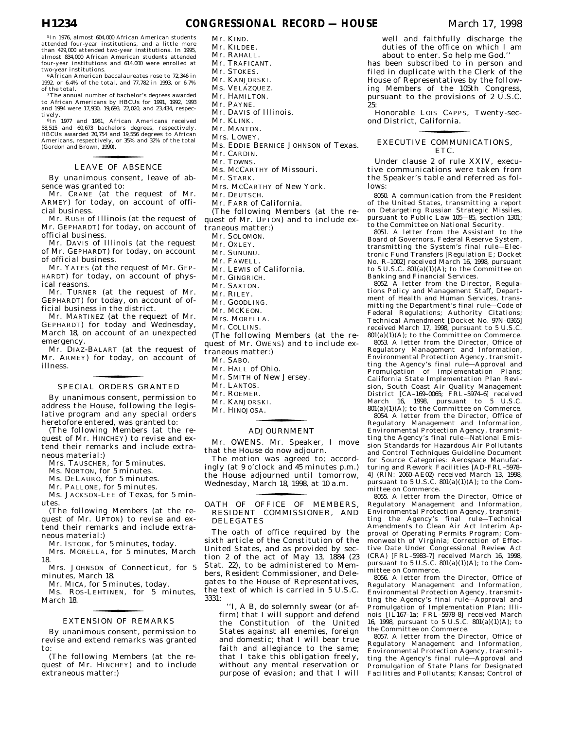[5] In 1976, almost 604,000 African American students attended four-year institutions, and a little more than 429,000 attended two-year institutions. In 1995, almost 834,000 African American students attended four-year institutions and 614,000 were enrolled at two-year institutions.

[6] African American baccalaureates rose to 72,346 in 1992, or 6.4% of the total, and 77,782 in 1993, or 6.7% of the total.

[7] The annual number of bachelor's degrees awarded to African Americans by HBCUs for 1991, 1992, 1993 and 1994 were 17,930, 19,693, 22,020, and 23,434, respectively.

[8] In 1977 and 1981, African Americans received 58,515 and 60,673 bachelors degrees, respectively. HBCUs awarded 20,754 and 19,556 degrees to African Americans, respectively, or 35% and 32% of the total (Gordon and Brown, 1990).

## LEAVE OF ABSENCE

By unanimous consent, leave of absence was granted to:

Mr. CRANE (at the request of Mr. ARMEY) for today, on account of official business.

Mr. RUSH of Illinois (at the request of Mr. GEPHARDT) for today, on account of official business.

Mr. DAVIS of Illinois (at the request of Mr. GEPHARDT) for today, on account of official business.

Mr. YATES (at the request of Mr. GEPHARDT) for today, on account of physical reasons.

Mr. TURNER (at the request of Mr. GEPHARDT) for today, on account of official business in the district.

Mr. MARTINEZ (at the requezt of Mr. GEPHARDT) for today and Wednesday, March 18, on account of an unexpected emergency.

Mr. DIAZ-BALART (at the request of Mr. ARMEY) for today, on account of illness.

## SPECIAL ORDERS GRANTED

By unanimous consent, permission to address the House, following the legislative program and any special orders heretofore entered, was granted to:

(The following Members (at the request of Mr. HINCHEY) to revise and extend their remarks and include extraneous material:)

Mrs. TAUSCHER, for 5 minutes.

Ms. NORTON, for 5 minutes.

Ms. DELAURO, for 5 minutes.

Mr. PALLONE, for 5 minutes.

Ms. JACKSON-LEE of Texas, for 5 minutes.

(The following Members (at the request of Mr. UPTON) to revise and extend their remarks and include extraneous material:)

Mr. ISTOOK, for 5 minutes, today.

Mrs. MORELLA, for 5 minutes, March 18.

Mrs. JOHNSON of Connecticut, for 5 minutes, March 18.

Mr. MICA, for 5 minutes, today.

Ms. ROS-LEHTINEN, for 5 minutes, March 18.

## EXTENSION OF REMARKS

By unanimous consent, permission to revise and extend remarks was granted to:

(The following Members (at the request of Mr. HINCHEY) and to include extraneous matter:)

Mr. KIND.
Mr. KILDEE.
Mr. RAHALL.
Mr. TRAFICANT.
Mr. STOKES.
Mr. KANJORSKI.
Ms. VELÁZQUEZ.
Mr. HAMILTON.
Mr. PAYNE.
Mr. DAVIS of Illinois.
Mr. KLINK.
Mr. MANTON.
Mrs. LOWEY.
Ms. EDDIE BERNICE JOHNSON of Texas.
Mr. CARDIN.
Mr. TOWNS.
Ms. MCCARTHY of Missouri.
Mr. STARK.
Mrs. MCCARTHY of New York.
Mr. DEUTSCH.
Mr. FARR of California.

(The following Members (at the request of Mr. UPTON) and to include extraneous matter:)

Mr. SOLOMON.
Mr. OXLEY.
Mr. SUNUNU.
Mr. FAWELL.
Mr. LEWIS of California.
Mr. GINGRICH.
Mr. SAXTON.
Mr. RILEY.
Mr. GOODLING.
Mr. MCKEON.
Mrs. MORELLA.
Mr. COLLINS.

(The following Members (at the request of Mr. OWENS) and to include extraneous matter:)

Mr. SABO.
Mr. HALL of Ohio.
Mr. SMITH of New Jersey.
Mr. LANTOS.
Mr. ROEMER.
Mr. KANJORSKI.
Mr. HINOJOSA.

## ADJOURNMENT

Mr. OWENS. Mr. Speaker, I move that the House do now adjourn.

The motion was agreed to; accordingly (at 9 o'clock and 45 minutes p.m.) the House adjourned until tomorrow, Wednesday, March 18, 1998, at 10 a.m.

## OATH OF OFFICE OF MEMBERS, RESIDENT COMMISSIONER, AND DELEGATES

The oath of office required by the sixth article of the Constitution of the United States, and as provided by section 2 of the act of May 13, 1884 (23 Stat. 22), to be administered to Members, Resident Commissioner, and Delegates to the House of Representatives, the text of which is carried in 5 U.S.C. 3331:

> "I, A B, do solemnly swear (or affirm) that I will support and defend the Constitution of the United States against all enemies, foreign and domestic; that I will bear true faith and allegiance to the same; that I take this obligation freely, without any mental reservation or purpose of evasion; and that I will well and faithfully discharge the duties of the office on which I am about to enter. So help me God."

has been subscribed to in person and filed in duplicate with the Clerk of the House of Representatives by the following Members of the 105th Congress, pursuant to the provisions of 2 U.S.C. 25:

Honorable LOIS CAPPS, Twenty-second District, California.

## EXECUTIVE COMMUNICATIONS, ETC.

Under clause 2 of rule XXIV, executive communications were taken from the Speaker's table and referred as follows:

8050. A communication from the President of the United States, transmitting a report on Detargeting Russian Strategic Missiles, pursuant to Public Law 105—85, section 1301; to the Committee on National Security.

8051. A letter from the Assistant to the Board of Governors, Federal Reserve System, transmitting the System's final rule—Electronic Fund Transfers [Regulation E; Docket No. R–1002] received March 16, 1998, pursuant to 5 U.S.C. 801(a)(1)(A); to the Committee on Banking and Financial Services.

8052. A letter from the Director, Regulations Policy and Management Staff, Department of Health and Human Services, transmitting the Department's final rule—Code of Federal Regulations; Authority Citations; Technical Amendment [Docket No. 97N–0365] received March 17, 1998, pursuant to 5 U.S.C. 801(a)(1)(A); to the Committee on Commerce.

8053. A letter from the Director, Office of Regulatory Management and Information, Environmental Protection Agency, transmitting the Agency's final rule—Approval and Promulgation of Implementation Plans; California State Implementation Plan Revision, South Coast Air Quality Management District [CA–169–0065; FRL–5974–6] received March 16, 1998, pursuant to 5 U.S.C. 801(a)(1)(A); to the Committee on Commerce.

8054. A letter from the Director, Office of Regulatory Management and Information, Environmental Protection Agency, transmitting the Agency's final rule—National Emission Standards for Hazardous Air Pollutants and Control Techniques Guideline Document for Source Categories: Aerospace Manufacturing and Rework Facilities [AD-FRL–5978–4] (RIN: 2060–AE02) received March 13, 1998, pursuant to 5 U.S.C. 801(a)(1)(A); to the Committee on Commerce.

8055. A letter from the Director, Office of Regulatory Management and Information, Environmental Protection Agency, transmitting the Agency's final rule—Technical Amendments to Clean Air Act Interim Approval of Operating Permits Program; Commonwealth of Virginia; Correction of Effective Date Under Congressional Review Act (CRA) [FRL–5983–7] received March 16, 1998, pursuant to 5 U.S.C. 801(a)(1)(A); to the Committee on Commerce.

8056. A letter from the Director, Office of Regulatory Management and Information, Environmental Protection Agency, transmitting the Agency's final rule—Approval and Promulgation of Implementation Plan; Illinois [IL167–1a; FRL–5978–8] received March 16, 1998, pursuant to 5 U.S.C. 801(a)(1)(A); to the Committee on Commerce.

8057. A letter from the Director, Office of Regulatory Management and Information, Environmental Protection Agency, transmitting the Agency's final rule—Approval and Promulgation of State Plans for Designated Facilities and Pollutants; Kansas; Control of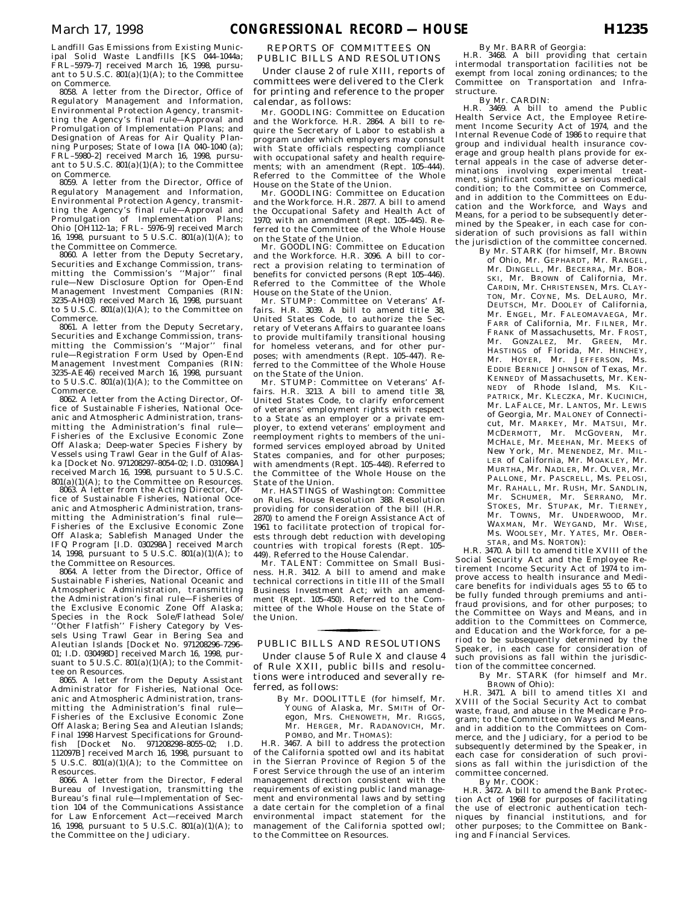Landfill Gas Emissions from Existing Municipal Solid Waste Landfills [KS 044–1044a; FRL–5979–7] received March 16, 1998, pursuant to 5 U.S.C. 801(a)(1)(A); to the Committee on Commerce.

8058. A letter from the Director, Office of Regulatory Management and Information, Environmental Protection Agency, transmitting the Agency's final rule—Approval and Promulgation of Implementation Plans; and Designation of Areas for Air Quality Planning Purposes; State of Iowa [IA 040–1040 (a); FRL–5980–2] received March 16, 1998, pursuant to 5 U.S.C. 801(a)(1)(A); to the Committee on Commerce.

8059. A letter from the Director, Office of Regulatory Management and Information, Environmental Protection Agency, transmitting the Agency's final rule—Approval and Promulgation of Implementation Plans; Ohio [OH112–1a; FRL- 5976–9] received March 16, 1998, pursuant to 5 U.S.C. 801(a)(1)(A); to the Committee on Commerce.

8060. A letter from the Deputy Secretary, Securities and Exchange Commission, transmitting the Commission's ''Major'' final rule—New Disclosure Option for Open-End Management Investment Companies (RIN: 3235–AH03) received March 16, 1998, pursuant to 5 U.S.C. 801(a)(1)(A); to the Committee on Commerce.

8061. A letter from the Deputy Secretary, Securities and Exchange Commission, transmitting the Commission's ''Major'' final rule—Registration Form Used by Open-End Management Investment Companies (RIN: 3235–AE46) received March 16, 1998, pursuant to 5 U.S.C. 801(a)(1)(A); to the Committee on Commerce.

8062. A letter from the Acting Director, Office of Sustainable Fisheries, National Oceanic and Atmospheric Administration, transmitting the Administration's final rule—Fisheries of the Exclusive Economic Zone Off Alaska; Deep-water Species Fishery by Vessels using Trawl Gear in the Gulf of Alaska [Docket No. 971208297–8054–02; I.D. 031098A] received March 16, 1998, pursuant to 5 U.S.C. 801(a)(1)(A); to the Committee on Resources.

8063. A letter from the Acting Director, Office of Sustainable Fisheries, National Oceanic and Atmospheric Administration, transmitting the Administration's final rule—Fisheries of the Exclusive Economic Zone Off Alaska; Sablefish Managed Under the IFQ Program [I.D. 030298A] received March 14, 1998, pursuant to 5 U.S.C. 801(a)(1)(A); to the Committee on Resources.

8064. A letter from the Director, Office of Sustainable Fisheries, National Oceanic and Atmospheric Administration, transmitting the Administration's final rule—Fisheries of the Exclusive Economic Zone Off Alaska; Species in the Rock Sole/Flathead Sole/''Other Flatfish'' Fishery Category by Vessels Using Trawl Gear in Bering Sea and Aleutian Islands [Docket No. 971208296–7296–01; I.D. 030498D] received March 16, 1998, pursuant to 5 U.S.C. 801(a)(1)(A); to the Committee on Resources.

8065. A letter from the Deputy Assistant Administrator for Fisheries, National Oceanic and Atmospheric Administration, transmitting the Administration's final rule—Fisheries of the Exclusive Economic Zone Off Alaska; Bering Sea and Aleutian Islands; Final 1998 Harvest Specifications for Groundfish [Docket No. 971208298–8055–02; I.D. 112097B] received March 16, 1998, pursuant to 5 U.S.C. 801(a)(1)(A); to the Committee on Resources.

8066. A letter from the Director, Federal Bureau of Investigation, transmitting the Bureau's final rule—Implementation of Section 104 of the Communications Assistance for Law Enforcement Act—received March 16, 1998, pursuant to 5 U.S.C. 801(a)(1)(A); to the Committee on the Judiciary.

## REPORTS OF COMMITTEES ON PUBLIC BILLS AND RESOLUTIONS

Under clause 2 of rule XIII, reports of committees were delivered to the Clerk for printing and reference to the proper calendar, as follows:

Mr. GOODLING: Committee on Education and the Workforce. H.R. 2864. A bill to require the Secretary of Labor to establish a program under which employers may consult with State officials respecting compliance with occupational safety and health requirements; with an amendment (Rept. 105–444). Referred to the Committee of the Whole House on the State of the Union.

Mr. GOODLING: Committee on Education and the Workforce. H.R. 2877. A bill to amend the Occupational Safety and Health Act of 1970; with an amendment (Rept. 105–445). Referred to the Committee of the Whole House on the State of the Union.

Mr. GOODLING: Committee on Education and the Workforce. H.R. 3096. A bill to correct a provision relating to termination of benefits for convicted persons (Rept 105–446). Referred to the Committee of the Whole House on the State of the Union.

Mr. STUMP: Committee on Veterans' Affairs. H.R. 3039. A bill to amend title 38, United States Code, to authorize the Secretary of Veterans Affairs to guarantee loans to provide multifamily transitional housing for homeless veterans, and for other purposes; with amendments (Rept. 105–447). Referred to the Committee of the Whole House on the State of the Union.

Mr. STUMP: Committee on Veterans' Affairs. H.R. 3213. A bill to amend title 38, United States Code, to clarify enforcement of veterans' employment rights with respect to a State as an employer or a private employer, to extend veterans' employment and reemployment rights to members of the uniformed services employed abroad by United States companies, and for other purposes; with amendments (Rept. 105–448). Referred to the Committee of the Whole House on the State of the Union.

Mr. HASTINGS of Washington: Committee on Rules. House Resolution 388. Resolution providing for consideration of the bill (H.R. 2870) to amend the Foreign Assistance Act of 1961 to facilitate protection of tropical forests through debt reduction with developing countries with tropical forests (Rept. 105–449). Referred to the House Calendar.

Mr. TALENT: Committee on Small Business. H.R. 3412. A bill to amend and make technical corrections in title III of the Small Business Investment Act; with an amendment (Rept. 105–450). Referred to the Committee of the Whole House on the State of the Union.

## PUBLIC BILLS AND RESOLUTIONS

Under clause 5 of Rule X and clause 4 of Rule XXII, public bills and resolutions were introduced and severally referred, as follows:

By Mr. DOOLITTLE (for himself, Mr. YOUNG of Alaska, Mr. SMITH of Oregon, Mrs. CHENOWETH, Mr. RIGGS, Mr. HERGER, Mr. RADANOVICH, Mr. POMBO, and Mr. THOMAS):

H.R. 3467. A bill to address the protection of the California spotted owl and its habitat in the Sierran Province of Region 5 of the Forest Service through the use of an interim management direction consistent with the requirements of existing public land management and environmental laws and by setting a date certain for the completion of a final environmental impact statement for the management of the California spotted owl; to the Committee on Resources.

By Mr. BARR of Georgia:

H.R. 3468. A bill providing that certain intermodal transportation facilities not be exempt from local zoning ordinances; to the Committee on Transportation and Infrastructure.

By Mr. CARDIN:

H.R. 3469. A bill to amend the Public Health Service Act, the Employee Retirement Income Security Act of 1974, and the Internal Revenue Code of 1986 to require that group and individual health insurance coverage and group health plans provide for external appeals in the case of adverse determinations involving experimental treatment, significant costs, or a serious medical condition; to the Committee on Commerce, and in addition to the Committees on Education and the Workforce, and Ways and Means, for a period to be subsequently determined by the Speaker, in each case for consideration of such provisions as fall within the jurisdiction of the committee concerned.

By Mr. STARK (for himself, Mr. BROWN of Ohio, Mr. GEPHARDT, Mr. RANGEL, Mr. DINGELL, Mr. BECERRA, Mr. BORSKI, Mr. BROWN of California, Mr. CARDIN, Mr. CHRISTENSEN, Mrs. CLAYTON, Mr. COYNE, Ms. DELAURO, Mr. DEUTSCH, Mr. DOOLEY of California, Mr. ENGEL, Mr. FALEOMAVAEGA, Mr. FARR of California, Mr. FILNER, Mr. FRANK of Massachusetts, Mr. FROST, Mr. GONZALEZ, Mr. GREEN, Mr. HASTINGS of Florida, Mr. HINCHEY, Mr. HOYER, Mr. JEFFERSON, Ms. EDDIE BERNICE JOHNSON of Texas, Mr. KENNEDY of Massachusetts, Mr. KENNEDY of Rhode Island, Ms. KILPATRICK, Mr. KLECZKA, Mr. KUCINICH, Mr. LAFALCE, Mr. LANTOS, Mr. LEWIS of Georgia, Mr. MALONEY of Connecticut, Mr. MARKEY, Mr. MATSUI, Mr. MCDERMOTT, Mr. MCGOVERN, Mr. MCHALE, Mr. MEEHAN, Mr. MEEKS of New York, Mr. MENENDEZ, Mr. MILLER of California, Mr. MOAKLEY, Mr. MURTHA, Mr. NADLER, Mr. OLVER, Mr. PALLONE, Mr. PASCRELL, Ms. PELOSI, Mr. RAHALL, Mr. RUSH, Mr. SANDLIN, Mr. SCHUMER, Mr. SERRANO, Mr. STOKES, Mr. STUPAK, Mr. TIERNEY, Mr. TOWNS, Mr. UNDERWOOD, Mr. WAXMAN, Mr. WEYGAND, Mr. WISE, Ms. WOOLSEY, Mr. YATES, Mr. OBERSTAR, and Ms. NORTON):

H.R. 3470. A bill to amend title XVIII of the Social Security Act and the Employee Retirement Income Security Act of 1974 to improve access to health insurance and Medicare benefits for individuals ages 55 to 65 to be fully funded through premiums and antifraud provisions, and for other purposes; to the Committee on Ways and Means, and in addition to the Committees on Commerce, and Education and the Workforce, for a period to be subsequently determined by the Speaker, in each case for consideration of such provisions as fall within the jurisdiction of the committee concerned.

By Mr. STARK (for himself and Mr. BROWN of Ohio):

H.R. 3471. A bill to amend titles XI and XVIII of the Social Security Act to combat waste, fraud, and abuse in the Medicare Program; to the Committee on Ways and Means, and in addition to the Committees on Commerce, and the Judiciary, for a period to be subsequently determined by the Speaker, in each case for consideration of such provisions as fall within the jurisdiction of the committee concerned.

By Mr. COOK:

H.R. 3472. A bill to amend the Bank Protection Act of 1968 for purposes of facilitating the use of electronic authentication techniques by financial institutions, and for other purposes; to the Committee on Banking and Financial Services.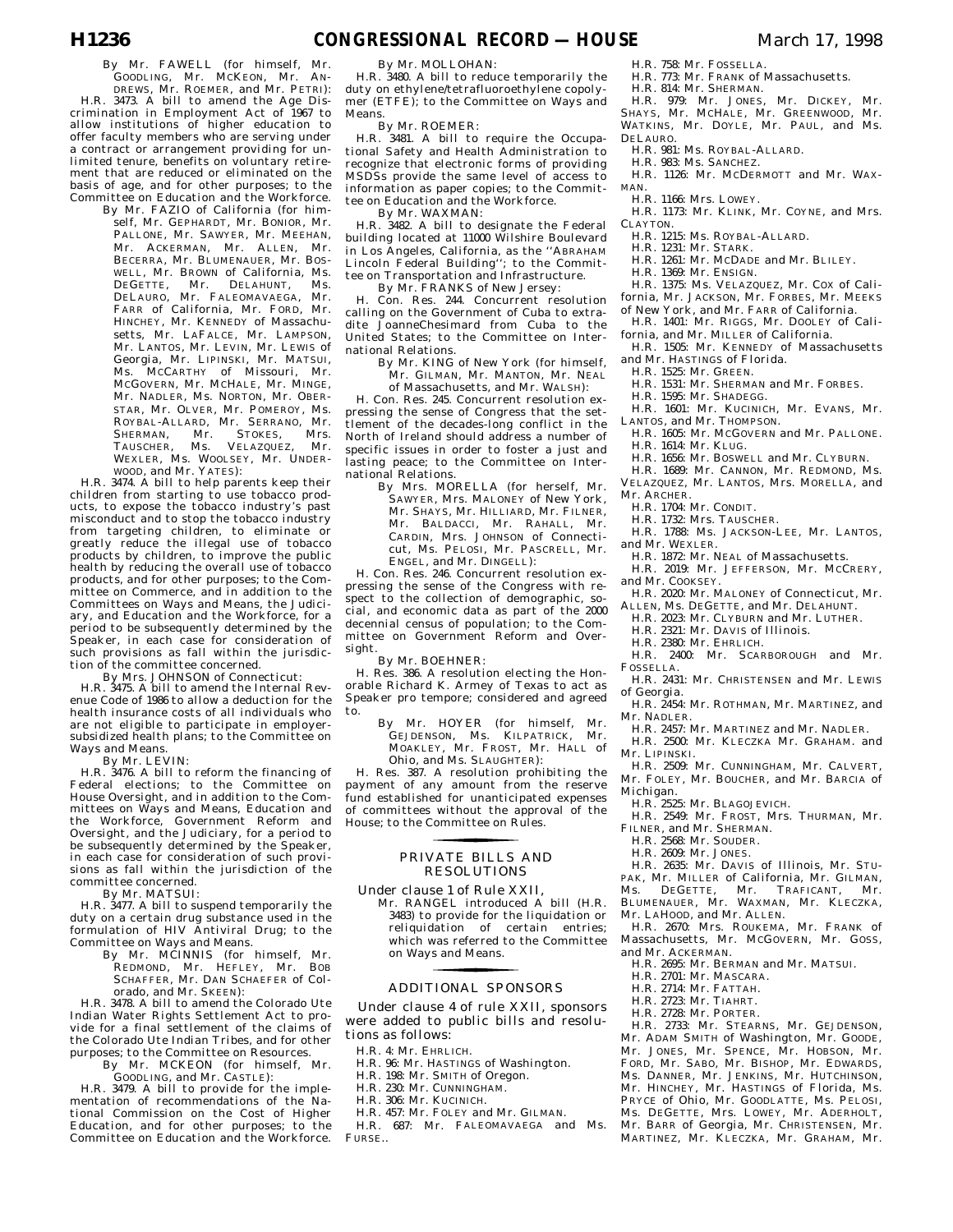By Mr. FAWELL (for himself, Mr. GOODLING, Mr. MCKEON, Mr. ANDREWS, Mr. ROEMER, and Mr. PETRI):

H.R. 3473. A bill to amend the Age Discrimination in Employment Act of 1967 to allow institutions of higher education to offer faculty members who are serving under a contract or arrangement providing for unlimited tenure, benefits on voluntary retirement that are reduced or eliminated on the basis of age, and for other purposes; to the Committee on Education and the Workforce.

By Mr. FAZIO of California (for himself, Mr. GEPHARDT, Mr. BONIOR, Mr. PALLONE, Mr. SAWYER, Mr. MEEHAN, Mr. ACKERMAN, Mr. ALLEN, Mr. BECERRA, Mr. BLUMENAUER, Mr. BOSWELL, Mr. BROWN of California, Ms. DEGETTE, Mr. DELAHUNT, Ms. DELAURO, Mr. FALEOMAVAEGA, Mr. FARR of California, Mr. FORD, Mr. HINCHEY, Mr. KENNEDY of Massachusetts, Mr. LAFALCE, Mr. LAMPSON, Mr. LANTOS, Mr. LEVIN, Mr. LEWIS of Georgia, Mr. LIPINSKI, Mr. MATSUI, Ms. MCCARTHY of Missouri, Mr. MCGOVERN, Mr. MCHALE, Mr. MINGE, Mr. NADLER, Ms. NORTON, Mr. OBERSTAR, Mr. OLVER, Mr. POMEROY, Ms. ROYBAL-ALLARD, Mr. SERRANO, Mr. SHERMAN, Mr. STOKES, Mrs. TAUSCHER, Ms. VELAZQUEZ, Mr. WEXLER, Ms. WOOLSEY, Mr. UNDERWOOD, and Mr. YATES):

H.R. 3474. A bill to help parents keep their children from starting to use tobacco products, to expose the tobacco industry's past misconduct and to stop the tobacco industry from targeting children, to eliminate or greatly reduce the illegal use of tobacco products by children, to improve the public health by reducing the overall use of tobacco products, and for other purposes; to the Committee on Commerce, and in addition to the Committees on Ways and Means, the Judiciary, and Education and the Workforce, for a period to be subsequently determined by the Speaker, in each case for consideration of such provisions as fall within the jurisdiction of the committee concerned.

By Mrs. JOHNSON of Connecticut:

H.R. 3475. A bill to amend the Internal Revenue Code of 1986 to allow a deduction for the health insurance costs of all individuals who are not eligible to participate in employer-subsidized health plans; to the Committee on Ways and Means.

By Mr. LEVIN:

H.R. 3476. A bill to reform the financing of Federal elections; to the Committee on House Oversight, and in addition to the Committees on Ways and Means, Education and the Workforce, Government Reform and Oversight, and the Judiciary, for a period to be subsequently determined by the Speaker, in each case for consideration of such provisions as fall within the jurisdiction of the committee concerned.

By Mr. MATSUI:

H.R. 3477. A bill to suspend temporarily the duty on a certain drug substance used in the formulation of HIV Antiviral Drug; to the Committee on Ways and Means.

By Mr. MCINNIS (for himself, Mr. REDMOND, Mr. HEFLEY, Mr. BOB SCHAFFER, Mr. DAN SCHAEFER of Colorado, and Mr. SKEEN):

H.R. 3478. A bill to amend the Colorado Ute Indian Water Rights Settlement Act to provide for a final settlement of the claims of the Colorado Ute Indian Tribes, and for other purposes; to the Committee on Resources.

By Mr. MCKEON (for himself, Mr. GOODLING, and Mr. CASTLE):

H.R. 3479. A bill to provide for the implementation of recommendations of the National Commission on the Cost of Higher Education, and for other purposes; to the Committee on Education and the Workforce.

By Mr. MOLLOHAN:

H.R. 3480. A bill to reduce temporarily the duty on ethylene/tetrafluoroethylene copolymer (ETFE); to the Committee on Ways and Means.

By Mr. ROEMER:

H.R. 3481. A bill to require the Occupational Safety and Health Administration to recognize that electronic forms of providing MSDSs provide the same level of access to information as paper copies; to the Committee on Education and the Workforce.

By Mr. WAXMAN:

H.R. 3482. A bill to designate the Federal building located at 11000 Wilshire Boulevard in Los Angeles, California, as the ''ABRAHAM Lincoln Federal Building''; to the Committee on Transportation and Infrastructure.

By Mr. FRANKS of New Jersey:

H. Con. Res. 244. Concurrent resolution calling on the Government of Cuba to extradite JoanneChesimard from Cuba to the United States; to the Committee on International Relations.

By Mr. KING of New York (for himself, Mr. GILMAN, Mr. MANTON, Mr. NEAL of Massachusetts, and Mr. WALSH):

H. Con. Res. 245. Concurrent resolution expressing the sense of Congress that the settlement of the decades-long conflict in the North of Ireland should address a number of specific issues in order to foster a just and lasting peace; to the Committee on International Relations.

By Mrs. MORELLA (for herself, Mr. SAWYER, Mrs. MALONEY of New York, Mr. SHAYS, Mr. HILLIARD, Mr. FILNER, Mr. BALDACCI, Mr. RAHALL, Mr. CARDIN, Mrs. JOHNSON of Connecticut, Ms. PELOSI, Mr. PASCRELL, Mr. ENGEL, and Mr. DINGELL):

H. Con. Res. 246. Concurrent resolution expressing the sense of the Congress with respect to the collection of demographic, social, and economic data as part of the 2000 decennial census of population; to the Committee on Government Reform and Oversight.

By Mr. BOEHNER:

H. Res. 386. A resolution electing the Honorable Richard K. Armey of Texas to act as Speaker pro tempore; considered and agreed to.

By Mr. HOYER (for himself, Mr. GEJDENSON, Ms. KILPATRICK, Mr. MOAKLEY, Mr. FROST, Mr. HALL of Ohio, and Ms. SLAUGHTER):

H. Res. 387. A resolution prohibiting the payment of any amount from the reserve fund established for unanticipated expenses of committees without the approval of the House; to the Committee on Rules.

## PRIVATE BILLS AND RESOLUTIONS

Under clause 1 of Rule XXII,

Mr. RANGEL introduced A bill (H.R. 3483) to provide for the liquidation or reliquidation of certain entries; which was referred to the Committee on Ways and Means.

## ADDITIONAL SPONSORS

Under clause 4 of rule XXII, sponsors were added to public bills and resolutions as follows:

H.R. 4: Mr. EHRLICH.

H.R. 96: Mr. HASTINGS of Washington.

H.R. 198: Mr. SMITH of Oregon.

H.R. 230: Mr. CUNNINGHAM.

H.R. 306: Mr. KUCINICH.

H.R. 457: Mr. FOLEY and Mr. GILMAN.

H.R. 687: Mr. FALEOMAVAEGA and Ms. FURSE..

H.R. 758: Mr. FOSSELLA.

H.R. 773: Mr. FRANK of Massachusetts.

H.R. 814: Mr. SHERMAN.

H.R. 979: Mr. JONES, Mr. DICKEY, Mr. SHAYS, Mr. MCHALE, Mr. GREENWOOD, Mr. WATKINS, Mr. DOYLE, Mr. PAUL, and Ms. DELAURO.

H.R. 981: Ms. ROYBAL-ALLARD.

H.R. 983: Ms. SANCHEZ.

H.R. 1126: Mr. MCDERMOTT and Mr. WAXMAN.

H.R. 1166: Mrs. LOWEY.

H.R. 1173: Mr. KLINK, Mr. COYNE, and Mrs. CLAYTON.

H.R. 1215: Ms. ROYBAL-ALLARD.

H.R. 1231: Mr. STARK.

H.R. 1261: Mr. MCDADE and Mr. BLILEY.

H.R. 1369: Mr. ENSIGN.

H.R. 1375: Ms. VELAZQUEZ, Mr. COX of California, Mr. JACKSON, Mr. FORBES, Mr. MEEKS of New York, and Mr. FARR of California.

H.R. 1401: Mr. RIGGS, Mr. DOOLEY of California, and Mr. MILLER of California.

H.R. 1505: Mr. KENNEDY of Massachusetts and Mr. HASTINGS of Florida.

H.R. 1525: Mr. GREEN.

H.R. 1531: Mr. SHERMAN and Mr. FORBES.

H.R. 1595: Mr. SHADEGG.

H.R. 1601: Mr. KUCINICH, Mr. EVANS, Mr. LANTOS, and Mr. THOMPSON.

H.R. 1605: Mr. MCGOVERN and Mr. PALLONE.

H.R. 1614: Mr. KLUG.

H.R. 1656: Mr. BOSWELL and Mr. CLYBURN.

H.R. 1689: Mr. CANNON, Mr. REDMOND, Ms. VELAZQUEZ, Mr. LANTOS, Mrs. MORELLA, and Mr. ARCHER.

H.R. 1704: Mr. CONDIT.

H.R. 1732: Mrs. TAUSCHER.

H.R. 1788: Ms. JACKSON-LEE, Mr. LANTOS, and Mr. WEXLER.

H.R. 1872: Mr. NEAL of Massachusetts.

H.R. 2019: Mr. JEFFERSON, Mr. MCCRERY, and Mr. COOKSEY.

H.R. 2020: Mr. MALONEY of Connecticut, Mr. ALLEN, Ms. DEGETTE, and Mr. DELAHUNT.

H.R. 2023: Mr. CLYBURN and Mr. LUTHER.

H.R. 2321: Mr. DAVIS of Illinois.

H.R. 2380: Mr. EHRLICH.

H.R. 2400: Mr. SCARBOROUGH and Mr. FOSSELLA.

H.R. 2431: Mr. CHRISTENSEN and Mr. LEWIS of Georgia.

H.R. 2454: Mr. ROTHMAN, Mr. MARTINEZ, and Mr. NADLER.

H.R. 2457: Mr. MARTINEZ and Mr. NADLER.

H.R. 2500: Mr. KLECZKA Mr. GRAHAM. and Mr. LIPINSKI.

H.R. 2509: Mr. CUNNINGHAM, Mr. CALVERT, Mr. FOLEY, Mr. BOUCHER, and Mr. BARCIA of Michigan.

H.R. 2525: Mr. BLAGOJEVICH.

H.R. 2549: Mr. FROST, Mrs. THURMAN, Mr. FILNER, and Mr. SHERMAN.

H.R. 2568: Mr. SOUDER.

H.R. 2609: Mr. JONES.

H.R. 2635: Mr. DAVIS of Illinois, Mr. STUPAK, Mr. MILLER of California, Mr. GILMAN, Ms. DEGETTE, Mr. TRAFICANT, Mr. BLUMENAUER, Mr. WAXMAN, Mr. KLECZKA, Mr. LAHOOD, and Mr. ALLEN.

H.R. 2670: Mrs. ROUKEMA, Mr. FRANK of Massachusetts, Mr. MCGOVERN, Mr. GOSS, and Mr. ACKERMAN.

H.R. 2695: Mr. BERMAN and Mr. MATSUI.

H.R. 2701: Mr. MASCARA.

H.R. 2714: Mr. FATTAH.

H.R. 2723: Mr. TIAHRT.

H.R. 2728: Mr. PORTER.

H.R. 2733: Mr. STEARNS, Mr. GEJDENSON, Mr. ADAM SMITH of Washington, Mr. GOODE, Mr. JONES, Mr. SPENCE, Mr. HOBSON, Mr. FORD, Mr. SABO, Mr. BISHOP, Mr. EDWARDS, Ms. DANNER, Mr. JENKINS, Mr. HUTCHINSON, Mr. HINCHEY, Mr. HASTINGS of Florida, Ms. PRYCE of Ohio, Mr. GOODLATTE, Ms. PELOSI, Ms. DEGETTE, Mrs. LOWEY, Mr. ADERHOLT, Mr. BARR of Georgia, Mr. CHRISTENSEN, Mr. MARTINEZ, Mr. KLECZKA, Mr. GRAHAM, Mr.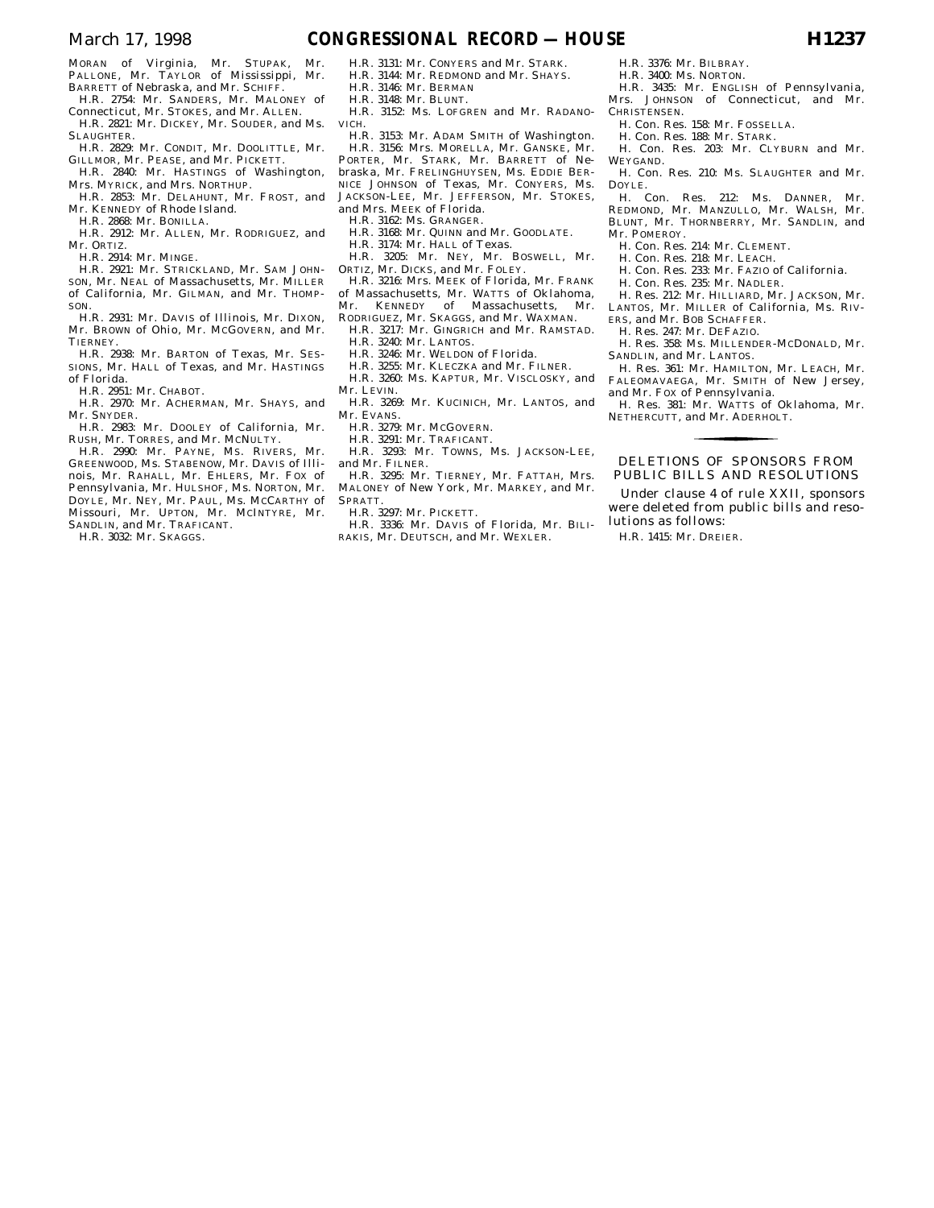MORAN of Virginia, Mr. STUPAK, Mr. PALLONE, Mr. TAYLOR of Mississippi, Mr. BARRETT of Nebraska, and Mr. SCHIFF.

H.R. 2754: Mr. SANDERS, Mr. MALONEY of Connecticut, Mr. STOKES, and Mr. ALLEN.

H.R. 2821: Mr. DICKEY, Mr. SOUDER, and Ms. SLAUGHTER.

H.R. 2829: Mr. CONDIT, Mr. DOOLITTLE, Mr. GILLMOR, Mr. PEASE, and Mr. PICKETT.

H.R. 2840: Mr. HASTINGS of Washington, Mrs. MYRICK, and Mrs. NORTHUP.

H.R. 2853: Mr. DELAHUNT, Mr. FROST, and Mr. KENNEDY of Rhode Island.

H.R. 2868: Mr. BONILLA.

H.R. 2912: Mr. ALLEN, Mr. RODRIGUEZ, and Mr. ORTIZ.

H.R. 2914: Mr. MINGE.

H.R. 2921: Mr. STRICKLAND, Mr. SAM JOHNSON, Mr. NEAL of Massachusetts, Mr. MILLER of California, Mr. GILMAN, and Mr. THOMPSON.

H.R. 2931: Mr. DAVIS of Illinois, Mr. DIXON, Mr. BROWN of Ohio, Mr. MCGOVERN, and Mr. TIERNEY.

H.R. 2938: Mr. BARTON of Texas, Mr. SESSIONS, Mr. HALL of Texas, and Mr. HASTINGS of Florida.

H.R. 2951: Mr. CHABOT.

H.R. 2970: Mr. ACHERMAN, Mr. SHAYS, and Mr. SNYDER.

H.R. 2983: Mr. DOOLEY of California, Mr. RUSH, Mr. TORRES, and Mr. MCNULTY.

H.R. 2990: Mr. PAYNE, Ms. RIVERS, Mr. GREENWOOD, Ms. STABENOW, Mr. DAVIS of Illinois, Mr. RAHALL, Mr. EHLERS, Mr. FOX of Pennsylvania, Mr. HULSHOF, Ms. NORTON, Mr. DOYLE, Mr. NEY, Mr. PAUL, Ms. MCCARTHY of Missouri, Mr. UPTON, Mr. MCINTYRE, Mr. SANDLIN, and Mr. TRAFICANT.

H.R. 3032: Mr. SKAGGS.

H.R. 3131: Mr. CONYERS and Mr. STARK.

H.R. 3144: Mr. REDMOND and Mr. SHAYS.

H.R. 3146: Mr. BERMAN

H.R. 3148: Mr. BLUNT.

H.R. 3152: Ms. LOFGREN and Mr. RADANOVICH.

H.R. 3153: Mr. ADAM SMITH of Washington.

H.R. 3156: Mrs. MORELLA, Mr. GANSKE, Mr. PORTER, Mr. STARK, Mr. BARRETT of Nebraska, Mr. FRELINGHUYSEN, Ms. EDDIE BERNICE JOHNSON of Texas, Mr. CONYERS, Ms. JACKSON-LEE, Mr. JEFFERSON, Mr. STOKES, and Mrs. MEEK of Florida.

H.R. 3162: Ms. GRANGER.

H.R. 3168: Mr. QUINN and Mr. GOODLATTE.

H.R. 3174: Mr. HALL of Texas.

H.R. 3205: Mr. NEY, Mr. BOSWELL, Mr. ORTIZ, Mr. DICKS, and Mr. FOLEY.

H.R. 3216: Mrs. MEEK of Florida, Mr. FRANK of Massachusetts, Mr. WATTS of Oklahoma, Mr. KENNEDY of Massachusetts, Mr. RODRIGUEZ, Mr. SKAGGS, and Mr. WAXMAN.

H.R. 3217: Mr. GINGRICH and Mr. RAMSTAD.

H.R. 3240: Mr. LANTOS.

H.R. 3246: Mr. WELDON of Florida.

H.R. 3255: Mr. KLECZKA and Mr. FILNER.

H.R. 3260: Ms. KAPTUR, Mr. VISCLOSKY, and Mr. LEVIN.

H.R. 3269: Mr. KUCINICH, Mr. LANTOS, and Mr. EVANS.

H.R. 3279: Mr. MCGOVERN.

H.R. 3291: Mr. TRAFICANT.

H.R. 3293: Mr. TOWNS, Ms. JACKSON-LEE, and Mr. FILNER.

H.R. 3295: Mr. TIERNEY, Mr. FATTAH, Mrs. MALONEY of New York, Mr. MARKEY, and Mr. SPRATT.

H.R. 3297: Mr. PICKETT.

H.R. 3336: Mr. DAVIS of Florida, Mr. BILIRAKIS, Mr. DEUTSCH, and Mr. WEXLER.

H.R. 3376: Mr. BILBRAY.

H.R. 3400: Ms. NORTON.

H.R. 3435: Mr. ENGLISH of Pennsylvania, Mrs. JOHNSON of Connecticut, and Mr. CHRISTENSEN.

H. Con. Res. 158: Mr. FOSSELLA.

H. Con. Res. 188: Mr. STARK.

H. Con. Res. 203: Mr. CLYBURN and Mr. WEYGAND.

H. Con. Res. 210: Ms. SLAUGHTER and Mr. DOYLE.

H. Con. Res. 212: Ms. DANNER, Mr. REDMOND, Mr. MANZULLO, Mr. WALSH, Mr. BLUNT, Mr. THORNBERRY, Mr. SANDLIN, and Mr. POMEROY.

H. Con. Res. 214: Mr. CLEMENT.

H. Con. Res. 218: Mr. LEACH.

H. Con. Res. 233: Mr. FAZIO of California.

H. Con. Res. 235: Mr. NADLER.

H. Res. 212: Mr. HILLIARD, Mr. JACKSON, Mr. LANTOS, Mr. MILLER of California, Ms. RIVERS, and Mr. BOB SCHAFFER.

H. Res. 247: Mr. DEFAZIO.

H. Res. 358: Ms. MILLENDER-MCDONALD, Mr. SANDLIN, and Mr. LANTOS.

H. Res. 361: Mr. HAMILTON, Mr. LEACH, Mr. FALEOMAVAEGA, Mr. SMITH of New Jersey, and Mr. FOX of Pennsylvania.

H. Res. 381: Mr. WATTS of Oklahoma, Mr. NETHERCUTT, and Mr. ADERHOLT.

## DELETIONS OF SPONSORS FROM PUBLIC BILLS AND RESOLUTIONS

Under clause 4 of rule XXII, sponsors were deleted from public bills and resolutions as follows:

H.R. 1415: Mr. DREIER.